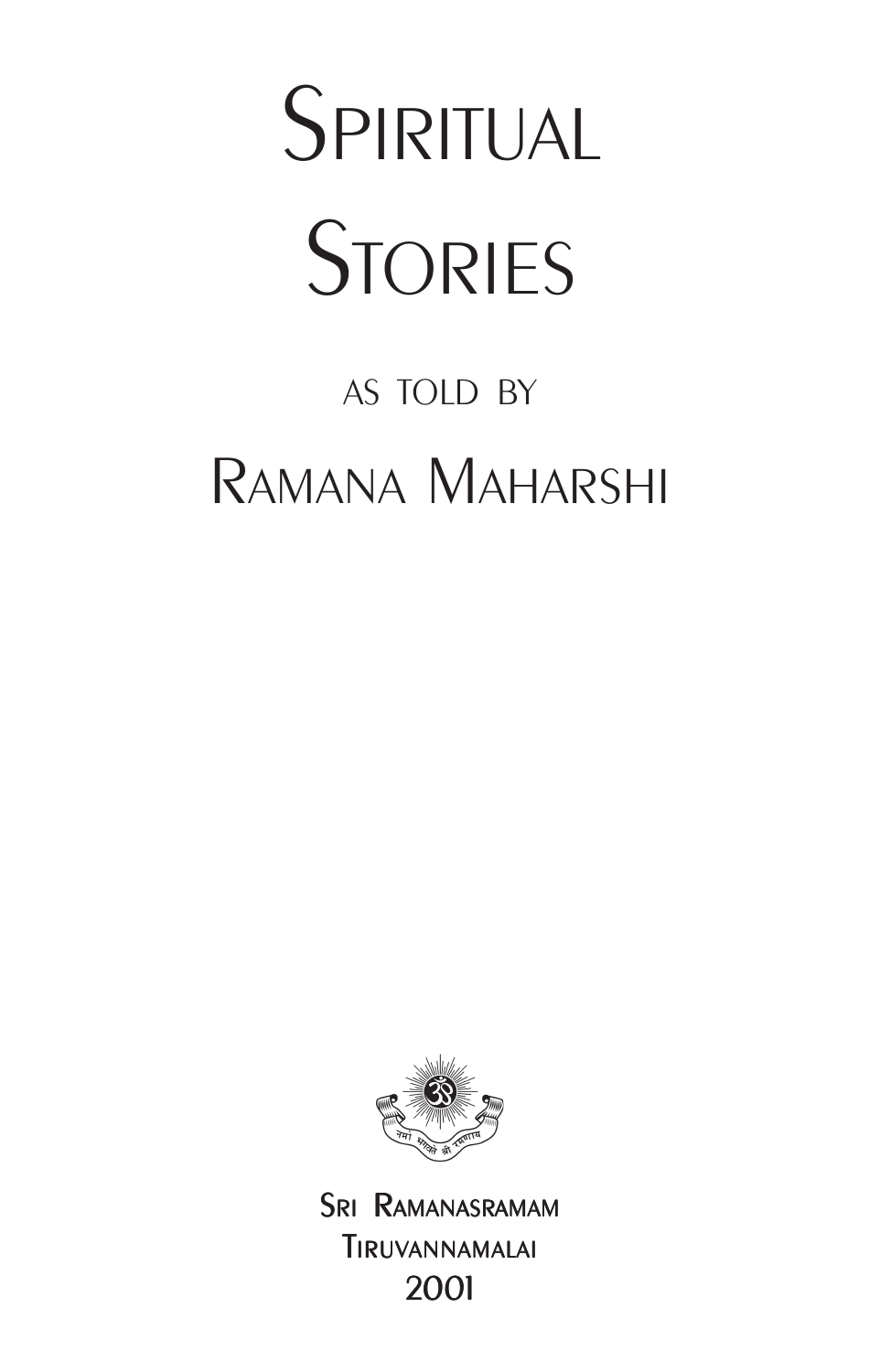# Spiritual Stories

as told by

## Ramana Maharshi

नमो भगवते श्री रमणाय

Sri Ramanasramam
Tiruvannamalai
2001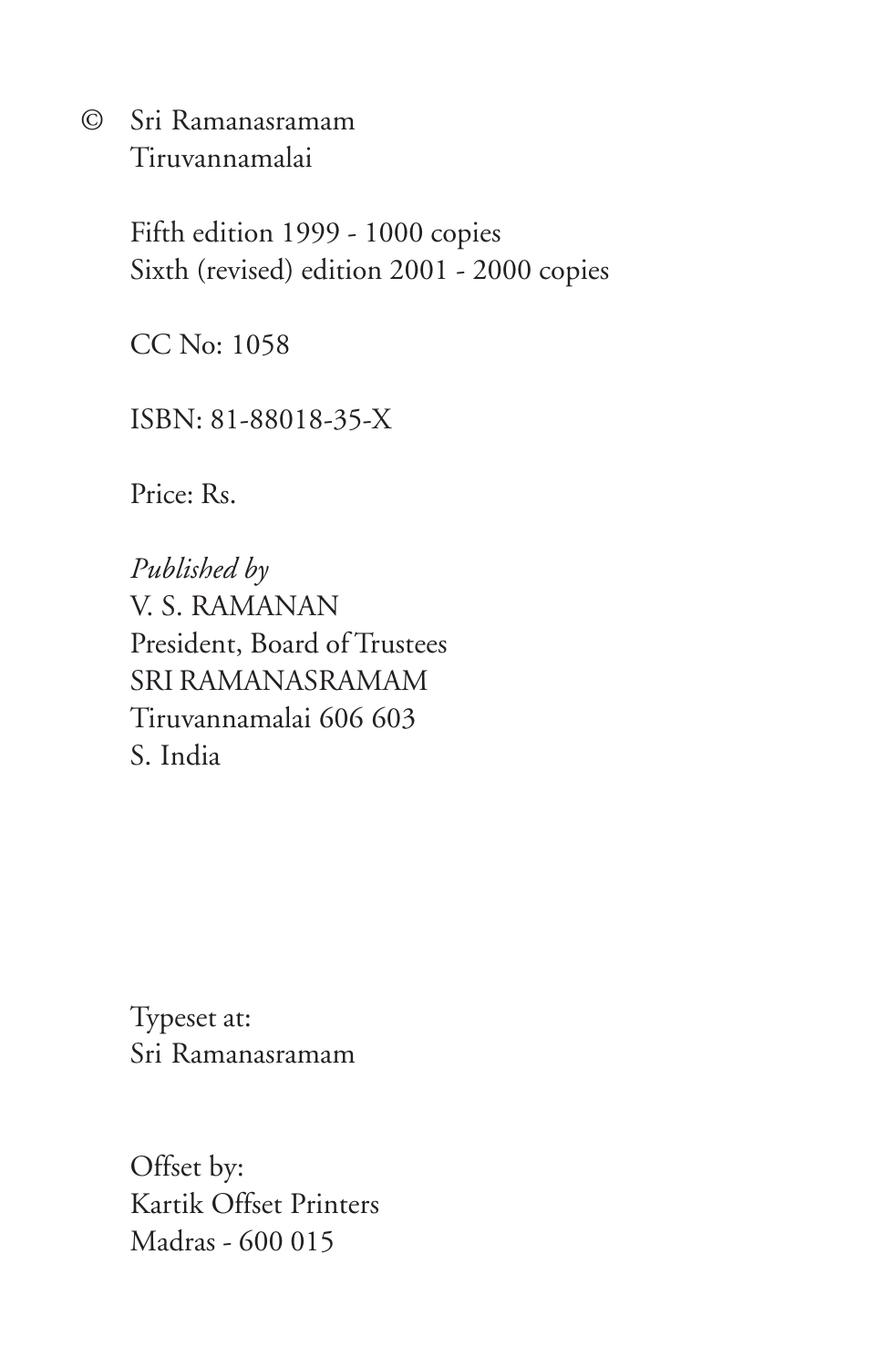© Sri Ramanasramam
Tiruvannamalai

Fifth edition 1999 - 1000 copies
Sixth (revised) edition 2001 - 2000 copies

CC No: 1058

ISBN: 81-88018-35-X

Price: Rs.

*Published by*
V. S. RAMANAN
President, Board of Trustees
SRI RAMANASRAMAM
Tiruvannamalai 606 603
S. India

Typeset at:
Sri Ramanasramam

Offset by:
Kartik Offset Printers
Madras - 600 015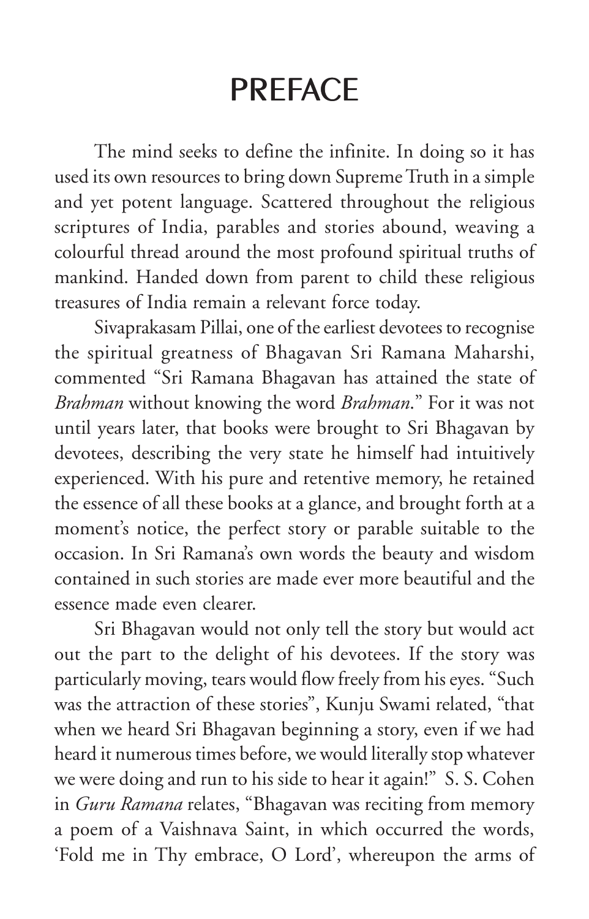# PREFACE

The mind seeks to define the infinite. In doing so it has used its own resources to bring down Supreme Truth in a simple and yet potent language. Scattered throughout the religious scriptures of India, parables and stories abound, weaving a colourful thread around the most profound spiritual truths of mankind. Handed down from parent to child these religious treasures of India remain a relevant force today.

Sivaprakasam Pillai, one of the earliest devotees to recognise the spiritual greatness of Bhagavan Sri Ramana Maharshi, commented "Sri Ramana Bhagavan has attained the state of *Brahman* without knowing the word *Brahman*." For it was not until years later, that books were brought to Sri Bhagavan by devotees, describing the very state he himself had intuitively experienced. With his pure and retentive memory, he retained the essence of all these books at a glance, and brought forth at a moment's notice, the perfect story or parable suitable to the occasion. In Sri Ramana's own words the beauty and wisdom contained in such stories are made ever more beautiful and the essence made even clearer.

Sri Bhagavan would not only tell the story but would act out the part to the delight of his devotees. If the story was particularly moving, tears would flow freely from his eyes. "Such was the attraction of these stories", Kunju Swami related, "that when we heard Sri Bhagavan beginning a story, even if we had heard it numerous times before, we would literally stop whatever we were doing and run to his side to hear it again!" S. S. Cohen in *Guru Ramana* relates, "Bhagavan was reciting from memory a poem of a Vaishnava Saint, in which occurred the words, 'Fold me in Thy embrace, O Lord', whereupon the arms of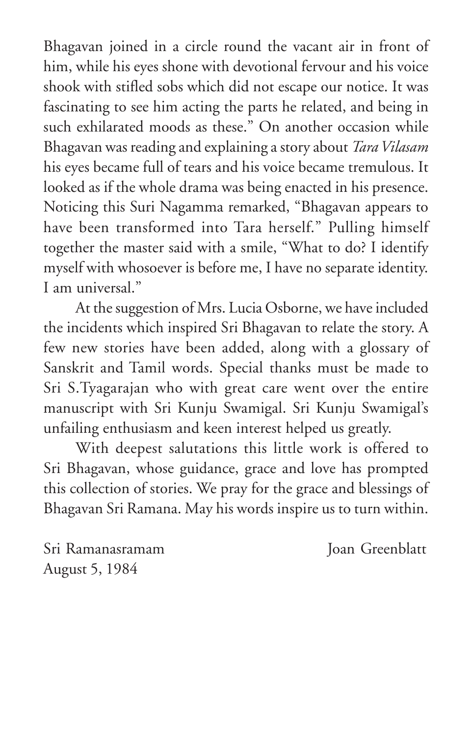Bhagavan joined in a circle round the vacant air in front of him, while his eyes shone with devotional fervour and his voice shook with stifled sobs which did not escape our notice. It was fascinating to see him acting the parts he related, and being in such exhilarated moods as these." On another occasion while Bhagavan was reading and explaining a story about *Tara Vilasam* his eyes became full of tears and his voice became tremulous. It looked as if the whole drama was being enacted in his presence. Noticing this Suri Nagamma remarked, "Bhagavan appears to have been transformed into Tara herself." Pulling himself together the master said with a smile, "What to do? I identify myself with whosoever is before me, I have no separate identity. I am universal."

At the suggestion of Mrs. Lucia Osborne, we have included the incidents which inspired Sri Bhagavan to relate the story. A few new stories have been added, along with a glossary of Sanskrit and Tamil words. Special thanks must be made to Sri S.Tyagarajan who with great care went over the entire manuscript with Sri Kunju Swamigal. Sri Kunju Swamigal's unfailing enthusiasm and keen interest helped us greatly.

With deepest salutations this little work is offered to Sri Bhagavan, whose guidance, grace and love has prompted this collection of stories. We pray for the grace and blessings of Bhagavan Sri Ramana. May his words inspire us to turn within.

Sri Ramanasramam
August 5, 1984

Joan Greenblatt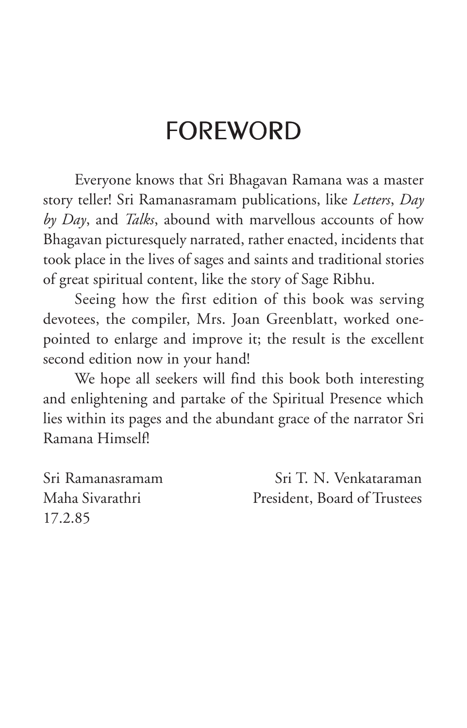# FOREWORD

Everyone knows that Sri Bhagavan Ramana was a master story teller! Sri Ramanasramam publications, like *Letters*, *Day by Day*, and *Talks*, abound with marvellous accounts of how Bhagavan picturesquely narrated, rather enacted, incidents that took place in the lives of sages and saints and traditional stories of great spiritual content, like the story of Sage Ribhu.

Seeing how the first edition of this book was serving devotees, the compiler, Mrs. Joan Greenblatt, worked one-pointed to enlarge and improve it; the result is the excellent second edition now in your hand!

We hope all seekers will find this book both interesting and enlightening and partake of the Spiritual Presence which lies within its pages and the abundant grace of the narrator Sri Ramana Himself!

Sri Ramanasramam
Maha Sivarathri
17.2.85

Sri T. N. Venkataraman
President, Board of Trustees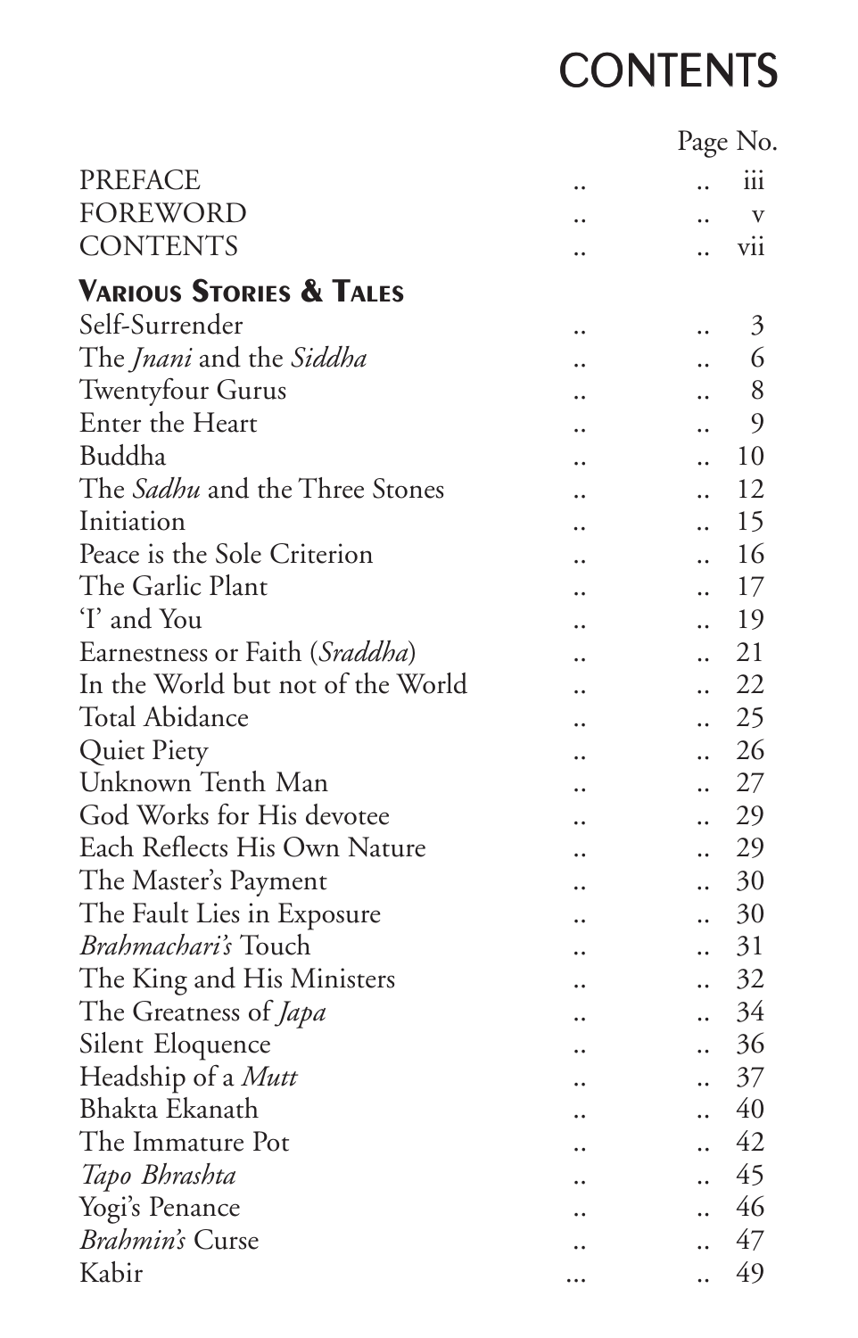# CONTENTS

| | Page No. |
|---|---|
| PREFACE | iii |
| FOREWORD | v |
| CONTENTS | vii |
| **VARIOUS STORIES & TALES** | |
| Self-Surrender | 3 |
| The *Jnani* and the *Siddha* | 6 |
| Twentyfour Gurus | 8 |
| Enter the Heart | 9 |
| Buddha | 10 |
| The *Sadhu* and the Three Stones | 12 |
| Initiation | 15 |
| Peace is the Sole Criterion | 16 |
| The Garlic Plant | 17 |
| 'I' and You | 19 |
| Earnestness or Faith (*Sraddha*) | 21 |
| In the World but not of the World | 22 |
| Total Abidance | 25 |
| Quiet Piety | 26 |
| Unknown Tenth Man | 27 |
| God Works for His devotee | 29 |
| Each Reflects His Own Nature | 29 |
| The Master's Payment | 30 |
| The Fault Lies in Exposure | 30 |
| *Brahmachari's* Touch | 31 |
| The King and His Ministers | 32 |
| The Greatness of *Japa* | 34 |
| Silent Eloquence | 36 |
| Headship of a *Mutt* | 37 |
| Bhakta Ekanath | 40 |
| The Immature Pot | 42 |
| *Tapo Bhrashta* | 45 |
| Yogi's Penance | 46 |
| *Brahmin's* Curse | 47 |
| Kabir | 49 |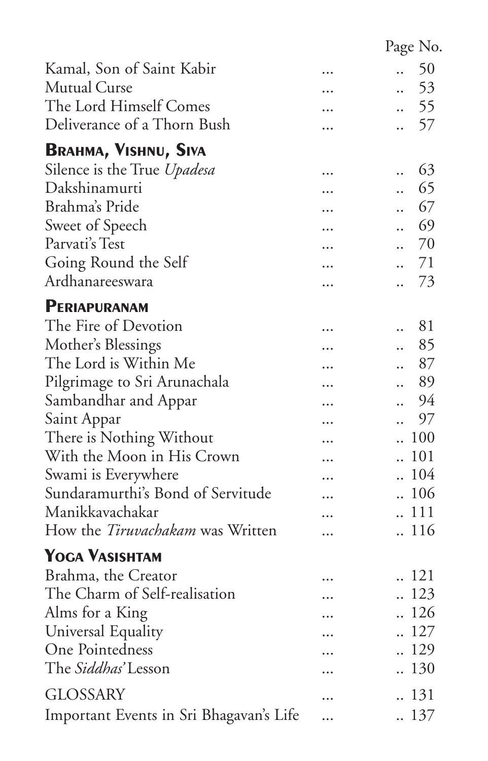| | Page No. |
|---|---|
| Kamal, Son of Saint Kabir | 50 |
| Mutual Curse | 53 |
| The Lord Himself Comes | 55 |
| Deliverance of a Thorn Bush | 57 |

### Brahma, Vishnu, Siva

| | |
|---|---|
| Silence is the True *Upadesa* | 63 |
| Dakshinamurti | 65 |
| Brahma's Pride | 67 |
| Sweet of Speech | 69 |
| Parvati's Test | 70 |
| Going Round the Self | 71 |
| Ardhanareeswara | 73 |

### Periapuranam

| | |
|---|---|
| The Fire of Devotion | 81 |
| Mother's Blessings | 85 |
| The Lord is Within Me | 87 |
| Pilgrimage to Sri Arunachala | 89 |
| Sambandhar and Appar | 94 |
| Saint Appar | 97 |
| There is Nothing Without | 100 |
| With the Moon in His Crown | 101 |
| Swami is Everywhere | 104 |
| Sundaramurthi's Bond of Servitude | 106 |
| Manikkavachakar | 111 |
| How the *Tiruvachakam* was Written | 116 |

### Yoga Vasishtam

| | |
|---|---|
| Brahma, the Creator | 121 |
| The Charm of Self-realisation | 123 |
| Alms for a King | 126 |
| Universal Equality | 127 |
| One Pointedness | 129 |
| The *Siddhas'* Lesson | 130 |

| | |
|---|---|
| GLOSSARY | 131 |
| Important Events in Sri Bhagavan's Life | 137 |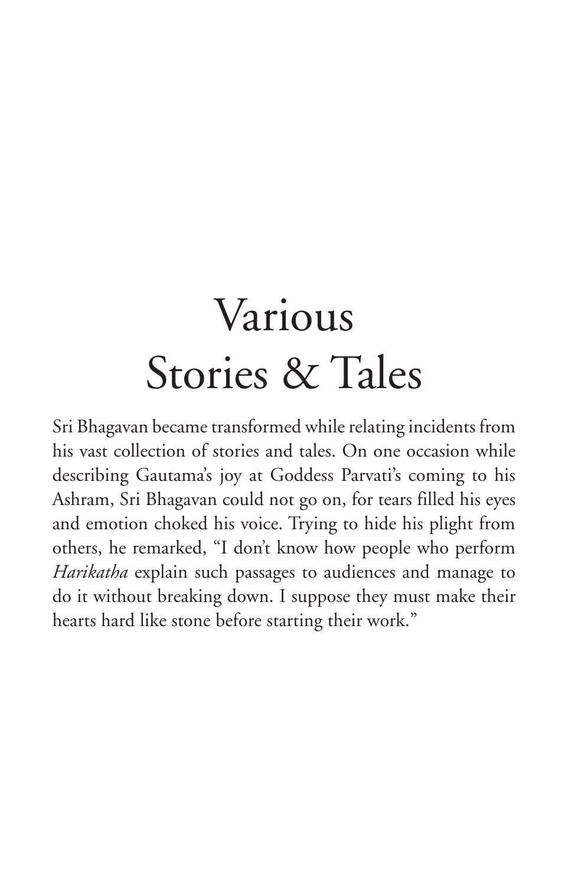# Various Stories & Tales

Sri Bhagavan became transformed while relating incidents from his vast collection of stories and tales. On one occasion while describing Gautama's joy at Goddess Parvati's coming to his Ashram, Sri Bhagavan could not go on, for tears filled his eyes and emotion choked his voice. Trying to hide his plight from others, he remarked, "I don't know how people who perform *Harikatha* explain such passages to audiences and manage to do it without breaking down. I suppose they must make their hearts hard like stone before starting their work."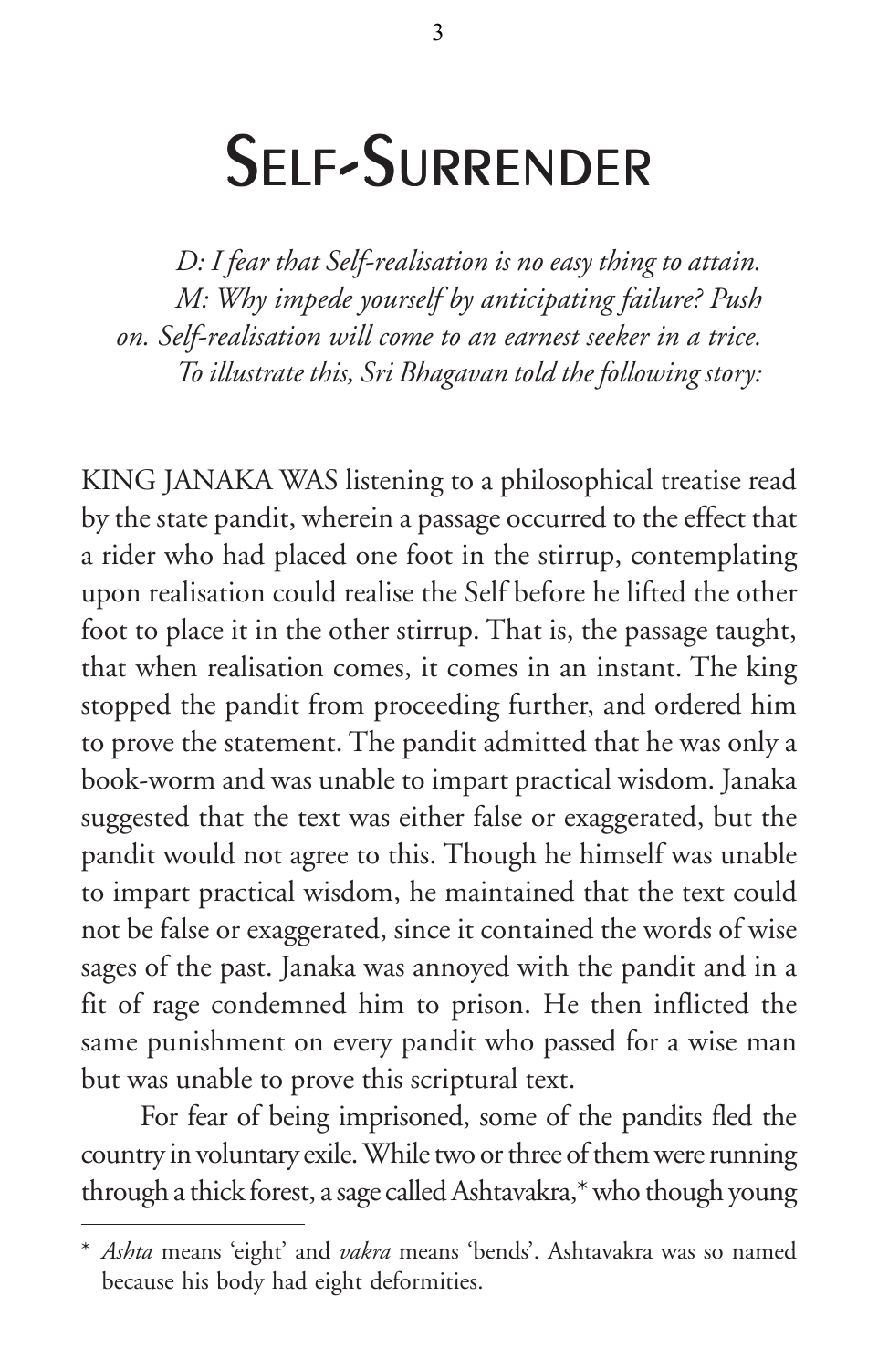# Self-Surrender

*D: I fear that Self-realisation is no easy thing to attain.*

*M: Why impede yourself by anticipating failure? Push on. Self-realisation will come to an earnest seeker in a trice.*

*To illustrate this, Sri Bhagavan told the following story:*

KING JANAKA WAS listening to a philosophical treatise read by the state pandit, wherein a passage occurred to the effect that a rider who had placed one foot in the stirrup, contemplating upon realisation could realise the Self before he lifted the other foot to place it in the other stirrup. That is, the passage taught, that when realisation comes, it comes in an instant. The king stopped the pandit from proceeding further, and ordered him to prove the statement. The pandit admitted that he was only a book-worm and was unable to impart practical wisdom. Janaka suggested that the text was either false or exaggerated, but the pandit would not agree to this. Though he himself was unable to impart practical wisdom, he maintained that the text could not be false or exaggerated, since it contained the words of wise sages of the past. Janaka was annoyed with the pandit and in a fit of rage condemned him to prison. He then inflicted the same punishment on every pandit who passed for a wise man but was unable to prove this scriptural text.

For fear of being imprisoned, some of the pandits fled the country in voluntary exile. While two or three of them were running through a thick forest, a sage called Ashtavakra,* who though young

---

\* *Ashta* means 'eight' and *vakra* means 'bends'. Ashtavakra was so named because his body had eight deformities.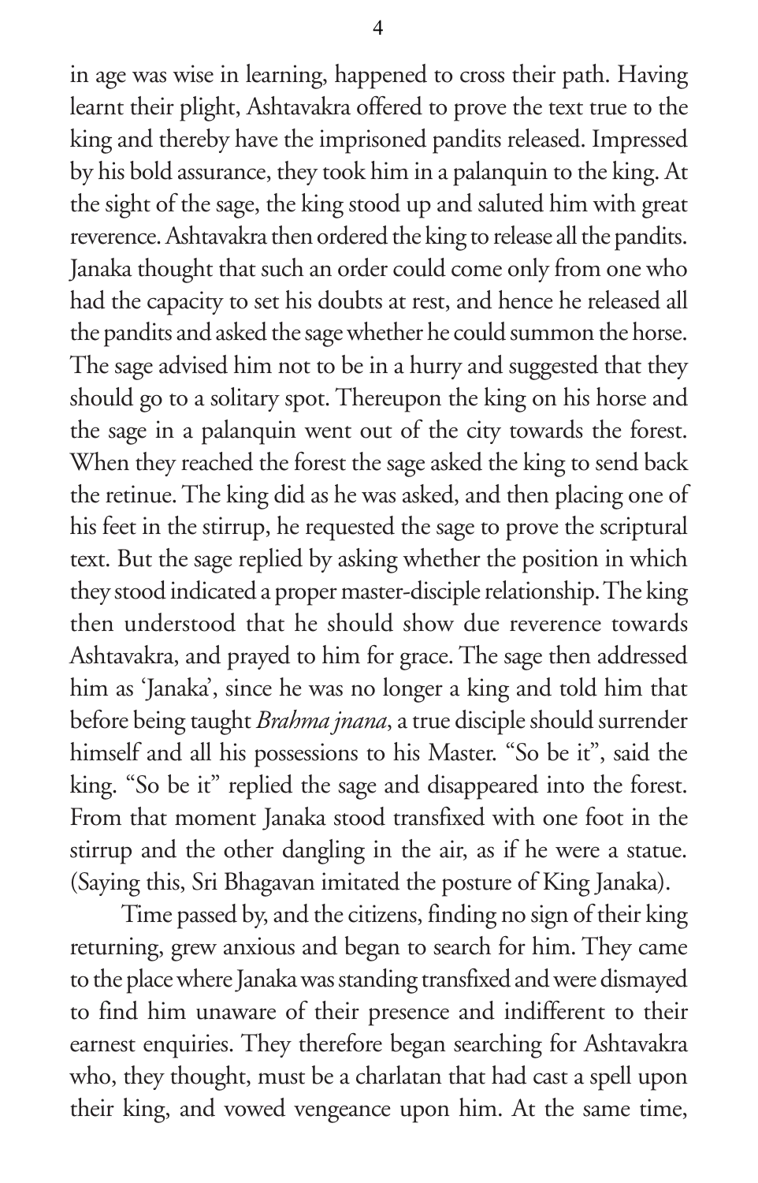in age was wise in learning, happened to cross their path. Having learnt their plight, Ashtavakra offered to prove the text true to the king and thereby have the imprisoned pandits released. Impressed by his bold assurance, they took him in a palanquin to the king. At the sight of the sage, the king stood up and saluted him with great reverence. Ashtavakra then ordered the king to release all the pandits. Janaka thought that such an order could come only from one who had the capacity to set his doubts at rest, and hence he released all the pandits and asked the sage whether he could summon the horse. The sage advised him not to be in a hurry and suggested that they should go to a solitary spot. Thereupon the king on his horse and the sage in a palanquin went out of the city towards the forest. When they reached the forest the sage asked the king to send back the retinue. The king did as he was asked, and then placing one of his feet in the stirrup, he requested the sage to prove the scriptural text. But the sage replied by asking whether the position in which they stood indicated a proper master-disciple relationship. The king then understood that he should show due reverence towards Ashtavakra, and prayed to him for grace. The sage then addressed him as 'Janaka', since he was no longer a king and told him that before being taught *Brahma jnana*, a true disciple should surrender himself and all his possessions to his Master. "So be it", said the king. "So be it" replied the sage and disappeared into the forest. From that moment Janaka stood transfixed with one foot in the stirrup and the other dangling in the air, as if he were a statue. (Saying this, Sri Bhagavan imitated the posture of King Janaka).

Time passed by, and the citizens, finding no sign of their king returning, grew anxious and began to search for him. They came to the place where Janaka was standing transfixed and were dismayed to find him unaware of their presence and indifferent to their earnest enquiries. They therefore began searching for Ashtavakra who, they thought, must be a charlatan that had cast a spell upon their king, and vowed vengeance upon him. At the same time,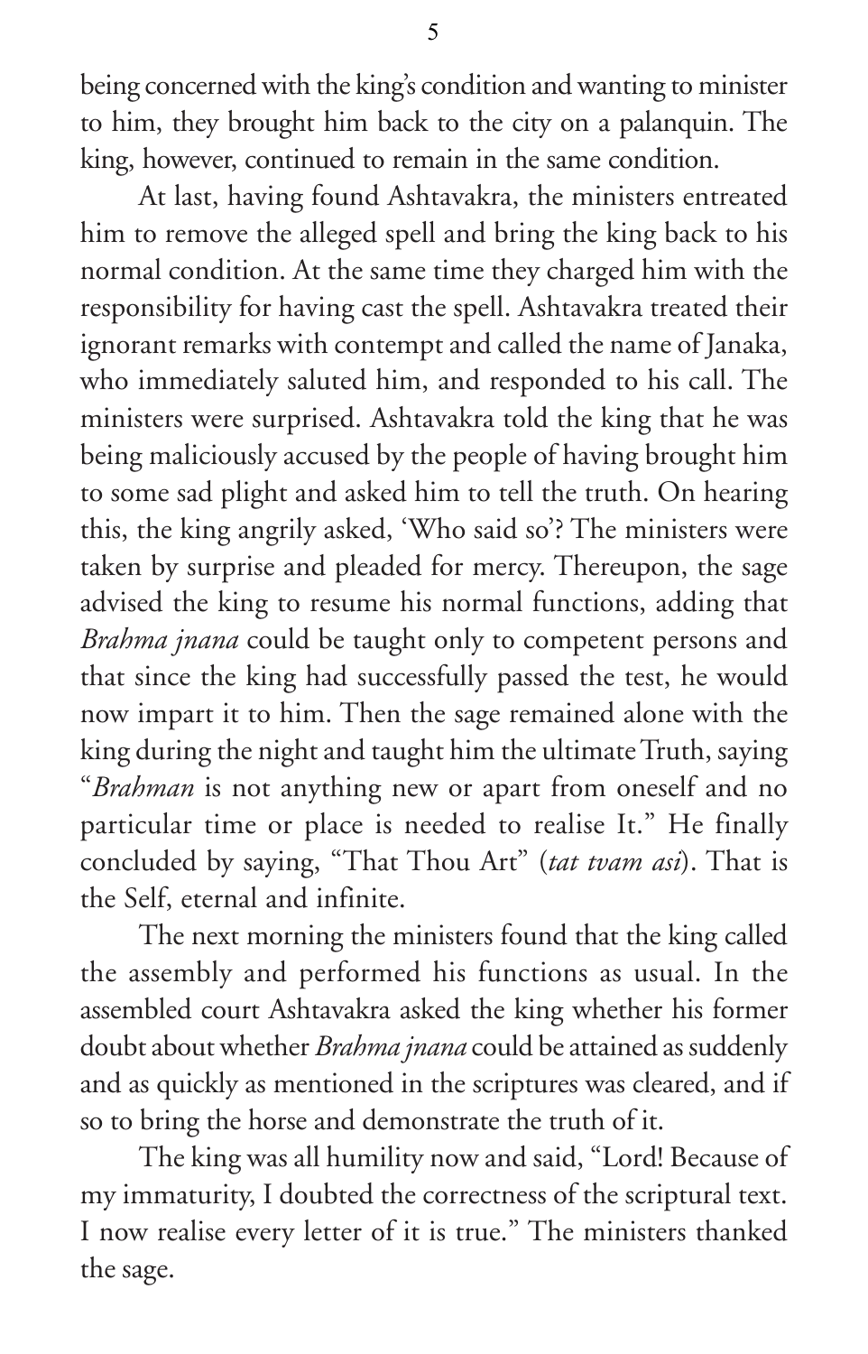being concerned with the king's condition and wanting to minister to him, they brought him back to the city on a palanquin. The king, however, continued to remain in the same condition.

At last, having found Ashtavakra, the ministers entreated him to remove the alleged spell and bring the king back to his normal condition. At the same time they charged him with the responsibility for having cast the spell. Ashtavakra treated their ignorant remarks with contempt and called the name of Janaka, who immediately saluted him, and responded to his call. The ministers were surprised. Ashtavakra told the king that he was being maliciously accused by the people of having brought him to some sad plight and asked him to tell the truth. On hearing this, the king angrily asked, 'Who said so'? The ministers were taken by surprise and pleaded for mercy. Thereupon, the sage advised the king to resume his normal functions, adding that *Brahma jnana* could be taught only to competent persons and that since the king had successfully passed the test, he would now impart it to him. Then the sage remained alone with the king during the night and taught him the ultimate Truth, saying "*Brahman* is not anything new or apart from oneself and no particular time or place is needed to realise It." He finally concluded by saying, "That Thou Art" (*tat tvam asi*). That is the Self, eternal and infinite.

The next morning the ministers found that the king called the assembly and performed his functions as usual. In the assembled court Ashtavakra asked the king whether his former doubt about whether *Brahma jnana* could be attained as suddenly and as quickly as mentioned in the scriptures was cleared, and if so to bring the horse and demonstrate the truth of it.

The king was all humility now and said, "Lord! Because of my immaturity, I doubted the correctness of the scriptural text. I now realise every letter of it is true." The ministers thanked the sage.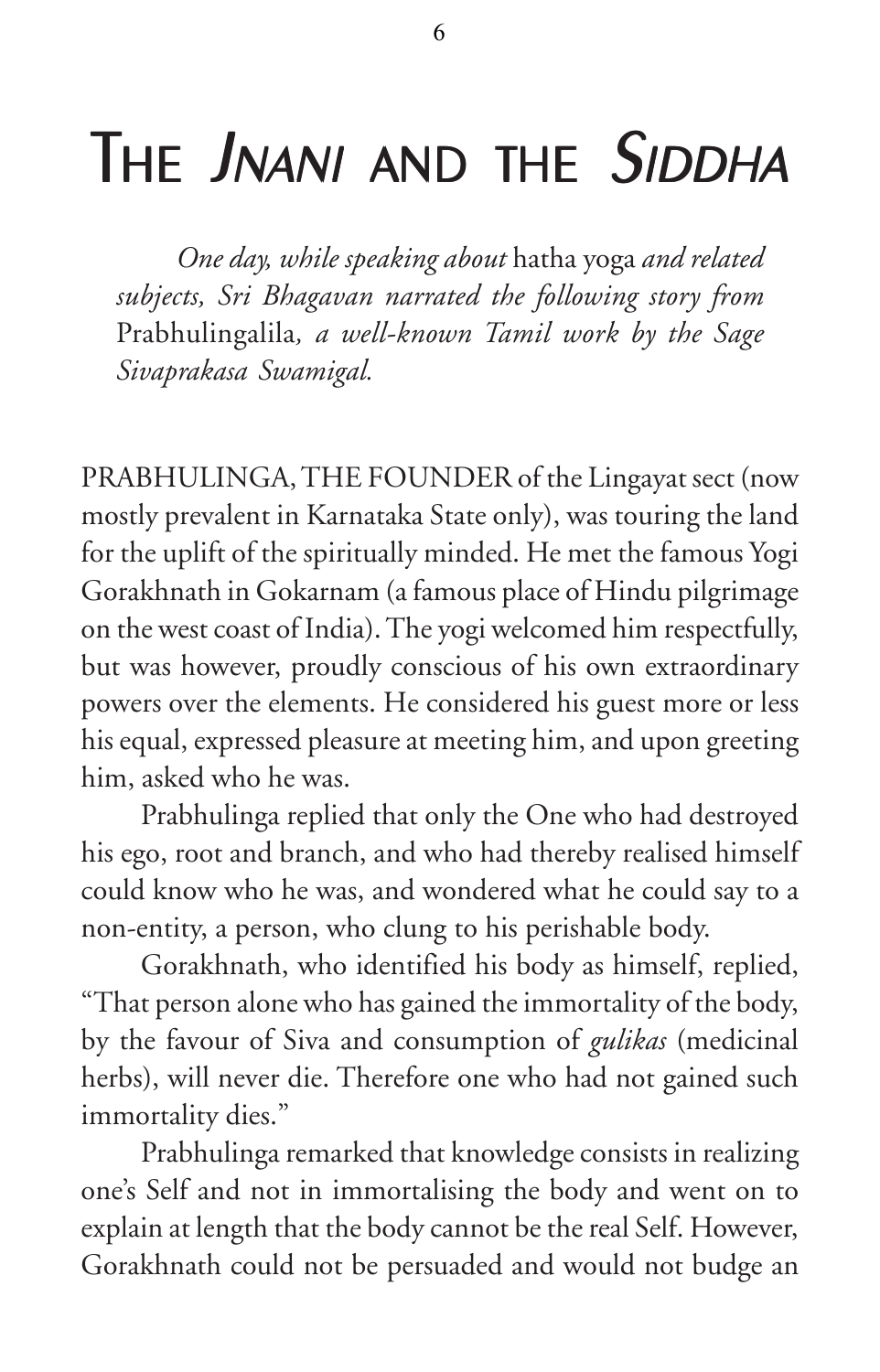# The *Jnani* and the *Siddha*

*One day, while speaking about* hatha yoga *and related subjects, Sri Bhagavan narrated the following story from* Prabhulingalila*, a well-known Tamil work by the Sage Sivaprakasa Swamigal.*

PRABHULINGA, THE FOUNDER of the Lingayat sect (now mostly prevalent in Karnataka State only), was touring the land for the uplift of the spiritually minded. He met the famous Yogi Gorakhnath in Gokarnam (a famous place of Hindu pilgrimage on the west coast of India). The yogi welcomed him respectfully, but was however, proudly conscious of his own extraordinary powers over the elements. He considered his guest more or less his equal, expressed pleasure at meeting him, and upon greeting him, asked who he was.

Prabhulinga replied that only the One who had destroyed his ego, root and branch, and who had thereby realised himself could know who he was, and wondered what he could say to a non-entity, a person, who clung to his perishable body.

Gorakhnath, who identified his body as himself, replied, "That person alone who has gained the immortality of the body, by the favour of Siva and consumption of *gulikas* (medicinal herbs), will never die. Therefore one who had not gained such immortality dies."

Prabhulinga remarked that knowledge consists in realizing one's Self and not in immortalising the body and went on to explain at length that the body cannot be the real Self. However, Gorakhnath could not be persuaded and would not budge an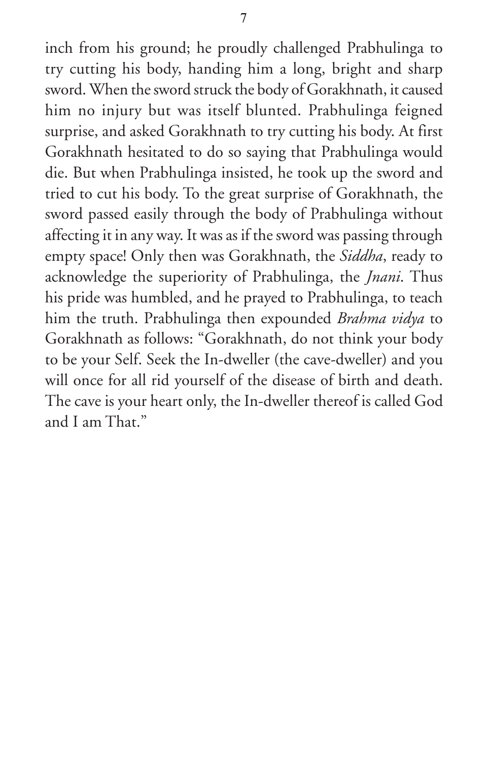inch from his ground; he proudly challenged Prabhulinga to try cutting his body, handing him a long, bright and sharp sword. When the sword struck the body of Gorakhnath, it caused him no injury but was itself blunted. Prabhulinga feigned surprise, and asked Gorakhnath to try cutting his body. At first Gorakhnath hesitated to do so saying that Prabhulinga would die. But when Prabhulinga insisted, he took up the sword and tried to cut his body. To the great surprise of Gorakhnath, the sword passed easily through the body of Prabhulinga without affecting it in any way. It was as if the sword was passing through empty space! Only then was Gorakhnath, the *Siddha*, ready to acknowledge the superiority of Prabhulinga, the *Jnani*. Thus his pride was humbled, and he prayed to Prabhulinga, to teach him the truth. Prabhulinga then expounded *Brahma vidya* to Gorakhnath as follows: "Gorakhnath, do not think your body to be your Self. Seek the In-dweller (the cave-dweller) and you will once for all rid yourself of the disease of birth and death. The cave is your heart only, the In-dweller thereof is called God and I am That."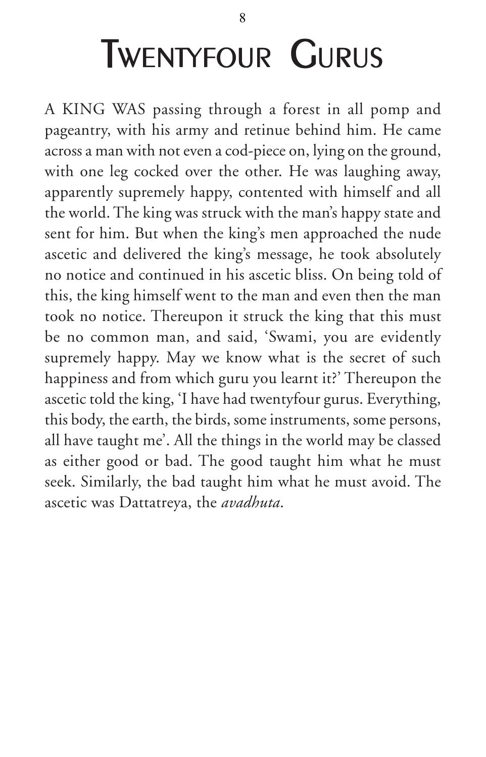# TWENTYFOUR GURUS

A KING WAS passing through a forest in all pomp and pageantry, with his army and retinue behind him. He came across a man with not even a cod-piece on, lying on the ground, with one leg cocked over the other. He was laughing away, apparently supremely happy, contented with himself and all the world. The king was struck with the man's happy state and sent for him. But when the king's men approached the nude ascetic and delivered the king's message, he took absolutely no notice and continued in his ascetic bliss. On being told of this, the king himself went to the man and even then the man took no notice. Thereupon it struck the king that this must be no common man, and said, 'Swami, you are evidently supremely happy. May we know what is the secret of such happiness and from which guru you learnt it?' Thereupon the ascetic told the king, 'I have had twentyfour gurus. Everything, this body, the earth, the birds, some instruments, some persons, all have taught me'. All the things in the world may be classed as either good or bad. The good taught him what he must seek. Similarly, the bad taught him what he must avoid. The ascetic was Dattatreya, the *avadhuta*.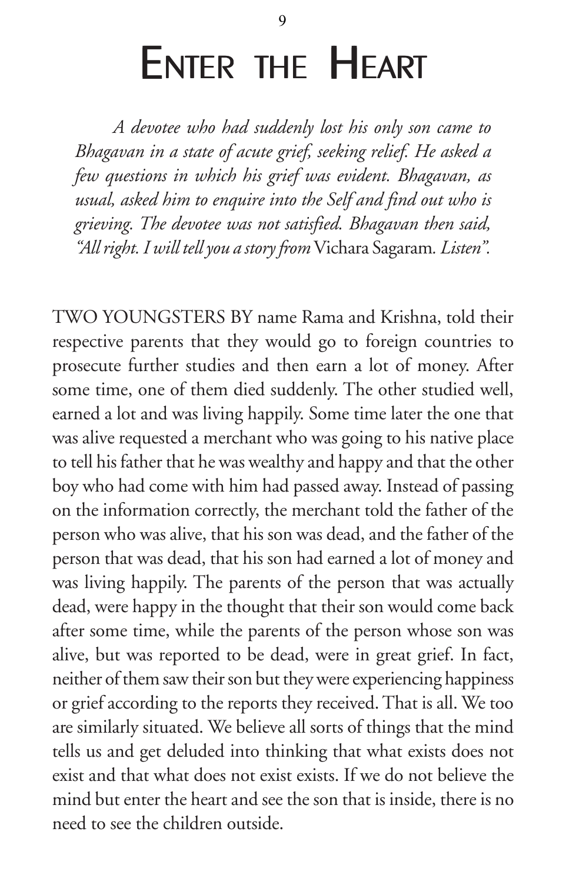# Enter the Heart

*A devotee who had suddenly lost his only son came to Bhagavan in a state of acute grief, seeking relief. He asked a few questions in which his grief was evident. Bhagavan, as usual, asked him to enquire into the Self and find out who is grieving. The devotee was not satisfied. Bhagavan then said, "All right. I will tell you a story from* Vichara Sagaram*. Listen".*

TWO YOUNGSTERS BY name Rama and Krishna, told their respective parents that they would go to foreign countries to prosecute further studies and then earn a lot of money. After some time, one of them died suddenly. The other studied well, earned a lot and was living happily. Some time later the one that was alive requested a merchant who was going to his native place to tell his father that he was wealthy and happy and that the other boy who had come with him had passed away. Instead of passing on the information correctly, the merchant told the father of the person who was alive, that his son was dead, and the father of the person that was dead, that his son had earned a lot of money and was living happily. The parents of the person that was actually dead, were happy in the thought that their son would come back after some time, while the parents of the person whose son was alive, but was reported to be dead, were in great grief. In fact, neither of them saw their son but they were experiencing happiness or grief according to the reports they received. That is all. We too are similarly situated. We believe all sorts of things that the mind tells us and get deluded into thinking that what exists does not exist and that what does not exist exists. If we do not believe the mind but enter the heart and see the son that is inside, there is no need to see the children outside.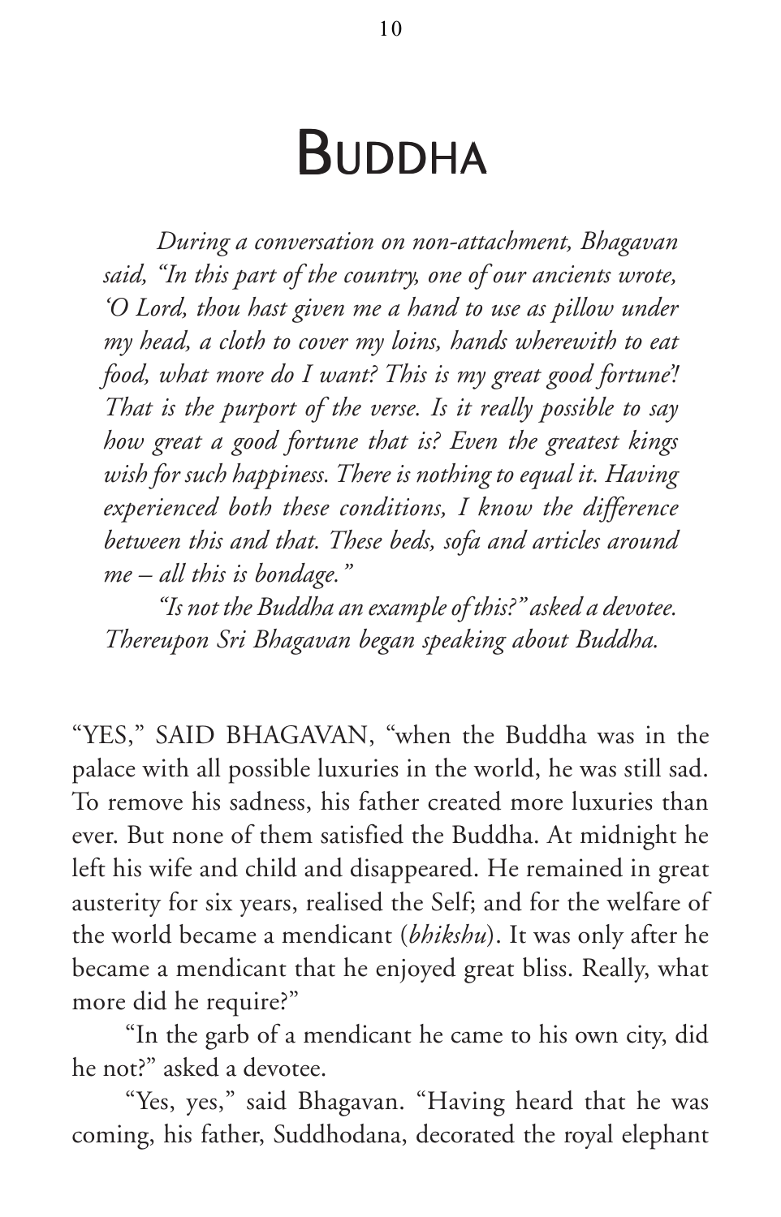# Buddha

*During a conversation on non-attachment, Bhagavan said, "In this part of the country, one of our ancients wrote, 'O Lord, thou hast given me a hand to use as pillow under my head, a cloth to cover my loins, hands wherewith to eat food, what more do I want? This is my great good fortune'! That is the purport of the verse. Is it really possible to say how great a good fortune that is? Even the greatest kings wish for such happiness. There is nothing to equal it. Having experienced both these conditions, I know the difference between this and that. These beds, sofa and articles around me – all this is bondage."*

*"Is not the Buddha an example of this?" asked a devotee. Thereupon Sri Bhagavan began speaking about Buddha.*

"YES," SAID BHAGAVAN, "when the Buddha was in the palace with all possible luxuries in the world, he was still sad. To remove his sadness, his father created more luxuries than ever. But none of them satisfied the Buddha. At midnight he left his wife and child and disappeared. He remained in great austerity for six years, realised the Self; and for the welfare of the world became a mendicant (*bhikshu*). It was only after he became a mendicant that he enjoyed great bliss. Really, what more did he require?"

"In the garb of a mendicant he came to his own city, did he not?" asked a devotee.

"Yes, yes," said Bhagavan. "Having heard that he was coming, his father, Suddhodana, decorated the royal elephant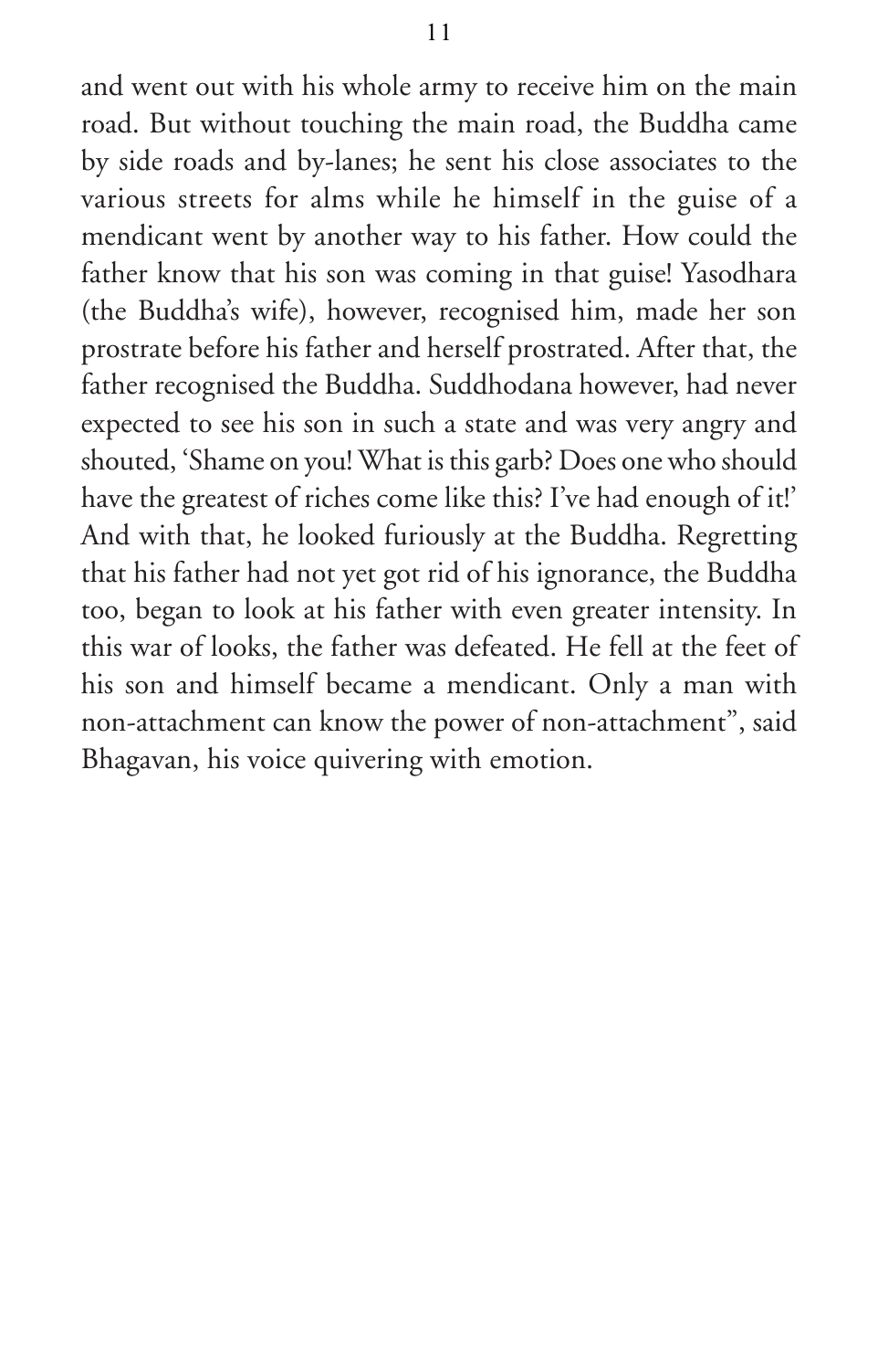and went out with his whole army to receive him on the main road. But without touching the main road, the Buddha came by side roads and by-lanes; he sent his close associates to the various streets for alms while he himself in the guise of a mendicant went by another way to his father. How could the father know that his son was coming in that guise! Yasodhara (the Buddha's wife), however, recognised him, made her son prostrate before his father and herself prostrated. After that, the father recognised the Buddha. Suddhodana however, had never expected to see his son in such a state and was very angry and shouted, 'Shame on you! What is this garb? Does one who should have the greatest of riches come like this? I've had enough of it!' And with that, he looked furiously at the Buddha. Regretting that his father had not yet got rid of his ignorance, the Buddha too, began to look at his father with even greater intensity. In this war of looks, the father was defeated. He fell at the feet of his son and himself became a mendicant. Only a man with non-attachment can know the power of non-attachment", said Bhagavan, his voice quivering with emotion.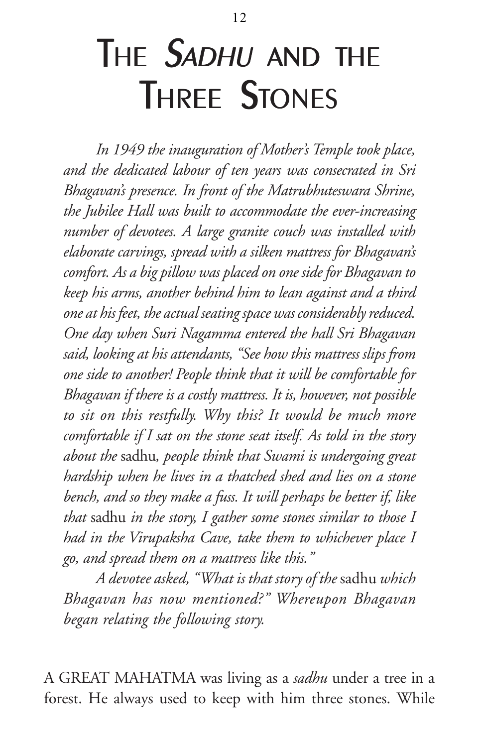# THE *SADHU* AND THE THREE STONES

*In 1949 the inauguration of Mother's Temple took place, and the dedicated labour of ten years was consecrated in Sri Bhagavan's presence. In front of the Matrubhuteswara Shrine, the Jubilee Hall was built to accommodate the ever-increasing number of devotees. A large granite couch was installed with elaborate carvings, spread with a silken mattress for Bhagavan's comfort. As a big pillow was placed on one side for Bhagavan to keep his arms, another behind him to lean against and a third one at his feet, the actual seating space was considerably reduced. One day when Suri Nagamma entered the hall Sri Bhagavan said, looking at his attendants, "See how this mattress slips from one side to another! People think that it will be comfortable for Bhagavan if there is a costly mattress. It is, however, not possible to sit on this restfully. Why this? It would be much more comfortable if I sat on the stone seat itself. As told in the story about the* sadhu*, people think that Swami is undergoing great hardship when he lives in a thatched shed and lies on a stone bench, and so they make a fuss. It will perhaps be better if, like that* sadhu *in the story, I gather some stones similar to those I had in the Virupaksha Cave, take them to whichever place I go, and spread them on a mattress like this."*

*A devotee asked, "What is that story of the* sadhu *which Bhagavan has now mentioned?" Whereupon Bhagavan began relating the following story.*

A GREAT MAHATMA was living as a *sadhu* under a tree in a forest. He always used to keep with him three stones. While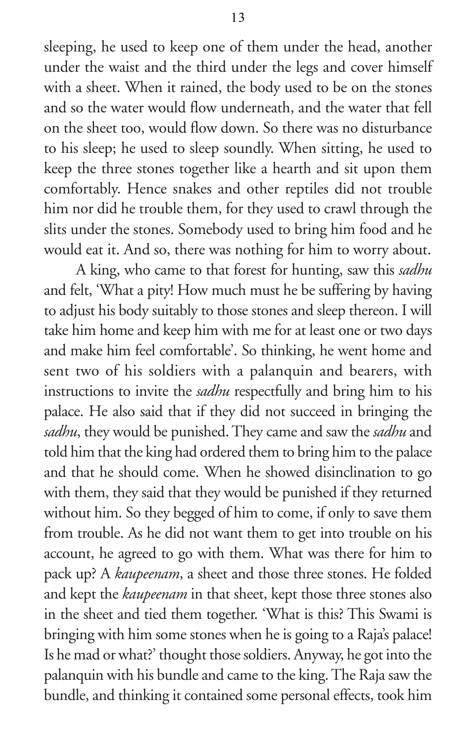sleeping, he used to keep one of them under the head, another under the waist and the third under the legs and cover himself with a sheet. When it rained, the body used to be on the stones and so the water would flow underneath, and the water that fell on the sheet too, would flow down. So there was no disturbance to his sleep; he used to sleep soundly. When sitting, he used to keep the three stones together like a hearth and sit upon them comfortably. Hence snakes and other reptiles did not trouble him nor did he trouble them, for they used to crawl through the slits under the stones. Somebody used to bring him food and he would eat it. And so, there was nothing for him to worry about.

A king, who came to that forest for hunting, saw this *sadhu* and felt, 'What a pity! How much must he be suffering by having to adjust his body suitably to those stones and sleep thereon. I will take him home and keep him with me for at least one or two days and make him feel comfortable'. So thinking, he went home and sent two of his soldiers with a palanquin and bearers, with instructions to invite the *sadhu* respectfully and bring him to his palace. He also said that if they did not succeed in bringing the *sadhu*, they would be punished. They came and saw the *sadhu* and told him that the king had ordered them to bring him to the palace and that he should come. When he showed disinclination to go with them, they said that they would be punished if they returned without him. So they begged of him to come, if only to save them from trouble. As he did not want them to get into trouble on his account, he agreed to go with them. What was there for him to pack up? A *kaupeenam*, a sheet and those three stones. He folded and kept the *kaupeenam* in that sheet, kept those three stones also in the sheet and tied them together. 'What is this? This Swami is bringing with him some stones when he is going to a Raja's palace! Is he mad or what?' thought those soldiers. Anyway, he got into the palanquin with his bundle and came to the king. The Raja saw the bundle, and thinking it contained some personal effects, took him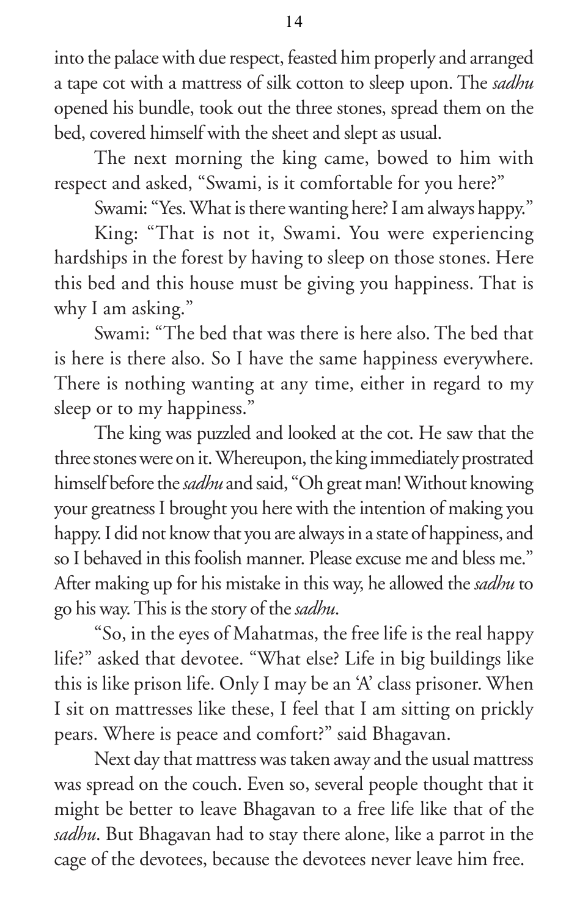into the palace with due respect, feasted him properly and arranged a tape cot with a mattress of silk cotton to sleep upon. The *sadhu* opened his bundle, took out the three stones, spread them on the bed, covered himself with the sheet and slept as usual.

The next morning the king came, bowed to him with respect and asked, "Swami, is it comfortable for you here?"

Swami: "Yes. What is there wanting here? I am always happy."

King: "That is not it, Swami. You were experiencing hardships in the forest by having to sleep on those stones. Here this bed and this house must be giving you happiness. That is why I am asking."

Swami: "The bed that was there is here also. The bed that is here is there also. So I have the same happiness everywhere. There is nothing wanting at any time, either in regard to my sleep or to my happiness."

The king was puzzled and looked at the cot. He saw that the three stones were on it. Whereupon, the king immediately prostrated himself before the *sadhu* and said, "Oh great man! Without knowing your greatness I brought you here with the intention of making you happy. I did not know that you are always in a state of happiness, and so I behaved in this foolish manner. Please excuse me and bless me." After making up for his mistake in this way, he allowed the *sadhu* to go his way. This is the story of the *sadhu*.

"So, in the eyes of Mahatmas, the free life is the real happy life?" asked that devotee. "What else? Life in big buildings like this is like prison life. Only I may be an 'A' class prisoner. When I sit on mattresses like these, I feel that I am sitting on prickly pears. Where is peace and comfort?" said Bhagavan.

Next day that mattress was taken away and the usual mattress was spread on the couch. Even so, several people thought that it might be better to leave Bhagavan to a free life like that of the *sadhu*. But Bhagavan had to stay there alone, like a parrot in the cage of the devotees, because the devotees never leave him free.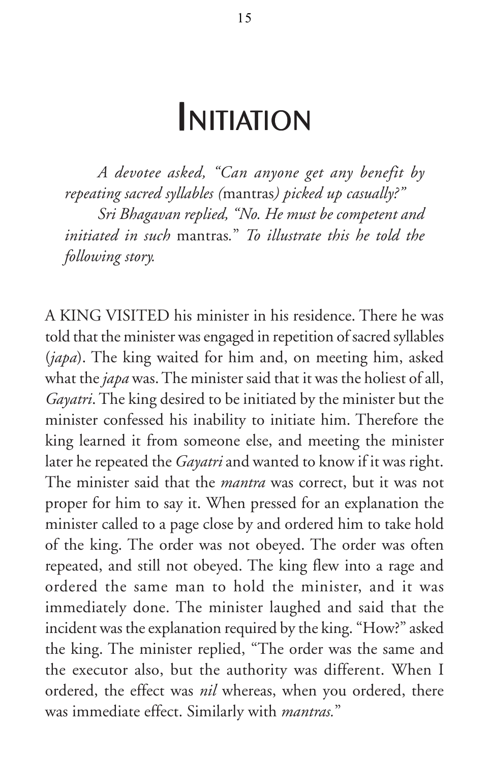# Initiation

*A devotee asked, "Can anyone get any benefit by repeating sacred syllables (*mantras*) picked up casually?"*

*Sri Bhagavan replied, "No. He must be competent and initiated in such* mantras*." To illustrate this he told the following story.*

A KING VISITED his minister in his residence. There he was told that the minister was engaged in repetition of sacred syllables (*japa*). The king waited for him and, on meeting him, asked what the *japa* was. The minister said that it was the holiest of all, *Gayatri*. The king desired to be initiated by the minister but the minister confessed his inability to initiate him. Therefore the king learned it from someone else, and meeting the minister later he repeated the *Gayatri* and wanted to know if it was right. The minister said that the *mantra* was correct, but it was not proper for him to say it. When pressed for an explanation the minister called to a page close by and ordered him to take hold of the king. The order was not obeyed. The order was often repeated, and still not obeyed. The king flew into a rage and ordered the same man to hold the minister, and it was immediately done. The minister laughed and said that the incident was the explanation required by the king. "How?" asked the king. The minister replied, "The order was the same and the executor also, but the authority was different. When I ordered, the effect was *nil* whereas, when you ordered, there was immediate effect. Similarly with *mantras.*"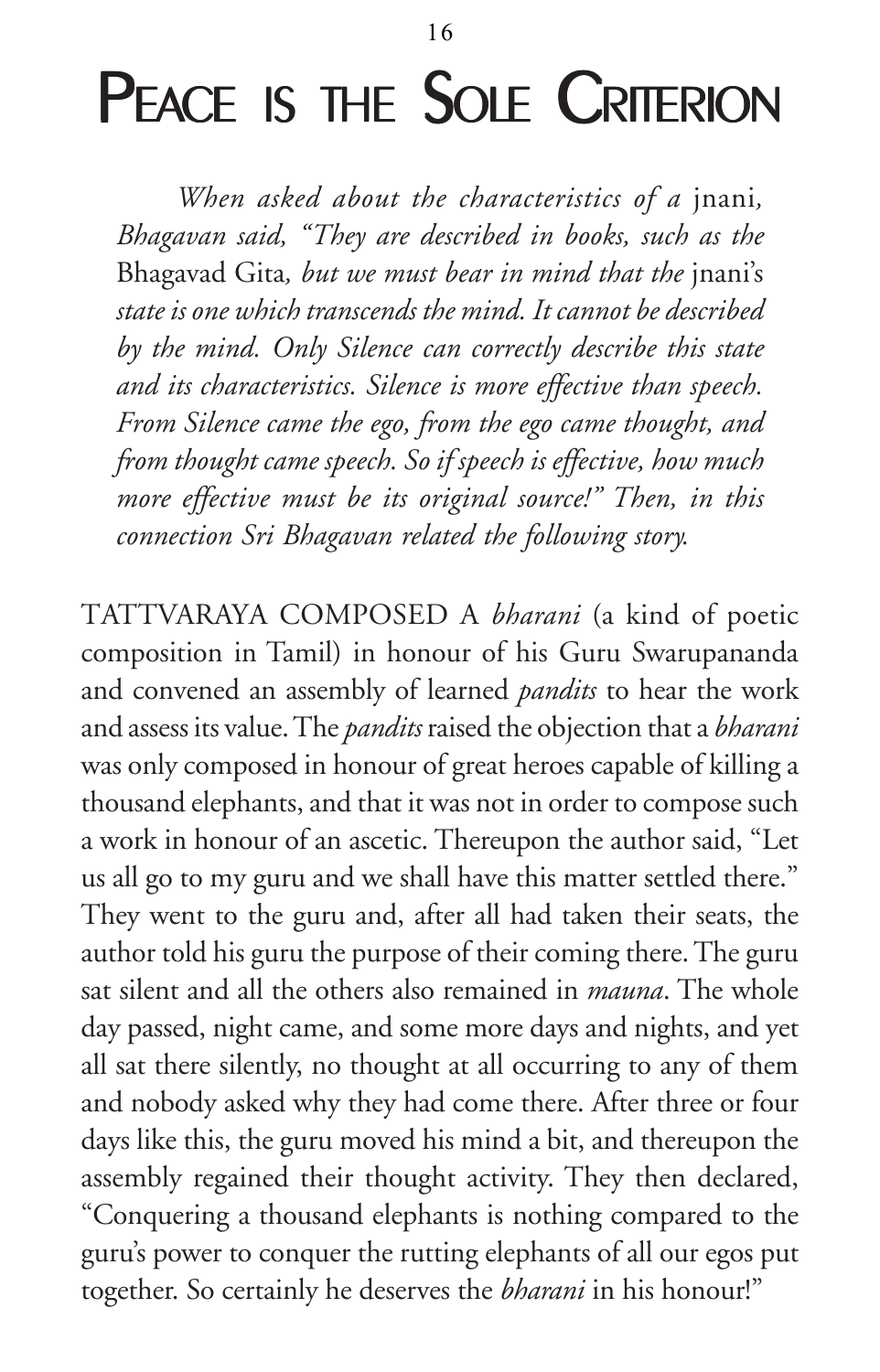# Peace is the Sole Criterion

*When asked about the characteristics of a* jnani*, Bhagavan said, "They are described in books, such as the* Bhagavad Gita*, but we must bear in mind that the* jnani's *state is one which transcends the mind. It cannot be described by the mind. Only Silence can correctly describe this state and its characteristics. Silence is more effective than speech. From Silence came the ego, from the ego came thought, and from thought came speech. So if speech is effective, how much more effective must be its original source!" Then, in this connection Sri Bhagavan related the following story.*

TATTVARAYA COMPOSED A *bharani* (a kind of poetic composition in Tamil) in honour of his Guru Swarupananda and convened an assembly of learned *pandits* to hear the work and assess its value. The *pandits* raised the objection that a *bharani* was only composed in honour of great heroes capable of killing a thousand elephants, and that it was not in order to compose such a work in honour of an ascetic. Thereupon the author said, "Let us all go to my guru and we shall have this matter settled there." They went to the guru and, after all had taken their seats, the author told his guru the purpose of their coming there. The guru sat silent and all the others also remained in *mauna*. The whole day passed, night came, and some more days and nights, and yet all sat there silently, no thought at all occurring to any of them and nobody asked why they had come there. After three or four days like this, the guru moved his mind a bit, and thereupon the assembly regained their thought activity. They then declared, "Conquering a thousand elephants is nothing compared to the guru's power to conquer the rutting elephants of all our egos put together. So certainly he deserves the *bharani* in his honour!"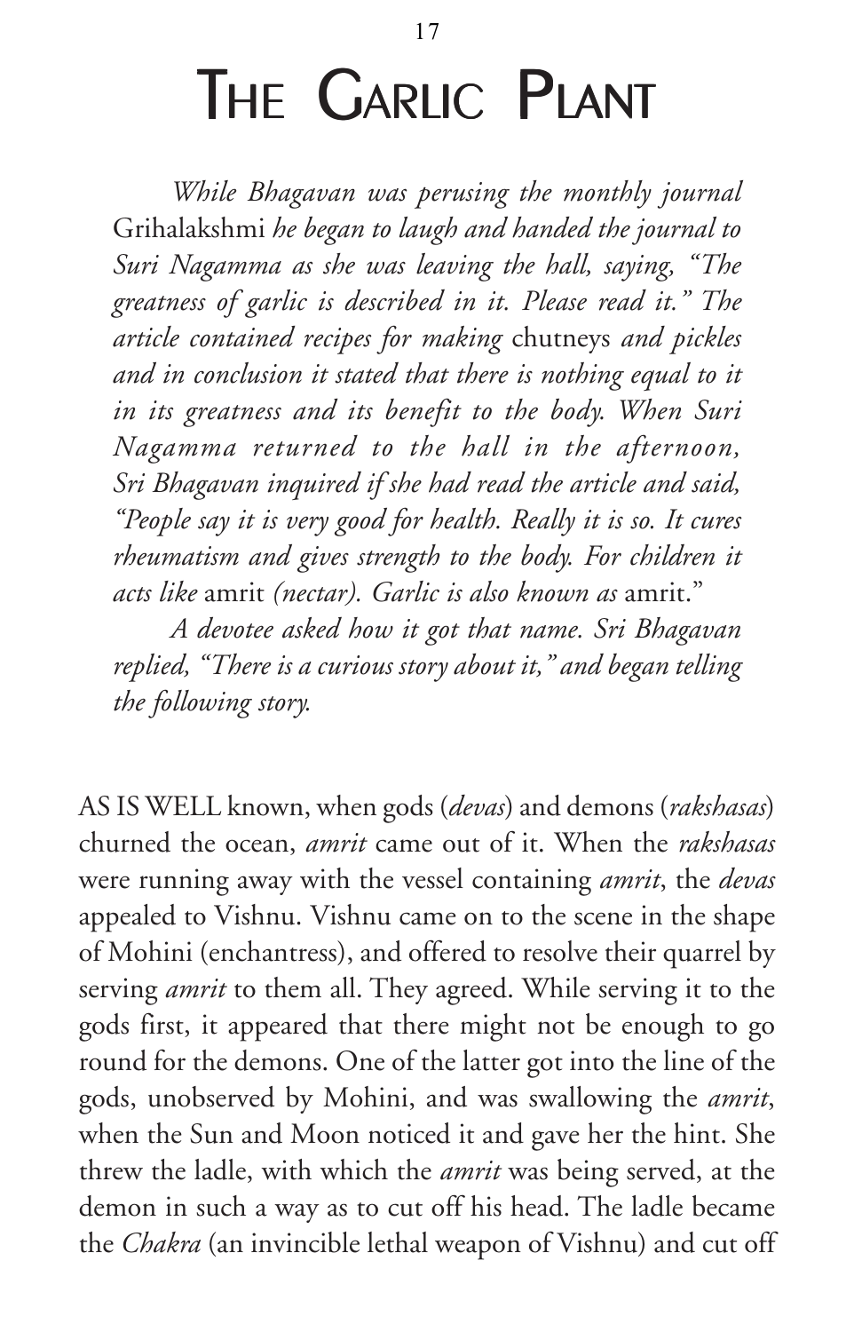# The Garlic Plant

*While Bhagavan was perusing the monthly journal* Grihalakshmi *he began to laugh and handed the journal to Suri Nagamma as she was leaving the hall, saying, "The greatness of garlic is described in it. Please read it." The article contained recipes for making* chutneys *and pickles and in conclusion it stated that there is nothing equal to it in its greatness and its benefit to the body. When Suri Nagamma returned to the hall in the afternoon, Sri Bhagavan inquired if she had read the article and said, "People say it is very good for health. Really it is so. It cures rheumatism and gives strength to the body. For children it acts like* amrit *(nectar). Garlic is also known as* amrit."

*A devotee asked how it got that name. Sri Bhagavan replied, "There is a curious story about it," and began telling the following story.*

AS IS WELL known, when gods (*devas*) and demons (*rakshasas*) churned the ocean, *amrit* came out of it. When the *rakshasas* were running away with the vessel containing *amrit*, the *devas* appealed to Vishnu. Vishnu came on to the scene in the shape of Mohini (enchantress), and offered to resolve their quarrel by serving *amrit* to them all. They agreed. While serving it to the gods first, it appeared that there might not be enough to go round for the demons. One of the latter got into the line of the gods, unobserved by Mohini, and was swallowing the *amrit*, when the Sun and Moon noticed it and gave her the hint. She threw the ladle, with which the *amrit* was being served, at the demon in such a way as to cut off his head. The ladle became the *Chakra* (an invincible lethal weapon of Vishnu) and cut off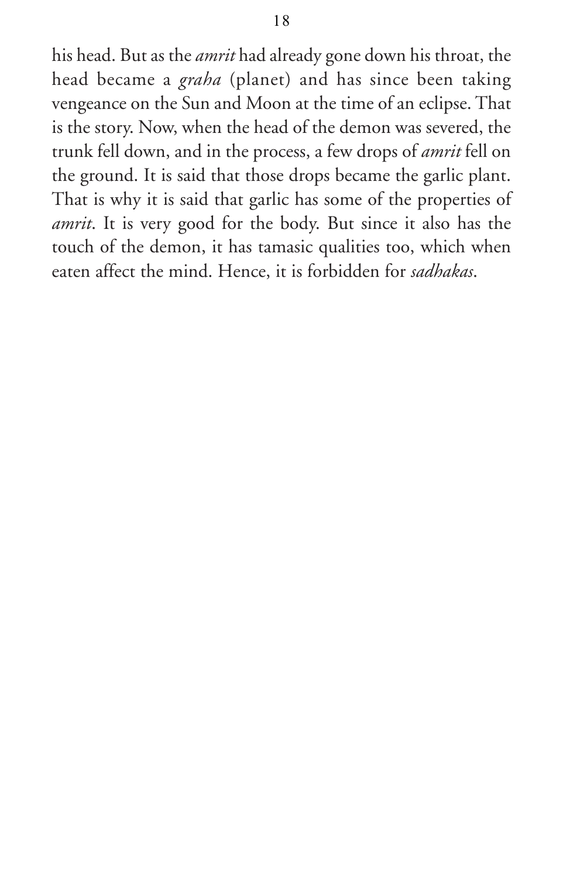his head. But as the *amrit* had already gone down his throat, the head became a *graha* (planet) and has since been taking vengeance on the Sun and Moon at the time of an eclipse. That is the story. Now, when the head of the demon was severed, the trunk fell down, and in the process, a few drops of *amrit* fell on the ground. It is said that those drops became the garlic plant. That is why it is said that garlic has some of the properties of *amrit*. It is very good for the body. But since it also has the touch of the demon, it has tamasic qualities too, which when eaten affect the mind. Hence, it is forbidden for *sadhakas*.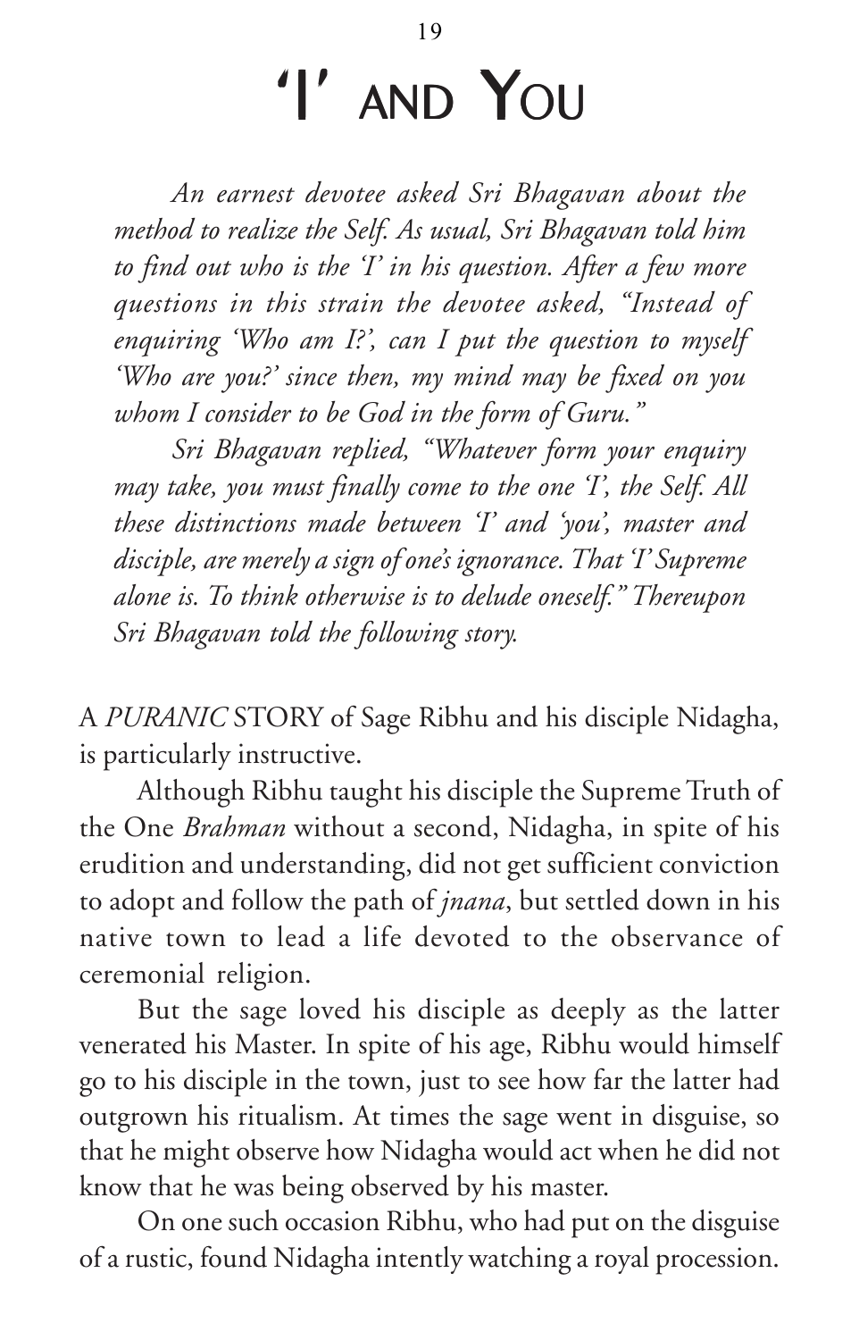# 'I' AND YOU

*An earnest devotee asked Sri Bhagavan about the method to realize the Self. As usual, Sri Bhagavan told him to find out who is the 'I' in his question. After a few more questions in this strain the devotee asked, "Instead of enquiring 'Who am I?', can I put the question to myself 'Who are you?' since then, my mind may be fixed on you whom I consider to be God in the form of Guru."*

*Sri Bhagavan replied, "Whatever form your enquiry may take, you must finally come to the one 'I', the Self. All these distinctions made between 'I' and 'you', master and disciple, are merely a sign of one's ignorance. That 'I' Supreme alone is. To think otherwise is to delude oneself." Thereupon Sri Bhagavan told the following story.*

A *PURANIC* STORY of Sage Ribhu and his disciple Nidagha, is particularly instructive.

Although Ribhu taught his disciple the Supreme Truth of the One *Brahman* without a second, Nidagha, in spite of his erudition and understanding, did not get sufficient conviction to adopt and follow the path of *jnana*, but settled down in his native town to lead a life devoted to the observance of ceremonial religion.

But the sage loved his disciple as deeply as the latter venerated his Master. In spite of his age, Ribhu would himself go to his disciple in the town, just to see how far the latter had outgrown his ritualism. At times the sage went in disguise, so that he might observe how Nidagha would act when he did not know that he was being observed by his master.

On one such occasion Ribhu, who had put on the disguise of a rustic, found Nidagha intently watching a royal procession.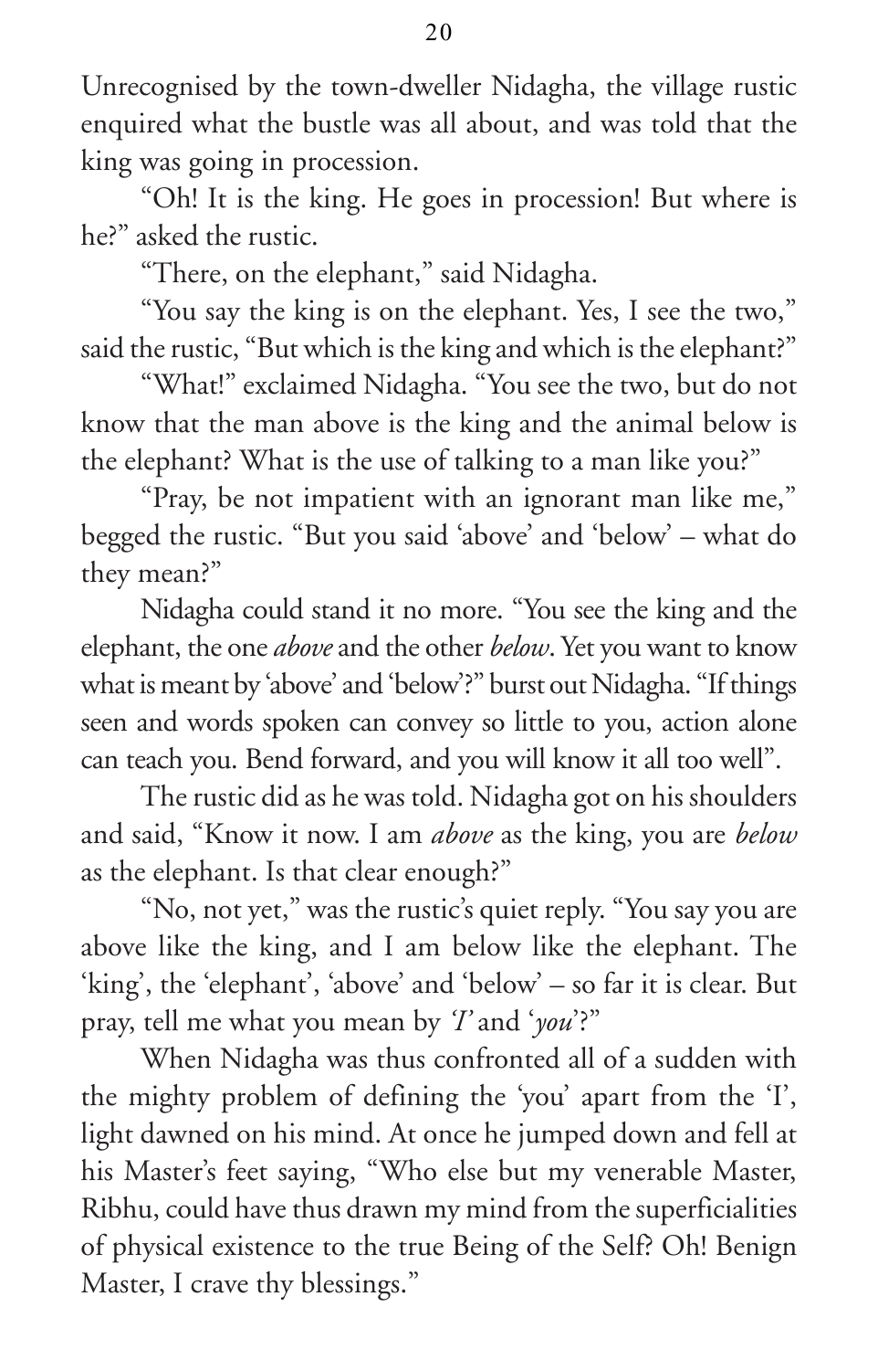Unrecognised by the town-dweller Nidagha, the village rustic enquired what the bustle was all about, and was told that the king was going in procession.

"Oh! It is the king. He goes in procession! But where is he?" asked the rustic.

"There, on the elephant," said Nidagha.

"You say the king is on the elephant. Yes, I see the two," said the rustic, "But which is the king and which is the elephant?"

"What!" exclaimed Nidagha. "You see the two, but do not know that the man above is the king and the animal below is the elephant? What is the use of talking to a man like you?"

"Pray, be not impatient with an ignorant man like me," begged the rustic. "But you said 'above' and 'below' – what do they mean?"

Nidagha could stand it no more. "You see the king and the elephant, the one *above* and the other *below*. Yet you want to know what is meant by 'above' and 'below'?" burst out Nidagha. "If things seen and words spoken can convey so little to you, action alone can teach you. Bend forward, and you will know it all too well".

The rustic did as he was told. Nidagha got on his shoulders and said, "Know it now. I am *above* as the king, you are *below* as the elephant. Is that clear enough?"

"No, not yet," was the rustic's quiet reply. "You say you are above like the king, and I am below like the elephant. The 'king', the 'elephant', 'above' and 'below' – so far it is clear. But pray, tell me what you mean by *'I'* and '*you*'?"

When Nidagha was thus confronted all of a sudden with the mighty problem of defining the 'you' apart from the 'I', light dawned on his mind. At once he jumped down and fell at his Master's feet saying, "Who else but my venerable Master, Ribhu, could have thus drawn my mind from the superficialities of physical existence to the true Being of the Self? Oh! Benign Master, I crave thy blessings."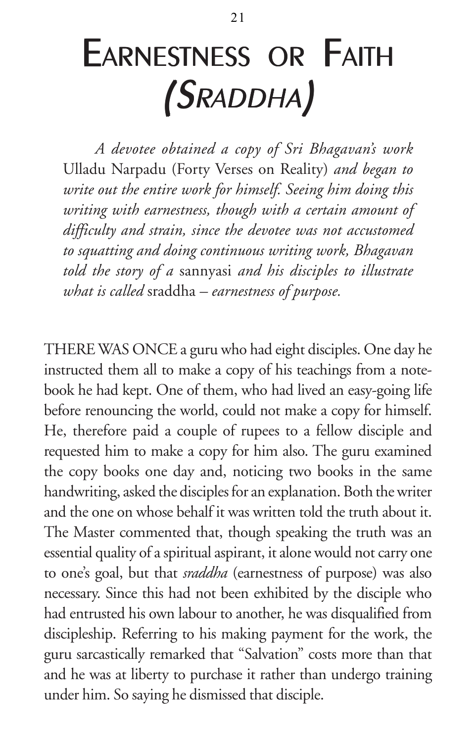# Earnestness or Faith *(Sraddha)*

*A devotee obtained a copy of Sri Bhagavan's work* Ulladu Narpadu (Forty Verses on Reality) *and began to write out the entire work for himself. Seeing him doing this writing with earnestness, though with a certain amount of difficulty and strain, since the devotee was not accustomed to squatting and doing continuous writing work, Bhagavan told the story of a* sannyasi *and his disciples to illustrate what is called* sraddha *– earnestness of purpose.*

THERE WAS ONCE a guru who had eight disciples. One day he instructed them all to make a copy of his teachings from a notebook he had kept. One of them, who had lived an easy-going life before renouncing the world, could not make a copy for himself. He, therefore paid a couple of rupees to a fellow disciple and requested him to make a copy for him also. The guru examined the copy books one day and, noticing two books in the same handwriting, asked the disciples for an explanation. Both the writer and the one on whose behalf it was written told the truth about it. The Master commented that, though speaking the truth was an essential quality of a spiritual aspirant, it alone would not carry one to one's goal, but that *sraddha* (earnestness of purpose) was also necessary. Since this had not been exhibited by the disciple who had entrusted his own labour to another, he was disqualified from discipleship. Referring to his making payment for the work, the guru sarcastically remarked that "Salvation" costs more than that and he was at liberty to purchase it rather than undergo training under him. So saying he dismissed that disciple.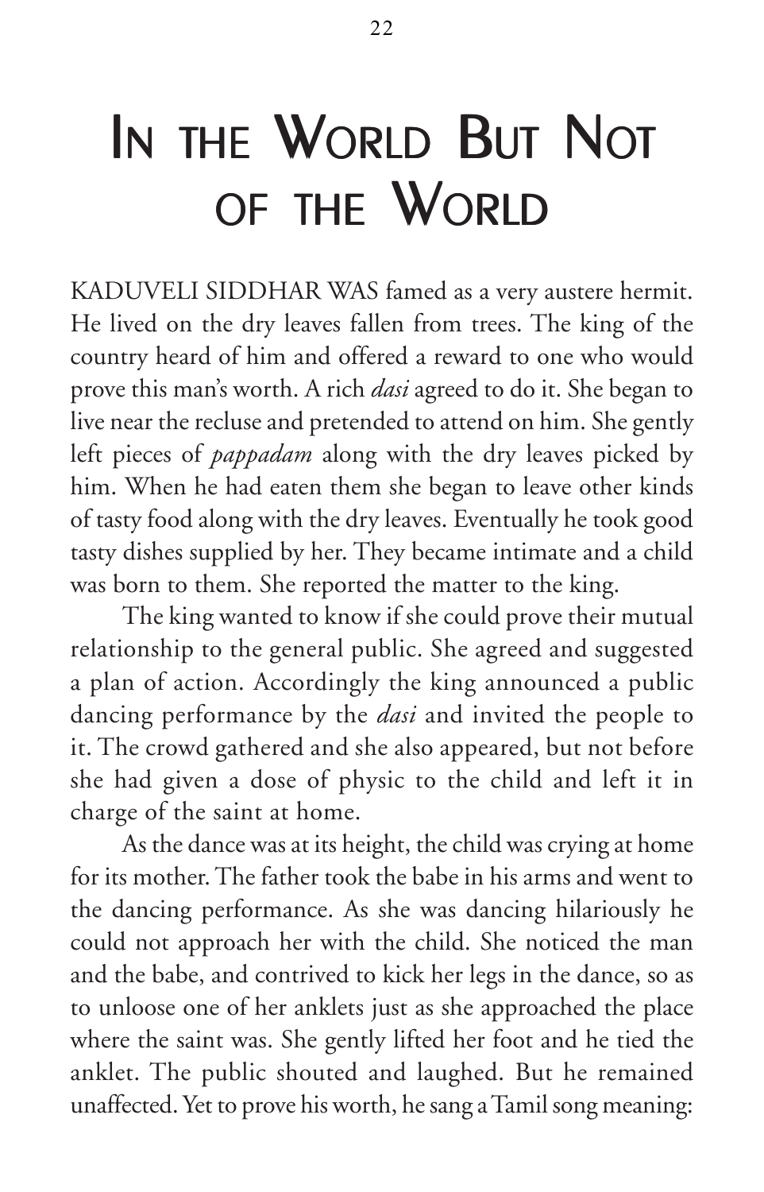# In the World But Not of the World

KADUVELI SIDDHAR WAS famed as a very austere hermit. He lived on the dry leaves fallen from trees. The king of the country heard of him and offered a reward to one who would prove this man's worth. A rich *dasi* agreed to do it. She began to live near the recluse and pretended to attend on him. She gently left pieces of *pappadam* along with the dry leaves picked by him. When he had eaten them she began to leave other kinds of tasty food along with the dry leaves. Eventually he took good tasty dishes supplied by her. They became intimate and a child was born to them. She reported the matter to the king.

The king wanted to know if she could prove their mutual relationship to the general public. She agreed and suggested a plan of action. Accordingly the king announced a public dancing performance by the *dasi* and invited the people to it. The crowd gathered and she also appeared, but not before she had given a dose of physic to the child and left it in charge of the saint at home.

As the dance was at its height, the child was crying at home for its mother. The father took the babe in his arms and went to the dancing performance. As she was dancing hilariously he could not approach her with the child. She noticed the man and the babe, and contrived to kick her legs in the dance, so as to unloose one of her anklets just as she approached the place where the saint was. She gently lifted her foot and he tied the anklet. The public shouted and laughed. But he remained unaffected. Yet to prove his worth, he sang a Tamil song meaning: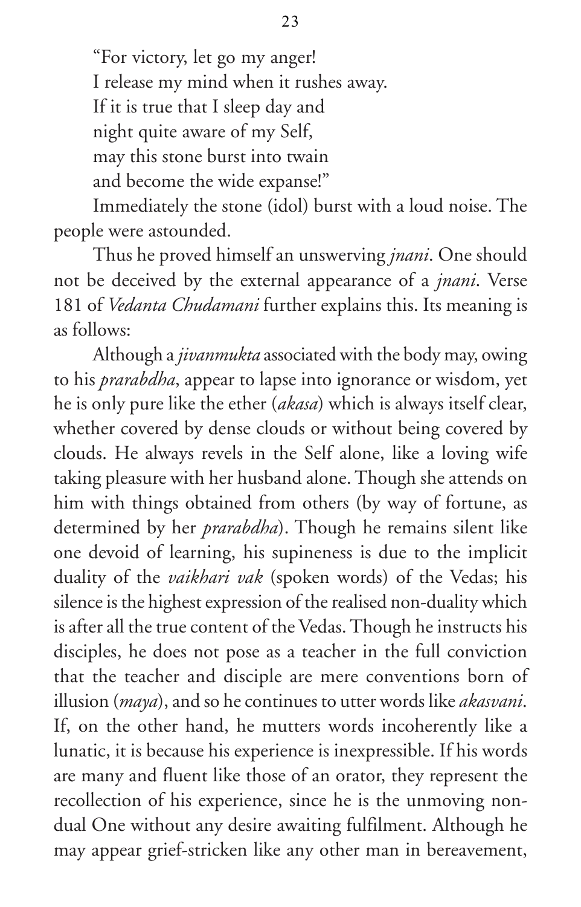"For victory, let go my anger!  
I release my mind when it rushes away.  
If it is true that I sleep day and  
night quite aware of my Self,  
may this stone burst into twain  
and become the wide expanse!"

Immediately the stone (idol) burst with a loud noise. The people were astounded.

Thus he proved himself an unswerving *jnani*. One should not be deceived by the external appearance of a *jnani*. Verse 181 of *Vedanta Chudamani* further explains this. Its meaning is as follows:

Although a *jivanmukta* associated with the body may, owing to his *prarabdha*, appear to lapse into ignorance or wisdom, yet he is only pure like the ether (*akasa*) which is always itself clear, whether covered by dense clouds or without being covered by clouds. He always revels in the Self alone, like a loving wife taking pleasure with her husband alone. Though she attends on him with things obtained from others (by way of fortune, as determined by her *prarabdha*). Though he remains silent like one devoid of learning, his supineness is due to the implicit duality of the *vaikhari vak* (spoken words) of the Vedas; his silence is the highest expression of the realised non-duality which is after all the true content of the Vedas. Though he instructs his disciples, he does not pose as a teacher in the full conviction that the teacher and disciple are mere conventions born of illusion (*maya*), and so he continues to utter words like *akasvani*. If, on the other hand, he mutters words incoherently like a lunatic, it is because his experience is inexpressible. If his words are many and fluent like those of an orator, they represent the recollection of his experience, since he is the unmoving non-dual One without any desire awaiting fulfilment. Although he may appear grief-stricken like any other man in bereavement,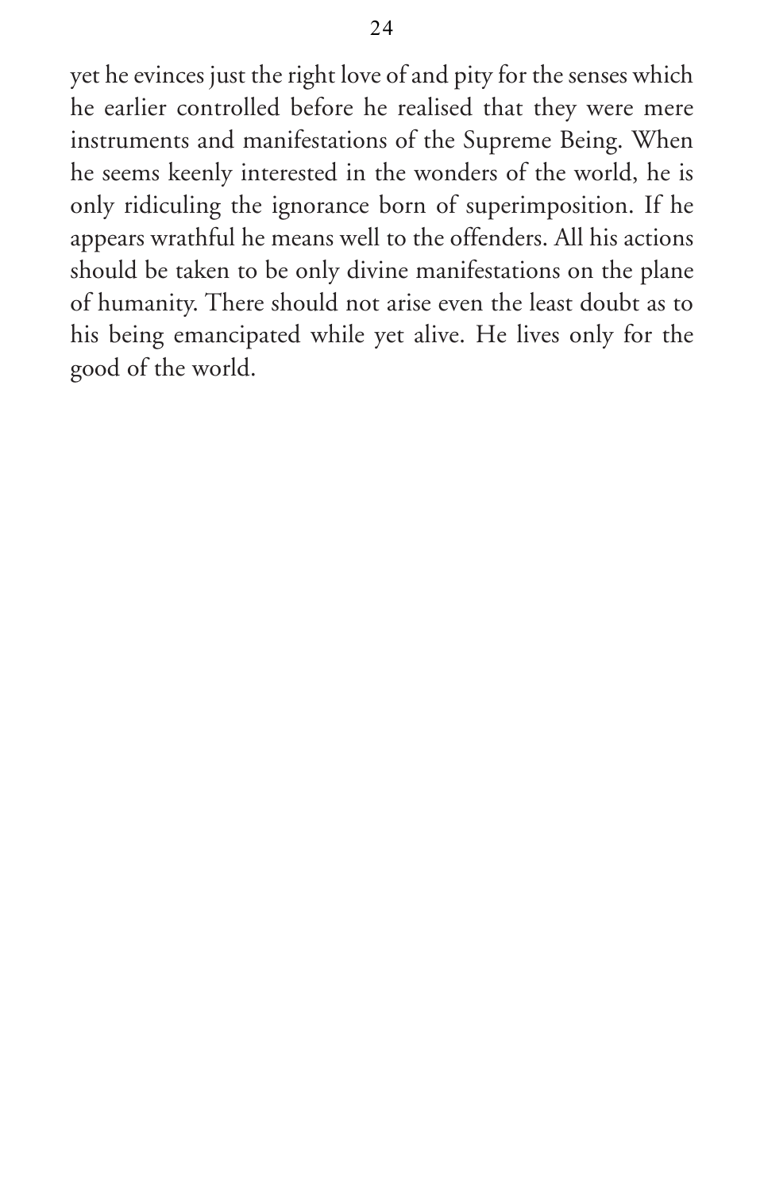yet he evinces just the right love of and pity for the senses which he earlier controlled before he realised that they were mere instruments and manifestations of the Supreme Being. When he seems keenly interested in the wonders of the world, he is only ridiculing the ignorance born of superimposition. If he appears wrathful he means well to the offenders. All his actions should be taken to be only divine manifestations on the plane of humanity. There should not arise even the least doubt as to his being emancipated while yet alive. He lives only for the good of the world.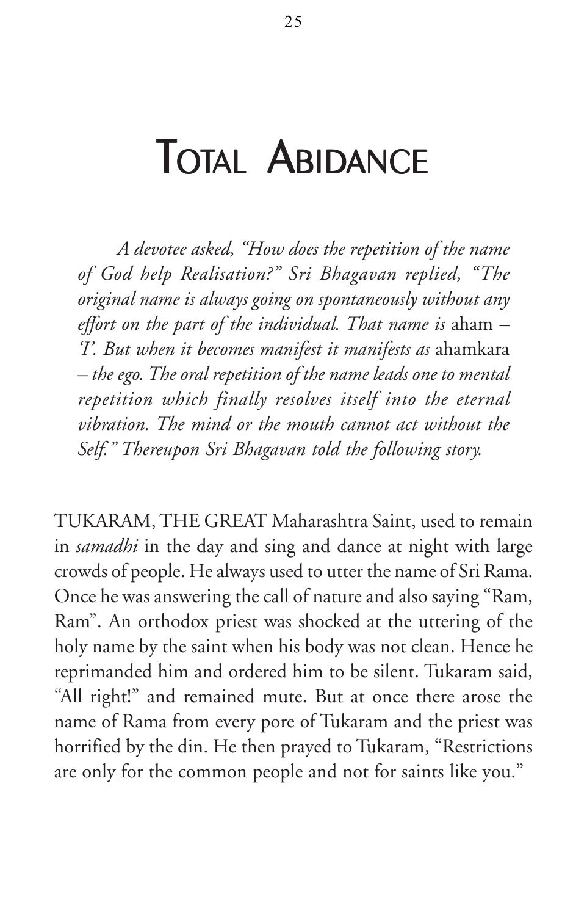# Total Abidance

*A devotee asked, "How does the repetition of the name of God help Realisation?" Sri Bhagavan replied, "The original name is always going on spontaneously without any effort on the part of the individual. That name is* aham *– 'I'. But when it becomes manifest it manifests as* ahamkara *– the ego. The oral repetition of the name leads one to mental repetition which finally resolves itself into the eternal vibration. The mind or the mouth cannot act without the Self." Thereupon Sri Bhagavan told the following story.*

TUKARAM, THE GREAT Maharashtra Saint, used to remain in *samadhi* in the day and sing and dance at night with large crowds of people. He always used to utter the name of Sri Rama. Once he was answering the call of nature and also saying "Ram, Ram". An orthodox priest was shocked at the uttering of the holy name by the saint when his body was not clean. Hence he reprimanded him and ordered him to be silent. Tukaram said, "All right!" and remained mute. But at once there arose the name of Rama from every pore of Tukaram and the priest was horrified by the din. He then prayed to Tukaram, "Restrictions are only for the common people and not for saints like you."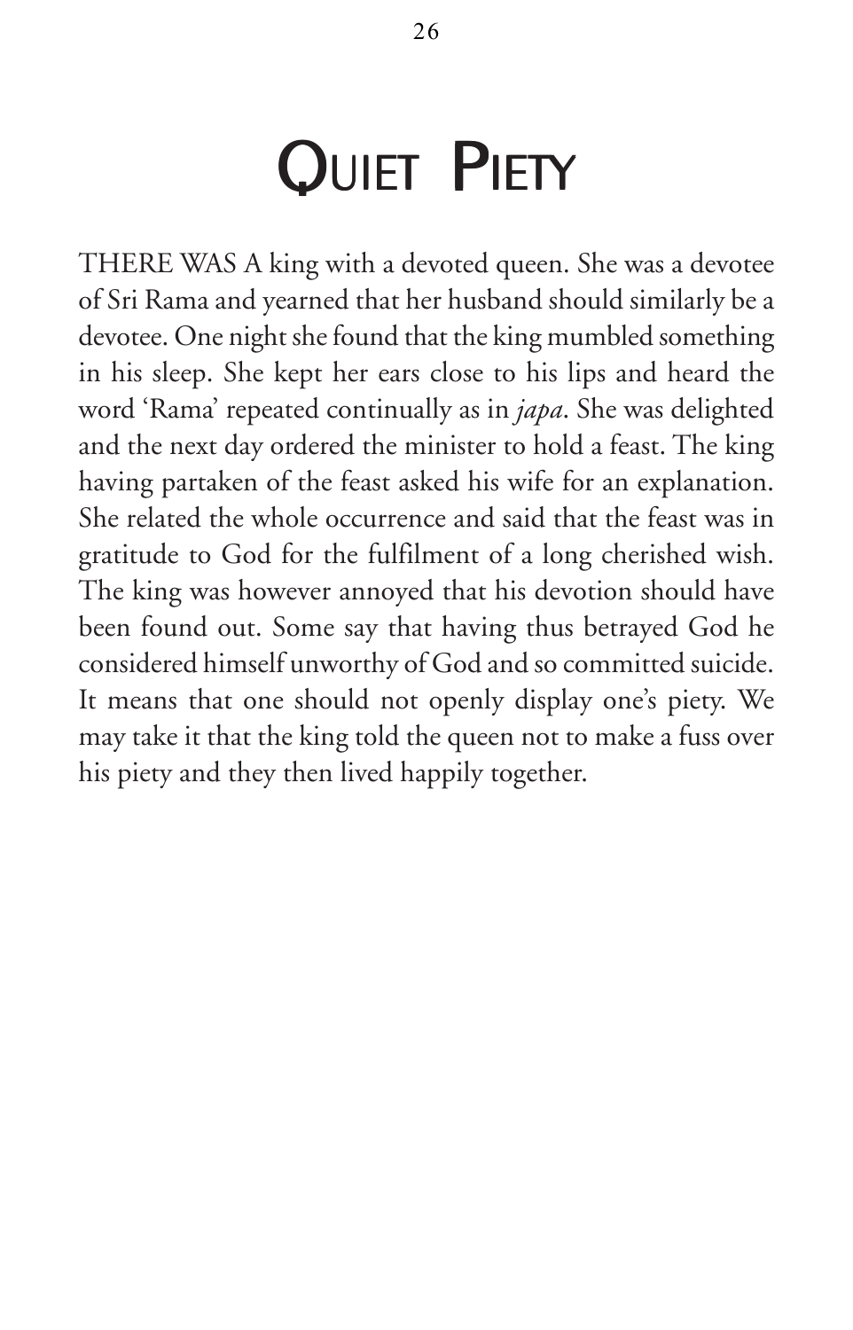# Quiet Piety

THERE WAS A king with a devoted queen. She was a devotee of Sri Rama and yearned that her husband should similarly be a devotee. One night she found that the king mumbled something in his sleep. She kept her ears close to his lips and heard the word 'Rama' repeated continually as in *japa*. She was delighted and the next day ordered the minister to hold a feast. The king having partaken of the feast asked his wife for an explanation. She related the whole occurrence and said that the feast was in gratitude to God for the fulfilment of a long cherished wish. The king was however annoyed that his devotion should have been found out. Some say that having thus betrayed God he considered himself unworthy of God and so committed suicide. It means that one should not openly display one's piety. We may take it that the king told the queen not to make a fuss over his piety and they then lived happily together.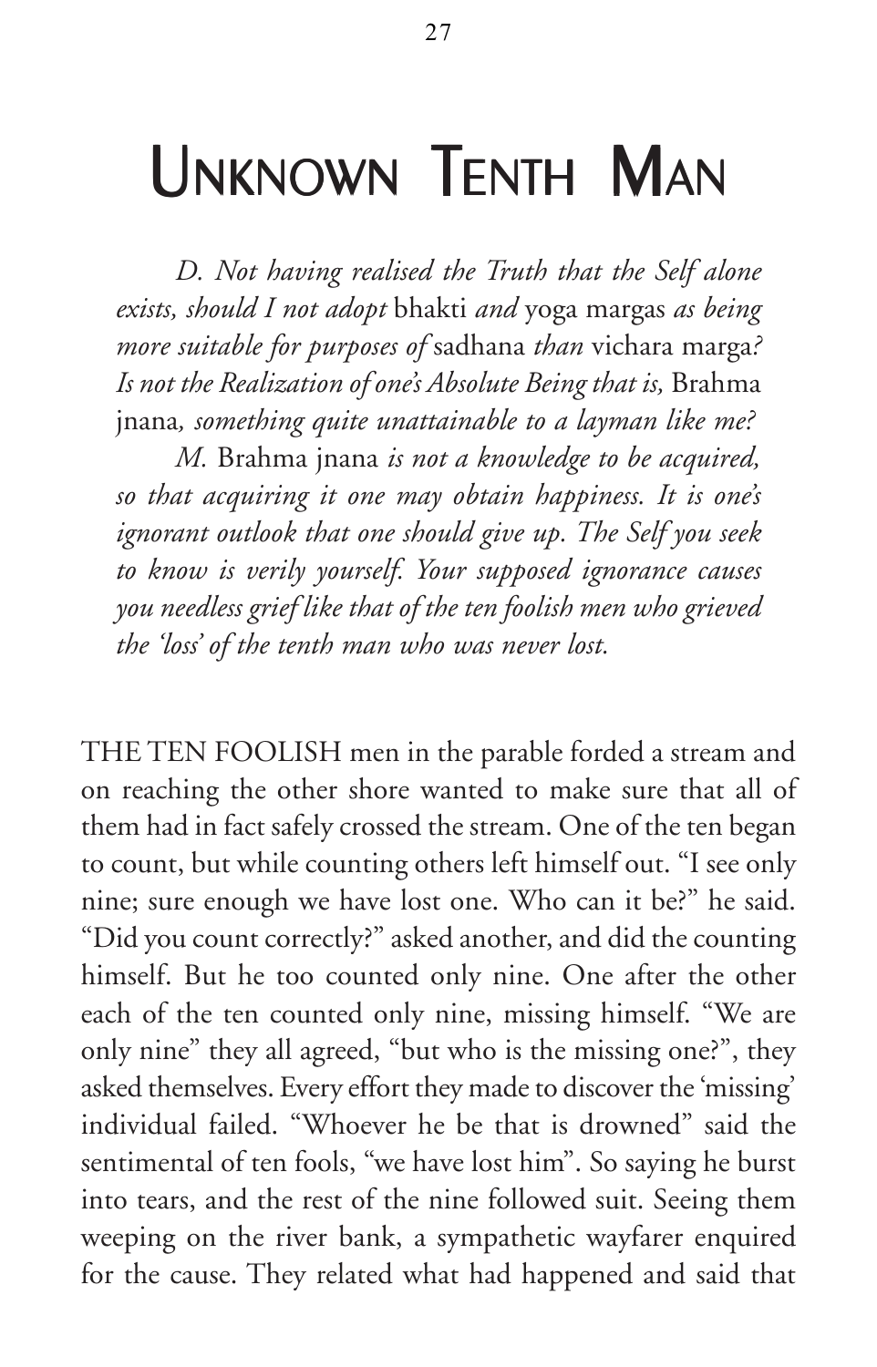# Unknown Tenth Man

*D. Not having realised the Truth that the Self alone exists, should I not adopt* bhakti *and* yoga margas *as being more suitable for purposes of* sadhana *than* vichara marga*? Is not the Realization of one's Absolute Being that is,* Brahma jnana*, something quite unattainable to a layman like me?*

*M.* Brahma jnana *is not a knowledge to be acquired, so that acquiring it one may obtain happiness. It is one's ignorant outlook that one should give up. The Self you seek to know is verily yourself. Your supposed ignorance causes you needless grief like that of the ten foolish men who grieved the 'loss' of the tenth man who was never lost.*

THE TEN FOOLISH men in the parable forded a stream and on reaching the other shore wanted to make sure that all of them had in fact safely crossed the stream. One of the ten began to count, but while counting others left himself out. "I see only nine; sure enough we have lost one. Who can it be?" he said. "Did you count correctly?" asked another, and did the counting himself. But he too counted only nine. One after the other each of the ten counted only nine, missing himself. "We are only nine" they all agreed, "but who is the missing one?", they asked themselves. Every effort they made to discover the 'missing' individual failed. "Whoever he be that is drowned" said the sentimental of ten fools, "we have lost him". So saying he burst into tears, and the rest of the nine followed suit. Seeing them weeping on the river bank, a sympathetic wayfarer enquired for the cause. They related what had happened and said that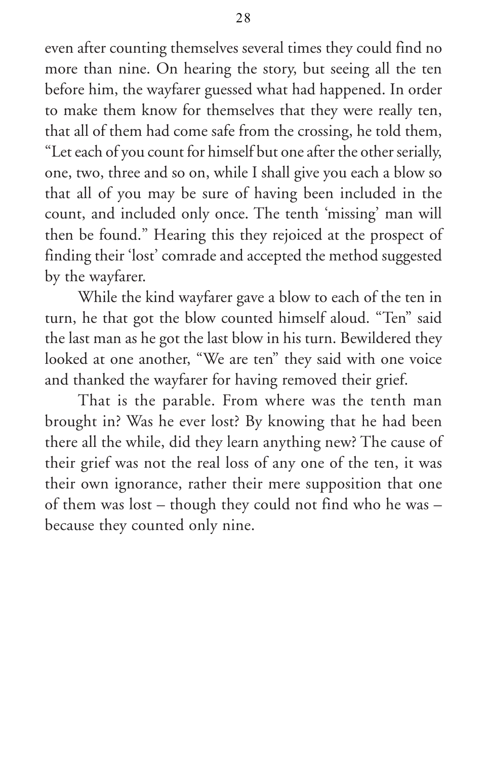even after counting themselves several times they could find no more than nine. On hearing the story, but seeing all the ten before him, the wayfarer guessed what had happened. In order to make them know for themselves that they were really ten, that all of them had come safe from the crossing, he told them, "Let each of you count for himself but one after the other serially, one, two, three and so on, while I shall give you each a blow so that all of you may be sure of having been included in the count, and included only once. The tenth 'missing' man will then be found." Hearing this they rejoiced at the prospect of finding their 'lost' comrade and accepted the method suggested by the wayfarer.

While the kind wayfarer gave a blow to each of the ten in turn, he that got the blow counted himself aloud. "Ten" said the last man as he got the last blow in his turn. Bewildered they looked at one another, "We are ten" they said with one voice and thanked the wayfarer for having removed their grief.

That is the parable. From where was the tenth man brought in? Was he ever lost? By knowing that he had been there all the while, did they learn anything new? The cause of their grief was not the real loss of any one of the ten, it was their own ignorance, rather their mere supposition that one of them was lost – though they could not find who he was – because they counted only nine.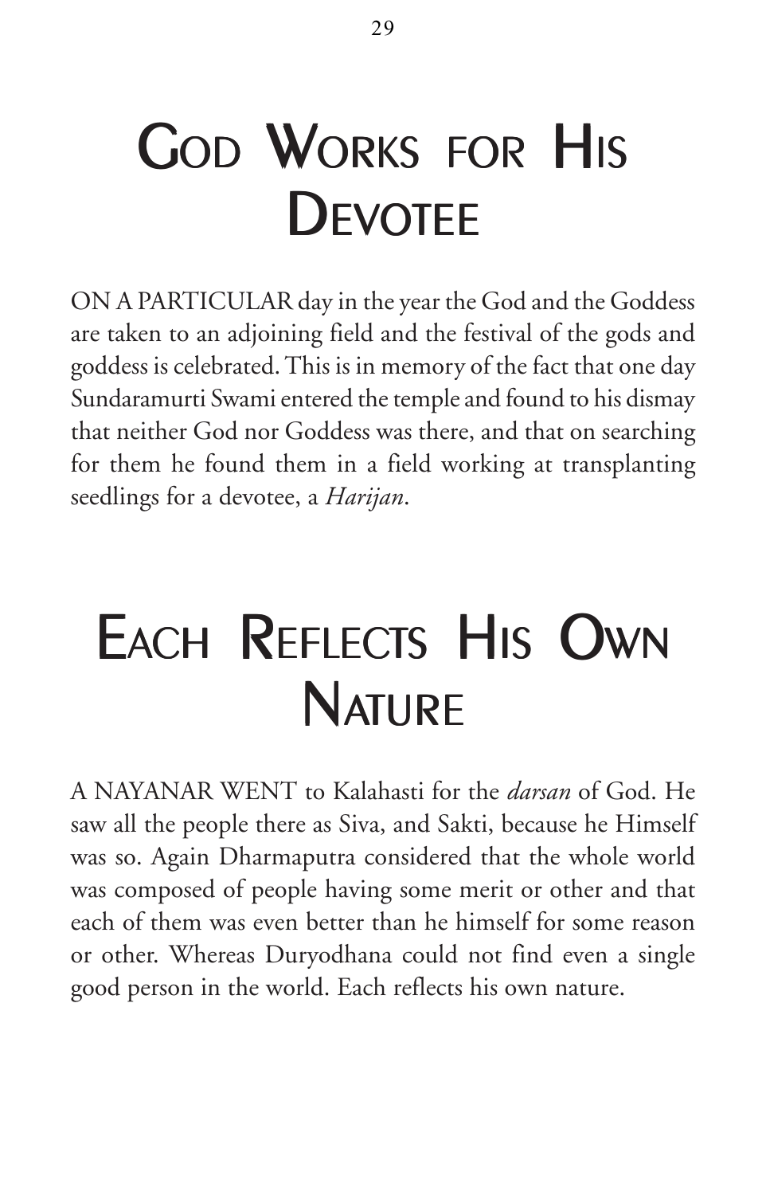# God Works for His Devotee

ON A PARTICULAR day in the year the God and the Goddess are taken to an adjoining field and the festival of the gods and goddess is celebrated. This is in memory of the fact that one day Sundaramurti Swami entered the temple and found to his dismay that neither God nor Goddess was there, and that on searching for them he found them in a field working at transplanting seedlings for a devotee, a *Harijan*.

# Each Reflects His Own Nature

A NAYANAR WENT to Kalahasti for the *darsan* of God. He saw all the people there as Siva, and Sakti, because he Himself was so. Again Dharmaputra considered that the whole world was composed of people having some merit or other and that each of them was even better than he himself for some reason or other. Whereas Duryodhana could not find even a single good person in the world. Each reflects his own nature.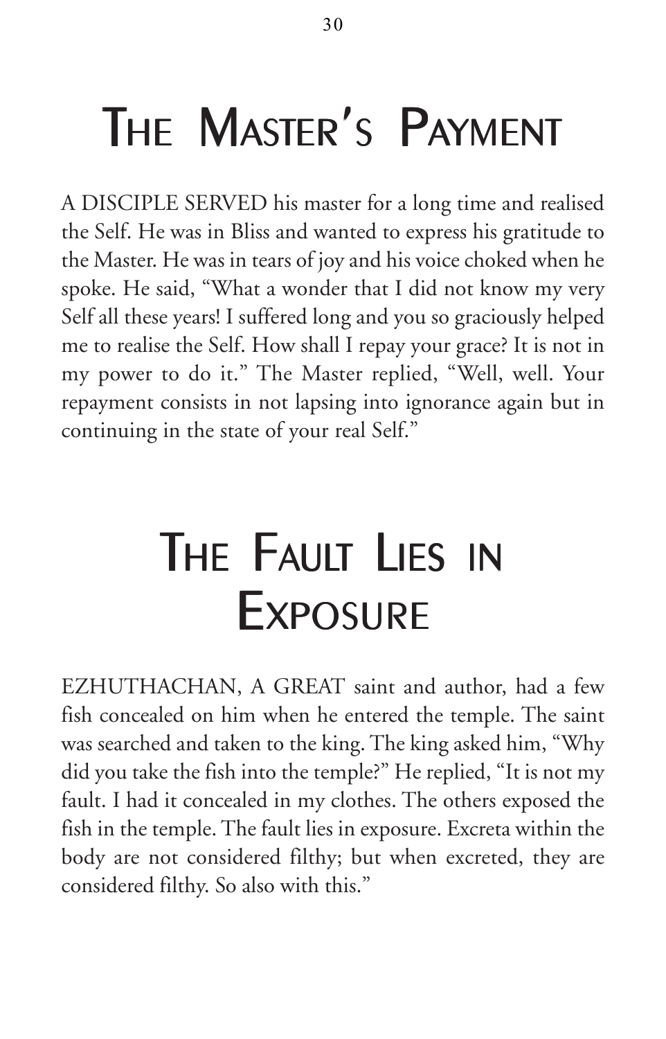# The Master's Payment

A DISCIPLE SERVED his master for a long time and realised the Self. He was in Bliss and wanted to express his gratitude to the Master. He was in tears of joy and his voice choked when he spoke. He said, "What a wonder that I did not know my very Self all these years! I suffered long and you so graciously helped me to realise the Self. How shall I repay your grace? It is not in my power to do it." The Master replied, "Well, well. Your repayment consists in not lapsing into ignorance again but in continuing in the state of your real Self."

# The Fault Lies in Exposure

EZHUTHACHAN, A GREAT saint and author, had a few fish concealed on him when he entered the temple. The saint was searched and taken to the king. The king asked him, "Why did you take the fish into the temple?" He replied, "It is not my fault. I had it concealed in my clothes. The others exposed the fish in the temple. The fault lies in exposure. Excreta within the body are not considered filthy; but when excreted, they are considered filthy. So also with this."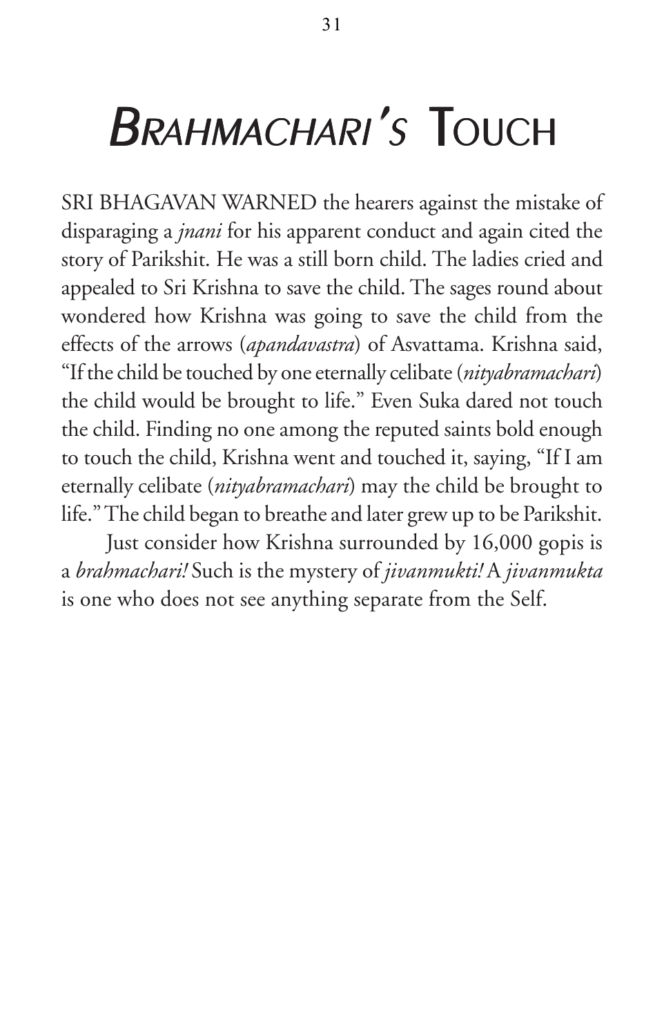# *Brahmachari's* Touch

SRI BHAGAVAN WARNED the hearers against the mistake of disparaging a *jnani* for his apparent conduct and again cited the story of Parikshit. He was a still born child. The ladies cried and appealed to Sri Krishna to save the child. The sages round about wondered how Krishna was going to save the child from the effects of the arrows (*apandavastra*) of Asvattama. Krishna said, "If the child be touched by one eternally celibate (*nityabramachari*) the child would be brought to life." Even Suka dared not touch the child. Finding no one among the reputed saints bold enough to touch the child, Krishna went and touched it, saying, "If I am eternally celibate (*nityabramachari*) may the child be brought to life." The child began to breathe and later grew up to be Parikshit.

Just consider how Krishna surrounded by 16,000 gopis is a *brahmachari!* Such is the mystery of *jivanmukti!* A *jivanmukta* is one who does not see anything separate from the Self.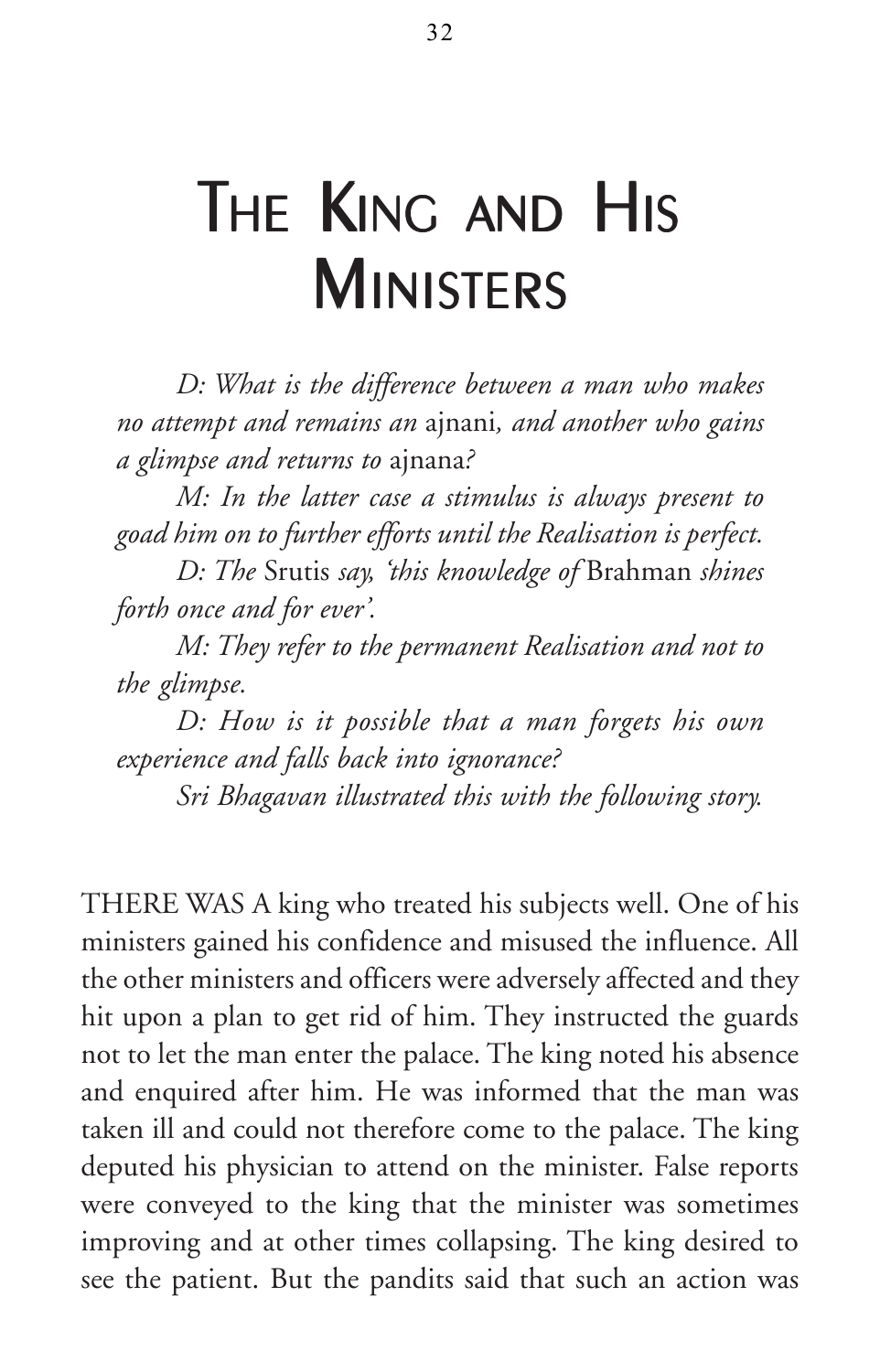# The King and His Ministers

*D: What is the difference between a man who makes no attempt and remains an* ajnani*, and another who gains a glimpse and returns to* ajnana*?*

*M: In the latter case a stimulus is always present to goad him on to further efforts until the Realisation is perfect.*

*D: The* Srutis *say, 'this knowledge of* Brahman *shines forth once and for ever'.*

*M: They refer to the permanent Realisation and not to the glimpse.*

*D: How is it possible that a man forgets his own experience and falls back into ignorance?*

*Sri Bhagavan illustrated this with the following story.*

THERE WAS A king who treated his subjects well. One of his ministers gained his confidence and misused the influence. All the other ministers and officers were adversely affected and they hit upon a plan to get rid of him. They instructed the guards not to let the man enter the palace. The king noted his absence and enquired after him. He was informed that the man was taken ill and could not therefore come to the palace. The king deputed his physician to attend on the minister. False reports were conveyed to the king that the minister was sometimes improving and at other times collapsing. The king desired to see the patient. But the pandits said that such an action was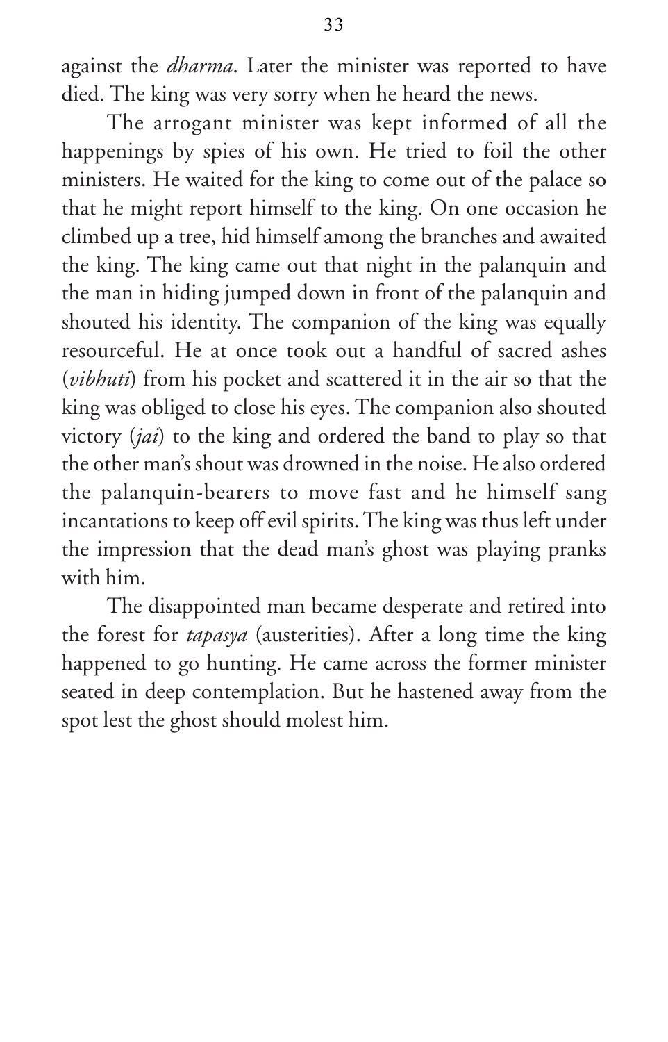against the *dharma*. Later the minister was reported to have died. The king was very sorry when he heard the news.

The arrogant minister was kept informed of all the happenings by spies of his own. He tried to foil the other ministers. He waited for the king to come out of the palace so that he might report himself to the king. On one occasion he climbed up a tree, hid himself among the branches and awaited the king. The king came out that night in the palanquin and the man in hiding jumped down in front of the palanquin and shouted his identity. The companion of the king was equally resourceful. He at once took out a handful of sacred ashes (*vibhuti*) from his pocket and scattered it in the air so that the king was obliged to close his eyes. The companion also shouted victory (*jai*) to the king and ordered the band to play so that the other man's shout was drowned in the noise. He also ordered the palanquin-bearers to move fast and he himself sang incantations to keep off evil spirits. The king was thus left under the impression that the dead man's ghost was playing pranks with him.

The disappointed man became desperate and retired into the forest for *tapasya* (austerities). After a long time the king happened to go hunting. He came across the former minister seated in deep contemplation. But he hastened away from the spot lest the ghost should molest him.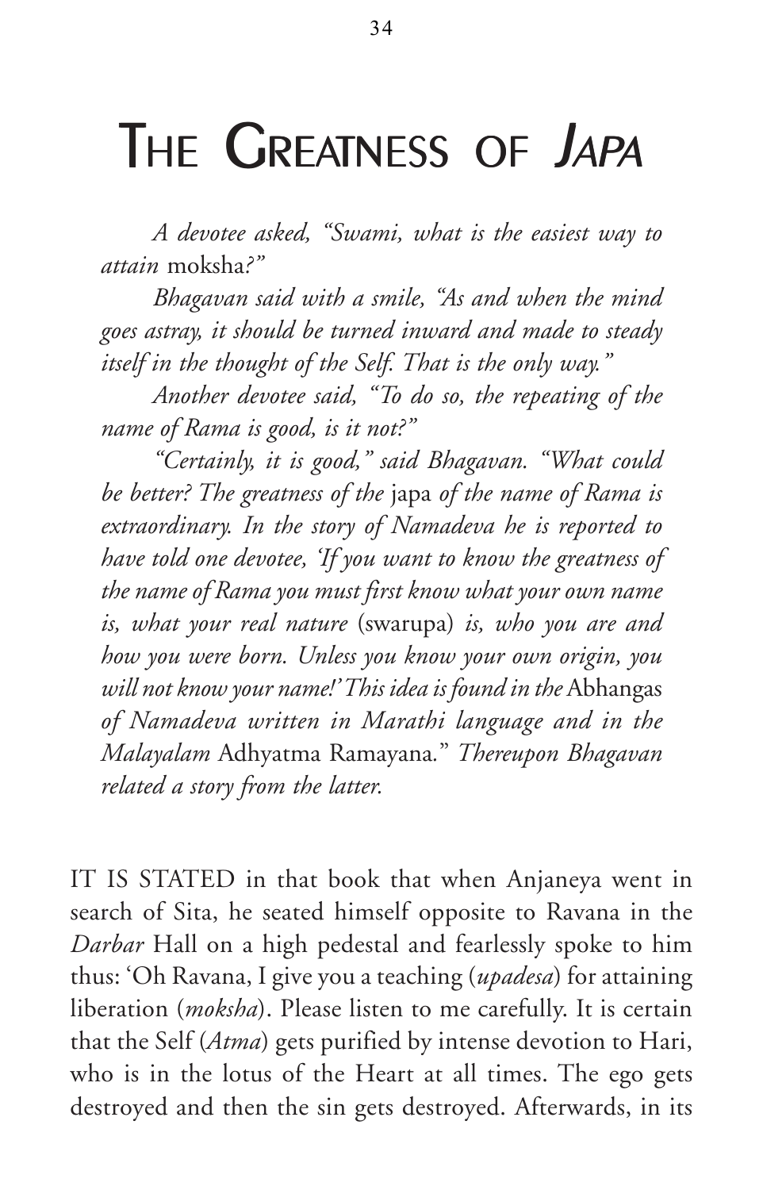# The Greatness of *Japa*

*A devotee asked, "Swami, what is the easiest way to attain* moksha*?"*

*Bhagavan said with a smile, "As and when the mind goes astray, it should be turned inward and made to steady itself in the thought of the Self. That is the only way."*

*Another devotee said, "To do so, the repeating of the name of Rama is good, is it not?"*

*"Certainly, it is good," said Bhagavan. "What could be better? The greatness of the* japa *of the name of Rama is extraordinary. In the story of Namadeva he is reported to have told one devotee, 'If you want to know the greatness of the name of Rama you must first know what your own name is, what your real nature* (swarupa) *is, who you are and how you were born. Unless you know your own origin, you will not know your name!' This idea is found in the* Abhangas *of Namadeva written in Marathi language and in the Malayalam* Adhyatma Ramayana*." Thereupon Bhagavan related a story from the latter.*

IT IS STATED in that book that when Anjaneya went in search of Sita, he seated himself opposite to Ravana in the *Darbar* Hall on a high pedestal and fearlessly spoke to him thus: 'Oh Ravana, I give you a teaching (*upadesa*) for attaining liberation (*moksha*). Please listen to me carefully. It is certain that the Self (*Atma*) gets purified by intense devotion to Hari, who is in the lotus of the Heart at all times. The ego gets destroyed and then the sin gets destroyed. Afterwards, in its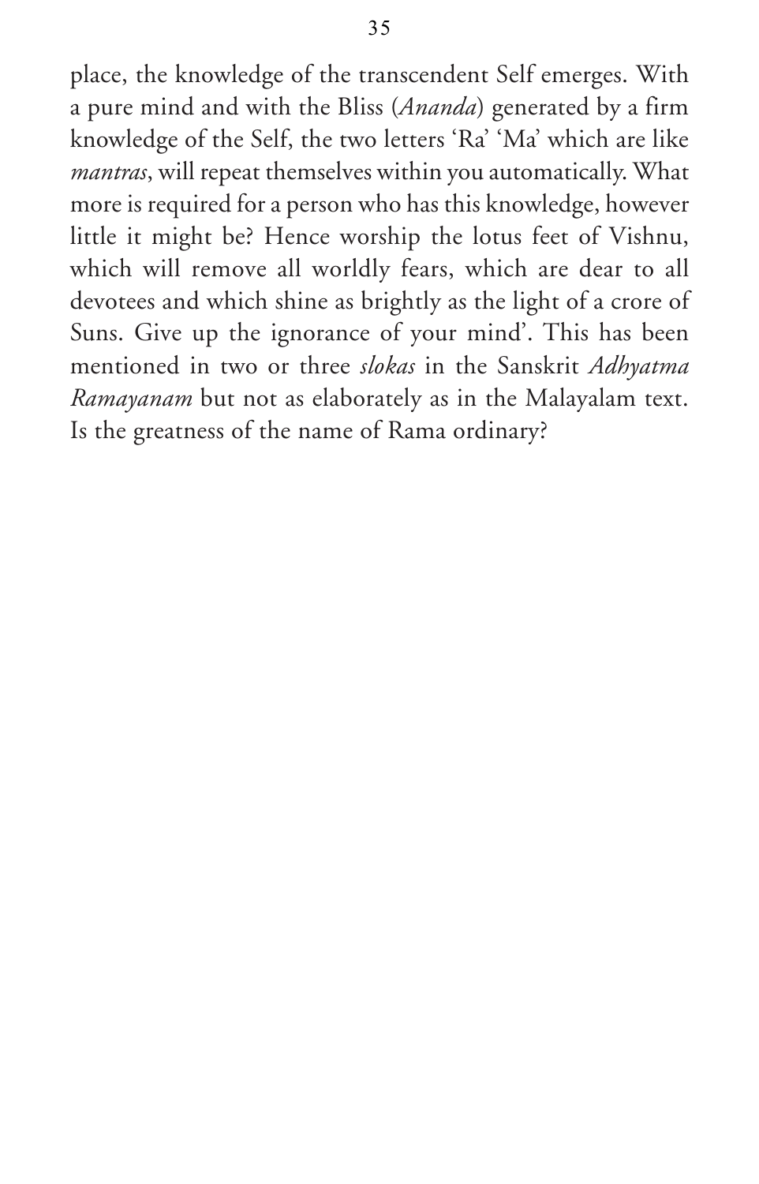place, the knowledge of the transcendent Self emerges. With a pure mind and with the Bliss (*Ananda*) generated by a firm knowledge of the Self, the two letters 'Ra' 'Ma' which are like *mantras*, will repeat themselves within you automatically. What more is required for a person who has this knowledge, however little it might be? Hence worship the lotus feet of Vishnu, which will remove all worldly fears, which are dear to all devotees and which shine as brightly as the light of a crore of Suns. Give up the ignorance of your mind'. This has been mentioned in two or three *slokas* in the Sanskrit *Adhyatma Ramayanam* but not as elaborately as in the Malayalam text. Is the greatness of the name of Rama ordinary?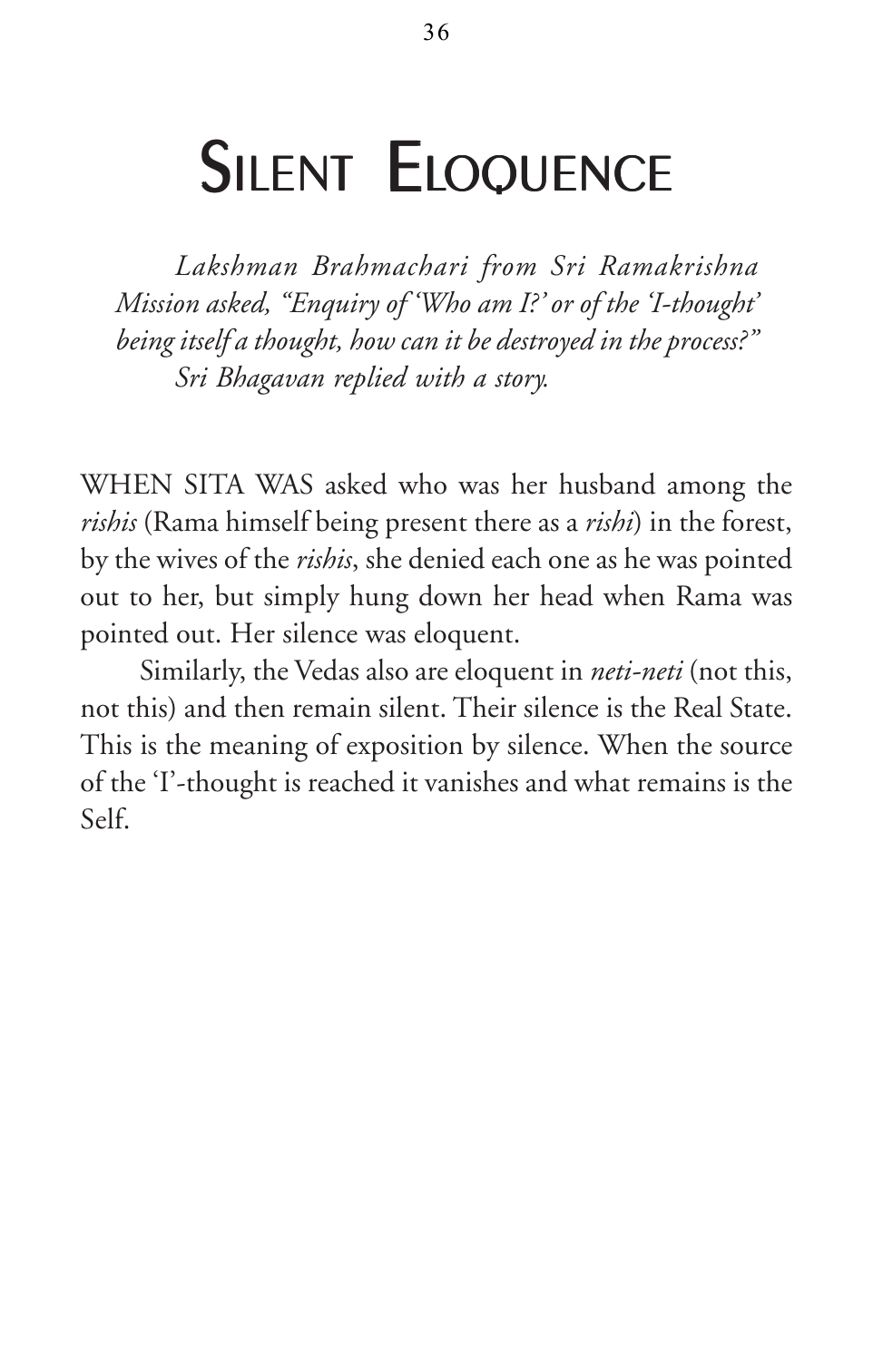# Silent Eloquence

*Lakshman Brahmachari from Sri Ramakrishna Mission asked, "Enquiry of 'Who am I?' or of the 'I-thought' being itself a thought, how can it be destroyed in the process?"*
*Sri Bhagavan replied with a story.*

WHEN SITA WAS asked who was her husband among the *rishis* (Rama himself being present there as a *rishi*) in the forest, by the wives of the *rishis*, she denied each one as he was pointed out to her, but simply hung down her head when Rama was pointed out. Her silence was eloquent.

Similarly, the Vedas also are eloquent in *neti-neti* (not this, not this) and then remain silent. Their silence is the Real State. This is the meaning of exposition by silence. When the source of the 'I'-thought is reached it vanishes and what remains is the Self.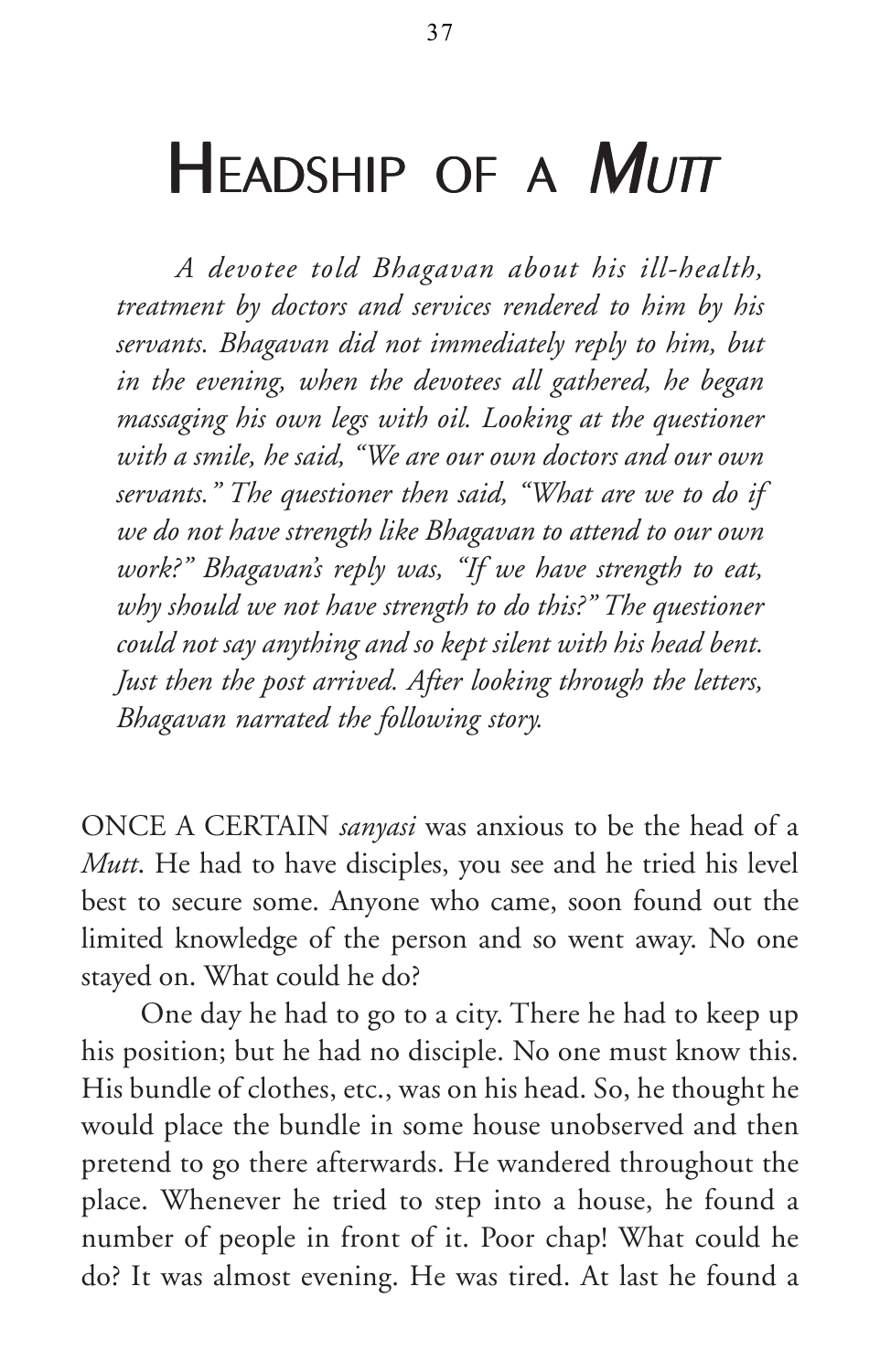# Headship of a *Mutt*

*A devotee told Bhagavan about his ill-health, treatment by doctors and services rendered to him by his servants. Bhagavan did not immediately reply to him, but in the evening, when the devotees all gathered, he began massaging his own legs with oil. Looking at the questioner with a smile, he said, "We are our own doctors and our own servants." The questioner then said, "What are we to do if we do not have strength like Bhagavan to attend to our own work?" Bhagavan's reply was, "If we have strength to eat, why should we not have strength to do this?" The questioner could not say anything and so kept silent with his head bent. Just then the post arrived. After looking through the letters, Bhagavan narrated the following story.*

ONCE A CERTAIN *sanyasi* was anxious to be the head of a *Mutt*. He had to have disciples, you see and he tried his level best to secure some. Anyone who came, soon found out the limited knowledge of the person and so went away. No one stayed on. What could he do?

One day he had to go to a city. There he had to keep up his position; but he had no disciple. No one must know this. His bundle of clothes, etc., was on his head. So, he thought he would place the bundle in some house unobserved and then pretend to go there afterwards. He wandered throughout the place. Whenever he tried to step into a house, he found a number of people in front of it. Poor chap! What could he do? It was almost evening. He was tired. At last he found a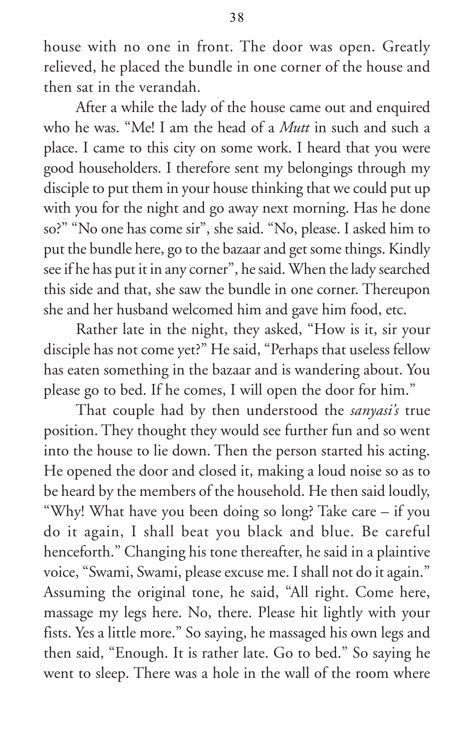house with no one in front. The door was open. Greatly relieved, he placed the bundle in one corner of the house and then sat in the verandah.

After a while the lady of the house came out and enquired who he was. "Me! I am the head of a *Mutt* in such and such a place. I came to this city on some work. I heard that you were good householders. I therefore sent my belongings through my disciple to put them in your house thinking that we could put up with you for the night and go away next morning. Has he done so?" "No one has come sir", she said. "No, please. I asked him to put the bundle here, go to the bazaar and get some things. Kindly see if he has put it in any corner", he said. When the lady searched this side and that, she saw the bundle in one corner. Thereupon she and her husband welcomed him and gave him food, etc.

Rather late in the night, they asked, "How is it, sir your disciple has not come yet?" He said, "Perhaps that useless fellow has eaten something in the bazaar and is wandering about. You please go to bed. If he comes, I will open the door for him."

That couple had by then understood the *sanyasi's* true position. They thought they would see further fun and so went into the house to lie down. Then the person started his acting. He opened the door and closed it, making a loud noise so as to be heard by the members of the household. He then said loudly, "Why! What have you been doing so long? Take care – if you do it again, I shall beat you black and blue. Be careful henceforth." Changing his tone thereafter, he said in a plaintive voice, "Swami, Swami, please excuse me. I shall not do it again." Assuming the original tone, he said, "All right. Come here, massage my legs here. No, there. Please hit lightly with your fists. Yes a little more." So saying, he massaged his own legs and then said, "Enough. It is rather late. Go to bed." So saying he went to sleep. There was a hole in the wall of the room where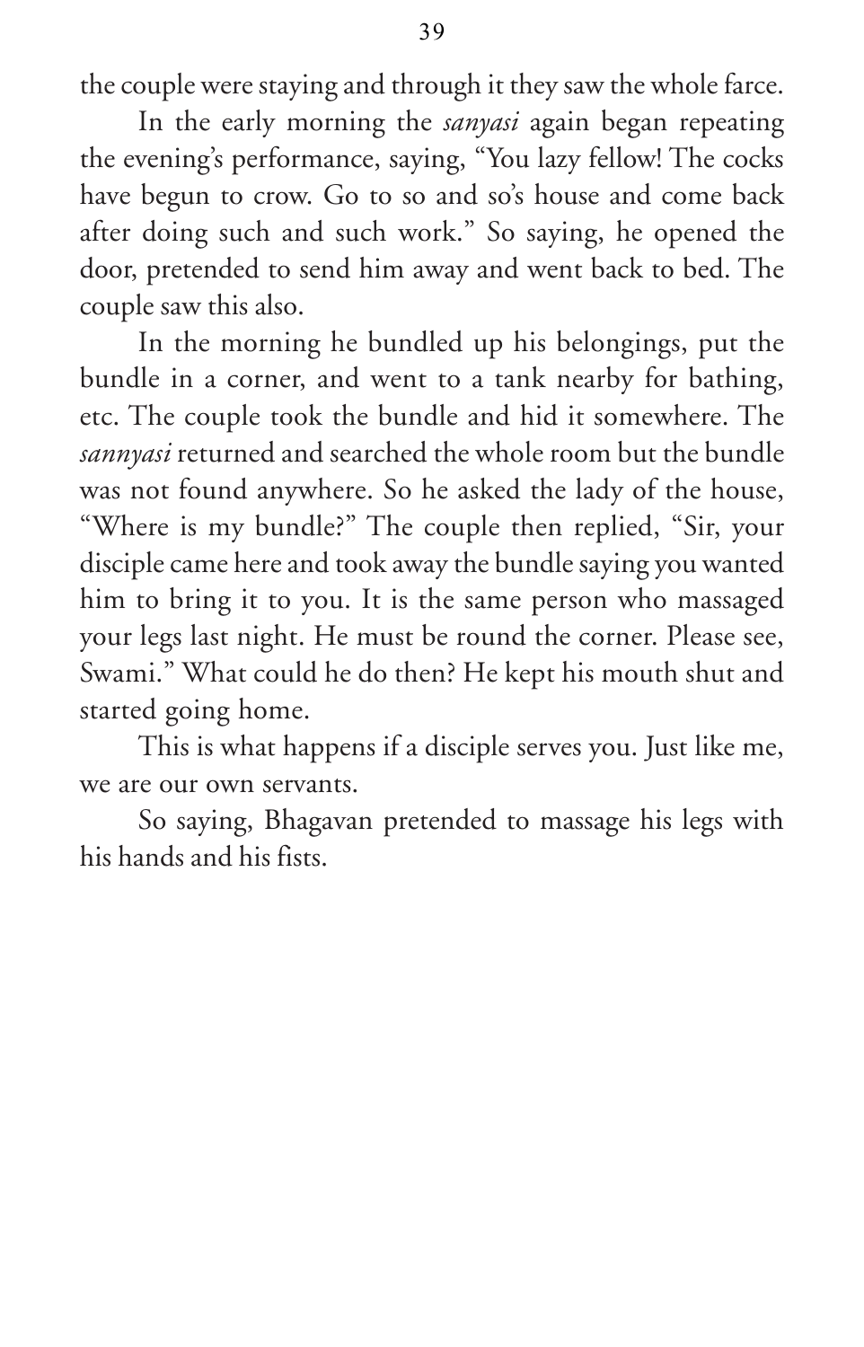the couple were staying and through it they saw the whole farce.

In the early morning the *sanyasi* again began repeating the evening's performance, saying, "You lazy fellow! The cocks have begun to crow. Go to so and so's house and come back after doing such and such work." So saying, he opened the door, pretended to send him away and went back to bed. The couple saw this also.

In the morning he bundled up his belongings, put the bundle in a corner, and went to a tank nearby for bathing, etc. The couple took the bundle and hid it somewhere. The *sannyasi* returned and searched the whole room but the bundle was not found anywhere. So he asked the lady of the house, "Where is my bundle?" The couple then replied, "Sir, your disciple came here and took away the bundle saying you wanted him to bring it to you. It is the same person who massaged your legs last night. He must be round the corner. Please see, Swami." What could he do then? He kept his mouth shut and started going home.

This is what happens if a disciple serves you. Just like me, we are our own servants.

So saying, Bhagavan pretended to massage his legs with his hands and his fists.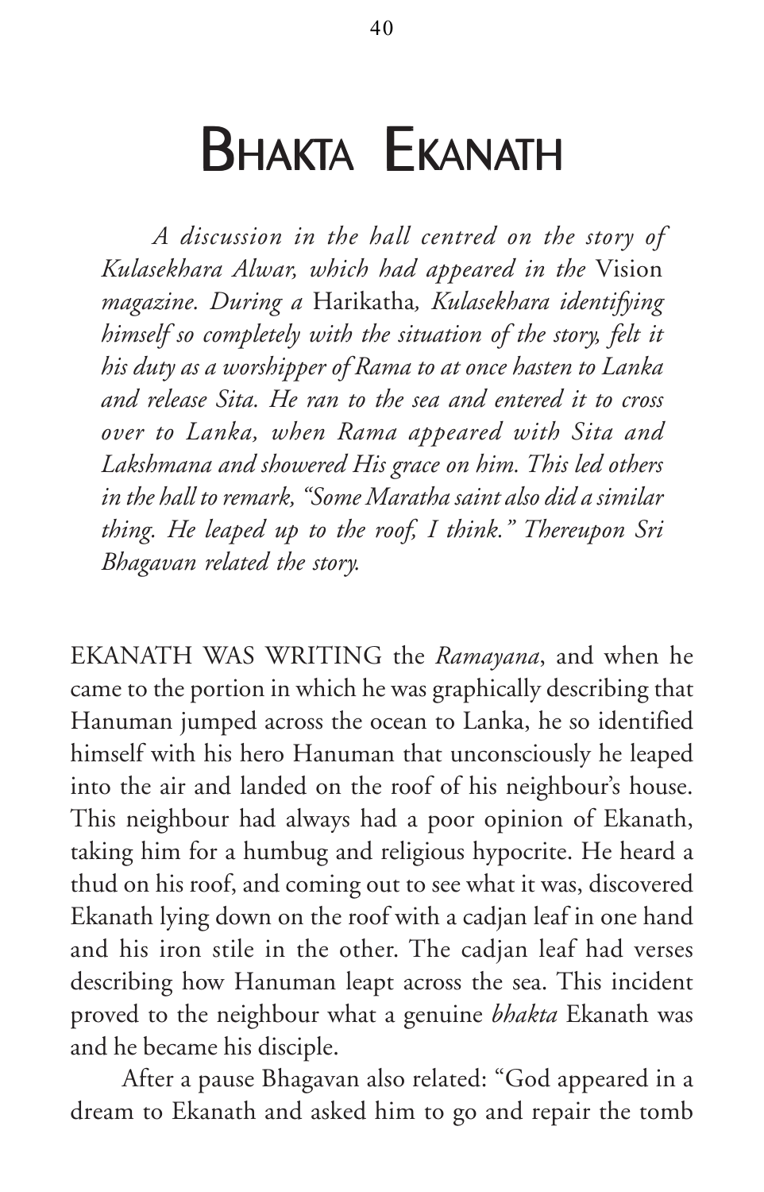# Bhakta Ekanath

*A discussion in the hall centred on the story of Kulasekhara Alwar, which had appeared in the* Vision *magazine. During a* Harikatha*, Kulasekhara identifying himself so completely with the situation of the story, felt it his duty as a worshipper of Rama to at once hasten to Lanka and release Sita. He ran to the sea and entered it to cross over to Lanka, when Rama appeared with Sita and Lakshmana and showered His grace on him. This led others in the hall to remark, "Some Maratha saint also did a similar thing. He leaped up to the roof, I think." Thereupon Sri Bhagavan related the story.*

EKANATH WAS WRITING the *Ramayana*, and when he came to the portion in which he was graphically describing that Hanuman jumped across the ocean to Lanka, he so identified himself with his hero Hanuman that unconsciously he leaped into the air and landed on the roof of his neighbour's house. This neighbour had always had a poor opinion of Ekanath, taking him for a humbug and religious hypocrite. He heard a thud on his roof, and coming out to see what it was, discovered Ekanath lying down on the roof with a cadjan leaf in one hand and his iron stile in the other. The cadjan leaf had verses describing how Hanuman leapt across the sea. This incident proved to the neighbour what a genuine *bhakta* Ekanath was and he became his disciple.

After a pause Bhagavan also related: "God appeared in a dream to Ekanath and asked him to go and repair the tomb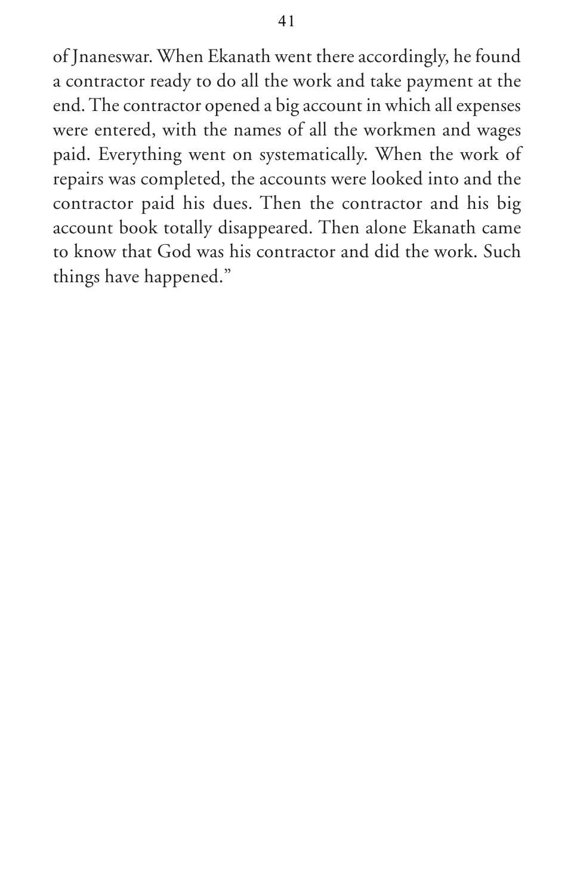of Jnaneswar. When Ekanath went there accordingly, he found a contractor ready to do all the work and take payment at the end. The contractor opened a big account in which all expenses were entered, with the names of all the workmen and wages paid. Everything went on systematically. When the work of repairs was completed, the accounts were looked into and the contractor paid his dues. Then the contractor and his big account book totally disappeared. Then alone Ekanath came to know that God was his contractor and did the work. Such things have happened."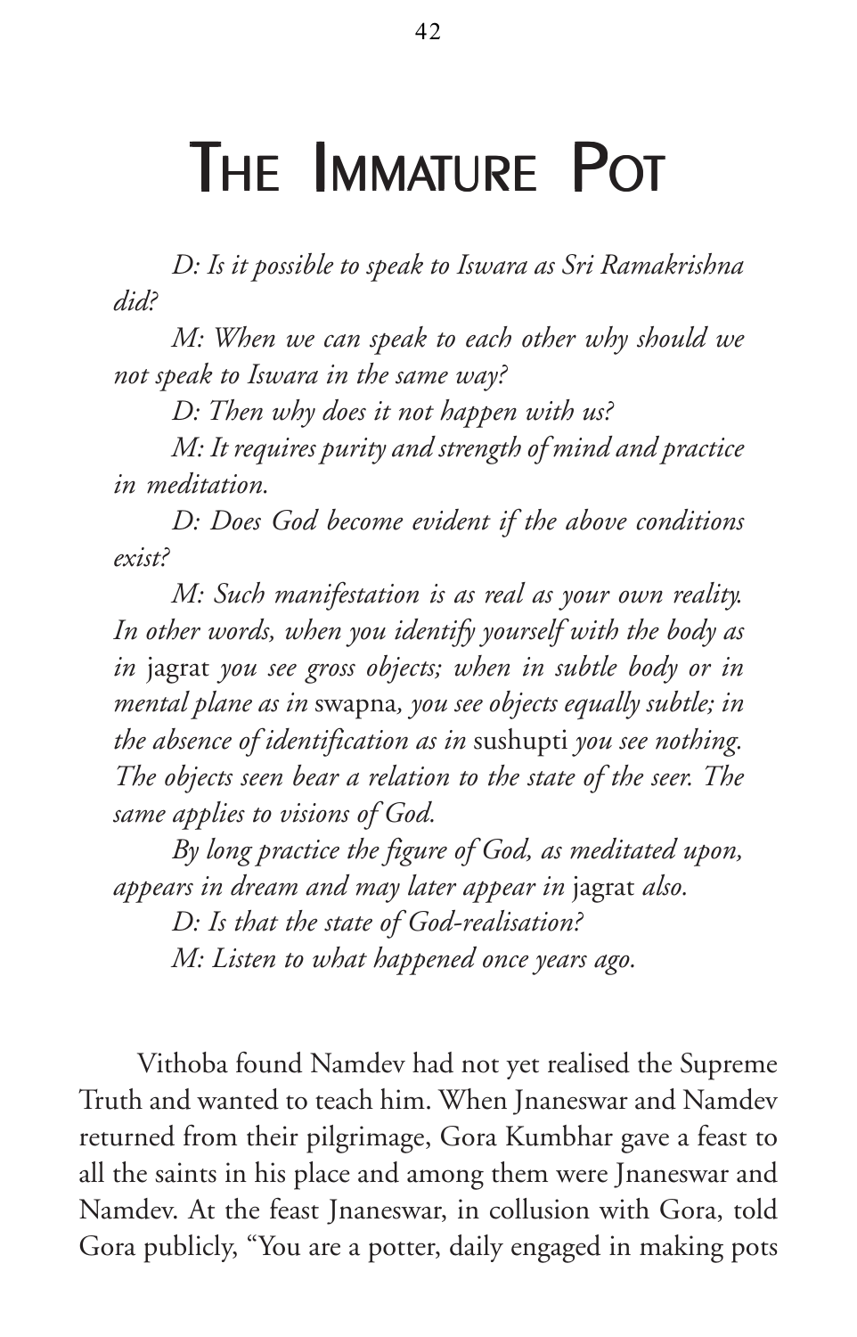# The Immature Pot

*D: Is it possible to speak to Iswara as Sri Ramakrishna did?*

*M: When we can speak to each other why should we not speak to Iswara in the same way?*

*D: Then why does it not happen with us?*

*M: It requires purity and strength of mind and practice in meditation.*

*D: Does God become evident if the above conditions exist?*

*M: Such manifestation is as real as your own reality. In other words, when you identify yourself with the body as in* jagrat *you see gross objects; when in subtle body or in mental plane as in* swapna*, you see objects equally subtle; in the absence of identification as in* sushupti *you see nothing. The objects seen bear a relation to the state of the seer. The same applies to visions of God.*

*By long practice the figure of God, as meditated upon, appears in dream and may later appear in* jagrat *also.*

*D: Is that the state of God-realisation?*

*M: Listen to what happened once years ago.*

Vithoba found Namdev had not yet realised the Supreme Truth and wanted to teach him. When Jnaneswar and Namdev returned from their pilgrimage, Gora Kumbhar gave a feast to all the saints in his place and among them were Jnaneswar and Namdev. At the feast Jnaneswar, in collusion with Gora, told Gora publicly, "You are a potter, daily engaged in making pots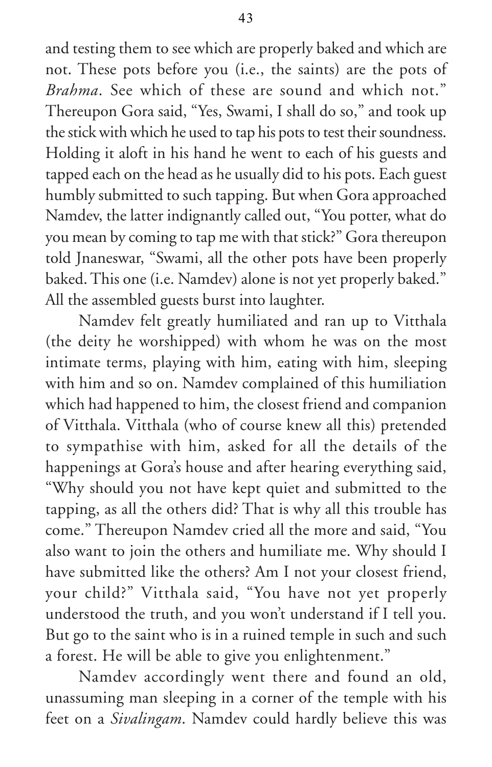and testing them to see which are properly baked and which are not. These pots before you (i.e., the saints) are the pots of *Brahma*. See which of these are sound and which not." Thereupon Gora said, "Yes, Swami, I shall do so," and took up the stick with which he used to tap his pots to test their soundness. Holding it aloft in his hand he went to each of his guests and tapped each on the head as he usually did to his pots. Each guest humbly submitted to such tapping. But when Gora approached Namdev, the latter indignantly called out, "You potter, what do you mean by coming to tap me with that stick?" Gora thereupon told Jnaneswar, "Swami, all the other pots have been properly baked. This one (i.e. Namdev) alone is not yet properly baked." All the assembled guests burst into laughter.

Namdev felt greatly humiliated and ran up to Vitthala (the deity he worshipped) with whom he was on the most intimate terms, playing with him, eating with him, sleeping with him and so on. Namdev complained of this humiliation which had happened to him, the closest friend and companion of Vitthala. Vitthala (who of course knew all this) pretended to sympathise with him, asked for all the details of the happenings at Gora's house and after hearing everything said, "Why should you not have kept quiet and submitted to the tapping, as all the others did? That is why all this trouble has come." Thereupon Namdev cried all the more and said, "You also want to join the others and humiliate me. Why should I have submitted like the others? Am I not your closest friend, your child?" Vitthala said, "You have not yet properly understood the truth, and you won't understand if I tell you. But go to the saint who is in a ruined temple in such and such a forest. He will be able to give you enlightenment."

Namdev accordingly went there and found an old, unassuming man sleeping in a corner of the temple with his feet on a *Sivalingam*. Namdev could hardly believe this was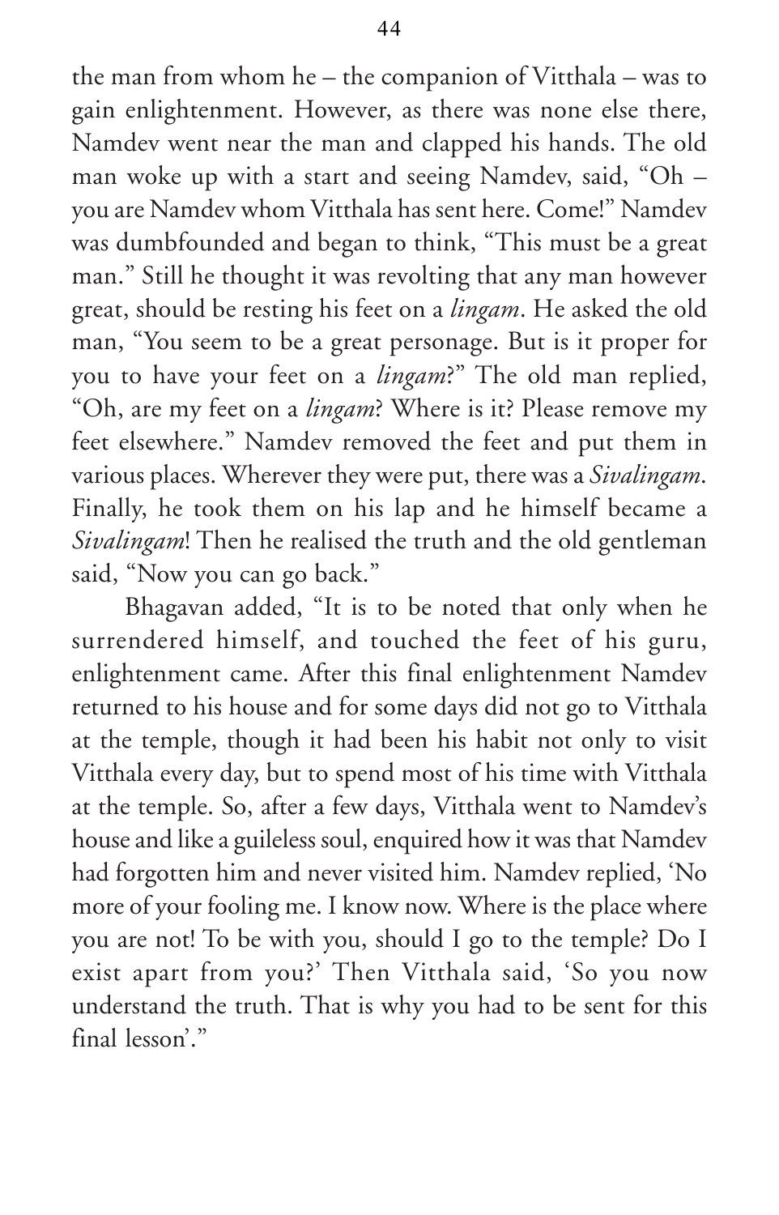the man from whom he – the companion of Vitthala – was to gain enlightenment. However, as there was none else there, Namdev went near the man and clapped his hands. The old man woke up with a start and seeing Namdev, said, "Oh – you are Namdev whom Vitthala has sent here. Come!" Namdev was dumbfounded and began to think, "This must be a great man." Still he thought it was revolting that any man however great, should be resting his feet on a *lingam*. He asked the old man, "You seem to be a great personage. But is it proper for you to have your feet on a *lingam*?" The old man replied, "Oh, are my feet on a *lingam*? Where is it? Please remove my feet elsewhere." Namdev removed the feet and put them in various places. Wherever they were put, there was a *Sivalingam*. Finally, he took them on his lap and he himself became a *Sivalingam*! Then he realised the truth and the old gentleman said, "Now you can go back."

Bhagavan added, "It is to be noted that only when he surrendered himself, and touched the feet of his guru, enlightenment came. After this final enlightenment Namdev returned to his house and for some days did not go to Vitthala at the temple, though it had been his habit not only to visit Vitthala every day, but to spend most of his time with Vitthala at the temple. So, after a few days, Vitthala went to Namdev's house and like a guileless soul, enquired how it was that Namdev had forgotten him and never visited him. Namdev replied, 'No more of your fooling me. I know now. Where is the place where you are not! To be with you, should I go to the temple? Do I exist apart from you?' Then Vitthala said, 'So you now understand the truth. That is why you had to be sent for this final lesson'."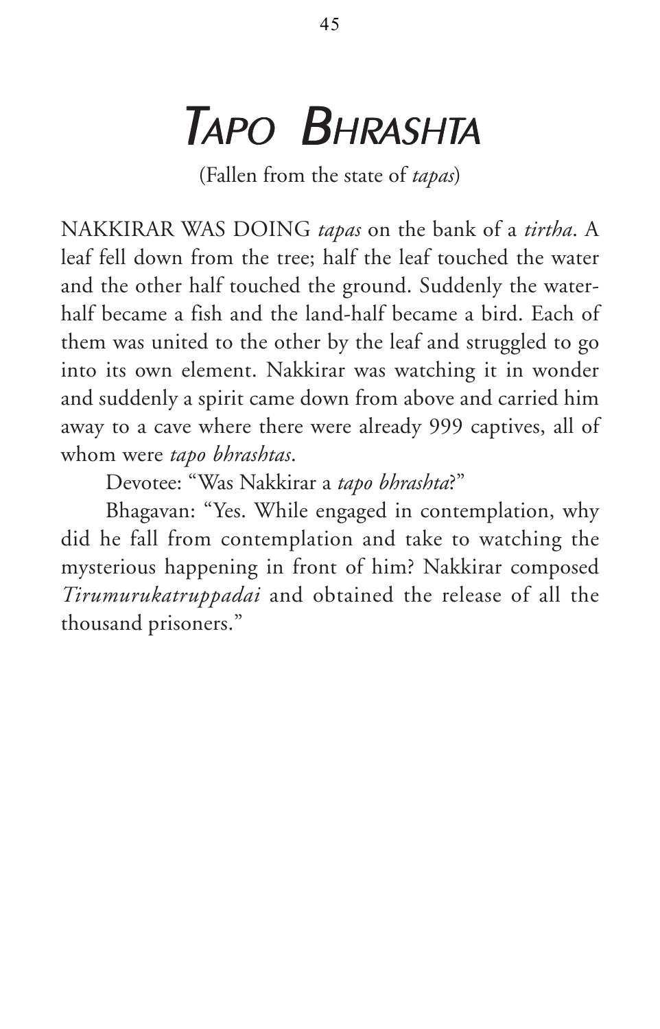# *Tapo Bhrashta*

(Fallen from the state of *tapas*)

NAKKIRAR WAS DOING *tapas* on the bank of a *tirtha*. A leaf fell down from the tree; half the leaf touched the water and the other half touched the ground. Suddenly the water-half became a fish and the land-half became a bird. Each of them was united to the other by the leaf and struggled to go into its own element. Nakkirar was watching it in wonder and suddenly a spirit came down from above and carried him away to a cave where there were already 999 captives, all of whom were *tapo bhrashtas*.

Devotee: "Was Nakkirar a *tapo bhrashta*?"

Bhagavan: "Yes. While engaged in contemplation, why did he fall from contemplation and take to watching the mysterious happening in front of him? Nakkirar composed *Tirumurukatruppadai* and obtained the release of all the thousand prisoners."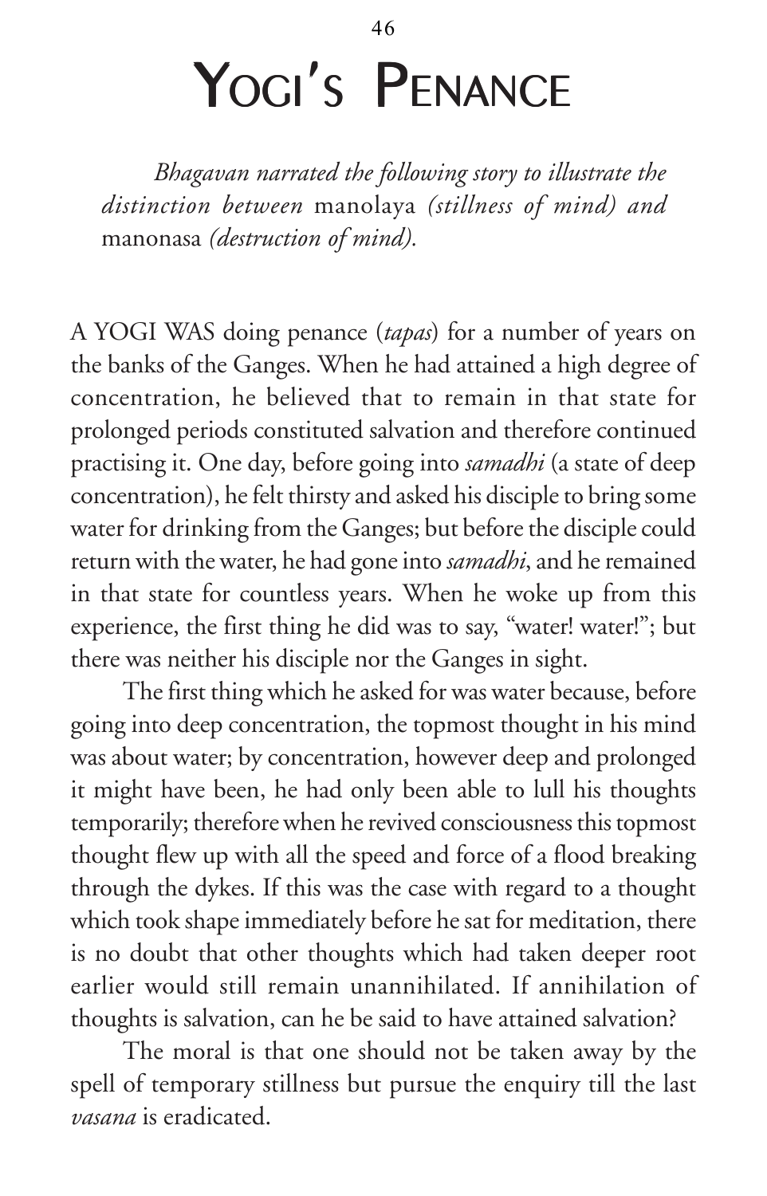# YOGI'S PENANCE

*Bhagavan narrated the following story to illustrate the distinction between* manolaya *(stillness of mind) and* manonasa *(destruction of mind).*

A YOGI WAS doing penance (*tapas*) for a number of years on the banks of the Ganges. When he had attained a high degree of concentration, he believed that to remain in that state for prolonged periods constituted salvation and therefore continued practising it. One day, before going into *samadhi* (a state of deep concentration), he felt thirsty and asked his disciple to bring some water for drinking from the Ganges; but before the disciple could return with the water, he had gone into *samadhi*, and he remained in that state for countless years. When he woke up from this experience, the first thing he did was to say, "water! water!"; but there was neither his disciple nor the Ganges in sight.

The first thing which he asked for was water because, before going into deep concentration, the topmost thought in his mind was about water; by concentration, however deep and prolonged it might have been, he had only been able to lull his thoughts temporarily; therefore when he revived consciousness this topmost thought flew up with all the speed and force of a flood breaking through the dykes. If this was the case with regard to a thought which took shape immediately before he sat for meditation, there is no doubt that other thoughts which had taken deeper root earlier would still remain unannihilated. If annihilation of thoughts is salvation, can he be said to have attained salvation?

The moral is that one should not be taken away by the spell of temporary stillness but pursue the enquiry till the last *vasana* is eradicated.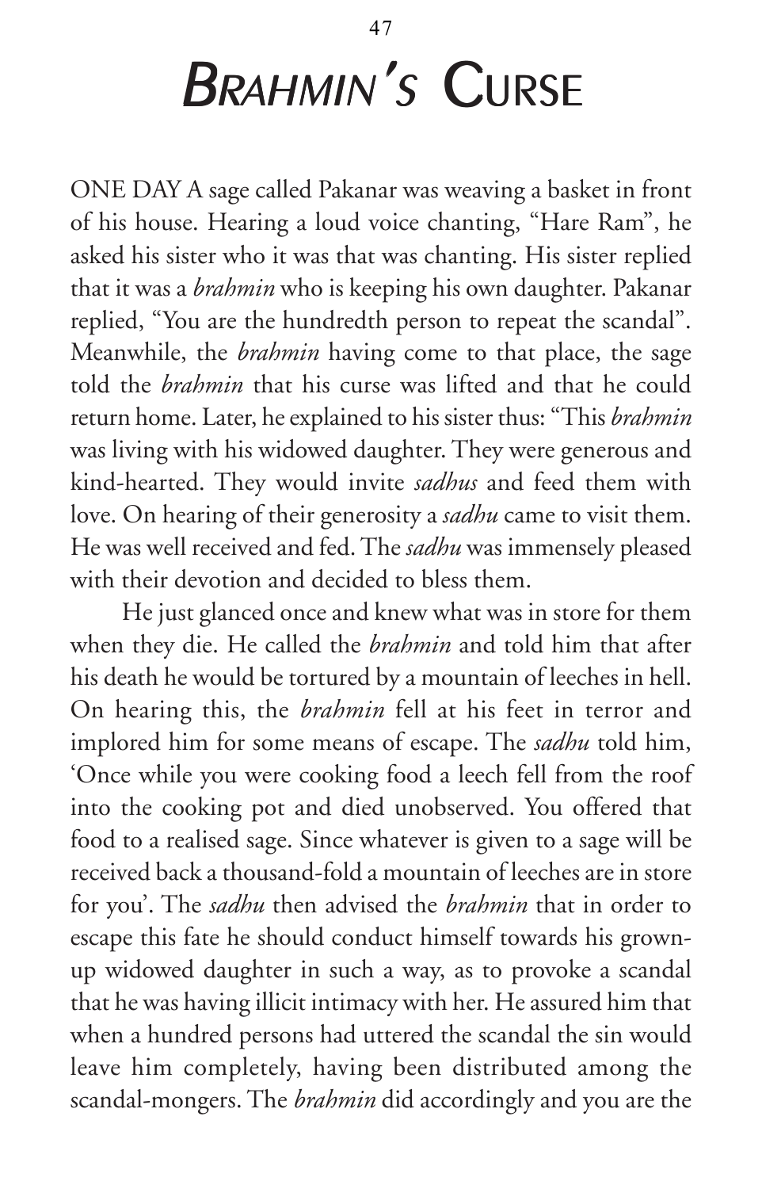# *Brahmin's* Curse

ONE DAY A sage called Pakanar was weaving a basket in front of his house. Hearing a loud voice chanting, "Hare Ram", he asked his sister who it was that was chanting. His sister replied that it was a *brahmin* who is keeping his own daughter. Pakanar replied, "You are the hundredth person to repeat the scandal". Meanwhile, the *brahmin* having come to that place, the sage told the *brahmin* that his curse was lifted and that he could return home. Later, he explained to his sister thus: "This *brahmin* was living with his widowed daughter. They were generous and kind-hearted. They would invite *sadhus* and feed them with love. On hearing of their generosity a *sadhu* came to visit them. He was well received and fed. The *sadhu* was immensely pleased with their devotion and decided to bless them.

He just glanced once and knew what was in store for them when they die. He called the *brahmin* and told him that after his death he would be tortured by a mountain of leeches in hell. On hearing this, the *brahmin* fell at his feet in terror and implored him for some means of escape. The *sadhu* told him, 'Once while you were cooking food a leech fell from the roof into the cooking pot and died unobserved. You offered that food to a realised sage. Since whatever is given to a sage will be received back a thousand-fold a mountain of leeches are in store for you'. The *sadhu* then advised the *brahmin* that in order to escape this fate he should conduct himself towards his grown-up widowed daughter in such a way, as to provoke a scandal that he was having illicit intimacy with her. He assured him that when a hundred persons had uttered the scandal the sin would leave him completely, having been distributed among the scandal-mongers. The *brahmin* did accordingly and you are the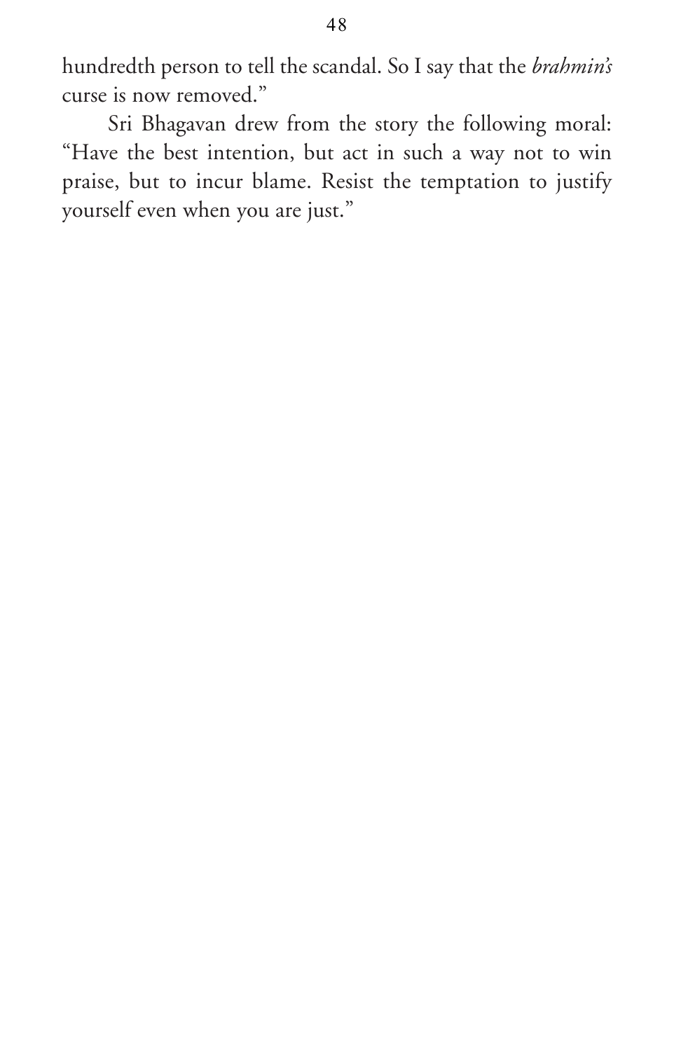hundredth person to tell the scandal. So I say that the *brahmin's* curse is now removed."

Sri Bhagavan drew from the story the following moral: "Have the best intention, but act in such a way not to win praise, but to incur blame. Resist the temptation to justify yourself even when you are just."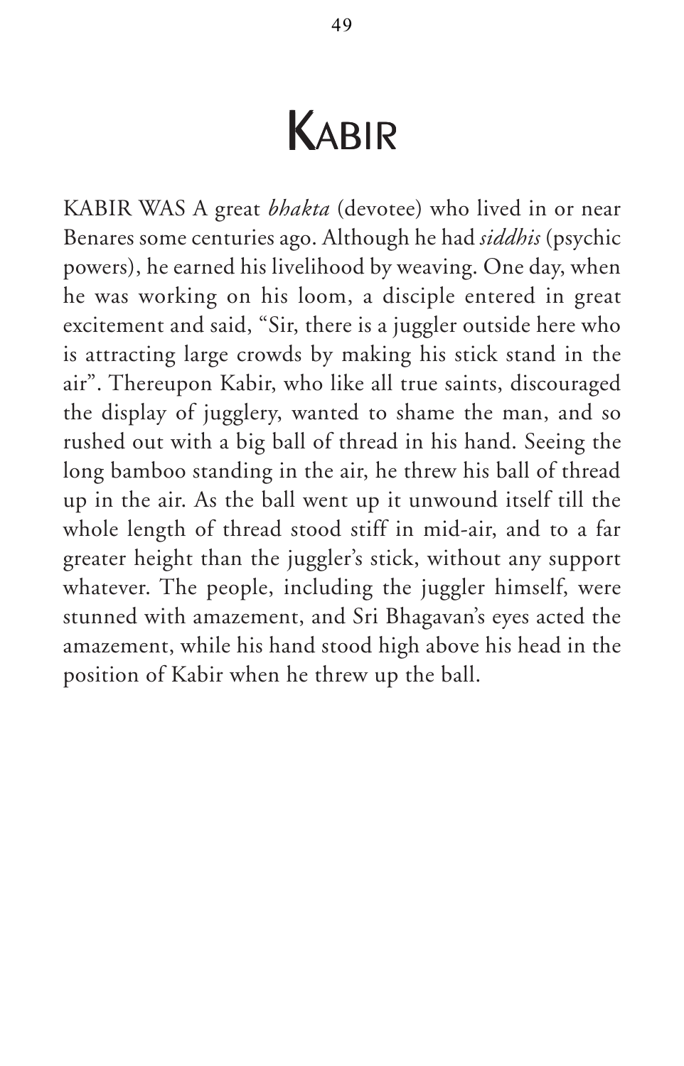# Kabir

KABIR WAS A great *bhakta* (devotee) who lived in or near Benares some centuries ago. Although he had *siddhis* (psychic powers), he earned his livelihood by weaving. One day, when he was working on his loom, a disciple entered in great excitement and said, "Sir, there is a juggler outside here who is attracting large crowds by making his stick stand in the air". Thereupon Kabir, who like all true saints, discouraged the display of jugglery, wanted to shame the man, and so rushed out with a big ball of thread in his hand. Seeing the long bamboo standing in the air, he threw his ball of thread up in the air. As the ball went up it unwound itself till the whole length of thread stood stiff in mid-air, and to a far greater height than the juggler's stick, without any support whatever. The people, including the juggler himself, were stunned with amazement, and Sri Bhagavan's eyes acted the amazement, while his hand stood high above his head in the position of Kabir when he threw up the ball.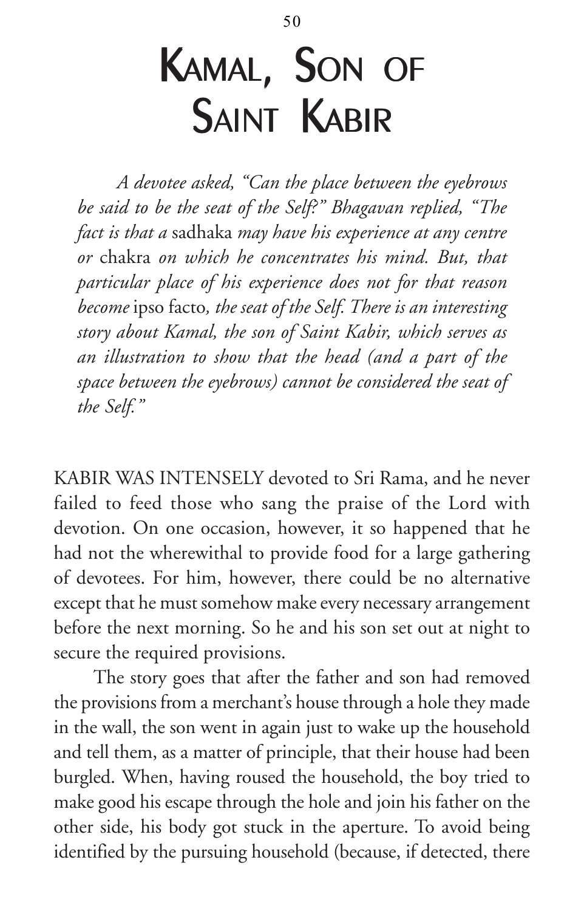# Kamal, Son of Saint Kabir

*A devotee asked, "Can the place between the eyebrows be said to be the seat of the Self?" Bhagavan replied, "The fact is that a* sadhaka *may have his experience at any centre or* chakra *on which he concentrates his mind. But, that particular place of his experience does not for that reason become* ipso facto*, the seat of the Self. There is an interesting story about Kamal, the son of Saint Kabir, which serves as an illustration to show that the head (and a part of the space between the eyebrows) cannot be considered the seat of the Self."*

KABIR WAS INTENSELY devoted to Sri Rama, and he never failed to feed those who sang the praise of the Lord with devotion. On one occasion, however, it so happened that he had not the wherewithal to provide food for a large gathering of devotees. For him, however, there could be no alternative except that he must somehow make every necessary arrangement before the next morning. So he and his son set out at night to secure the required provisions.

The story goes that after the father and son had removed the provisions from a merchant's house through a hole they made in the wall, the son went in again just to wake up the household and tell them, as a matter of principle, that their house had been burgled. When, having roused the household, the boy tried to make good his escape through the hole and join his father on the other side, his body got stuck in the aperture. To avoid being identified by the pursuing household (because, if detected, there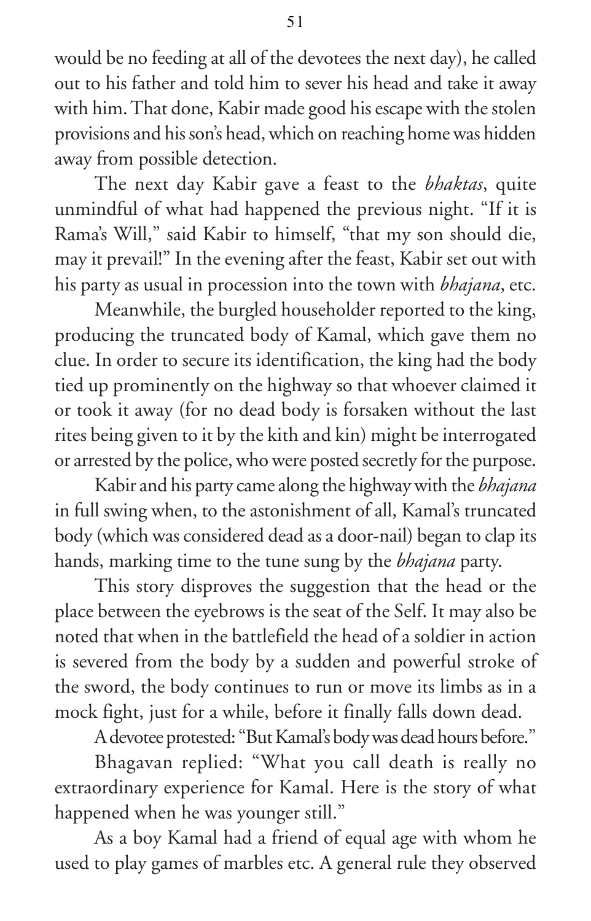would be no feeding at all of the devotees the next day), he called out to his father and told him to sever his head and take it away with him. That done, Kabir made good his escape with the stolen provisions and his son's head, which on reaching home was hidden away from possible detection.

The next day Kabir gave a feast to the *bhaktas*, quite unmindful of what had happened the previous night. "If it is Rama's Will," said Kabir to himself, "that my son should die, may it prevail!" In the evening after the feast, Kabir set out with his party as usual in procession into the town with *bhajana*, etc.

Meanwhile, the burgled householder reported to the king, producing the truncated body of Kamal, which gave them no clue. In order to secure its identification, the king had the body tied up prominently on the highway so that whoever claimed it or took it away (for no dead body is forsaken without the last rites being given to it by the kith and kin) might be interrogated or arrested by the police, who were posted secretly for the purpose.

Kabir and his party came along the highway with the *bhajana* in full swing when, to the astonishment of all, Kamal's truncated body (which was considered dead as a door-nail) began to clap its hands, marking time to the tune sung by the *bhajana* party.

This story disproves the suggestion that the head or the place between the eyebrows is the seat of the Self. It may also be noted that when in the battlefield the head of a soldier in action is severed from the body by a sudden and powerful stroke of the sword, the body continues to run or move its limbs as in a mock fight, just for a while, before it finally falls down dead.

A devotee protested: "But Kamal's body was dead hours before."

Bhagavan replied: "What you call death is really no extraordinary experience for Kamal. Here is the story of what happened when he was younger still."

As a boy Kamal had a friend of equal age with whom he used to play games of marbles etc. A general rule they observed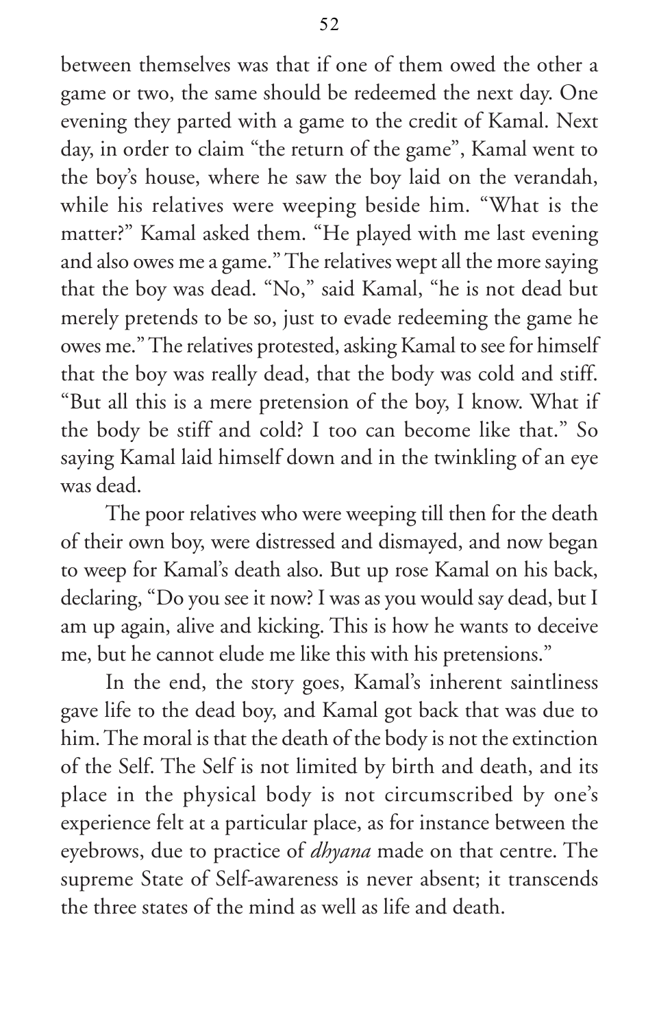between themselves was that if one of them owed the other a game or two, the same should be redeemed the next day. One evening they parted with a game to the credit of Kamal. Next day, in order to claim "the return of the game", Kamal went to the boy's house, where he saw the boy laid on the verandah, while his relatives were weeping beside him. "What is the matter?" Kamal asked them. "He played with me last evening and also owes me a game." The relatives wept all the more saying that the boy was dead. "No," said Kamal, "he is not dead but merely pretends to be so, just to evade redeeming the game he owes me." The relatives protested, asking Kamal to see for himself that the boy was really dead, that the body was cold and stiff. "But all this is a mere pretension of the boy, I know. What if the body be stiff and cold? I too can become like that." So saying Kamal laid himself down and in the twinkling of an eye was dead.

The poor relatives who were weeping till then for the death of their own boy, were distressed and dismayed, and now began to weep for Kamal's death also. But up rose Kamal on his back, declaring, "Do you see it now? I was as you would say dead, but I am up again, alive and kicking. This is how he wants to deceive me, but he cannot elude me like this with his pretensions."

In the end, the story goes, Kamal's inherent saintliness gave life to the dead boy, and Kamal got back that was due to him. The moral is that the death of the body is not the extinction of the Self. The Self is not limited by birth and death, and its place in the physical body is not circumscribed by one's experience felt at a particular place, as for instance between the eyebrows, due to practice of *dhyana* made on that centre. The supreme State of Self-awareness is never absent; it transcends the three states of the mind as well as life and death.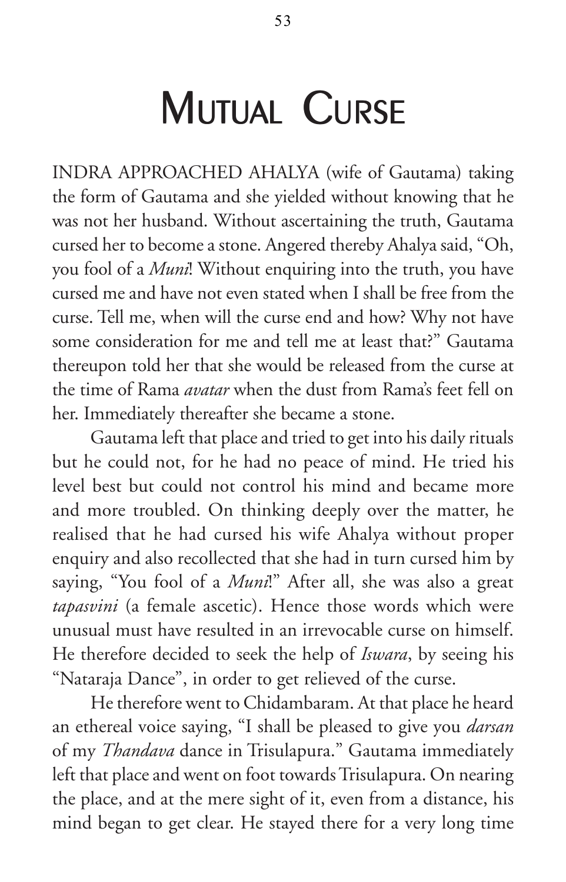# Mutual Curse

INDRA APPROACHED AHALYA (wife of Gautama) taking the form of Gautama and she yielded without knowing that he was not her husband. Without ascertaining the truth, Gautama cursed her to become a stone. Angered thereby Ahalya said, "Oh, you fool of a *Muni*! Without enquiring into the truth, you have cursed me and have not even stated when I shall be free from the curse. Tell me, when will the curse end and how? Why not have some consideration for me and tell me at least that?" Gautama thereupon told her that she would be released from the curse at the time of Rama *avatar* when the dust from Rama's feet fell on her. Immediately thereafter she became a stone.

Gautama left that place and tried to get into his daily rituals but he could not, for he had no peace of mind. He tried his level best but could not control his mind and became more and more troubled. On thinking deeply over the matter, he realised that he had cursed his wife Ahalya without proper enquiry and also recollected that she had in turn cursed him by saying, "You fool of a *Muni*!" After all, she was also a great *tapasvini* (a female ascetic). Hence those words which were unusual must have resulted in an irrevocable curse on himself. He therefore decided to seek the help of *Iswara*, by seeing his "Nataraja Dance", in order to get relieved of the curse.

He therefore went to Chidambaram. At that place he heard an ethereal voice saying, "I shall be pleased to give you *darsan* of my *Thandava* dance in Trisulapura." Gautama immediately left that place and went on foot towards Trisulapura. On nearing the place, and at the mere sight of it, even from a distance, his mind began to get clear. He stayed there for a very long time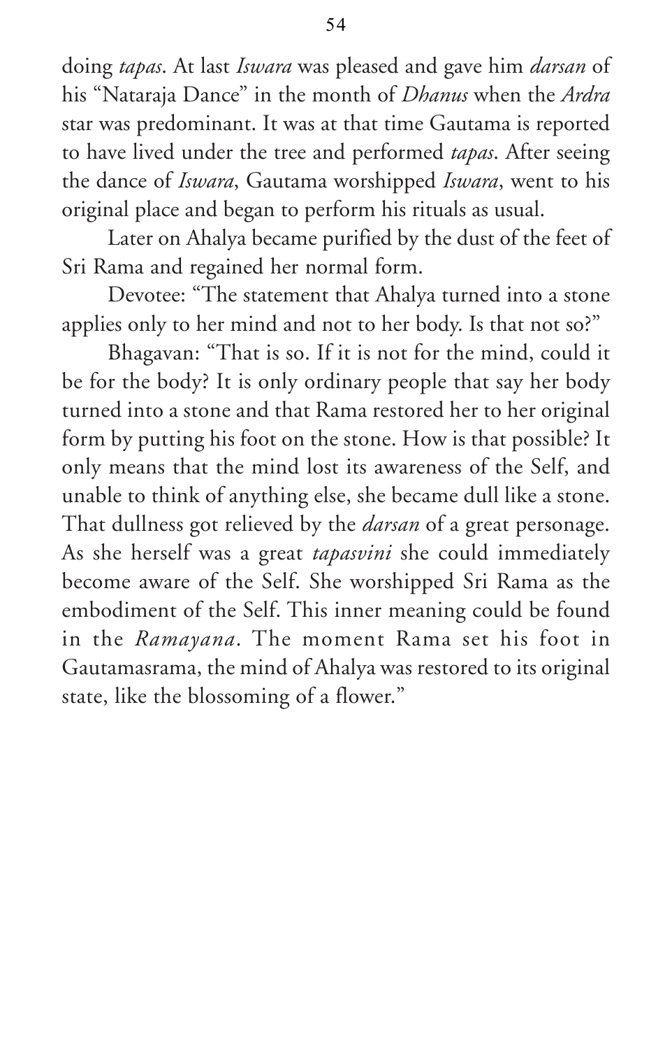doing *tapas*. At last *Iswara* was pleased and gave him *darsan* of his "Nataraja Dance" in the month of *Dhanus* when the *Ardra* star was predominant. It was at that time Gautama is reported to have lived under the tree and performed *tapas*. After seeing the dance of *Iswara*, Gautama worshipped *Iswara*, went to his original place and began to perform his rituals as usual.

Later on Ahalya became purified by the dust of the feet of Sri Rama and regained her normal form.

Devotee: "The statement that Ahalya turned into a stone applies only to her mind and not to her body. Is that not so?"

Bhagavan: "That is so. If it is not for the mind, could it be for the body? It is only ordinary people that say her body turned into a stone and that Rama restored her to her original form by putting his foot on the stone. How is that possible? It only means that the mind lost its awareness of the Self, and unable to think of anything else, she became dull like a stone. That dullness got relieved by the *darsan* of a great personage. As she herself was a great *tapasvini* she could immediately become aware of the Self. She worshipped Sri Rama as the embodiment of the Self. This inner meaning could be found in the *Ramayana*. The moment Rama set his foot in Gautamasrama, the mind of Ahalya was restored to its original state, like the blossoming of a flower."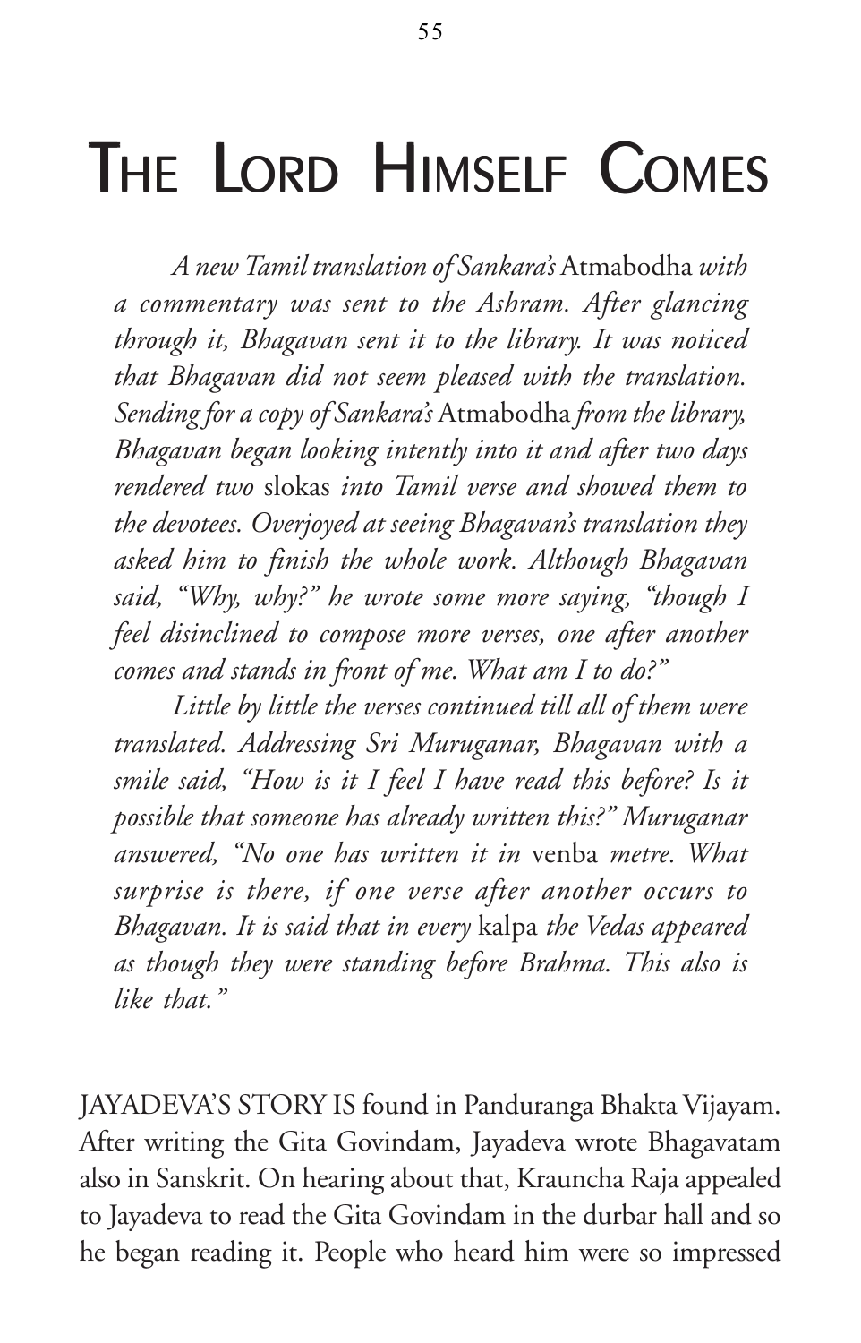# The Lord Himself Comes

*A new Tamil translation of Sankara's* Atmabodha *with a commentary was sent to the Ashram. After glancing through it, Bhagavan sent it to the library. It was noticed that Bhagavan did not seem pleased with the translation. Sending for a copy of Sankara's* Atmabodha *from the library, Bhagavan began looking intently into it and after two days rendered two* slokas *into Tamil verse and showed them to the devotees. Overjoyed at seeing Bhagavan's translation they asked him to finish the whole work. Although Bhagavan said, "Why, why?" he wrote some more saying, "though I feel disinclined to compose more verses, one after another comes and stands in front of me. What am I to do?"*

*Little by little the verses continued till all of them were translated. Addressing Sri Muruganar, Bhagavan with a smile said, "How is it I feel I have read this before? Is it possible that someone has already written this?" Muruganar answered, "No one has written it in* venba *metre. What surprise is there, if one verse after another occurs to Bhagavan. It is said that in every* kalpa *the Vedas appeared as though they were standing before Brahma. This also is like that."*

JAYADEVA'S STORY IS found in Panduranga Bhakta Vijayam. After writing the Gita Govindam, Jayadeva wrote Bhagavatam also in Sanskrit. On hearing about that, Krauncha Raja appealed to Jayadeva to read the Gita Govindam in the durbar hall and so he began reading it. People who heard him were so impressed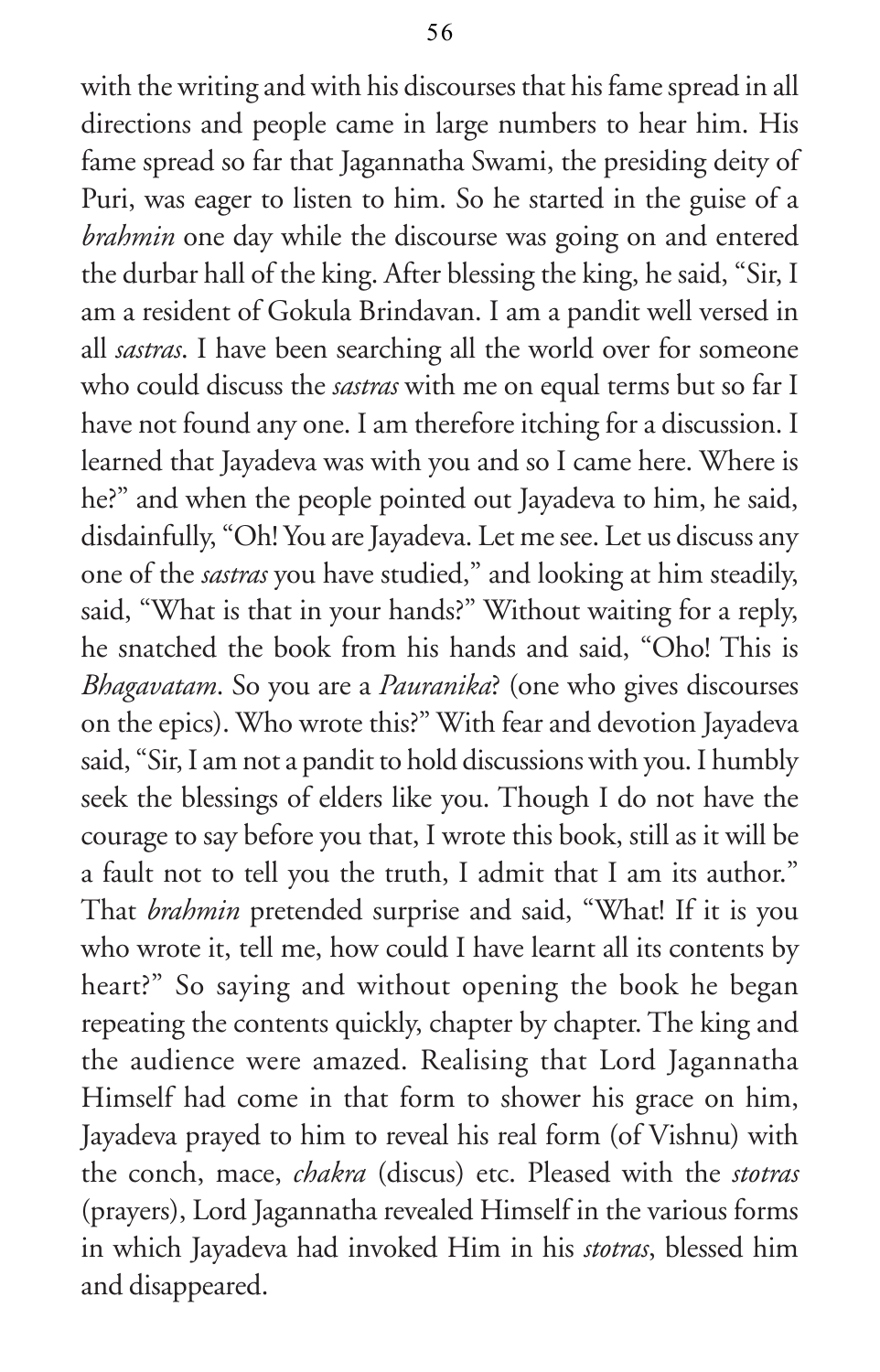with the writing and with his discourses that his fame spread in all directions and people came in large numbers to hear him. His fame spread so far that Jagannatha Swami, the presiding deity of Puri, was eager to listen to him. So he started in the guise of a *brahmin* one day while the discourse was going on and entered the durbar hall of the king. After blessing the king, he said, "Sir, I am a resident of Gokula Brindavan. I am a pandit well versed in all *sastras*. I have been searching all the world over for someone who could discuss the *sastras* with me on equal terms but so far I have not found any one. I am therefore itching for a discussion. I learned that Jayadeva was with you and so I came here. Where is he?" and when the people pointed out Jayadeva to him, he said, disdainfully, "Oh! You are Jayadeva. Let me see. Let us discuss any one of the *sastras* you have studied," and looking at him steadily, said, "What is that in your hands?" Without waiting for a reply, he snatched the book from his hands and said, "Oho! This is *Bhagavatam*. So you are a *Pauranika*? (one who gives discourses on the epics). Who wrote this?" With fear and devotion Jayadeva said, "Sir, I am not a pandit to hold discussions with you. I humbly seek the blessings of elders like you. Though I do not have the courage to say before you that, I wrote this book, still as it will be a fault not to tell you the truth, I admit that I am its author." That *brahmin* pretended surprise and said, "What! If it is you who wrote it, tell me, how could I have learnt all its contents by heart?" So saying and without opening the book he began repeating the contents quickly, chapter by chapter. The king and the audience were amazed. Realising that Lord Jagannatha Himself had come in that form to shower his grace on him, Jayadeva prayed to him to reveal his real form (of Vishnu) with the conch, mace, *chakra* (discus) etc. Pleased with the *stotras* (prayers), Lord Jagannatha revealed Himself in the various forms in which Jayadeva had invoked Him in his *stotras*, blessed him and disappeared.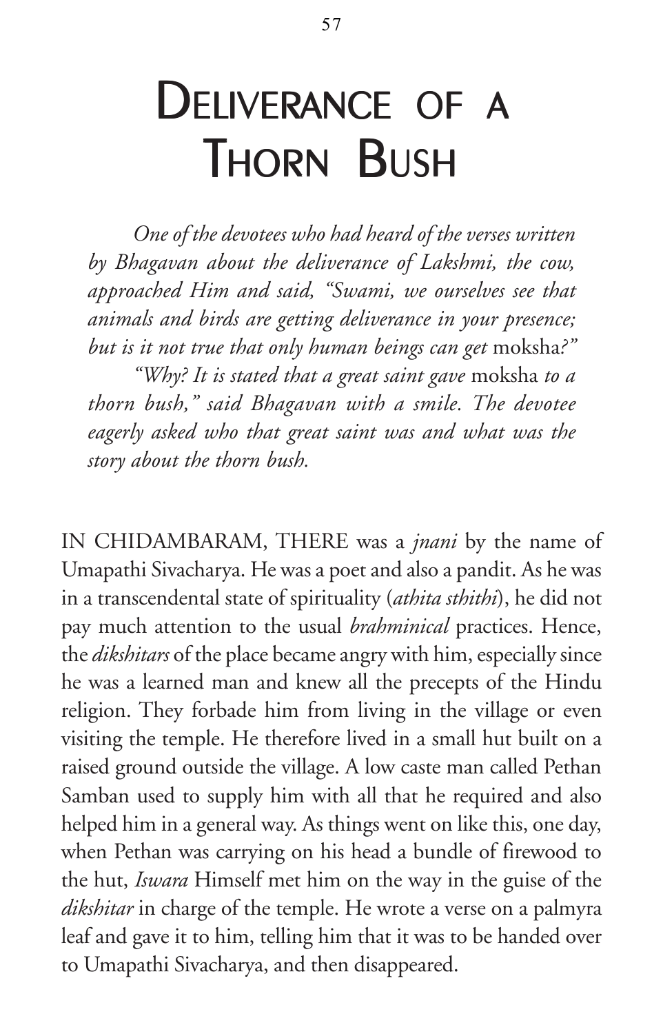# Deliverance of a Thorn Bush

*One of the devotees who had heard of the verses written by Bhagavan about the deliverance of Lakshmi, the cow, approached Him and said, "Swami, we ourselves see that animals and birds are getting deliverance in your presence; but is it not true that only human beings can get* moksha*?"*

*"Why? It is stated that a great saint gave* moksha *to a thorn bush," said Bhagavan with a smile. The devotee eagerly asked who that great saint was and what was the story about the thorn bush.*

IN CHIDAMBARAM, THERE was a *jnani* by the name of Umapathi Sivacharya. He was a poet and also a pandit. As he was in a transcendental state of spirituality (*athita sthithi*), he did not pay much attention to the usual *brahminical* practices. Hence, the *dikshitars* of the place became angry with him, especially since he was a learned man and knew all the precepts of the Hindu religion. They forbade him from living in the village or even visiting the temple. He therefore lived in a small hut built on a raised ground outside the village. A low caste man called Pethan Samban used to supply him with all that he required and also helped him in a general way. As things went on like this, one day, when Pethan was carrying on his head a bundle of firewood to the hut, *Iswara* Himself met him on the way in the guise of the *dikshitar* in charge of the temple. He wrote a verse on a palmyra leaf and gave it to him, telling him that it was to be handed over to Umapathi Sivacharya, and then disappeared.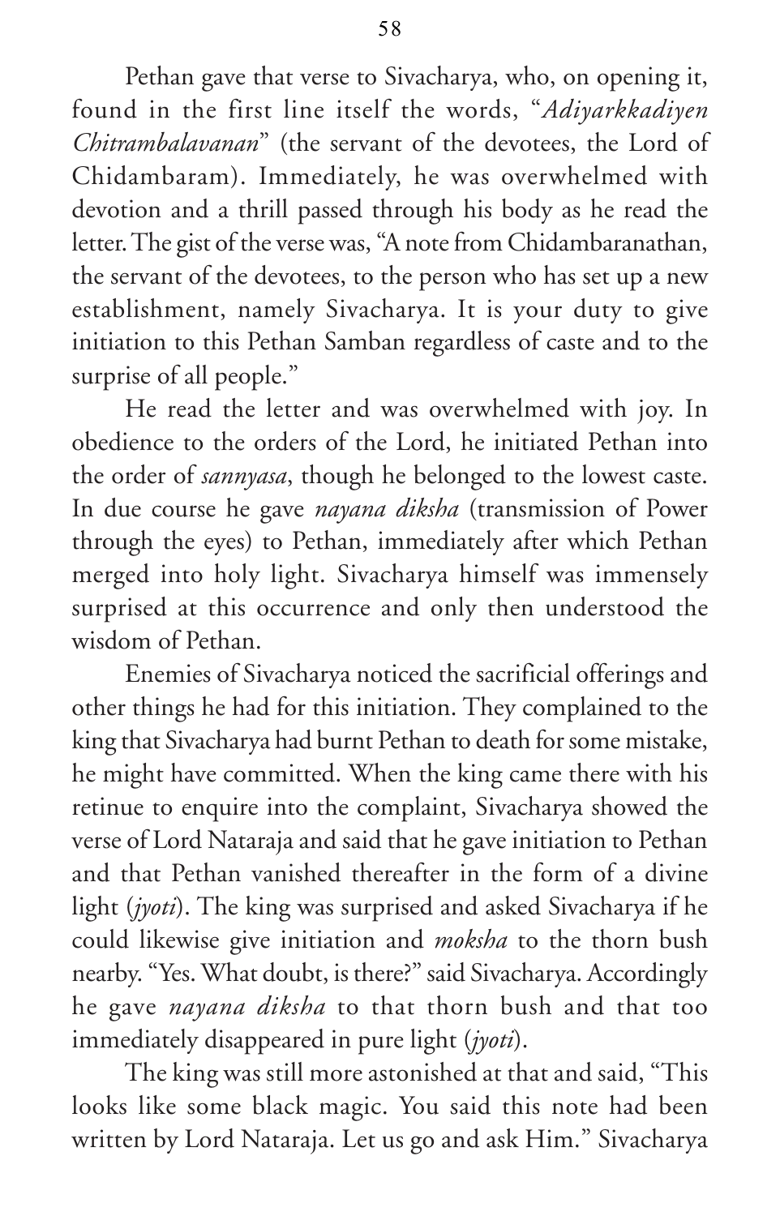Pethan gave that verse to Sivacharya, who, on opening it, found in the first line itself the words, "*Adiyarkkadiyen Chitrambalavanan*" (the servant of the devotees, the Lord of Chidambaram). Immediately, he was overwhelmed with devotion and a thrill passed through his body as he read the letter. The gist of the verse was, "A note from Chidambaranathan, the servant of the devotees, to the person who has set up a new establishment, namely Sivacharya. It is your duty to give initiation to this Pethan Samban regardless of caste and to the surprise of all people."

He read the letter and was overwhelmed with joy. In obedience to the orders of the Lord, he initiated Pethan into the order of *sannyasa*, though he belonged to the lowest caste. In due course he gave *nayana diksha* (transmission of Power through the eyes) to Pethan, immediately after which Pethan merged into holy light. Sivacharya himself was immensely surprised at this occurrence and only then understood the wisdom of Pethan.

Enemies of Sivacharya noticed the sacrificial offerings and other things he had for this initiation. They complained to the king that Sivacharya had burnt Pethan to death for some mistake, he might have committed. When the king came there with his retinue to enquire into the complaint, Sivacharya showed the verse of Lord Nataraja and said that he gave initiation to Pethan and that Pethan vanished thereafter in the form of a divine light (*jyoti*). The king was surprised and asked Sivacharya if he could likewise give initiation and *moksha* to the thorn bush nearby. "Yes. What doubt, is there?" said Sivacharya. Accordingly he gave *nayana diksha* to that thorn bush and that too immediately disappeared in pure light (*jyoti*).

The king was still more astonished at that and said, "This looks like some black magic. You said this note had been written by Lord Nataraja. Let us go and ask Him." Sivacharya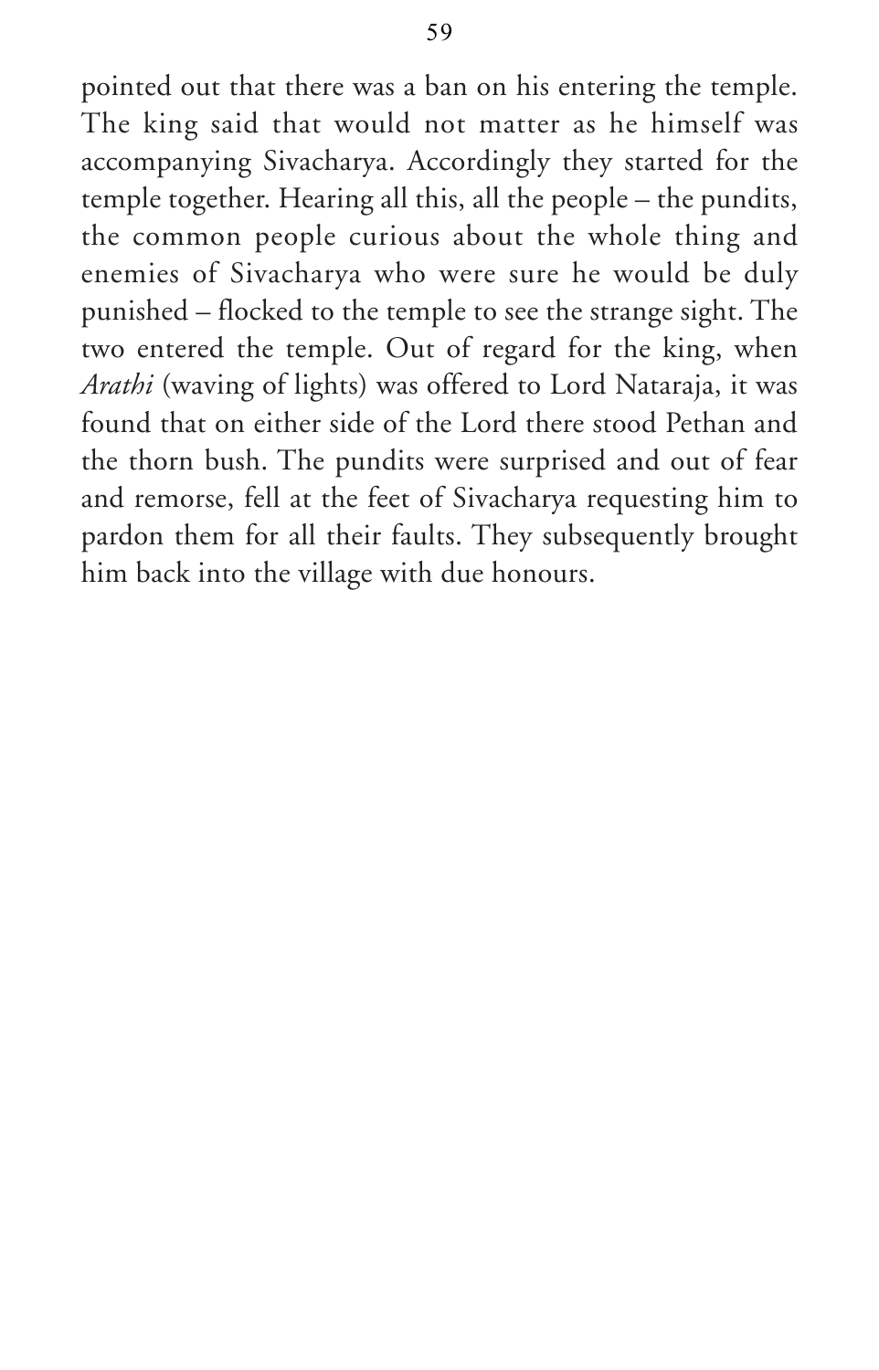pointed out that there was a ban on his entering the temple. The king said that would not matter as he himself was accompanying Sivacharya. Accordingly they started for the temple together. Hearing all this, all the people – the pundits, the common people curious about the whole thing and enemies of Sivacharya who were sure he would be duly punished – flocked to the temple to see the strange sight. The two entered the temple. Out of regard for the king, when *Arathi* (waving of lights) was offered to Lord Nataraja, it was found that on either side of the Lord there stood Pethan and the thorn bush. The pundits were surprised and out of fear and remorse, fell at the feet of Sivacharya requesting him to pardon them for all their faults. They subsequently brought him back into the village with due honours.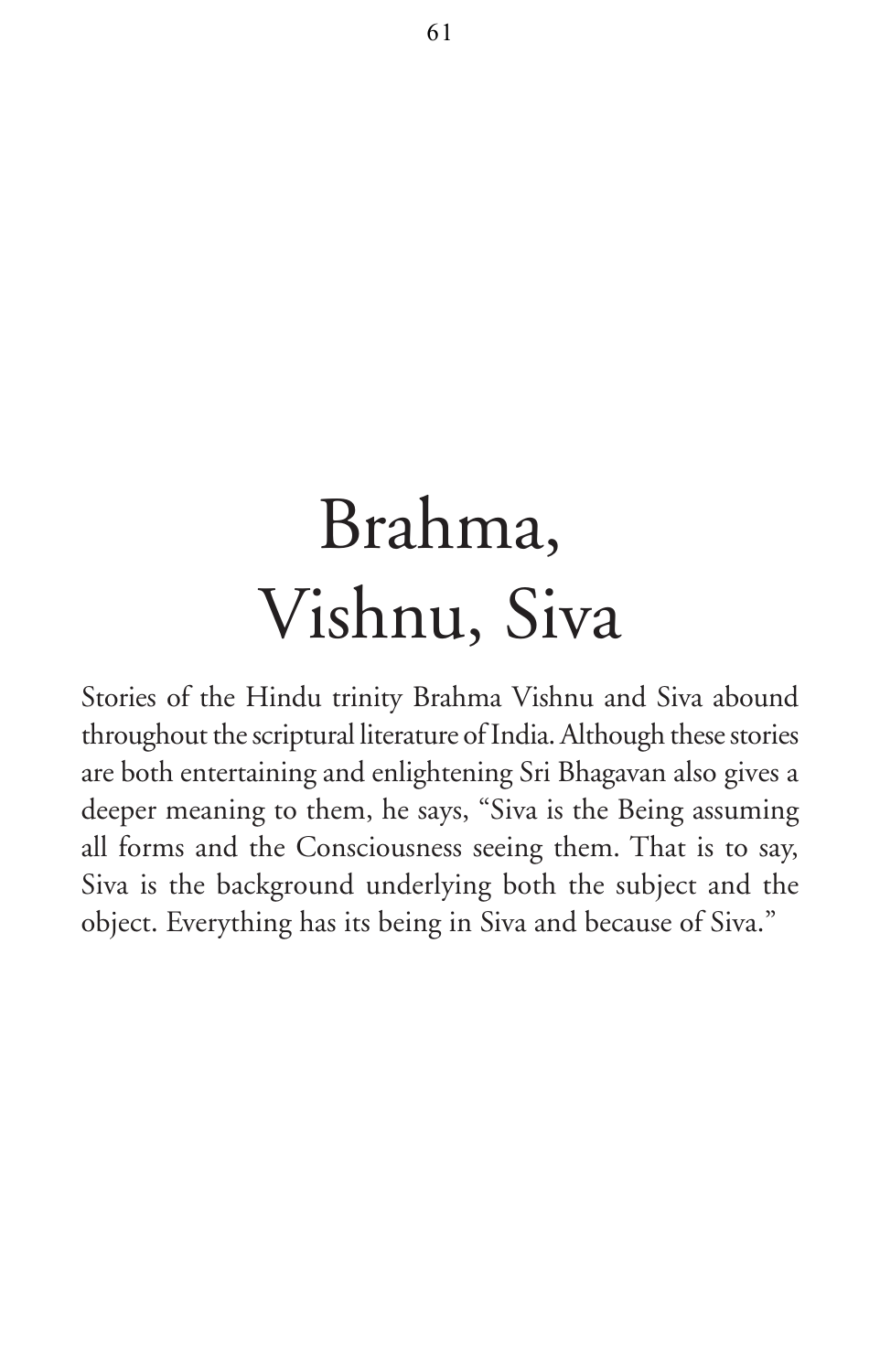# Brahma, Vishnu, Siva

Stories of the Hindu trinity Brahma Vishnu and Siva abound throughout the scriptural literature of India. Although these stories are both entertaining and enlightening Sri Bhagavan also gives a deeper meaning to them, he says, "Siva is the Being assuming all forms and the Consciousness seeing them. That is to say, Siva is the background underlying both the subject and the object. Everything has its being in Siva and because of Siva."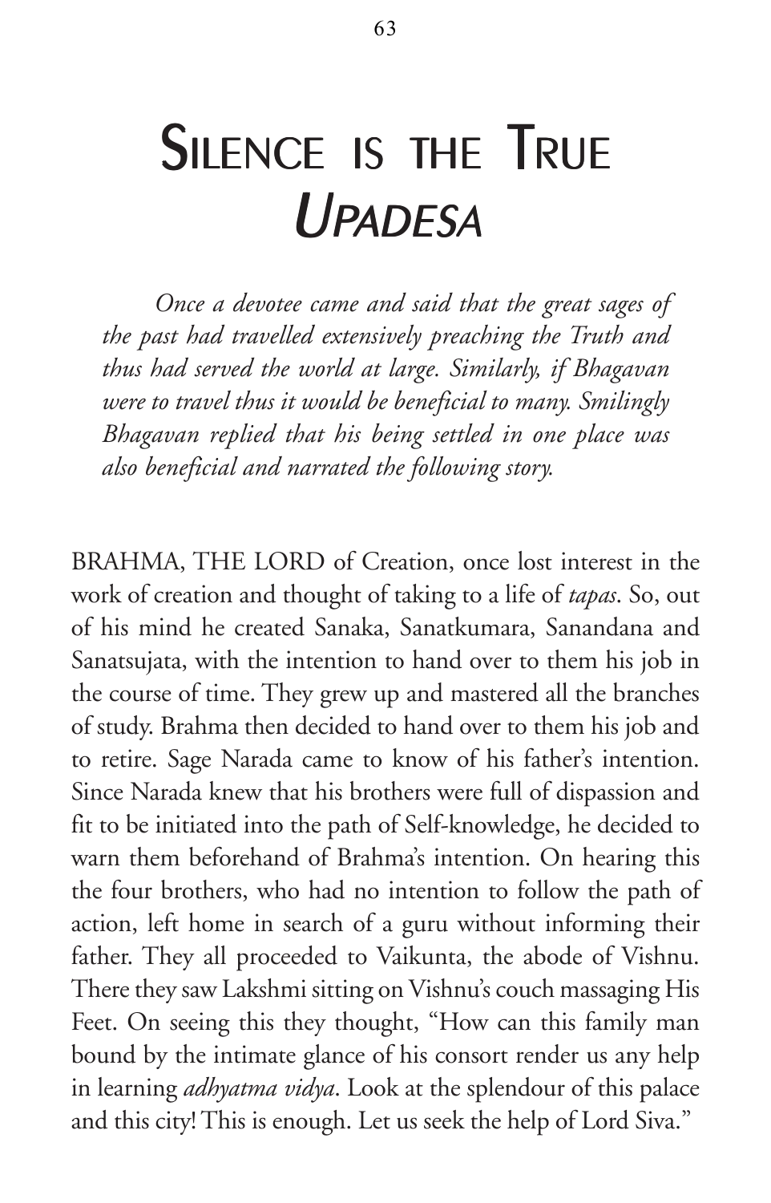# Silence is the True *Upadesa*

*Once a devotee came and said that the great sages of the past had travelled extensively preaching the Truth and thus had served the world at large. Similarly, if Bhagavan were to travel thus it would be beneficial to many. Smilingly Bhagavan replied that his being settled in one place was also beneficial and narrated the following story.*

BRAHMA, THE LORD of Creation, once lost interest in the work of creation and thought of taking to a life of *tapas*. So, out of his mind he created Sanaka, Sanatkumara, Sanandana and Sanatsujata, with the intention to hand over to them his job in the course of time. They grew up and mastered all the branches of study. Brahma then decided to hand over to them his job and to retire. Sage Narada came to know of his father's intention. Since Narada knew that his brothers were full of dispassion and fit to be initiated into the path of Self-knowledge, he decided to warn them beforehand of Brahma's intention. On hearing this the four brothers, who had no intention to follow the path of action, left home in search of a guru without informing their father. They all proceeded to Vaikunta, the abode of Vishnu. There they saw Lakshmi sitting on Vishnu's couch massaging His Feet. On seeing this they thought, "How can this family man bound by the intimate glance of his consort render us any help in learning *adhyatma vidya*. Look at the splendour of this palace and this city! This is enough. Let us seek the help of Lord Siva."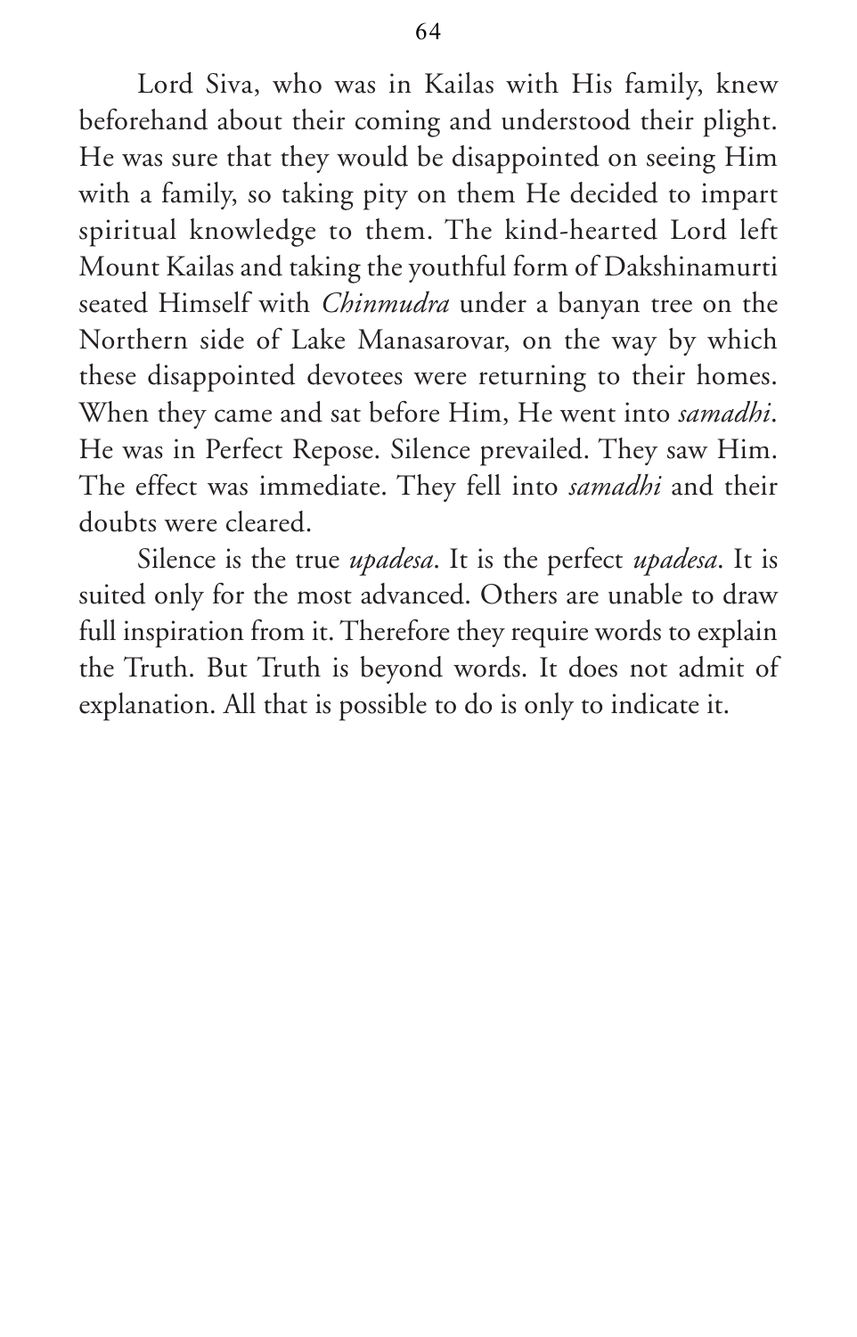Lord Siva, who was in Kailas with His family, knew beforehand about their coming and understood their plight. He was sure that they would be disappointed on seeing Him with a family, so taking pity on them He decided to impart spiritual knowledge to them. The kind-hearted Lord left Mount Kailas and taking the youthful form of Dakshinamurti seated Himself with *Chinmudra* under a banyan tree on the Northern side of Lake Manasarovar, on the way by which these disappointed devotees were returning to their homes. When they came and sat before Him, He went into *samadhi*. He was in Perfect Repose. Silence prevailed. They saw Him. The effect was immediate. They fell into *samadhi* and their doubts were cleared.

Silence is the true *upadesa*. It is the perfect *upadesa*. It is suited only for the most advanced. Others are unable to draw full inspiration from it. Therefore they require words to explain the Truth. But Truth is beyond words. It does not admit of explanation. All that is possible to do is only to indicate it.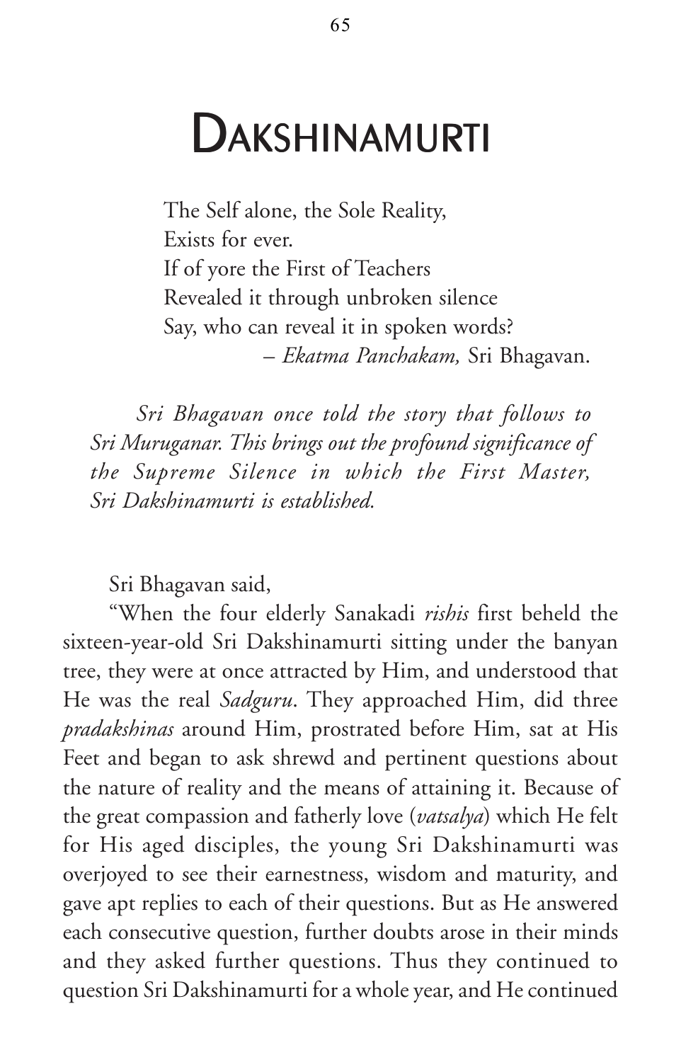# Dakshinamurti

The Self alone, the Sole Reality,
Exists for ever.
If of yore the First of Teachers
Revealed it through unbroken silence
Say, who can reveal it in spoken words?
– *Ekatma Panchakam,* Sri Bhagavan.

*Sri Bhagavan once told the story that follows to Sri Muruganar. This brings out the profound significance of the Supreme Silence in which the First Master, Sri Dakshinamurti is established.*

Sri Bhagavan said,

"When the four elderly Sanakadi *rishis* first beheld the sixteen-year-old Sri Dakshinamurti sitting under the banyan tree, they were at once attracted by Him, and understood that He was the real *Sadguru*. They approached Him, did three *pradakshinas* around Him, prostrated before Him, sat at His Feet and began to ask shrewd and pertinent questions about the nature of reality and the means of attaining it. Because of the great compassion and fatherly love (*vatsalya*) which He felt for His aged disciples, the young Sri Dakshinamurti was overjoyed to see their earnestness, wisdom and maturity, and gave apt replies to each of their questions. But as He answered each consecutive question, further doubts arose in their minds and they asked further questions. Thus they continued to question Sri Dakshinamurti for a whole year, and He continued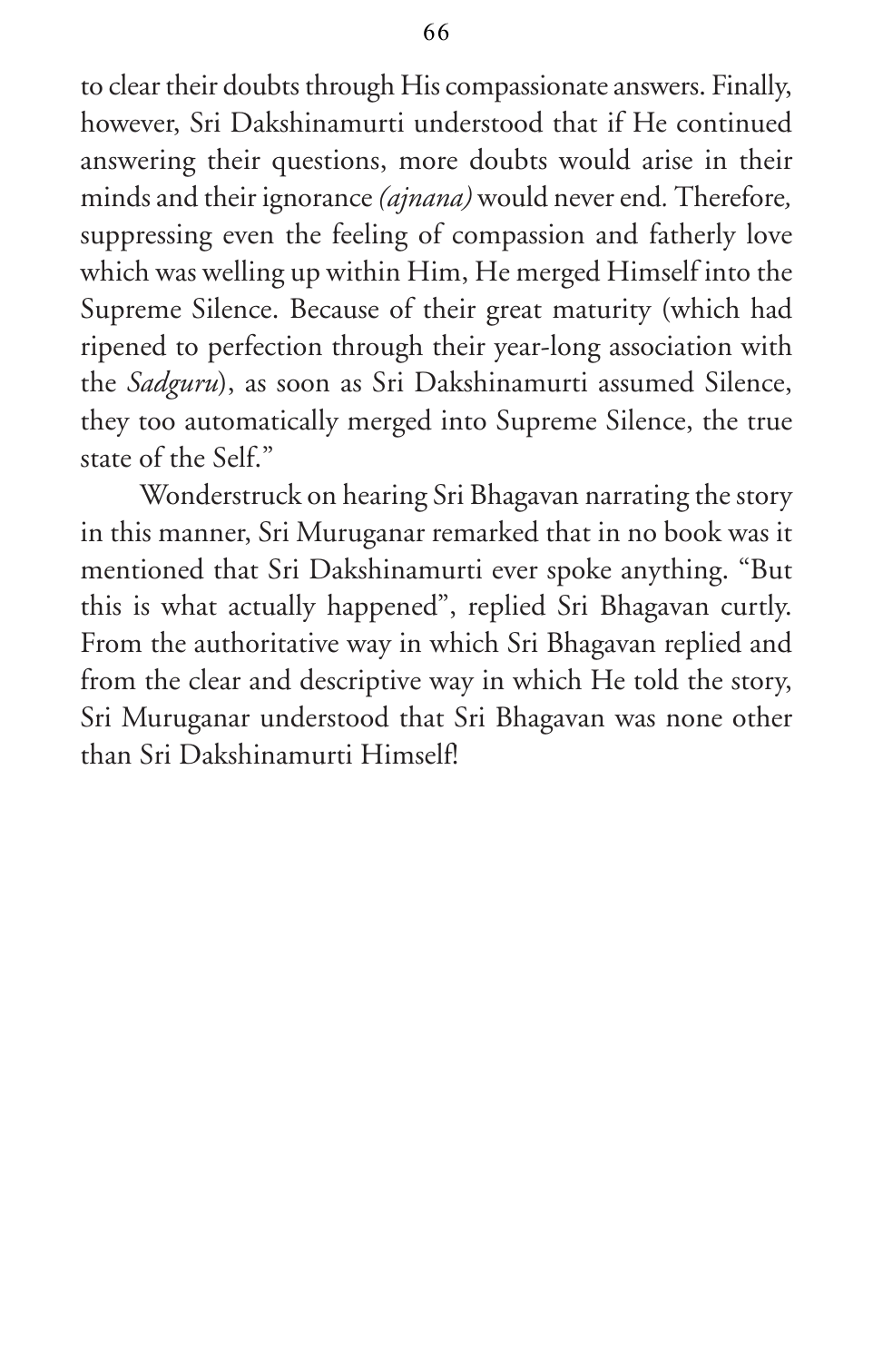to clear their doubts through His compassionate answers. Finally, however, Sri Dakshinamurti understood that if He continued answering their questions, more doubts would arise in their minds and their ignorance *(ajnana)* would never end. Therefore, suppressing even the feeling of compassion and fatherly love which was welling up within Him, He merged Himself into the Supreme Silence. Because of their great maturity (which had ripened to perfection through their year-long association with the *Sadguru*), as soon as Sri Dakshinamurti assumed Silence, they too automatically merged into Supreme Silence, the true state of the Self."

Wonderstruck on hearing Sri Bhagavan narrating the story in this manner, Sri Muruganar remarked that in no book was it mentioned that Sri Dakshinamurti ever spoke anything. "But this is what actually happened", replied Sri Bhagavan curtly. From the authoritative way in which Sri Bhagavan replied and from the clear and descriptive way in which He told the story, Sri Muruganar understood that Sri Bhagavan was none other than Sri Dakshinamurti Himself!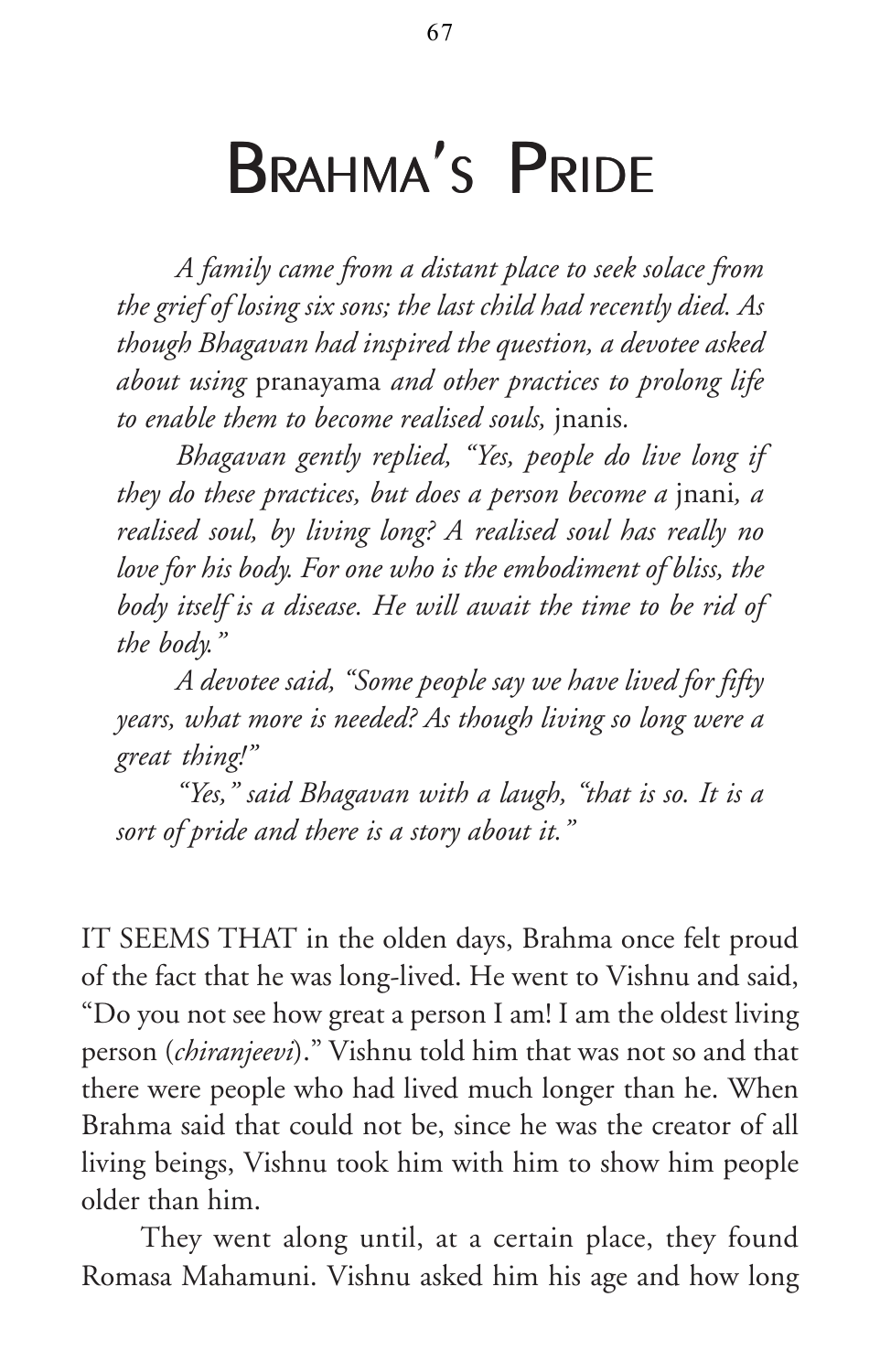# Brahma's Pride

*A family came from a distant place to seek solace from the grief of losing six sons; the last child had recently died. As though Bhagavan had inspired the question, a devotee asked about using* pranayama *and other practices to prolong life to enable them to become realised souls,* jnanis.

*Bhagavan gently replied, "Yes, people do live long if they do these practices, but does a person become a* jnani*, a realised soul, by living long? A realised soul has really no love for his body. For one who is the embodiment of bliss, the body itself is a disease. He will await the time to be rid of the body."*

*A devotee said, "Some people say we have lived for fifty years, what more is needed? As though living so long were a great thing!"*

*"Yes," said Bhagavan with a laugh, "that is so. It is a sort of pride and there is a story about it."*

IT SEEMS THAT in the olden days, Brahma once felt proud of the fact that he was long-lived. He went to Vishnu and said, "Do you not see how great a person I am! I am the oldest living person (*chiranjeevi*)." Vishnu told him that was not so and that there were people who had lived much longer than he. When Brahma said that could not be, since he was the creator of all living beings, Vishnu took him with him to show him people older than him.

They went along until, at a certain place, they found Romasa Mahamuni. Vishnu asked him his age and how long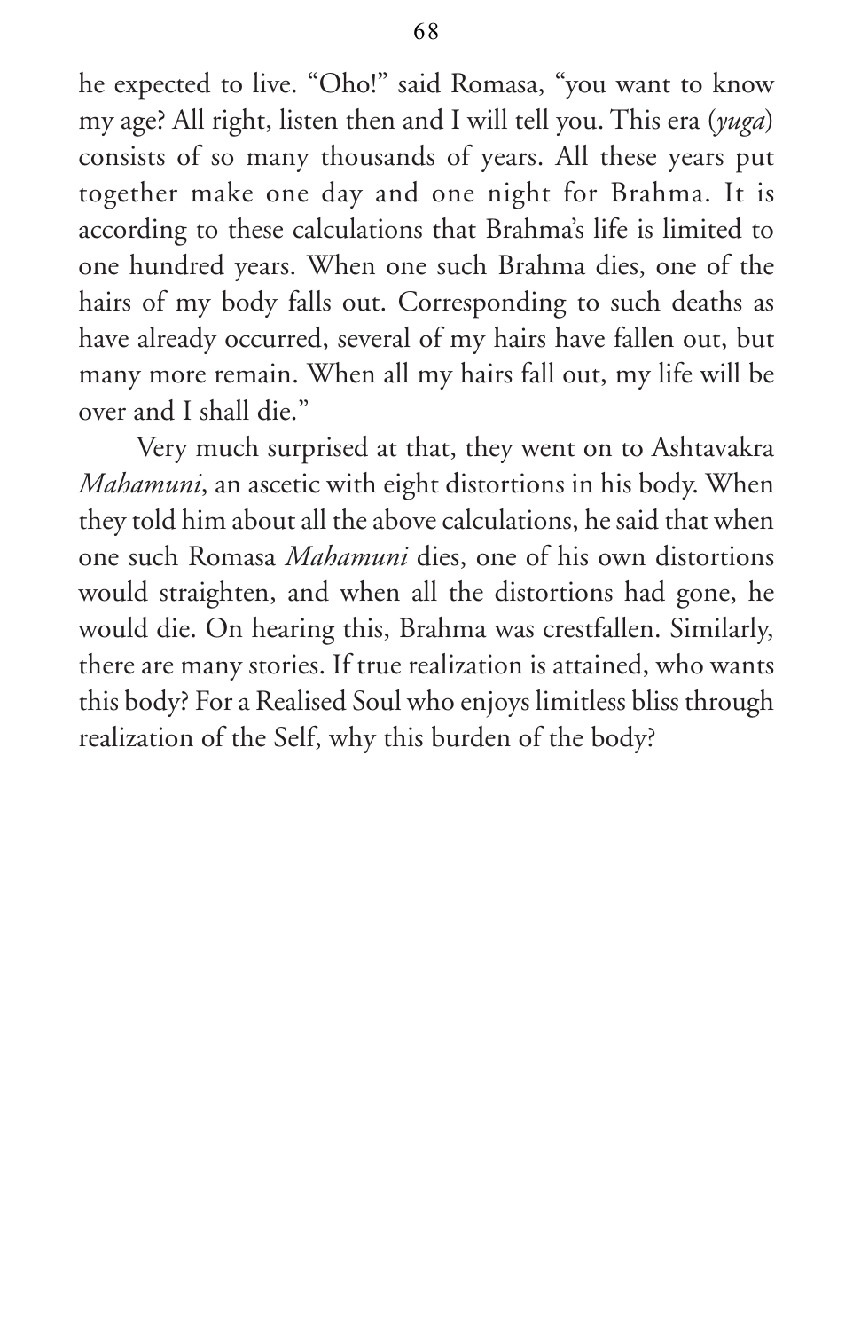he expected to live. "Oho!" said Romasa, "you want to know my age? All right, listen then and I will tell you. This era (*yuga*) consists of so many thousands of years. All these years put together make one day and one night for Brahma. It is according to these calculations that Brahma's life is limited to one hundred years. When one such Brahma dies, one of the hairs of my body falls out. Corresponding to such deaths as have already occurred, several of my hairs have fallen out, but many more remain. When all my hairs fall out, my life will be over and I shall die."

Very much surprised at that, they went on to Ashtavakra *Mahamuni*, an ascetic with eight distortions in his body. When they told him about all the above calculations, he said that when one such Romasa *Mahamuni* dies, one of his own distortions would straighten, and when all the distortions had gone, he would die. On hearing this, Brahma was crestfallen. Similarly, there are many stories. If true realization is attained, who wants this body? For a Realised Soul who enjoys limitless bliss through realization of the Self, why this burden of the body?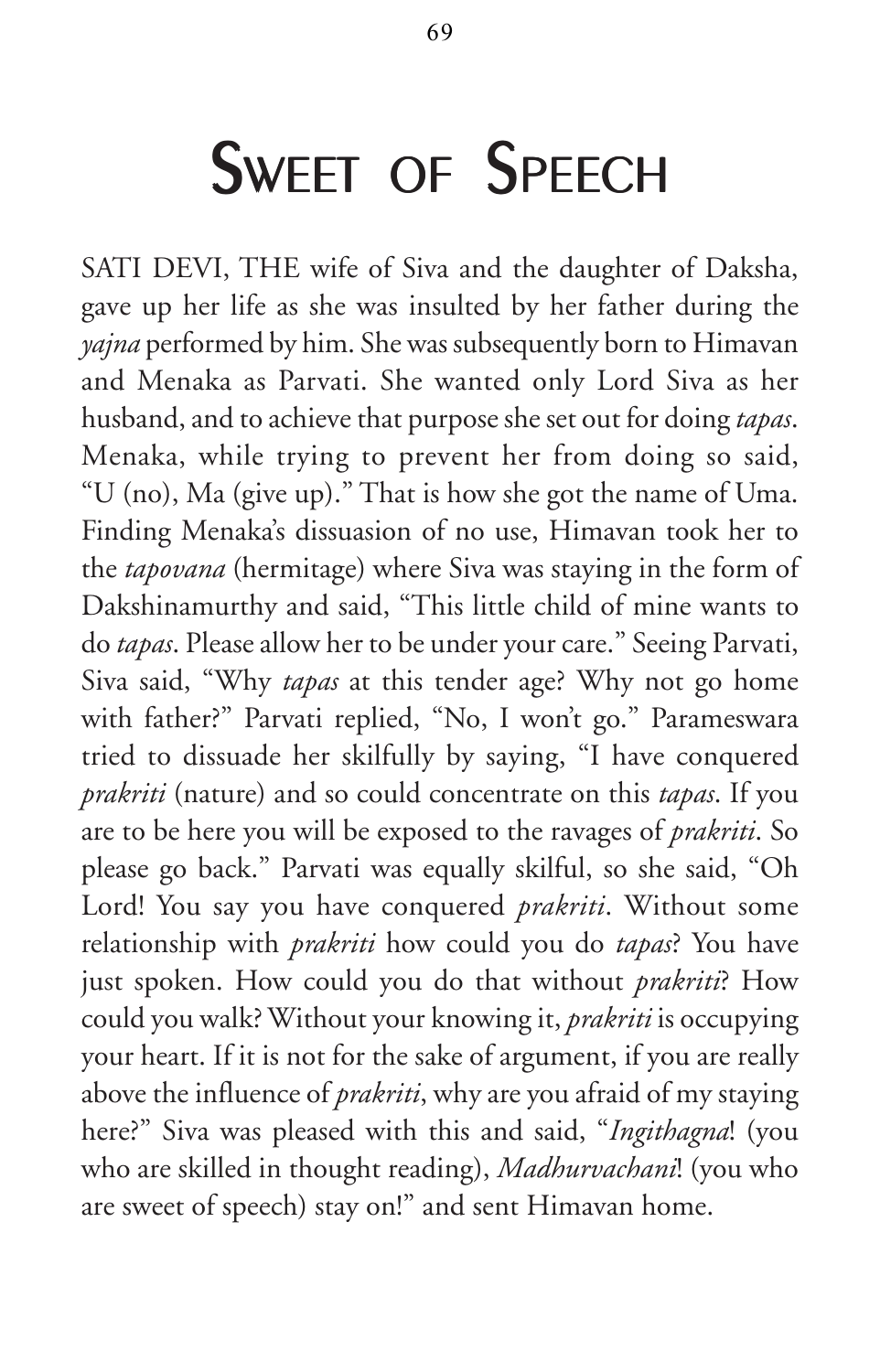# Sweet of Speech

SATI DEVI, THE wife of Siva and the daughter of Daksha, gave up her life as she was insulted by her father during the *yajna* performed by him. She was subsequently born to Himavan and Menaka as Parvati. She wanted only Lord Siva as her husband, and to achieve that purpose she set out for doing *tapas*. Menaka, while trying to prevent her from doing so said, "U (no), Ma (give up)." That is how she got the name of Uma. Finding Menaka's dissuasion of no use, Himavan took her to the *tapovana* (hermitage) where Siva was staying in the form of Dakshinamurthy and said, "This little child of mine wants to do *tapas*. Please allow her to be under your care." Seeing Parvati, Siva said, "Why *tapas* at this tender age? Why not go home with father?" Parvati replied, "No, I won't go." Parameswara tried to dissuade her skilfully by saying, "I have conquered *prakriti* (nature) and so could concentrate on this *tapas*. If you are to be here you will be exposed to the ravages of *prakriti*. So please go back." Parvati was equally skilful, so she said, "Oh Lord! You say you have conquered *prakriti*. Without some relationship with *prakriti* how could you do *tapas*? You have just spoken. How could you do that without *prakriti*? How could you walk? Without your knowing it, *prakriti* is occupying your heart. If it is not for the sake of argument, if you are really above the influence of *prakriti*, why are you afraid of my staying here?" Siva was pleased with this and said, "*Ingithagna*! (you who are skilled in thought reading), *Madhurvachani*! (you who are sweet of speech) stay on!" and sent Himavan home.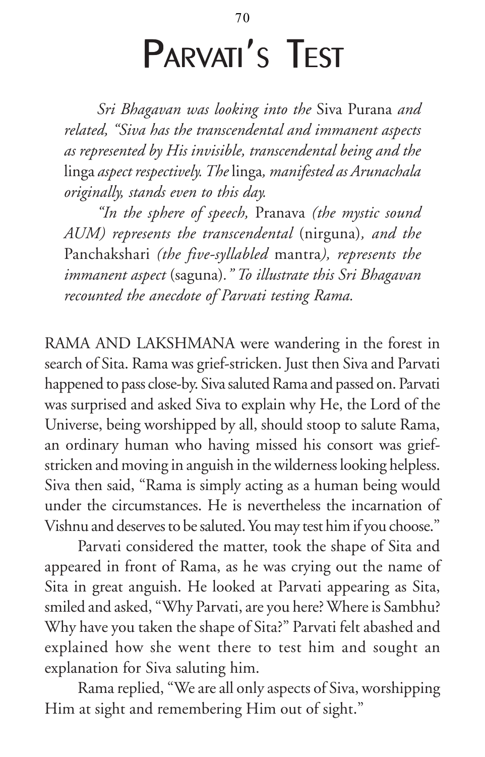# Parvati's Test

*Sri Bhagavan was looking into the* Siva Purana *and related, "Siva has the transcendental and immanent aspects as represented by His invisible, transcendental being and the* linga *aspect respectively. The* linga*, manifested as Arunachala originally, stands even to this day.*

*"In the sphere of speech,* Pranava *(the mystic sound AUM) represents the transcendental* (nirguna)*, and the* Panchakshari *(the five-syllabled* mantra*), represents the immanent aspect* (saguna)*." To illustrate this Sri Bhagavan recounted the anecdote of Parvati testing Rama.*

RAMA AND LAKSHMANA were wandering in the forest in search of Sita. Rama was grief-stricken. Just then Siva and Parvati happened to pass close-by. Siva saluted Rama and passed on. Parvati was surprised and asked Siva to explain why He, the Lord of the Universe, being worshipped by all, should stoop to salute Rama, an ordinary human who having missed his consort was grief-stricken and moving in anguish in the wilderness looking helpless. Siva then said, "Rama is simply acting as a human being would under the circumstances. He is nevertheless the incarnation of Vishnu and deserves to be saluted. You may test him if you choose."

Parvati considered the matter, took the shape of Sita and appeared in front of Rama, as he was crying out the name of Sita in great anguish. He looked at Parvati appearing as Sita, smiled and asked, "Why Parvati, are you here? Where is Sambhu? Why have you taken the shape of Sita?" Parvati felt abashed and explained how she went there to test him and sought an explanation for Siva saluting him.

Rama replied, "We are all only aspects of Siva, worshipping Him at sight and remembering Him out of sight."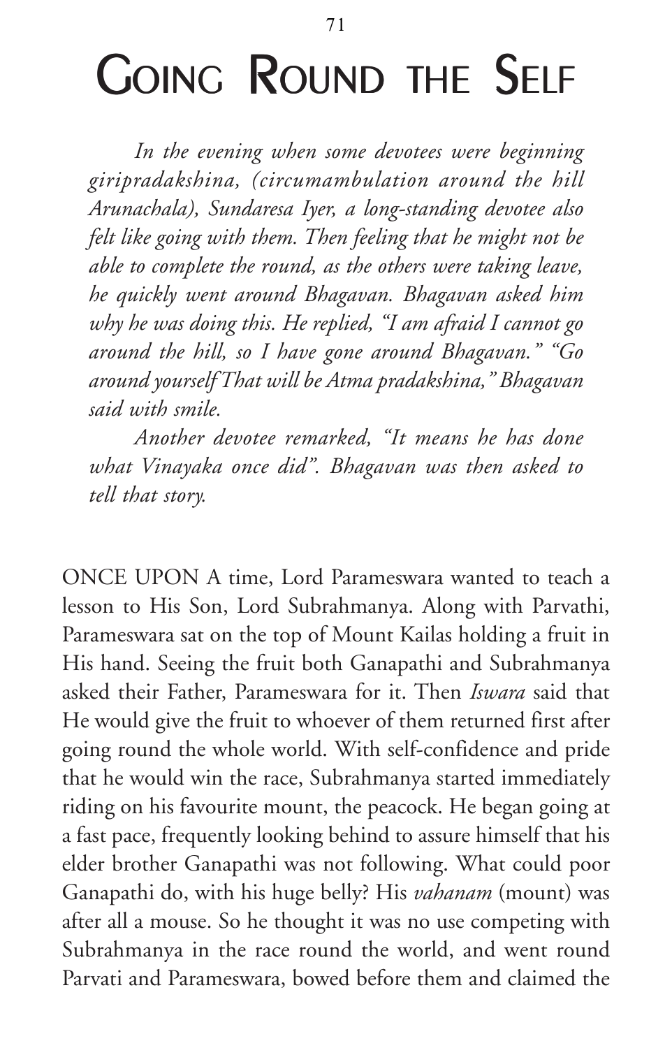# GOING ROUND THE SELF

*In the evening when some devotees were beginning giripradakshina, (circumambulation around the hill Arunachala), Sundaresa Iyer, a long-standing devotee also felt like going with them. Then feeling that he might not be able to complete the round, as the others were taking leave, he quickly went around Bhagavan. Bhagavan asked him why he was doing this. He replied, "I am afraid I cannot go around the hill, so I have gone around Bhagavan." "Go around yourself That will be Atma pradakshina," Bhagavan said with smile.*

*Another devotee remarked, "It means he has done what Vinayaka once did". Bhagavan was then asked to tell that story.*

ONCE UPON A time, Lord Parameswara wanted to teach a lesson to His Son, Lord Subrahmanya. Along with Parvathi, Parameswara sat on the top of Mount Kailas holding a fruit in His hand. Seeing the fruit both Ganapathi and Subrahmanya asked their Father, Parameswara for it. Then *Iswara* said that He would give the fruit to whoever of them returned first after going round the whole world. With self-confidence and pride that he would win the race, Subrahmanya started immediately riding on his favourite mount, the peacock. He began going at a fast pace, frequently looking behind to assure himself that his elder brother Ganapathi was not following. What could poor Ganapathi do, with his huge belly? His *vahanam* (mount) was after all a mouse. So he thought it was no use competing with Subrahmanya in the race round the world, and went round Parvati and Parameswara, bowed before them and claimed the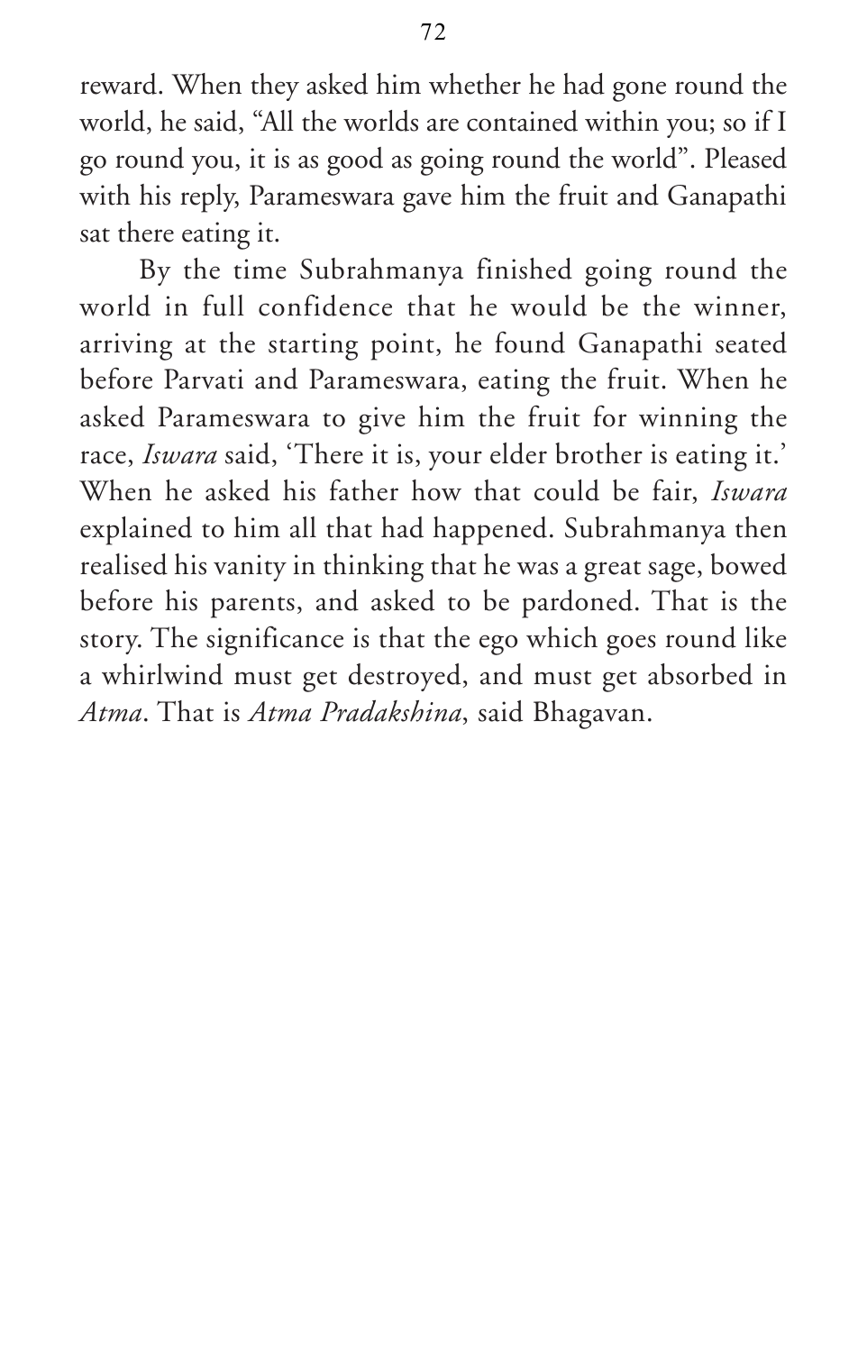reward. When they asked him whether he had gone round the world, he said, "All the worlds are contained within you; so if I go round you, it is as good as going round the world". Pleased with his reply, Parameswara gave him the fruit and Ganapathi sat there eating it.

By the time Subrahmanya finished going round the world in full confidence that he would be the winner, arriving at the starting point, he found Ganapathi seated before Parvati and Parameswara, eating the fruit. When he asked Parameswara to give him the fruit for winning the race, *Iswara* said, 'There it is, your elder brother is eating it.' When he asked his father how that could be fair, *Iswara* explained to him all that had happened. Subrahmanya then realised his vanity in thinking that he was a great sage, bowed before his parents, and asked to be pardoned. That is the story. The significance is that the ego which goes round like a whirlwind must get destroyed, and must get absorbed in *Atma*. That is *Atma Pradakshina*, said Bhagavan.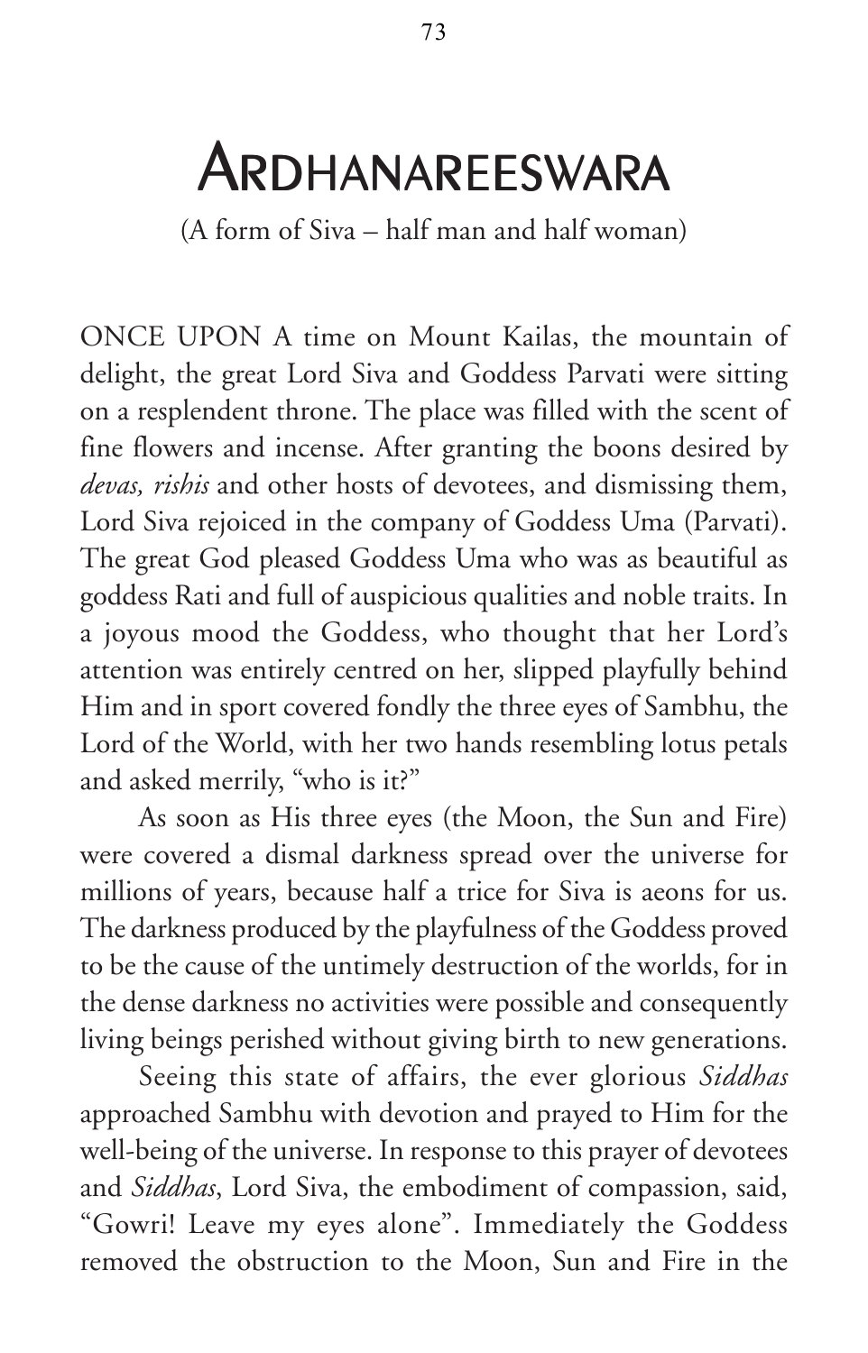# Ardhanareeswara

(A form of Siva – half man and half woman)

ONCE UPON A time on Mount Kailas, the mountain of delight, the great Lord Siva and Goddess Parvati were sitting on a resplendent throne. The place was filled with the scent of fine flowers and incense. After granting the boons desired by *devas, rishis* and other hosts of devotees, and dismissing them, Lord Siva rejoiced in the company of Goddess Uma (Parvati). The great God pleased Goddess Uma who was as beautiful as goddess Rati and full of auspicious qualities and noble traits. In a joyous mood the Goddess, who thought that her Lord's attention was entirely centred on her, slipped playfully behind Him and in sport covered fondly the three eyes of Sambhu, the Lord of the World, with her two hands resembling lotus petals and asked merrily, "who is it?"

As soon as His three eyes (the Moon, the Sun and Fire) were covered a dismal darkness spread over the universe for millions of years, because half a trice for Siva is aeons for us. The darkness produced by the playfulness of the Goddess proved to be the cause of the untimely destruction of the worlds, for in the dense darkness no activities were possible and consequently living beings perished without giving birth to new generations.

Seeing this state of affairs, the ever glorious *Siddhas* approached Sambhu with devotion and prayed to Him for the well-being of the universe. In response to this prayer of devotees and *Siddhas*, Lord Siva, the embodiment of compassion, said, "Gowri! Leave my eyes alone". Immediately the Goddess removed the obstruction to the Moon, Sun and Fire in the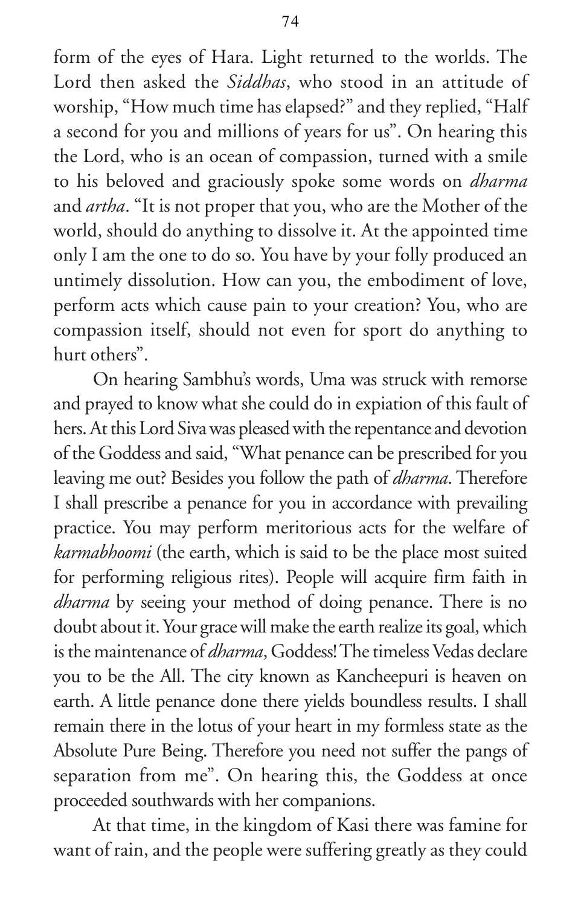form of the eyes of Hara. Light returned to the worlds. The Lord then asked the *Siddhas*, who stood in an attitude of worship, "How much time has elapsed?" and they replied, "Half a second for you and millions of years for us". On hearing this the Lord, who is an ocean of compassion, turned with a smile to his beloved and graciously spoke some words on *dharma* and *artha*. "It is not proper that you, who are the Mother of the world, should do anything to dissolve it. At the appointed time only I am the one to do so. You have by your folly produced an untimely dissolution. How can you, the embodiment of love, perform acts which cause pain to your creation? You, who are compassion itself, should not even for sport do anything to hurt others".

On hearing Sambhu's words, Uma was struck with remorse and prayed to know what she could do in expiation of this fault of hers. At this Lord Siva was pleased with the repentance and devotion of the Goddess and said, "What penance can be prescribed for you leaving me out? Besides you follow the path of *dharma*. Therefore I shall prescribe a penance for you in accordance with prevailing practice. You may perform meritorious acts for the welfare of *karmabhoomi* (the earth, which is said to be the place most suited for performing religious rites). People will acquire firm faith in *dharma* by seeing your method of doing penance. There is no doubt about it. Your grace will make the earth realize its goal, which is the maintenance of *dharma*, Goddess! The timeless Vedas declare you to be the All. The city known as Kancheepuri is heaven on earth. A little penance done there yields boundless results. I shall remain there in the lotus of your heart in my formless state as the Absolute Pure Being. Therefore you need not suffer the pangs of separation from me". On hearing this, the Goddess at once proceeded southwards with her companions.

At that time, in the kingdom of Kasi there was famine for want of rain, and the people were suffering greatly as they could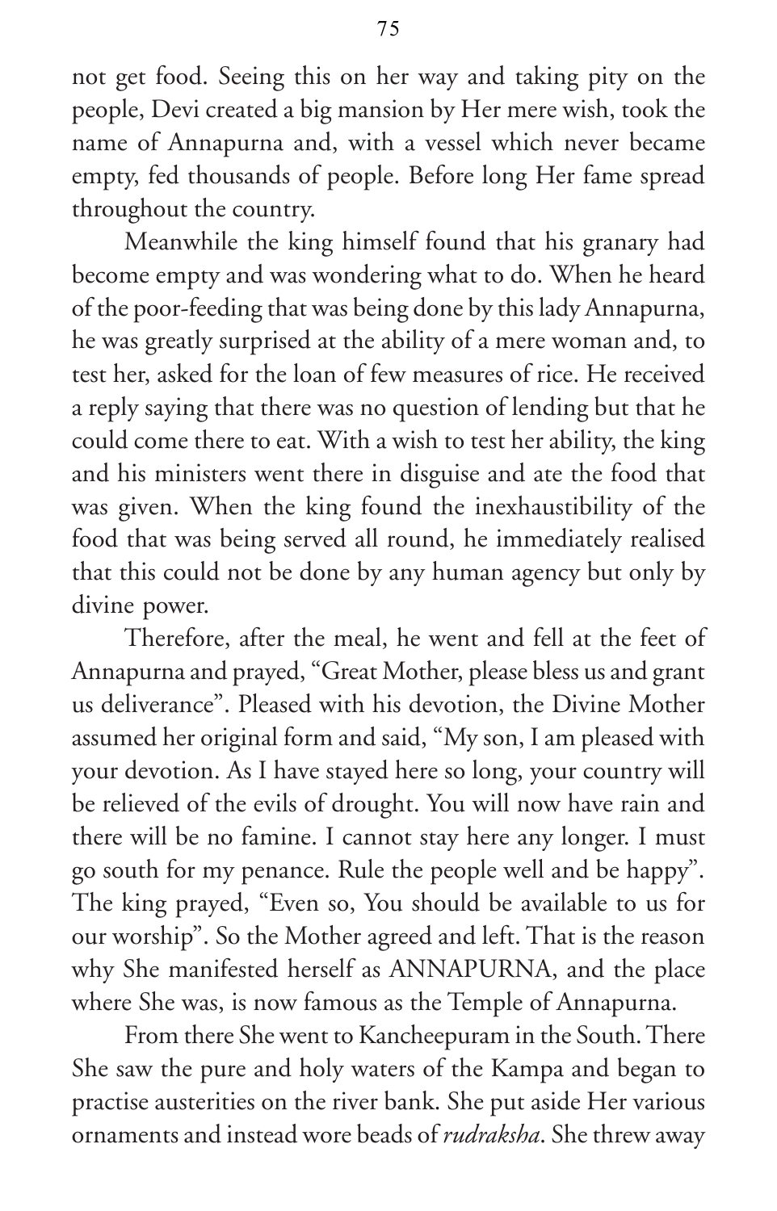not get food. Seeing this on her way and taking pity on the people, Devi created a big mansion by Her mere wish, took the name of Annapurna and, with a vessel which never became empty, fed thousands of people. Before long Her fame spread throughout the country.

Meanwhile the king himself found that his granary had become empty and was wondering what to do. When he heard of the poor-feeding that was being done by this lady Annapurna, he was greatly surprised at the ability of a mere woman and, to test her, asked for the loan of few measures of rice. He received a reply saying that there was no question of lending but that he could come there to eat. With a wish to test her ability, the king and his ministers went there in disguise and ate the food that was given. When the king found the inexhaustibility of the food that was being served all round, he immediately realised that this could not be done by any human agency but only by divine power.

Therefore, after the meal, he went and fell at the feet of Annapurna and prayed, "Great Mother, please bless us and grant us deliverance". Pleased with his devotion, the Divine Mother assumed her original form and said, "My son, I am pleased with your devotion. As I have stayed here so long, your country will be relieved of the evils of drought. You will now have rain and there will be no famine. I cannot stay here any longer. I must go south for my penance. Rule the people well and be happy". The king prayed, "Even so, You should be available to us for our worship". So the Mother agreed and left. That is the reason why She manifested herself as ANNAPURNA, and the place where She was, is now famous as the Temple of Annapurna.

From there She went to Kancheepuram in the South. There She saw the pure and holy waters of the Kampa and began to practise austerities on the river bank. She put aside Her various ornaments and instead wore beads of *rudraksha*. She threw away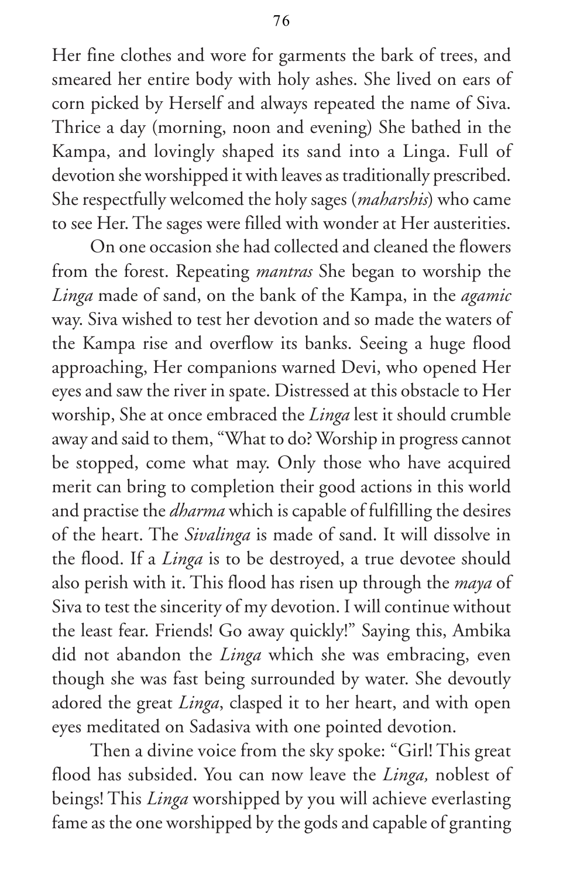Her fine clothes and wore for garments the bark of trees, and smeared her entire body with holy ashes. She lived on ears of corn picked by Herself and always repeated the name of Siva. Thrice a day (morning, noon and evening) She bathed in the Kampa, and lovingly shaped its sand into a Linga. Full of devotion she worshipped it with leaves as traditionally prescribed. She respectfully welcomed the holy sages (*maharshis*) who came to see Her. The sages were filled with wonder at Her austerities.

On one occasion she had collected and cleaned the flowers from the forest. Repeating *mantras* She began to worship the *Linga* made of sand, on the bank of the Kampa, in the *agamic* way. Siva wished to test her devotion and so made the waters of the Kampa rise and overflow its banks. Seeing a huge flood approaching, Her companions warned Devi, who opened Her eyes and saw the river in spate. Distressed at this obstacle to Her worship, She at once embraced the *Linga* lest it should crumble away and said to them, "What to do? Worship in progress cannot be stopped, come what may. Only those who have acquired merit can bring to completion their good actions in this world and practise the *dharma* which is capable of fulfilling the desires of the heart. The *Sivalinga* is made of sand. It will dissolve in the flood. If a *Linga* is to be destroyed, a true devotee should also perish with it. This flood has risen up through the *maya* of Siva to test the sincerity of my devotion. I will continue without the least fear. Friends! Go away quickly!" Saying this, Ambika did not abandon the *Linga* which she was embracing, even though she was fast being surrounded by water. She devoutly adored the great *Linga*, clasped it to her heart, and with open eyes meditated on Sadasiva with one pointed devotion.

Then a divine voice from the sky spoke: "Girl! This great flood has subsided. You can now leave the *Linga,* noblest of beings! This *Linga* worshipped by you will achieve everlasting fame as the one worshipped by the gods and capable of granting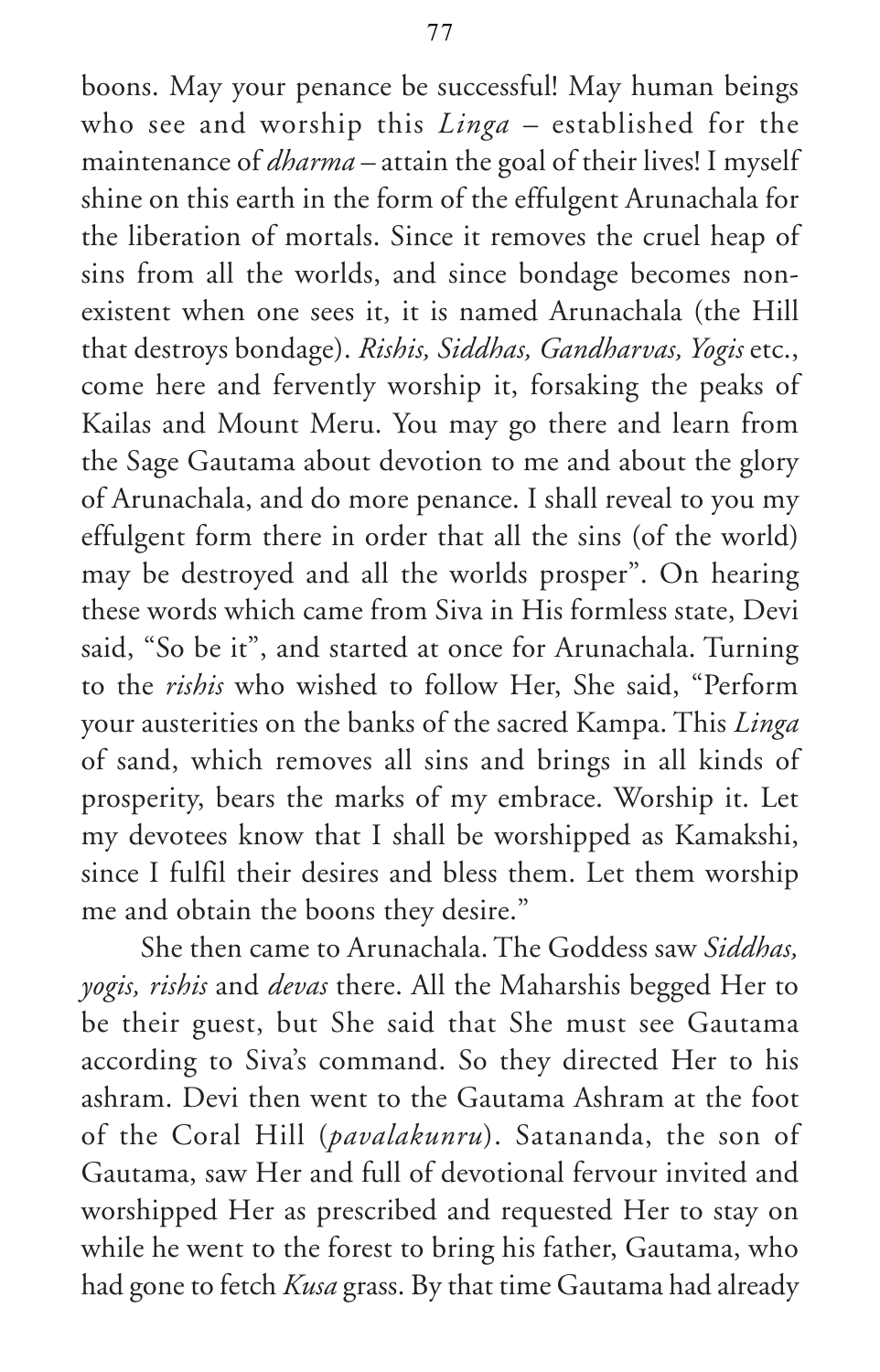boons. May your penance be successful! May human beings who see and worship this *Linga* – established for the maintenance of *dharma* – attain the goal of their lives! I myself shine on this earth in the form of the effulgent Arunachala for the liberation of mortals. Since it removes the cruel heap of sins from all the worlds, and since bondage becomes non-existent when one sees it, it is named Arunachala (the Hill that destroys bondage). *Rishis, Siddhas, Gandharvas, Yogis* etc., come here and fervently worship it, forsaking the peaks of Kailas and Mount Meru. You may go there and learn from the Sage Gautama about devotion to me and about the glory of Arunachala, and do more penance. I shall reveal to you my effulgent form there in order that all the sins (of the world) may be destroyed and all the worlds prosper". On hearing these words which came from Siva in His formless state, Devi said, "So be it", and started at once for Arunachala. Turning to the *rishis* who wished to follow Her, She said, "Perform your austerities on the banks of the sacred Kampa. This *Linga* of sand, which removes all sins and brings in all kinds of prosperity, bears the marks of my embrace. Worship it. Let my devotees know that I shall be worshipped as Kamakshi, since I fulfil their desires and bless them. Let them worship me and obtain the boons they desire."

She then came to Arunachala. The Goddess saw *Siddhas, yogis, rishis* and *devas* there. All the Maharshis begged Her to be their guest, but She said that She must see Gautama according to Siva's command. So they directed Her to his ashram. Devi then went to the Gautama Ashram at the foot of the Coral Hill (*pavalakunru*). Satananda, the son of Gautama, saw Her and full of devotional fervour invited and worshipped Her as prescribed and requested Her to stay on while he went to the forest to bring his father, Gautama, who had gone to fetch *Kusa* grass. By that time Gautama had already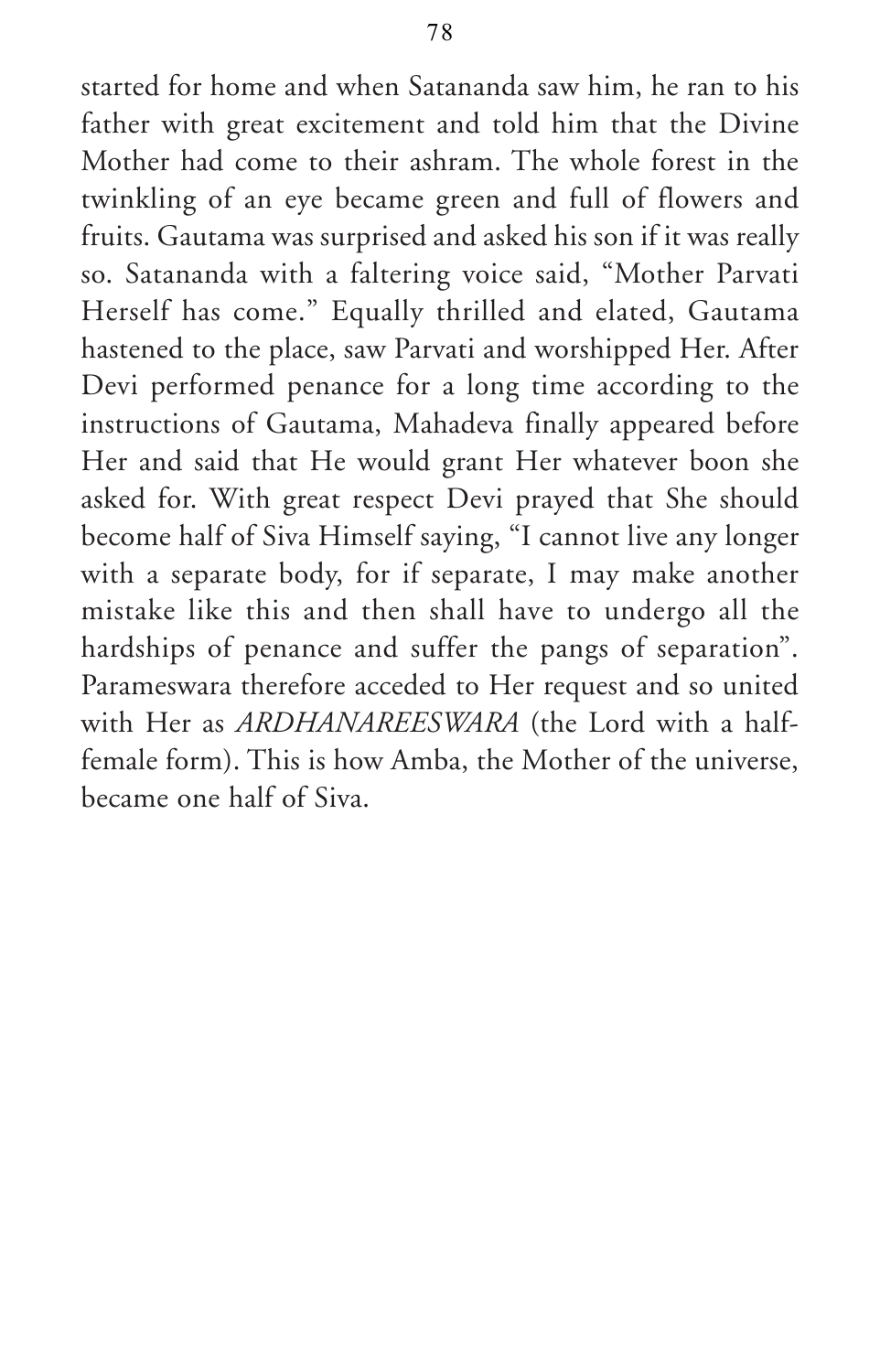started for home and when Satananda saw him, he ran to his father with great excitement and told him that the Divine Mother had come to their ashram. The whole forest in the twinkling of an eye became green and full of flowers and fruits. Gautama was surprised and asked his son if it was really so. Satananda with a faltering voice said, "Mother Parvati Herself has come." Equally thrilled and elated, Gautama hastened to the place, saw Parvati and worshipped Her. After Devi performed penance for a long time according to the instructions of Gautama, Mahadeva finally appeared before Her and said that He would grant Her whatever boon she asked for. With great respect Devi prayed that She should become half of Siva Himself saying, "I cannot live any longer with a separate body, for if separate, I may make another mistake like this and then shall have to undergo all the hardships of penance and suffer the pangs of separation". Parameswara therefore acceded to Her request and so united with Her as *ARDHANAREESWARA* (the Lord with a half-female form). This is how Amba, the Mother of the universe, became one half of Siva.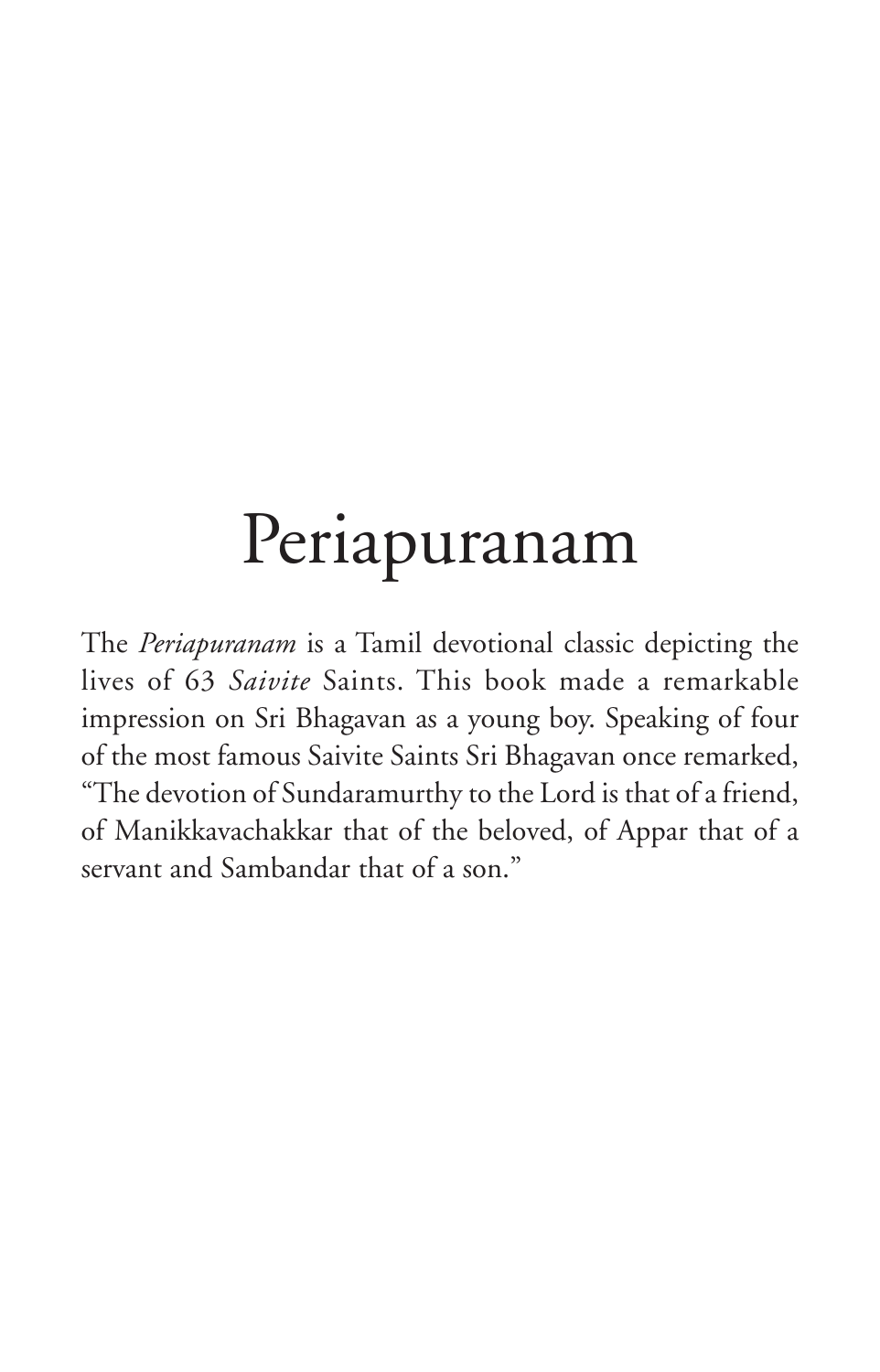# Periapuranam

The *Periapuranam* is a Tamil devotional classic depicting the lives of 63 *Saivite* Saints. This book made a remarkable impression on Sri Bhagavan as a young boy. Speaking of four of the most famous Saivite Saints Sri Bhagavan once remarked, "The devotion of Sundaramurthy to the Lord is that of a friend, of Manikkavachakkar that of the beloved, of Appar that of a servant and Sambandar that of a son."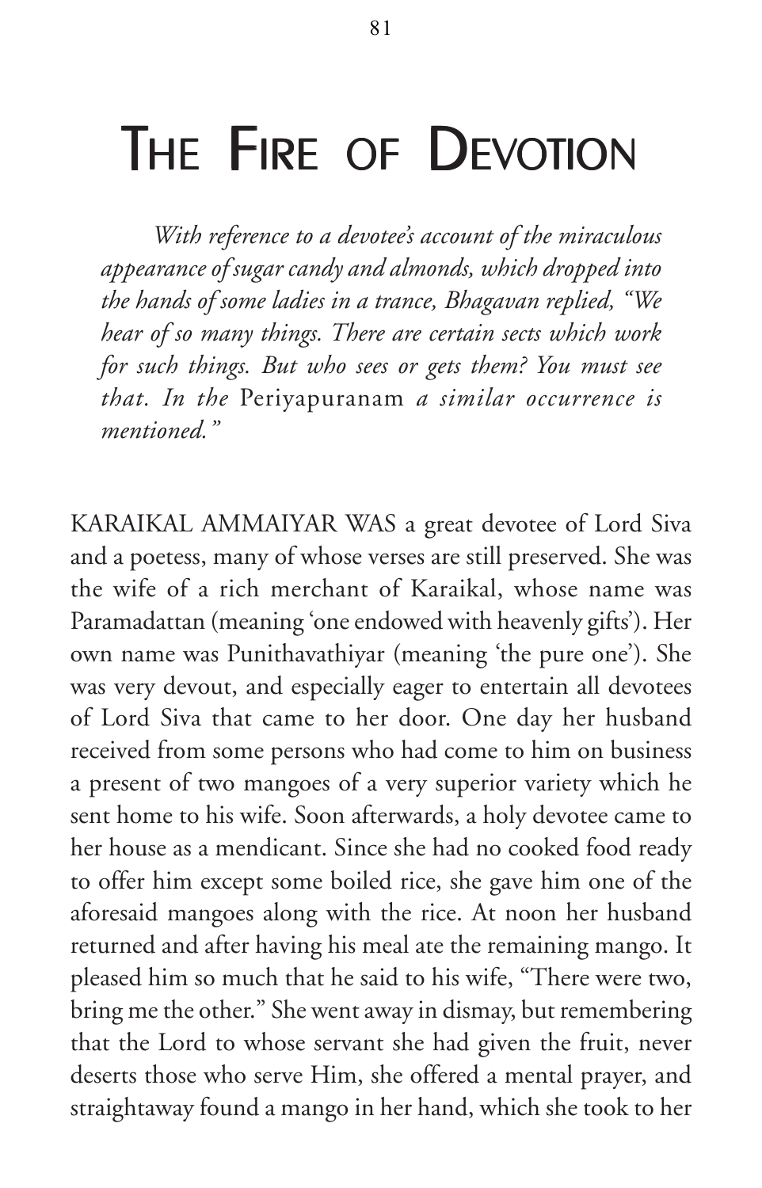# The Fire of Devotion

*With reference to a devotee's account of the miraculous appearance of sugar candy and almonds, which dropped into the hands of some ladies in a trance, Bhagavan replied, "We hear of so many things. There are certain sects which work for such things. But who sees or gets them? You must see that. In the* Periyapuranam *a similar occurrence is mentioned."*

KARAIKAL AMMAIYAR WAS a great devotee of Lord Siva and a poetess, many of whose verses are still preserved. She was the wife of a rich merchant of Karaikal, whose name was Paramadattan (meaning 'one endowed with heavenly gifts'). Her own name was Punithavathiyar (meaning 'the pure one'). She was very devout, and especially eager to entertain all devotees of Lord Siva that came to her door. One day her husband received from some persons who had come to him on business a present of two mangoes of a very superior variety which he sent home to his wife. Soon afterwards, a holy devotee came to her house as a mendicant. Since she had no cooked food ready to offer him except some boiled rice, she gave him one of the aforesaid mangoes along with the rice. At noon her husband returned and after having his meal ate the remaining mango. It pleased him so much that he said to his wife, "There were two, bring me the other." She went away in dismay, but remembering that the Lord to whose servant she had given the fruit, never deserts those who serve Him, she offered a mental prayer, and straightaway found a mango in her hand, which she took to her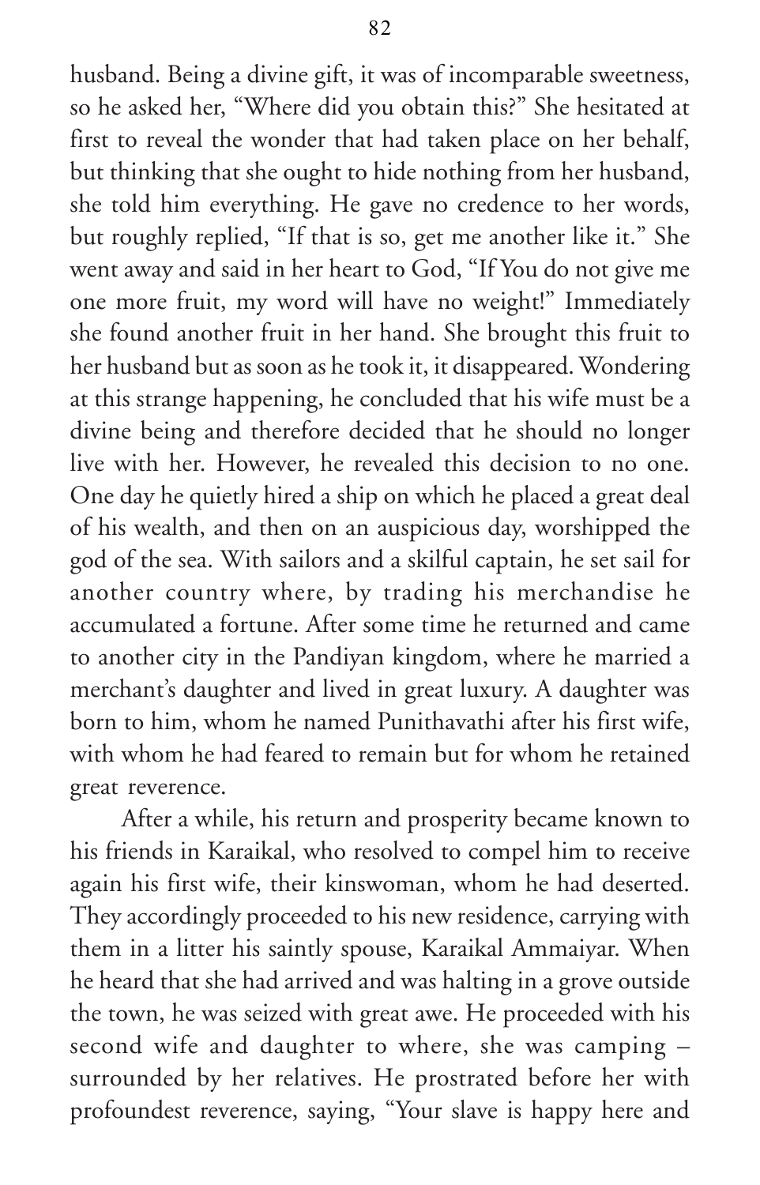husband. Being a divine gift, it was of incomparable sweetness, so he asked her, "Where did you obtain this?" She hesitated at first to reveal the wonder that had taken place on her behalf, but thinking that she ought to hide nothing from her husband, she told him everything. He gave no credence to her words, but roughly replied, "If that is so, get me another like it." She went away and said in her heart to God, "If You do not give me one more fruit, my word will have no weight!" Immediately she found another fruit in her hand. She brought this fruit to her husband but as soon as he took it, it disappeared. Wondering at this strange happening, he concluded that his wife must be a divine being and therefore decided that he should no longer live with her. However, he revealed this decision to no one. One day he quietly hired a ship on which he placed a great deal of his wealth, and then on an auspicious day, worshipped the god of the sea. With sailors and a skilful captain, he set sail for another country where, by trading his merchandise he accumulated a fortune. After some time he returned and came to another city in the Pandiyan kingdom, where he married a merchant's daughter and lived in great luxury. A daughter was born to him, whom he named Punithavathi after his first wife, with whom he had feared to remain but for whom he retained great reverence.

After a while, his return and prosperity became known to his friends in Karaikal, who resolved to compel him to receive again his first wife, their kinswoman, whom he had deserted. They accordingly proceeded to his new residence, carrying with them in a litter his saintly spouse, Karaikal Ammaiyar. When he heard that she had arrived and was halting in a grove outside the town, he was seized with great awe. He proceeded with his second wife and daughter to where, she was camping – surrounded by her relatives. He prostrated before her with profoundest reverence, saying, "Your slave is happy here and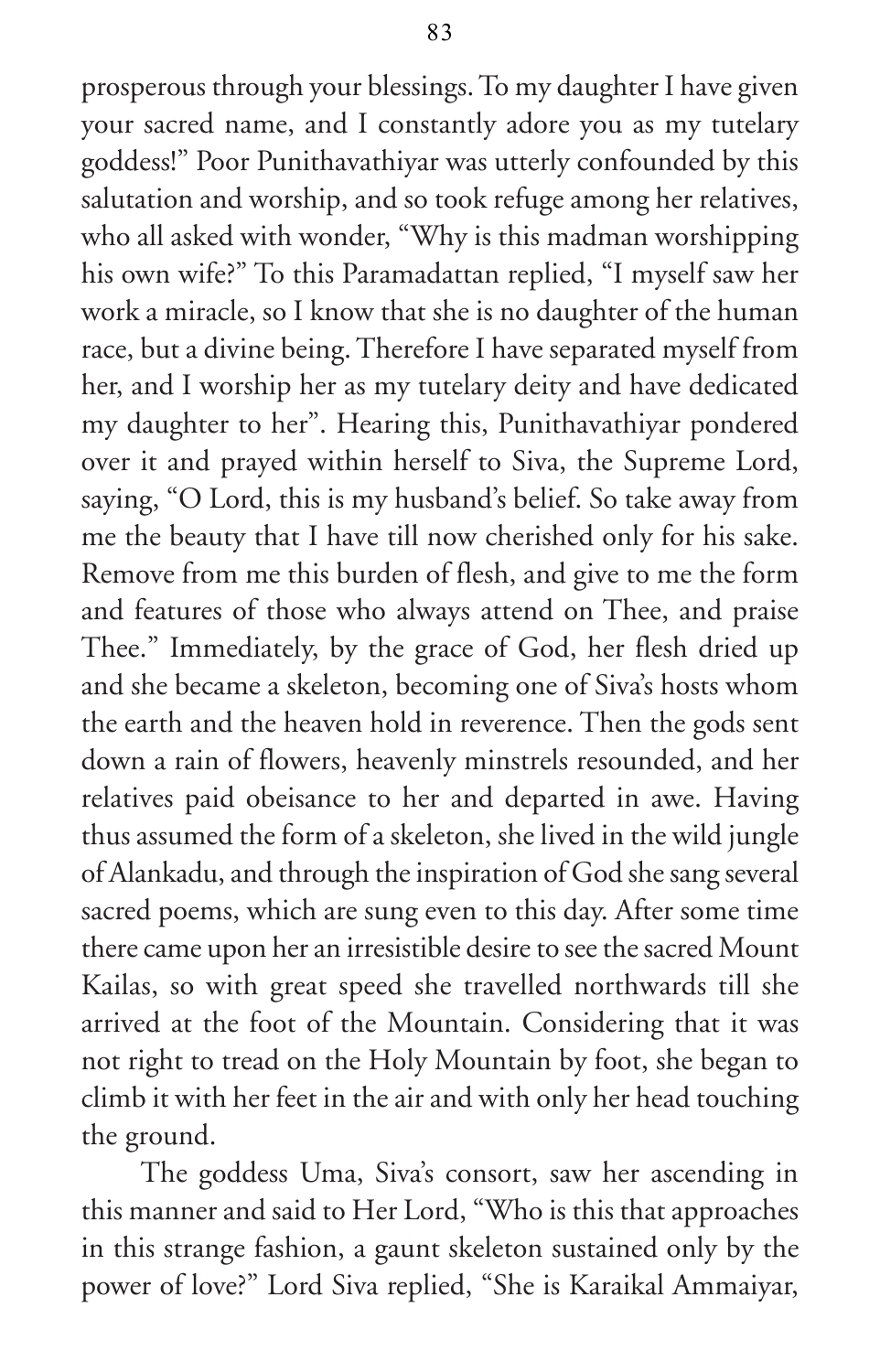prosperous through your blessings. To my daughter I have given your sacred name, and I constantly adore you as my tutelary goddess!" Poor Punithavathiyar was utterly confounded by this salutation and worship, and so took refuge among her relatives, who all asked with wonder, "Why is this madman worshipping his own wife?" To this Paramadattan replied, "I myself saw her work a miracle, so I know that she is no daughter of the human race, but a divine being. Therefore I have separated myself from her, and I worship her as my tutelary deity and have dedicated my daughter to her". Hearing this, Punithavathiyar pondered over it and prayed within herself to Siva, the Supreme Lord, saying, "O Lord, this is my husband's belief. So take away from me the beauty that I have till now cherished only for his sake. Remove from me this burden of flesh, and give to me the form and features of those who always attend on Thee, and praise Thee." Immediately, by the grace of God, her flesh dried up and she became a skeleton, becoming one of Siva's hosts whom the earth and the heaven hold in reverence. Then the gods sent down a rain of flowers, heavenly minstrels resounded, and her relatives paid obeisance to her and departed in awe. Having thus assumed the form of a skeleton, she lived in the wild jungle of Alankadu, and through the inspiration of God she sang several sacred poems, which are sung even to this day. After some time there came upon her an irresistible desire to see the sacred Mount Kailas, so with great speed she travelled northwards till she arrived at the foot of the Mountain. Considering that it was not right to tread on the Holy Mountain by foot, she began to climb it with her feet in the air and with only her head touching the ground.

The goddess Uma, Siva's consort, saw her ascending in this manner and said to Her Lord, "Who is this that approaches in this strange fashion, a gaunt skeleton sustained only by the power of love?" Lord Siva replied, "She is Karaikal Ammaiyar,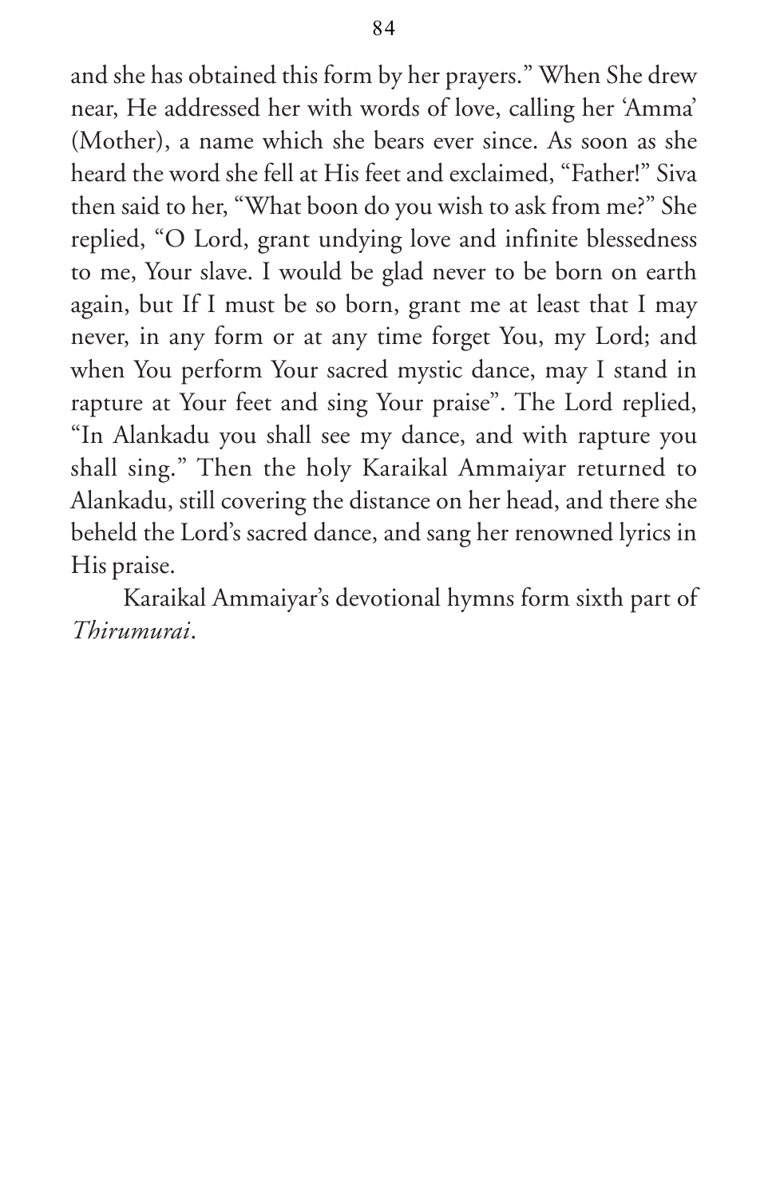and she has obtained this form by her prayers." When She drew near, He addressed her with words of love, calling her 'Amma' (Mother), a name which she bears ever since. As soon as she heard the word she fell at His feet and exclaimed, "Father!" Siva then said to her, "What boon do you wish to ask from me?" She replied, "O Lord, grant undying love and infinite blessedness to me, Your slave. I would be glad never to be born on earth again, but If I must be so born, grant me at least that I may never, in any form or at any time forget You, my Lord; and when You perform Your sacred mystic dance, may I stand in rapture at Your feet and sing Your praise". The Lord replied, "In Alankadu you shall see my dance, and with rapture you shall sing." Then the holy Karaikal Ammaiyar returned to Alankadu, still covering the distance on her head, and there she beheld the Lord's sacred dance, and sang her renowned lyrics in His praise.

Karaikal Ammaiyar's devotional hymns form sixth part of *Thirumurai*.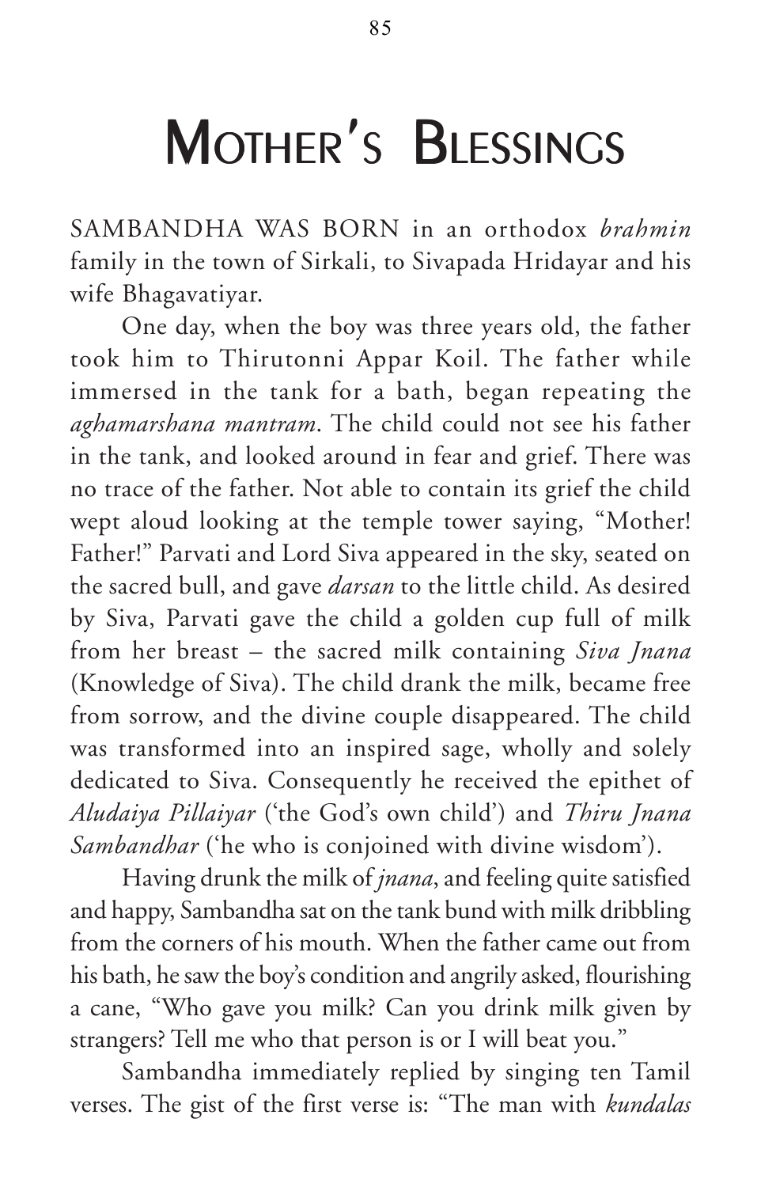# Mother's Blessings

SAMBANDHA WAS BORN in an orthodox *brahmin* family in the town of Sirkali, to Sivapada Hridayar and his wife Bhagavatiyar.

One day, when the boy was three years old, the father took him to Thirutonni Appar Koil. The father while immersed in the tank for a bath, began repeating the *aghamarshana mantram*. The child could not see his father in the tank, and looked around in fear and grief. There was no trace of the father. Not able to contain its grief the child wept aloud looking at the temple tower saying, "Mother! Father!" Parvati and Lord Siva appeared in the sky, seated on the sacred bull, and gave *darsan* to the little child. As desired by Siva, Parvati gave the child a golden cup full of milk from her breast – the sacred milk containing *Siva Jnana* (Knowledge of Siva). The child drank the milk, became free from sorrow, and the divine couple disappeared. The child was transformed into an inspired sage, wholly and solely dedicated to Siva. Consequently he received the epithet of *Aludaiya Pillaiyar* ('the God's own child') and *Thiru Jnana Sambandhar* ('he who is conjoined with divine wisdom').

Having drunk the milk of *jnana*, and feeling quite satisfied and happy, Sambandha sat on the tank bund with milk dribbling from the corners of his mouth. When the father came out from his bath, he saw the boy's condition and angrily asked, flourishing a cane, "Who gave you milk? Can you drink milk given by strangers? Tell me who that person is or I will beat you."

Sambandha immediately replied by singing ten Tamil verses. The gist of the first verse is: "The man with *kundalas*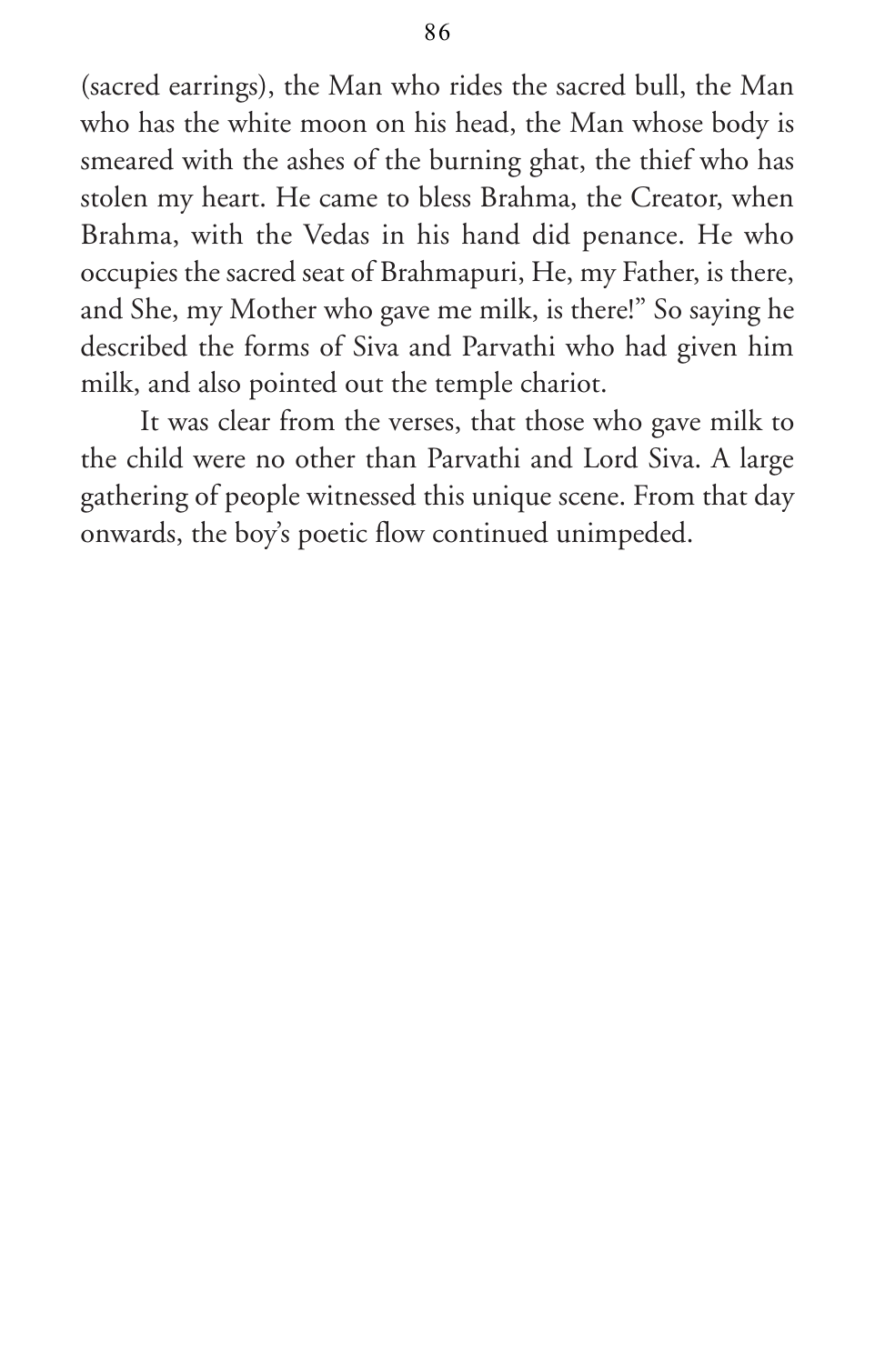(sacred earrings), the Man who rides the sacred bull, the Man who has the white moon on his head, the Man whose body is smeared with the ashes of the burning ghat, the thief who has stolen my heart. He came to bless Brahma, the Creator, when Brahma, with the Vedas in his hand did penance. He who occupies the sacred seat of Brahmapuri, He, my Father, is there, and She, my Mother who gave me milk, is there!" So saying he described the forms of Siva and Parvathi who had given him milk, and also pointed out the temple chariot.

It was clear from the verses, that those who gave milk to the child were no other than Parvathi and Lord Siva. A large gathering of people witnessed this unique scene. From that day onwards, the boy's poetic flow continued unimpeded.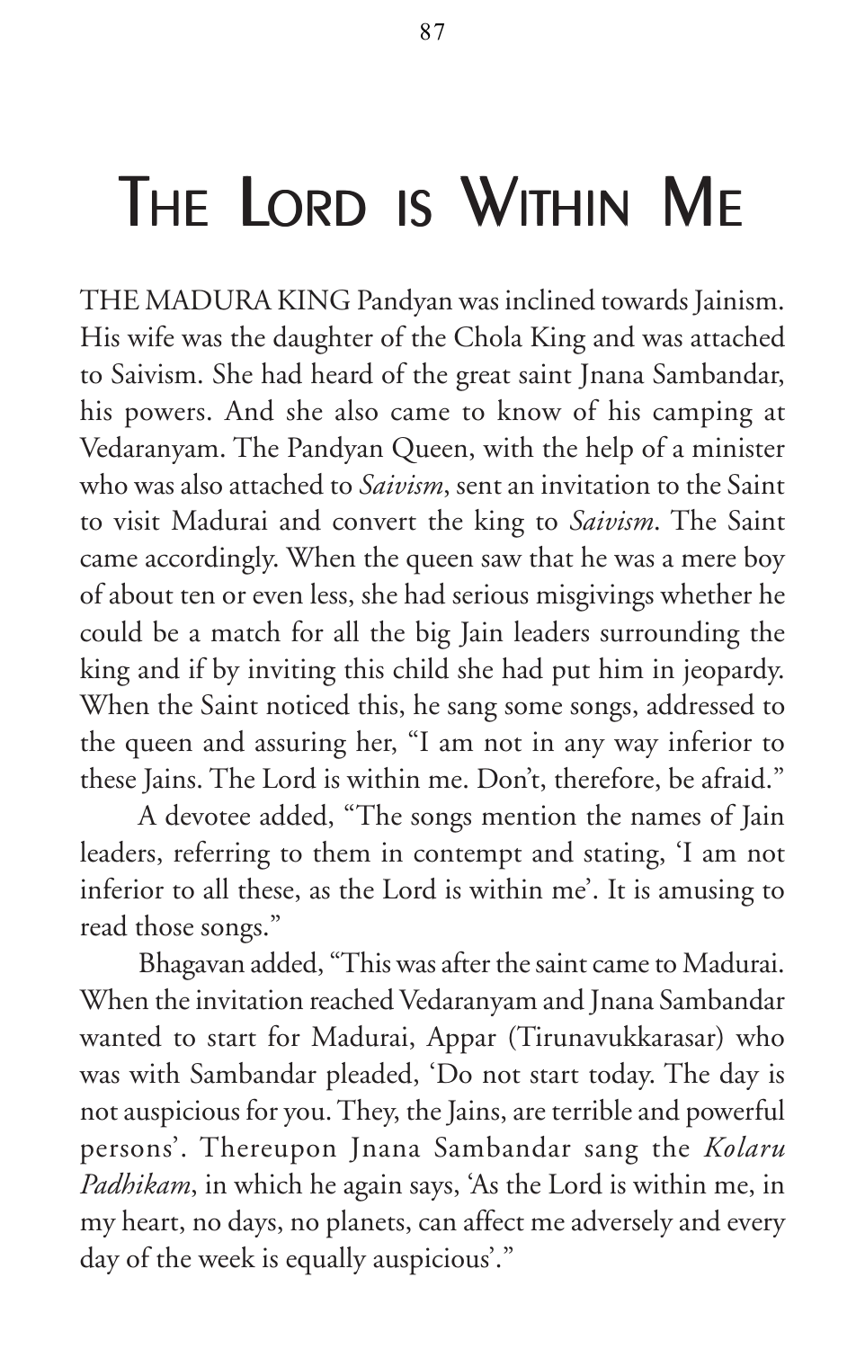# The Lord is Within Me

THE MADURA KING Pandyan was inclined towards Jainism. His wife was the daughter of the Chola King and was attached to Saivism. She had heard of the great saint Jnana Sambandar, his powers. And she also came to know of his camping at Vedaranyam. The Pandyan Queen, with the help of a minister who was also attached to *Saivism*, sent an invitation to the Saint to visit Madurai and convert the king to *Saivism*. The Saint came accordingly. When the queen saw that he was a mere boy of about ten or even less, she had serious misgivings whether he could be a match for all the big Jain leaders surrounding the king and if by inviting this child she had put him in jeopardy. When the Saint noticed this, he sang some songs, addressed to the queen and assuring her, "I am not in any way inferior to these Jains. The Lord is within me. Don't, therefore, be afraid."

A devotee added, "The songs mention the names of Jain leaders, referring to them in contempt and stating, 'I am not inferior to all these, as the Lord is within me'. It is amusing to read those songs."

Bhagavan added, "This was after the saint came to Madurai. When the invitation reached Vedaranyam and Jnana Sambandar wanted to start for Madurai, Appar (Tirunavukkarasar) who was with Sambandar pleaded, 'Do not start today. The day is not auspicious for you. They, the Jains, are terrible and powerful persons'. Thereupon Jnana Sambandar sang the *Kolaru Padhikam*, in which he again says, 'As the Lord is within me, in my heart, no days, no planets, can affect me adversely and every day of the week is equally auspicious'."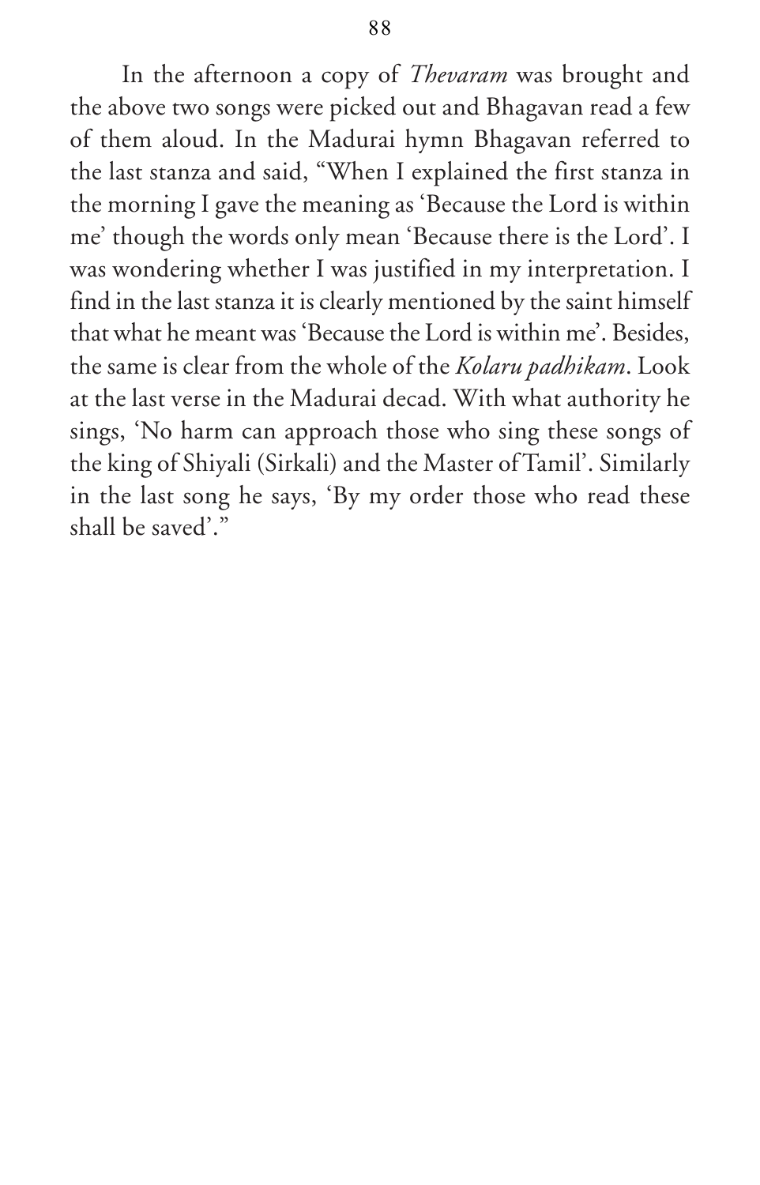In the afternoon a copy of *Thevaram* was brought and the above two songs were picked out and Bhagavan read a few of them aloud. In the Madurai hymn Bhagavan referred to the last stanza and said, "When I explained the first stanza in the morning I gave the meaning as 'Because the Lord is within me' though the words only mean 'Because there is the Lord'. I was wondering whether I was justified in my interpretation. I find in the last stanza it is clearly mentioned by the saint himself that what he meant was 'Because the Lord is within me'. Besides, the same is clear from the whole of the *Kolaru padhikam*. Look at the last verse in the Madurai decad. With what authority he sings, 'No harm can approach those who sing these songs of the king of Shiyali (Sirkali) and the Master of Tamil'. Similarly in the last song he says, 'By my order those who read these shall be saved'."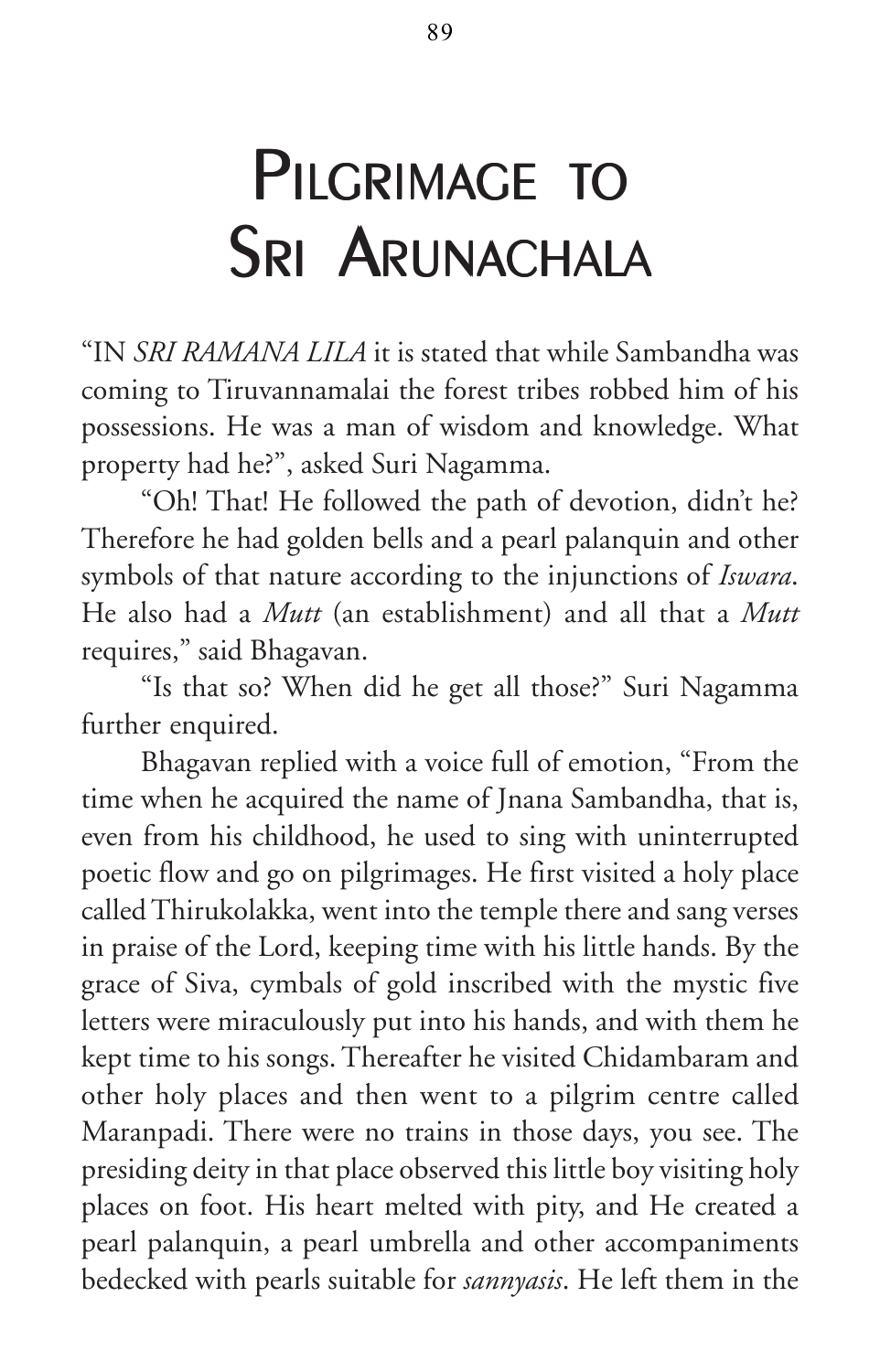# Pilgrimage to Sri Arunachala

"IN *SRI RAMANA LILA* it is stated that while Sambandha was coming to Tiruvannamalai the forest tribes robbed him of his possessions. He was a man of wisdom and knowledge. What property had he?", asked Suri Nagamma.

"Oh! That! He followed the path of devotion, didn't he? Therefore he had golden bells and a pearl palanquin and other symbols of that nature according to the injunctions of *Iswara*. He also had a *Mutt* (an establishment) and all that a *Mutt* requires," said Bhagavan.

"Is that so? When did he get all those?" Suri Nagamma further enquired.

Bhagavan replied with a voice full of emotion, "From the time when he acquired the name of Jnana Sambandha, that is, even from his childhood, he used to sing with uninterrupted poetic flow and go on pilgrimages. He first visited a holy place called Thirukolakka, went into the temple there and sang verses in praise of the Lord, keeping time with his little hands. By the grace of Siva, cymbals of gold inscribed with the mystic five letters were miraculously put into his hands, and with them he kept time to his songs. Thereafter he visited Chidambaram and other holy places and then went to a pilgrim centre called Maranpadi. There were no trains in those days, you see. The presiding deity in that place observed this little boy visiting holy places on foot. His heart melted with pity, and He created a pearl palanquin, a pearl umbrella and other accompaniments bedecked with pearls suitable for *sannyasis*. He left them in the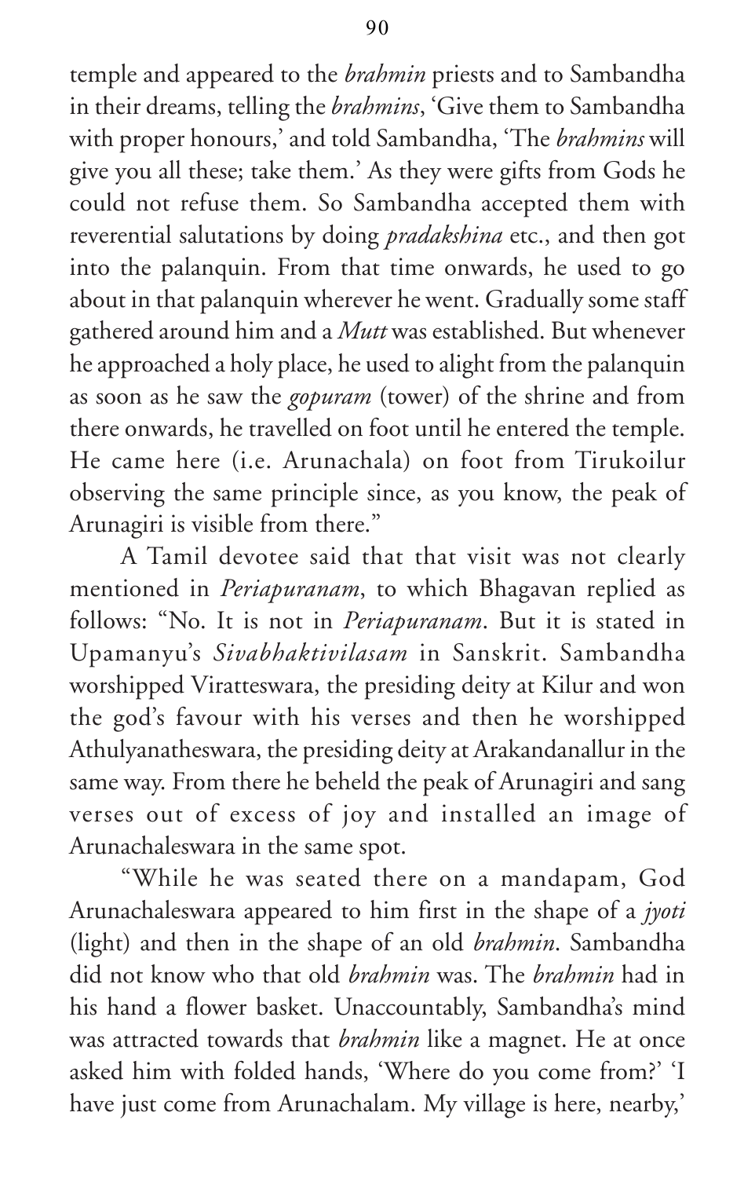temple and appeared to the *brahmin* priests and to Sambandha in their dreams, telling the *brahmins*, 'Give them to Sambandha with proper honours,' and told Sambandha, 'The *brahmins* will give you all these; take them.' As they were gifts from Gods he could not refuse them. So Sambandha accepted them with reverential salutations by doing *pradakshina* etc., and then got into the palanquin. From that time onwards, he used to go about in that palanquin wherever he went. Gradually some staff gathered around him and a *Mutt* was established. But whenever he approached a holy place, he used to alight from the palanquin as soon as he saw the *gopuram* (tower) of the shrine and from there onwards, he travelled on foot until he entered the temple. He came here (i.e. Arunachala) on foot from Tirukoilur observing the same principle since, as you know, the peak of Arunagiri is visible from there."

A Tamil devotee said that that visit was not clearly mentioned in *Periapuranam*, to which Bhagavan replied as follows: "No. It is not in *Periapuranam*. But it is stated in Upamanyu's *Sivabhaktivilasam* in Sanskrit. Sambandha worshipped Viratteswara, the presiding deity at Kilur and won the god's favour with his verses and then he worshipped Athulyanatheswara, the presiding deity at Arakandanallur in the same way. From there he beheld the peak of Arunagiri and sang verses out of excess of joy and installed an image of Arunachaleswara in the same spot.

"While he was seated there on a mandapam, God Arunachaleswara appeared to him first in the shape of a *jyoti* (light) and then in the shape of an old *brahmin*. Sambandha did not know who that old *brahmin* was. The *brahmin* had in his hand a flower basket. Unaccountably, Sambandha's mind was attracted towards that *brahmin* like a magnet. He at once asked him with folded hands, 'Where do you come from?' 'I have just come from Arunachalam. My village is here, nearby,'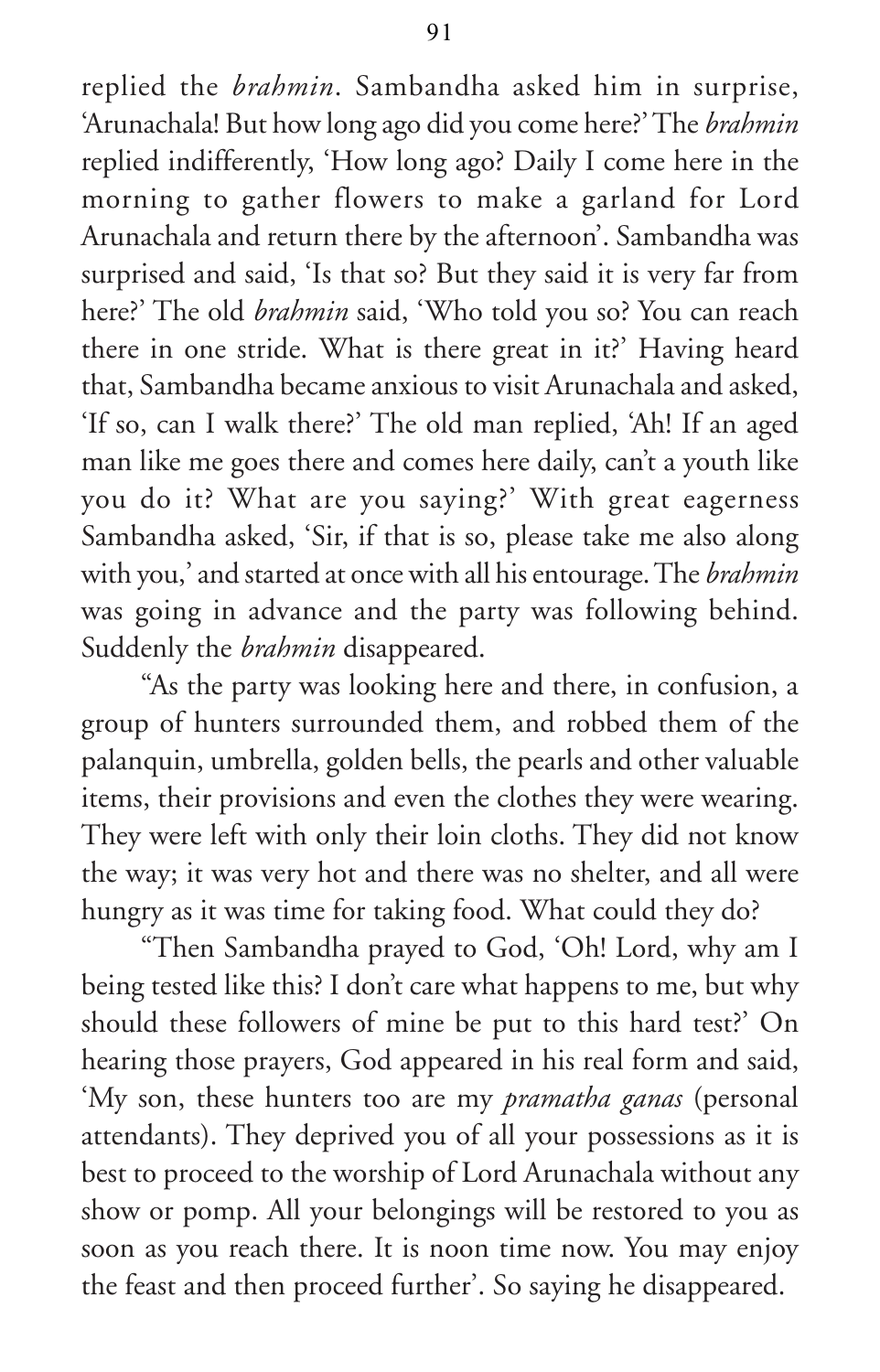replied the *brahmin*. Sambandha asked him in surprise, 'Arunachala! But how long ago did you come here?' The *brahmin* replied indifferently, 'How long ago? Daily I come here in the morning to gather flowers to make a garland for Lord Arunachala and return there by the afternoon'. Sambandha was surprised and said, 'Is that so? But they said it is very far from here?' The old *brahmin* said, 'Who told you so? You can reach there in one stride. What is there great in it?' Having heard that, Sambandha became anxious to visit Arunachala and asked, 'If so, can I walk there?' The old man replied, 'Ah! If an aged man like me goes there and comes here daily, can't a youth like you do it? What are you saying?' With great eagerness Sambandha asked, 'Sir, if that is so, please take me also along with you,' and started at once with all his entourage. The *brahmin* was going in advance and the party was following behind. Suddenly the *brahmin* disappeared.

"As the party was looking here and there, in confusion, a group of hunters surrounded them, and robbed them of the palanquin, umbrella, golden bells, the pearls and other valuable items, their provisions and even the clothes they were wearing. They were left with only their loin cloths. They did not know the way; it was very hot and there was no shelter, and all were hungry as it was time for taking food. What could they do?

"Then Sambandha prayed to God, 'Oh! Lord, why am I being tested like this? I don't care what happens to me, but why should these followers of mine be put to this hard test?' On hearing those prayers, God appeared in his real form and said, 'My son, these hunters too are my *pramatha ganas* (personal attendants). They deprived you of all your possessions as it is best to proceed to the worship of Lord Arunachala without any show or pomp. All your belongings will be restored to you as soon as you reach there. It is noon time now. You may enjoy the feast and then proceed further'. So saying he disappeared.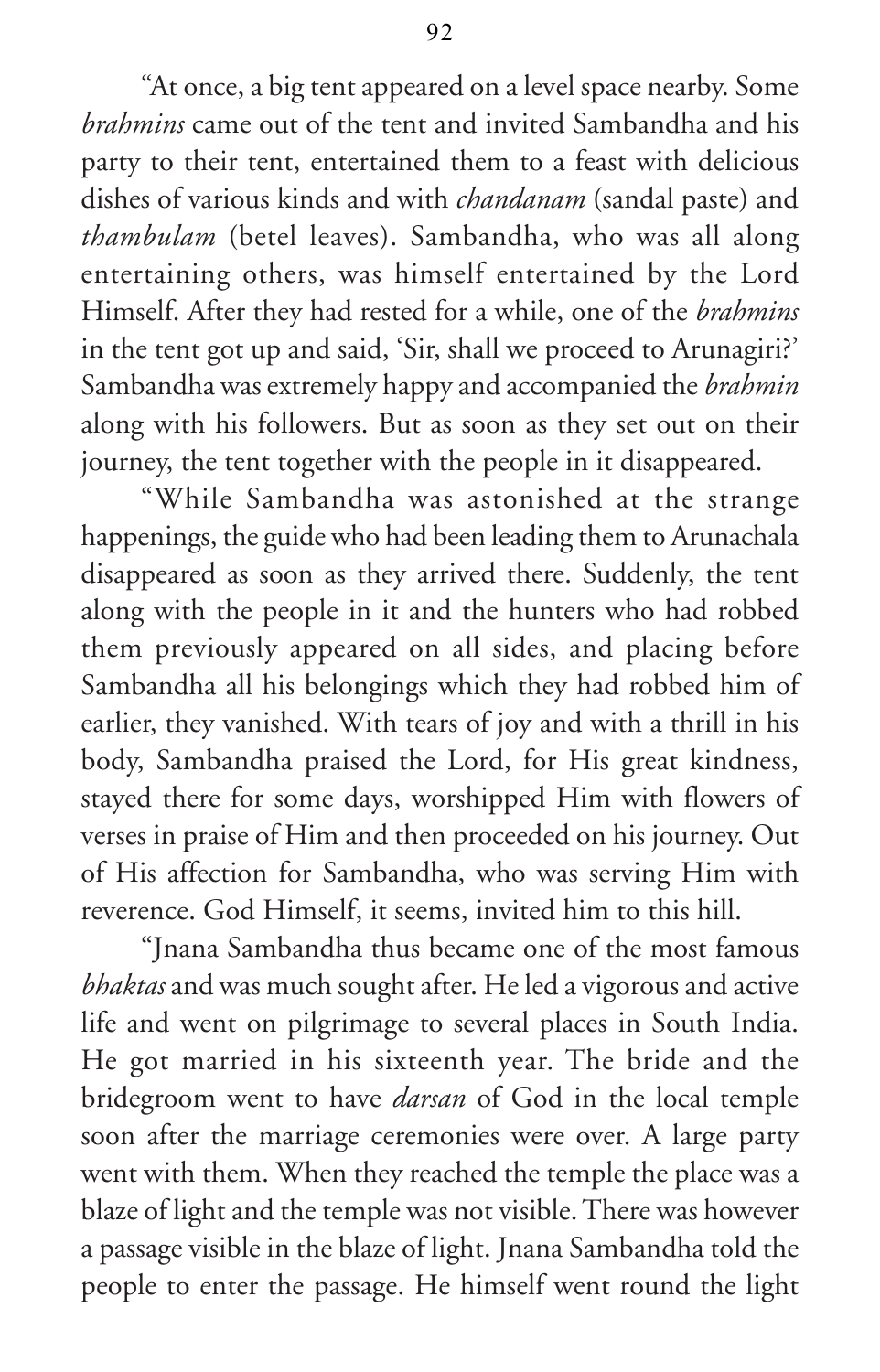"At once, a big tent appeared on a level space nearby. Some *brahmins* came out of the tent and invited Sambandha and his party to their tent, entertained them to a feast with delicious dishes of various kinds and with *chandanam* (sandal paste) and *thambulam* (betel leaves). Sambandha, who was all along entertaining others, was himself entertained by the Lord Himself. After they had rested for a while, one of the *brahmins* in the tent got up and said, 'Sir, shall we proceed to Arunagiri?' Sambandha was extremely happy and accompanied the *brahmin* along with his followers. But as soon as they set out on their journey, the tent together with the people in it disappeared.

"While Sambandha was astonished at the strange happenings, the guide who had been leading them to Arunachala disappeared as soon as they arrived there. Suddenly, the tent along with the people in it and the hunters who had robbed them previously appeared on all sides, and placing before Sambandha all his belongings which they had robbed him of earlier, they vanished. With tears of joy and with a thrill in his body, Sambandha praised the Lord, for His great kindness, stayed there for some days, worshipped Him with flowers of verses in praise of Him and then proceeded on his journey. Out of His affection for Sambandha, who was serving Him with reverence. God Himself, it seems, invited him to this hill.

"Jnana Sambandha thus became one of the most famous *bhaktas* and was much sought after. He led a vigorous and active life and went on pilgrimage to several places in South India. He got married in his sixteenth year. The bride and the bridegroom went to have *darsan* of God in the local temple soon after the marriage ceremonies were over. A large party went with them. When they reached the temple the place was a blaze of light and the temple was not visible. There was however a passage visible in the blaze of light. Jnana Sambandha told the people to enter the passage. He himself went round the light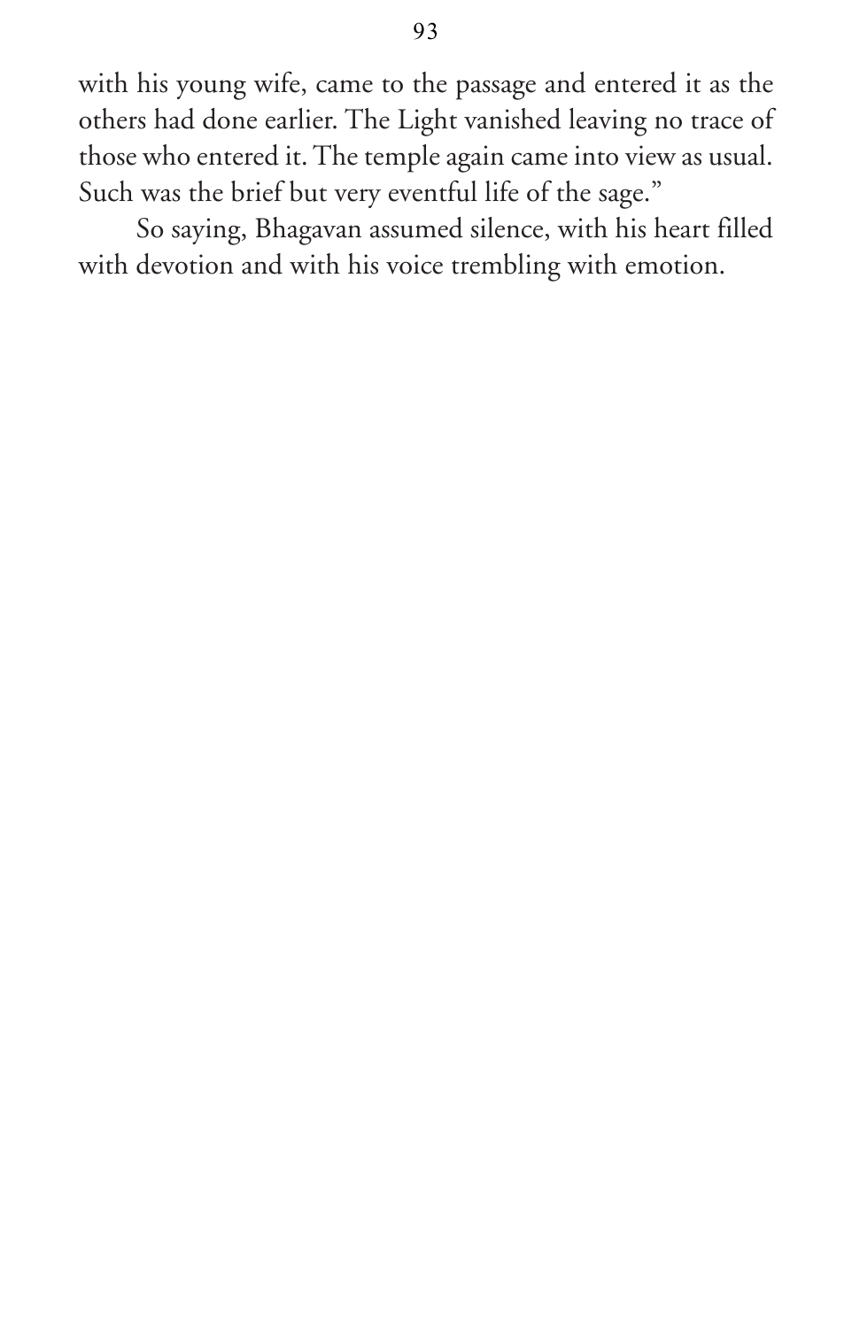with his young wife, came to the passage and entered it as the others had done earlier. The Light vanished leaving no trace of those who entered it. The temple again came into view as usual. Such was the brief but very eventful life of the sage."

So saying, Bhagavan assumed silence, with his heart filled with devotion and with his voice trembling with emotion.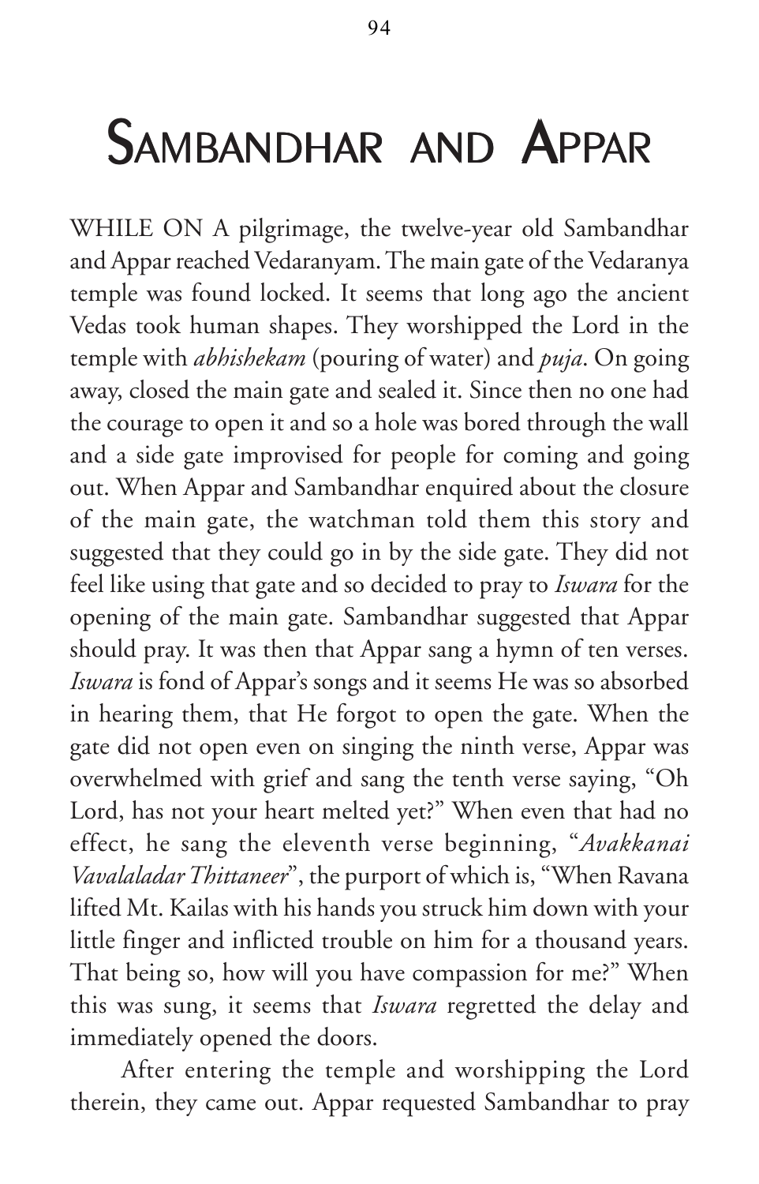# Sambandhar and Appar

WHILE ON A pilgrimage, the twelve-year old Sambandhar and Appar reached Vedaranyam. The main gate of the Vedaranya temple was found locked. It seems that long ago the ancient Vedas took human shapes. They worshipped the Lord in the temple with *abhishekam* (pouring of water) and *puja*. On going away, closed the main gate and sealed it. Since then no one had the courage to open it and so a hole was bored through the wall and a side gate improvised for people for coming and going out. When Appar and Sambandhar enquired about the closure of the main gate, the watchman told them this story and suggested that they could go in by the side gate. They did not feel like using that gate and so decided to pray to *Iswara* for the opening of the main gate. Sambandhar suggested that Appar should pray. It was then that Appar sang a hymn of ten verses. *Iswara* is fond of Appar's songs and it seems He was so absorbed in hearing them, that He forgot to open the gate. When the gate did not open even on singing the ninth verse, Appar was overwhelmed with grief and sang the tenth verse saying, "Oh Lord, has not your heart melted yet?" When even that had no effect, he sang the eleventh verse beginning, "*Avakkanai Vavalaladar Thittaneer*", the purport of which is, "When Ravana lifted Mt. Kailas with his hands you struck him down with your little finger and inflicted trouble on him for a thousand years. That being so, how will you have compassion for me?" When this was sung, it seems that *Iswara* regretted the delay and immediately opened the doors.

After entering the temple and worshipping the Lord therein, they came out. Appar requested Sambandhar to pray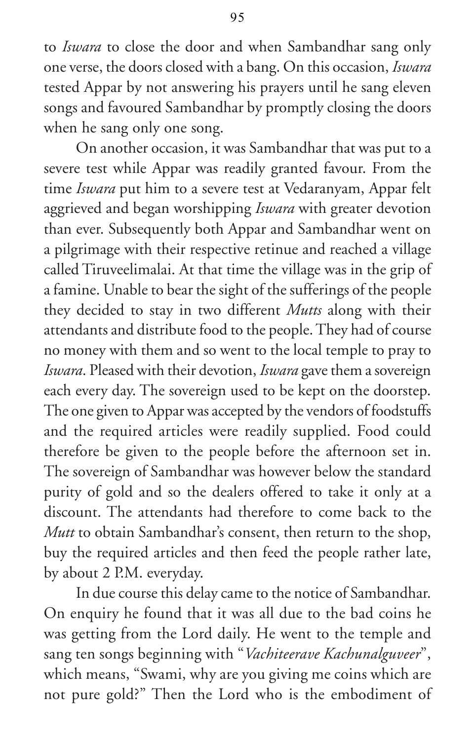to *Iswara* to close the door and when Sambandhar sang only one verse, the doors closed with a bang. On this occasion, *Iswara* tested Appar by not answering his prayers until he sang eleven songs and favoured Sambandhar by promptly closing the doors when he sang only one song.

On another occasion, it was Sambandhar that was put to a severe test while Appar was readily granted favour. From the time *Iswara* put him to a severe test at Vedaranyam, Appar felt aggrieved and began worshipping *Iswara* with greater devotion than ever. Subsequently both Appar and Sambandhar went on a pilgrimage with their respective retinue and reached a village called Tiruveelimalai. At that time the village was in the grip of a famine. Unable to bear the sight of the sufferings of the people they decided to stay in two different *Mutts* along with their attendants and distribute food to the people. They had of course no money with them and so went to the local temple to pray to *Iswara*. Pleased with their devotion, *Iswara* gave them a sovereign each every day. The sovereign used to be kept on the doorstep. The one given to Appar was accepted by the vendors of foodstuffs and the required articles were readily supplied. Food could therefore be given to the people before the afternoon set in. The sovereign of Sambandhar was however below the standard purity of gold and so the dealers offered to take it only at a discount. The attendants had therefore to come back to the *Mutt* to obtain Sambandhar's consent, then return to the shop, buy the required articles and then feed the people rather late, by about 2 P.M. everyday.

In due course this delay came to the notice of Sambandhar. On enquiry he found that it was all due to the bad coins he was getting from the Lord daily. He went to the temple and sang ten songs beginning with "*Vachiteerave Kachunalguveer*", which means, "Swami, why are you giving me coins which are not pure gold?" Then the Lord who is the embodiment of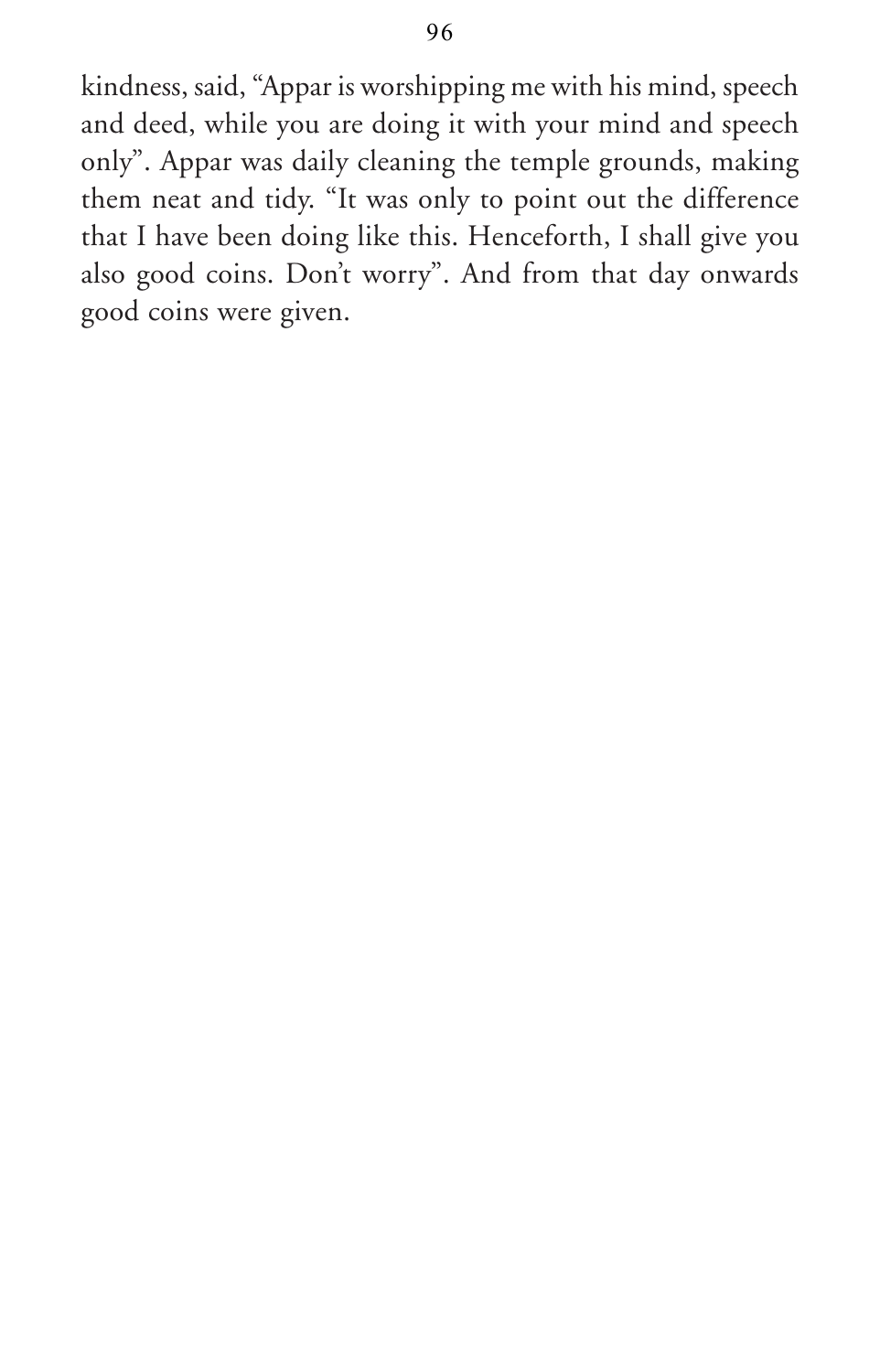kindness, said, "Appar is worshipping me with his mind, speech and deed, while you are doing it with your mind and speech only". Appar was daily cleaning the temple grounds, making them neat and tidy. "It was only to point out the difference that I have been doing like this. Henceforth, I shall give you also good coins. Don't worry". And from that day onwards good coins were given.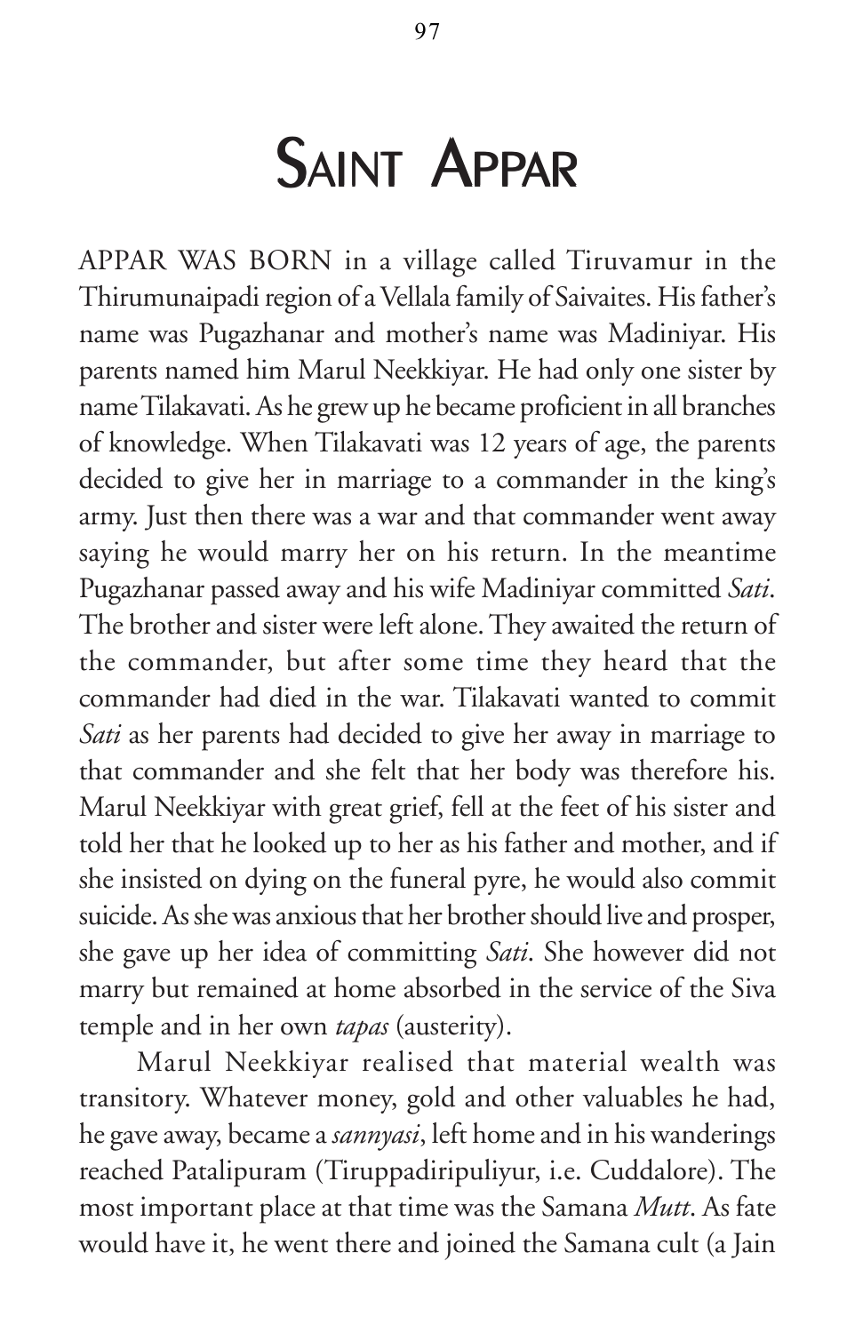# Saint Appar

APPAR WAS BORN in a village called Tiruvamur in the Thirumunaipadi region of a Vellala family of Saivaites. His father's name was Pugazhanar and mother's name was Madiniyar. His parents named him Marul Neekkiyar. He had only one sister by name Tilakavati. As he grew up he became proficient in all branches of knowledge. When Tilakavati was 12 years of age, the parents decided to give her in marriage to a commander in the king's army. Just then there was a war and that commander went away saying he would marry her on his return. In the meantime Pugazhanar passed away and his wife Madiniyar committed *Sati*. The brother and sister were left alone. They awaited the return of the commander, but after some time they heard that the commander had died in the war. Tilakavati wanted to commit *Sati* as her parents had decided to give her away in marriage to that commander and she felt that her body was therefore his. Marul Neekkiyar with great grief, fell at the feet of his sister and told her that he looked up to her as his father and mother, and if she insisted on dying on the funeral pyre, he would also commit suicide. As she was anxious that her brother should live and prosper, she gave up her idea of committing *Sati*. She however did not marry but remained at home absorbed in the service of the Siva temple and in her own *tapas* (austerity).

Marul Neekkiyar realised that material wealth was transitory. Whatever money, gold and other valuables he had, he gave away, became a *sannyasi*, left home and in his wanderings reached Patalipuram (Tiruppadiripuliyur, i.e. Cuddalore). The most important place at that time was the Samana *Mutt*. As fate would have it, he went there and joined the Samana cult (a Jain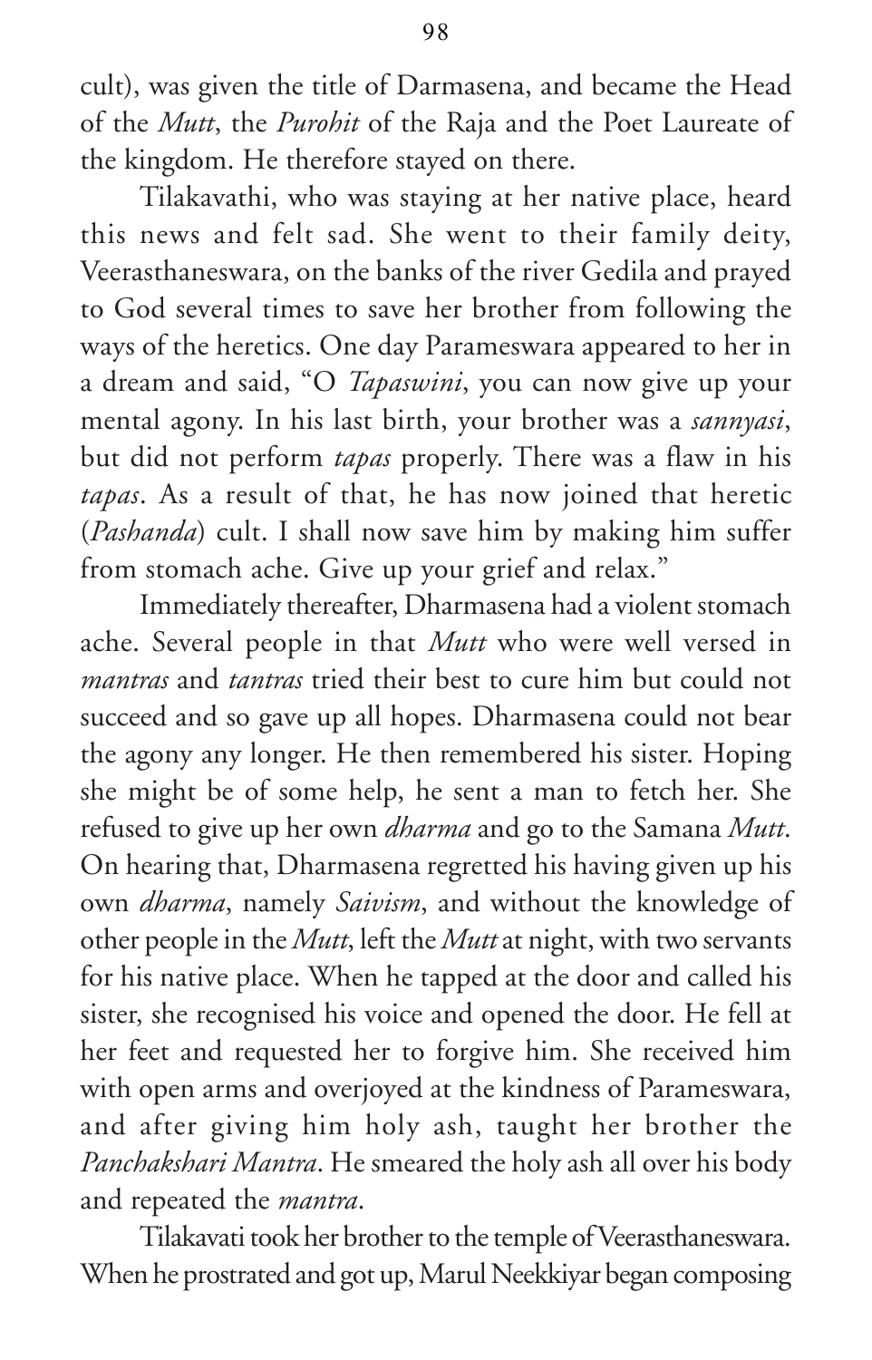cult), was given the title of Darmasena, and became the Head of the *Mutt*, the *Purohit* of the Raja and the Poet Laureate of the kingdom. He therefore stayed on there.

Tilakavathi, who was staying at her native place, heard this news and felt sad. She went to their family deity, Veerasthaneswara, on the banks of the river Gedila and prayed to God several times to save her brother from following the ways of the heretics. One day Parameswara appeared to her in a dream and said, "O *Tapaswini*, you can now give up your mental agony. In his last birth, your brother was a *sannyasi*, but did not perform *tapas* properly. There was a flaw in his *tapas*. As a result of that, he has now joined that heretic (*Pashanda*) cult. I shall now save him by making him suffer from stomach ache. Give up your grief and relax."

Immediately thereafter, Dharmasena had a violent stomach ache. Several people in that *Mutt* who were well versed in *mantras* and *tantras* tried their best to cure him but could not succeed and so gave up all hopes. Dharmasena could not bear the agony any longer. He then remembered his sister. Hoping she might be of some help, he sent a man to fetch her. She refused to give up her own *dharma* and go to the Samana *Mutt*. On hearing that, Dharmasena regretted his having given up his own *dharma*, namely *Saivism*, and without the knowledge of other people in the *Mutt*, left the *Mutt* at night, with two servants for his native place. When he tapped at the door and called his sister, she recognised his voice and opened the door. He fell at her feet and requested her to forgive him. She received him with open arms and overjoyed at the kindness of Parameswara, and after giving him holy ash, taught her brother the *Panchakshari Mantra*. He smeared the holy ash all over his body and repeated the *mantra*.

Tilakavati took her brother to the temple of Veerasthaneswara. When he prostrated and got up, Marul Neekkiyar began composing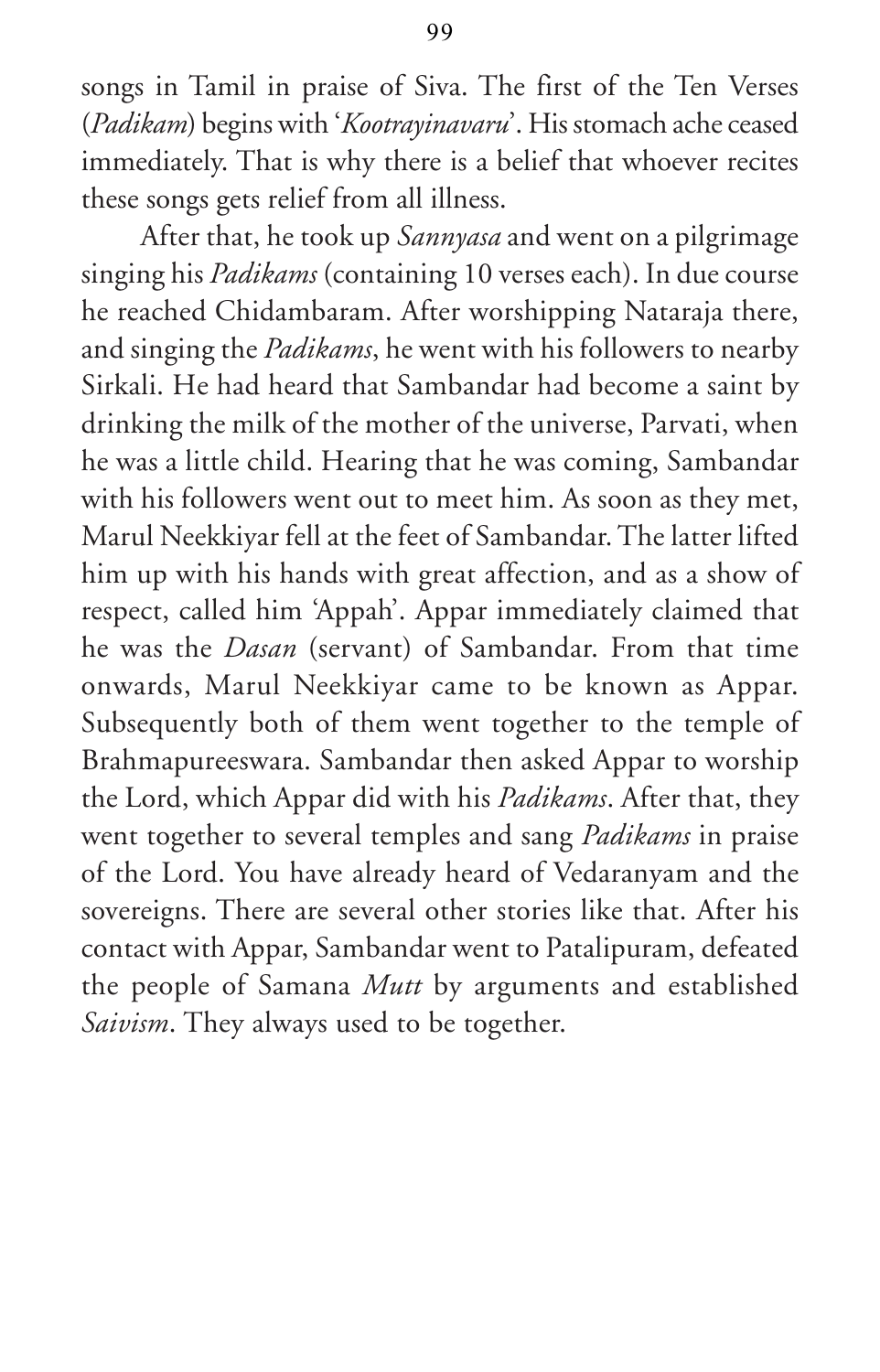songs in Tamil in praise of Siva. The first of the Ten Verses (*Padikam*) begins with '*Kootrayinavaru*'. His stomach ache ceased immediately. That is why there is a belief that whoever recites these songs gets relief from all illness.

After that, he took up *Sannyasa* and went on a pilgrimage singing his *Padikams* (containing 10 verses each). In due course he reached Chidambaram. After worshipping Nataraja there, and singing the *Padikams*, he went with his followers to nearby Sirkali. He had heard that Sambandar had become a saint by drinking the milk of the mother of the universe, Parvati, when he was a little child. Hearing that he was coming, Sambandar with his followers went out to meet him. As soon as they met, Marul Neekkiyar fell at the feet of Sambandar. The latter lifted him up with his hands with great affection, and as a show of respect, called him 'Appah'. Appar immediately claimed that he was the *Dasan* (servant) of Sambandar. From that time onwards, Marul Neekkiyar came to be known as Appar. Subsequently both of them went together to the temple of Brahmapureeswara. Sambandar then asked Appar to worship the Lord, which Appar did with his *Padikams*. After that, they went together to several temples and sang *Padikams* in praise of the Lord. You have already heard of Vedaranyam and the sovereigns. There are several other stories like that. After his contact with Appar, Sambandar went to Patalipuram, defeated the people of Samana *Mutt* by arguments and established *Saivism*. They always used to be together.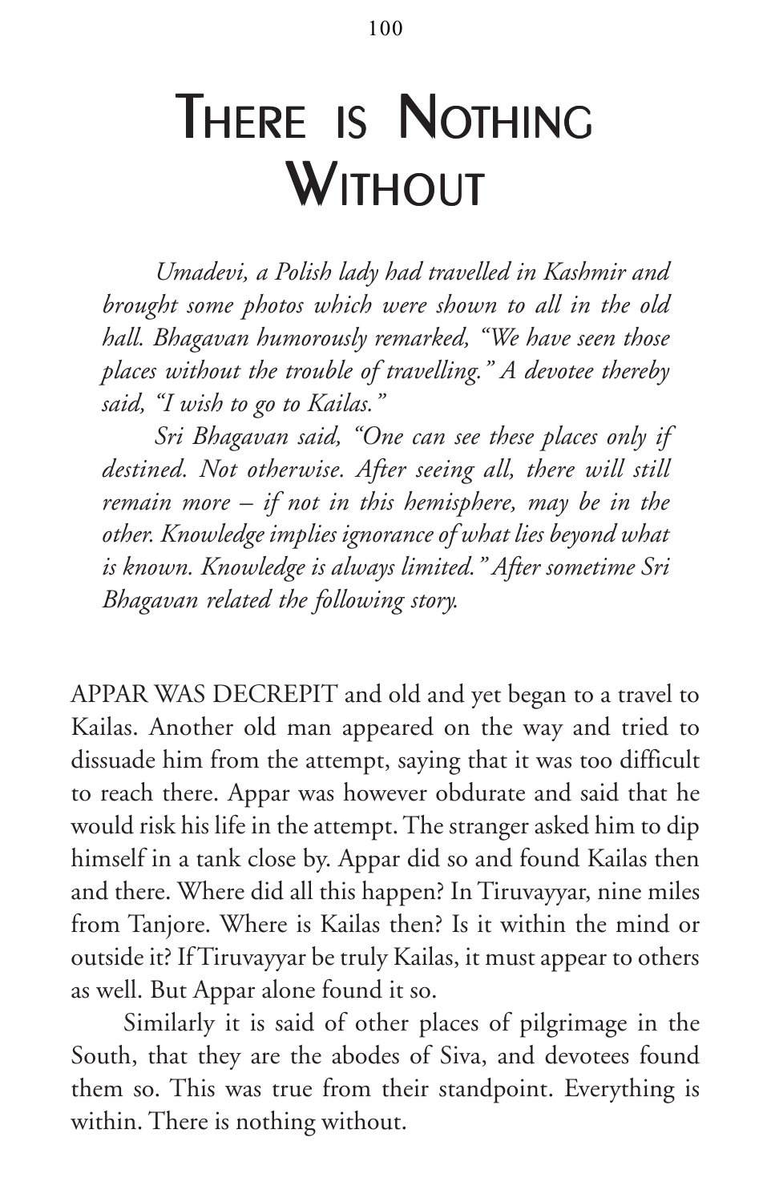# There is Nothing Without

*Umadevi, a Polish lady had travelled in Kashmir and brought some photos which were shown to all in the old hall. Bhagavan humorously remarked, "We have seen those places without the trouble of travelling." A devotee thereby said, "I wish to go to Kailas."*

*Sri Bhagavan said, "One can see these places only if destined. Not otherwise. After seeing all, there will still remain more – if not in this hemisphere, may be in the other. Knowledge implies ignorance of what lies beyond what is known. Knowledge is always limited." After sometime Sri Bhagavan related the following story.*

APPAR WAS DECREPIT and old and yet began to a travel to Kailas. Another old man appeared on the way and tried to dissuade him from the attempt, saying that it was too difficult to reach there. Appar was however obdurate and said that he would risk his life in the attempt. The stranger asked him to dip himself in a tank close by. Appar did so and found Kailas then and there. Where did all this happen? In Tiruvayyar, nine miles from Tanjore. Where is Kailas then? Is it within the mind or outside it? If Tiruvayyar be truly Kailas, it must appear to others as well. But Appar alone found it so.

Similarly it is said of other places of pilgrimage in the South, that they are the abodes of Siva, and devotees found them so. This was true from their standpoint. Everything is within. There is nothing without.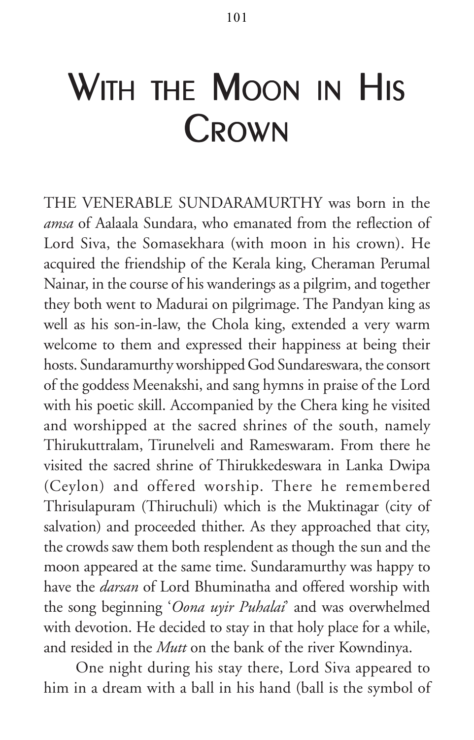# With the Moon in His Crown

THE VENERABLE SUNDARAMURTHY was born in the *amsa* of Aalaala Sundara, who emanated from the reflection of Lord Siva, the Somasekhara (with moon in his crown). He acquired the friendship of the Kerala king, Cheraman Perumal Nainar, in the course of his wanderings as a pilgrim, and together they both went to Madurai on pilgrimage. The Pandyan king as well as his son-in-law, the Chola king, extended a very warm welcome to them and expressed their happiness at being their hosts. Sundaramurthy worshipped God Sundareswara, the consort of the goddess Meenakshi, and sang hymns in praise of the Lord with his poetic skill. Accompanied by the Chera king he visited and worshipped at the sacred shrines of the south, namely Thirukuttralam, Tirunelveli and Rameswaram. From there he visited the sacred shrine of Thirukkedeswara in Lanka Dwipa (Ceylon) and offered worship. There he remembered Thrisulapuram (Thiruchuli) which is the Muktinagar (city of salvation) and proceeded thither. As they approached that city, the crowds saw them both resplendent as though the sun and the moon appeared at the same time. Sundaramurthy was happy to have the *darsan* of Lord Bhuminatha and offered worship with the song beginning '*Oona uyir Puhalai*' and was overwhelmed with devotion. He decided to stay in that holy place for a while, and resided in the *Mutt* on the bank of the river Kowndinya.

One night during his stay there, Lord Siva appeared to him in a dream with a ball in his hand (ball is the symbol of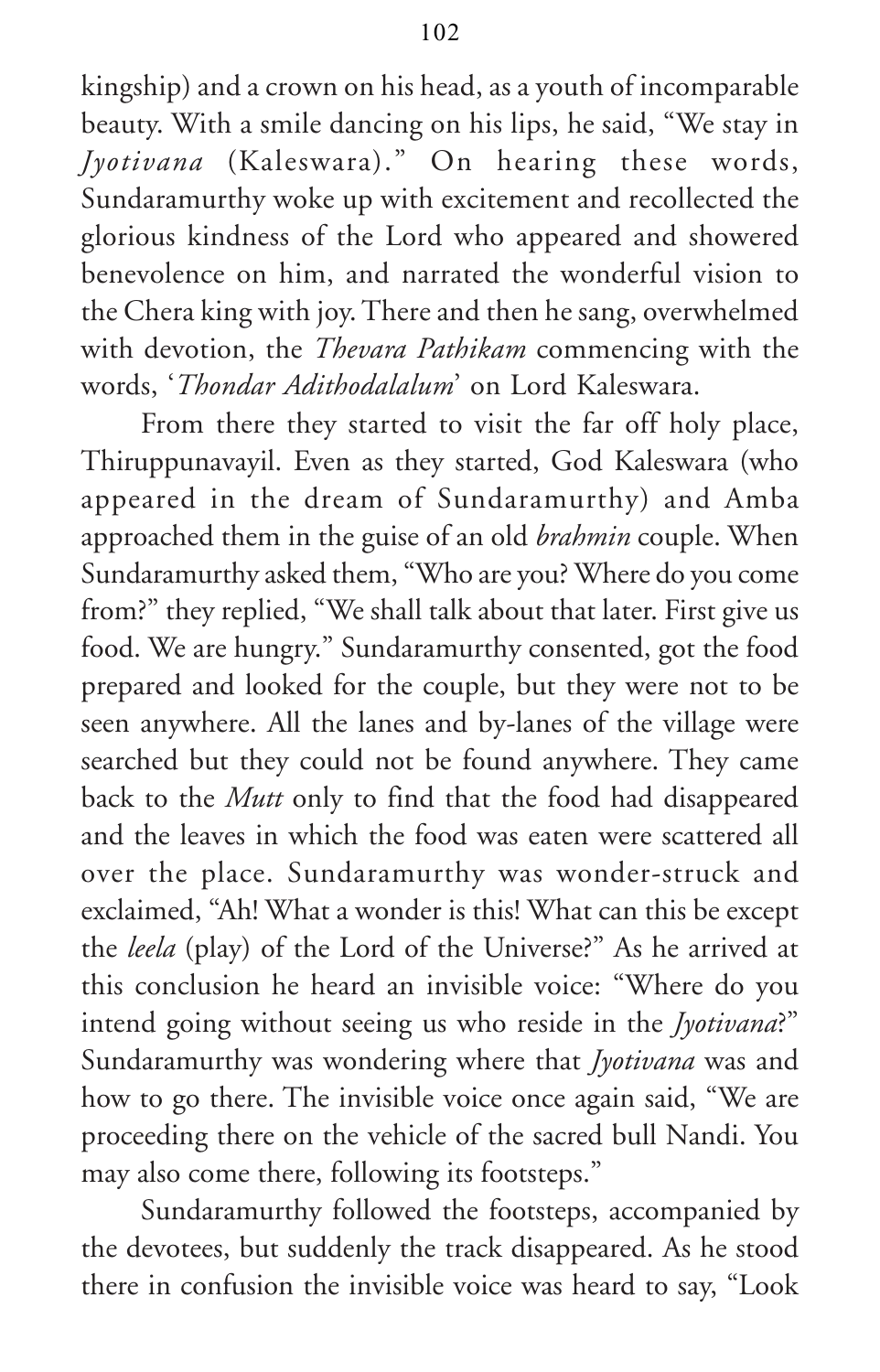kingship) and a crown on his head, as a youth of incomparable beauty. With a smile dancing on his lips, he said, "We stay in *Jyotivana* (Kaleswara)." On hearing these words, Sundaramurthy woke up with excitement and recollected the glorious kindness of the Lord who appeared and showered benevolence on him, and narrated the wonderful vision to the Chera king with joy. There and then he sang, overwhelmed with devotion, the *Thevara Pathikam* commencing with the words, '*Thondar Adithodalalum*' on Lord Kaleswara.

From there they started to visit the far off holy place, Thiruppunavayil. Even as they started, God Kaleswara (who appeared in the dream of Sundaramurthy) and Amba approached them in the guise of an old *brahmin* couple. When Sundaramurthy asked them, "Who are you? Where do you come from?" they replied, "We shall talk about that later. First give us food. We are hungry." Sundaramurthy consented, got the food prepared and looked for the couple, but they were not to be seen anywhere. All the lanes and by-lanes of the village were searched but they could not be found anywhere. They came back to the *Mutt* only to find that the food had disappeared and the leaves in which the food was eaten were scattered all over the place. Sundaramurthy was wonder-struck and exclaimed, "Ah! What a wonder is this! What can this be except the *leela* (play) of the Lord of the Universe?" As he arrived at this conclusion he heard an invisible voice: "Where do you intend going without seeing us who reside in the *Jyotivana*?" Sundaramurthy was wondering where that *Jyotivana* was and how to go there. The invisible voice once again said, "We are proceeding there on the vehicle of the sacred bull Nandi. You may also come there, following its footsteps."

Sundaramurthy followed the footsteps, accompanied by the devotees, but suddenly the track disappeared. As he stood there in confusion the invisible voice was heard to say, "Look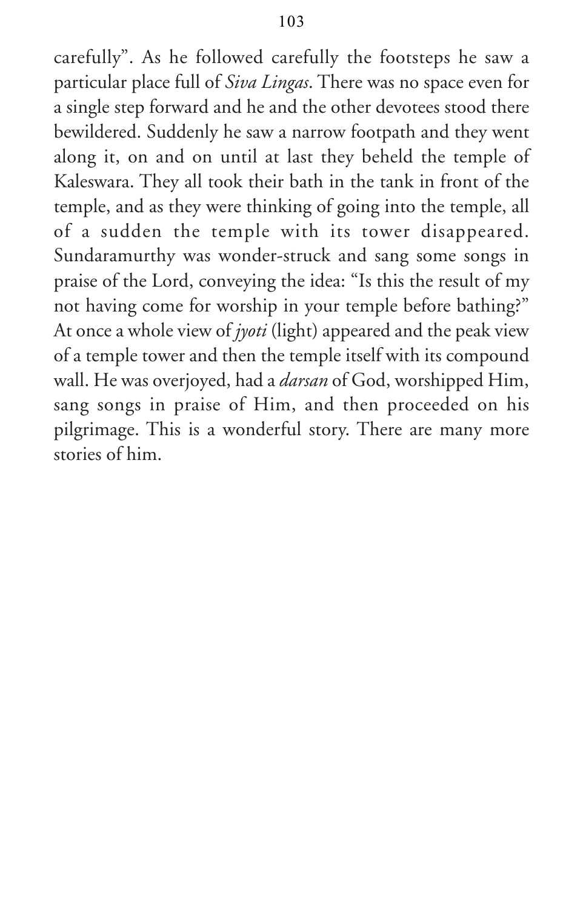carefully". As he followed carefully the footsteps he saw a particular place full of *Siva Lingas*. There was no space even for a single step forward and he and the other devotees stood there bewildered. Suddenly he saw a narrow footpath and they went along it, on and on until at last they beheld the temple of Kaleswara. They all took their bath in the tank in front of the temple, and as they were thinking of going into the temple, all of a sudden the temple with its tower disappeared. Sundaramurthy was wonder-struck and sang some songs in praise of the Lord, conveying the idea: "Is this the result of my not having come for worship in your temple before bathing?" At once a whole view of *jyoti* (light) appeared and the peak view of a temple tower and then the temple itself with its compound wall. He was overjoyed, had a *darsan* of God, worshipped Him, sang songs in praise of Him, and then proceeded on his pilgrimage. This is a wonderful story. There are many more stories of him.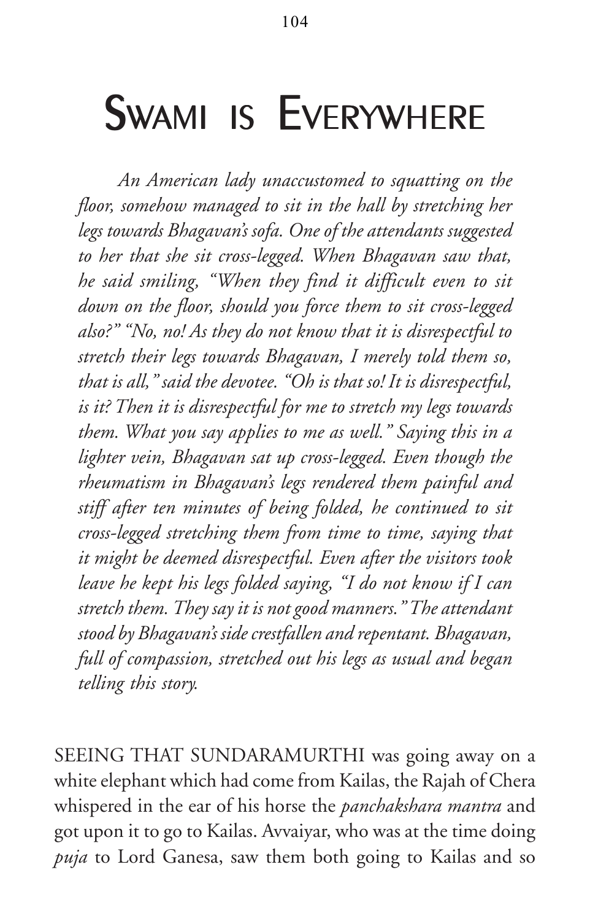# Swami is Everywhere

*An American lady unaccustomed to squatting on the floor, somehow managed to sit in the hall by stretching her legs towards Bhagavan's sofa. One of the attendants suggested to her that she sit cross-legged. When Bhagavan saw that, he said smiling, "When they find it difficult even to sit down on the floor, should you force them to sit cross-legged also?" "No, no! As they do not know that it is disrespectful to stretch their legs towards Bhagavan, I merely told them so, that is all," said the devotee. "Oh is that so! It is disrespectful, is it? Then it is disrespectful for me to stretch my legs towards them. What you say applies to me as well." Saying this in a lighter vein, Bhagavan sat up cross-legged. Even though the rheumatism in Bhagavan's legs rendered them painful and stiff after ten minutes of being folded, he continued to sit cross-legged stretching them from time to time, saying that it might be deemed disrespectful. Even after the visitors took leave he kept his legs folded saying, "I do not know if I can stretch them. They say it is not good manners." The attendant stood by Bhagavan's side crestfallen and repentant. Bhagavan, full of compassion, stretched out his legs as usual and began telling this story.*

SEEING THAT SUNDARAMURTHI was going away on a white elephant which had come from Kailas, the Rajah of Chera whispered in the ear of his horse the *panchakshara mantra* and got upon it to go to Kailas. Avvaiyar, who was at the time doing *puja* to Lord Ganesa, saw them both going to Kailas and so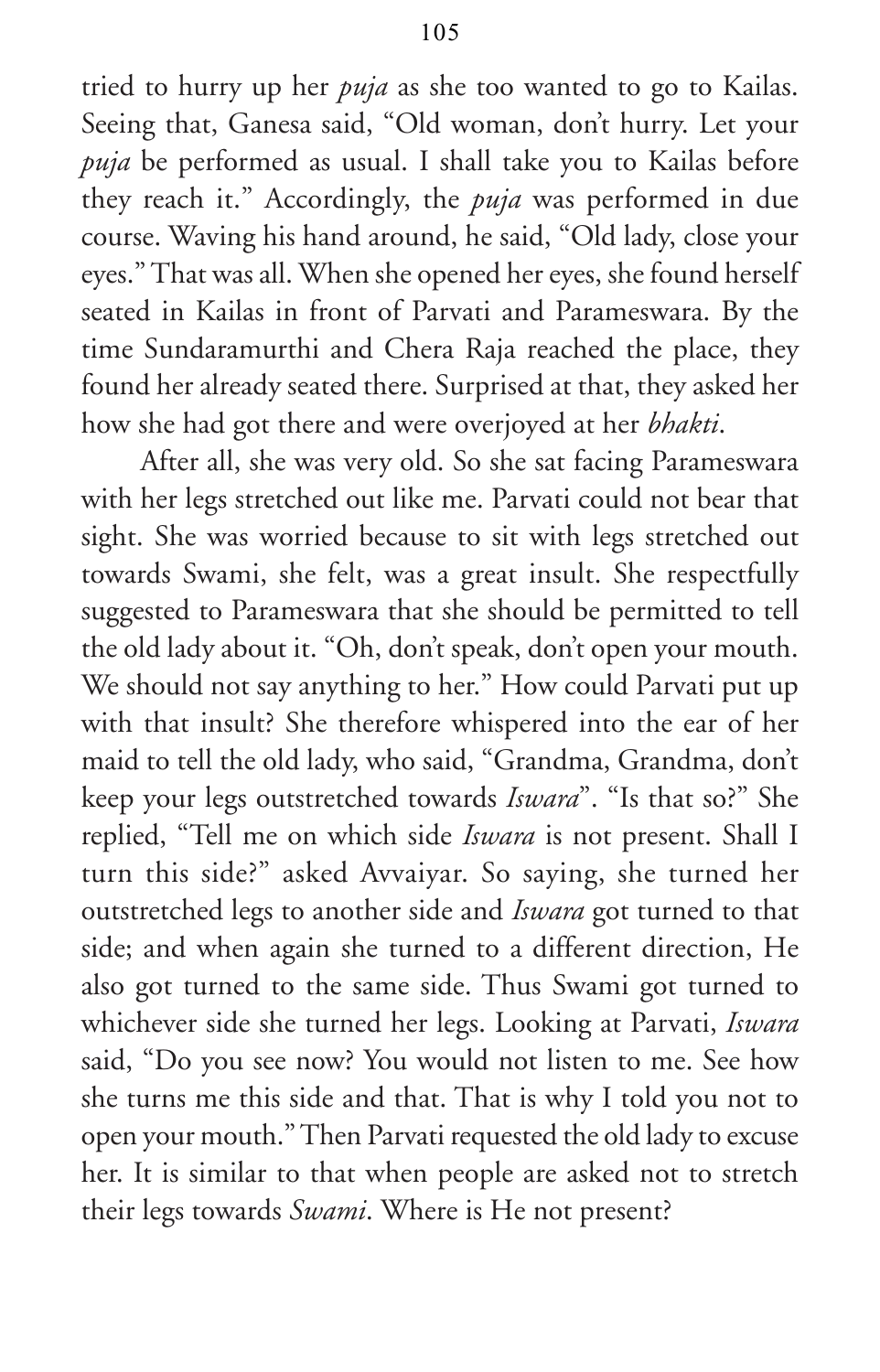tried to hurry up her *puja* as she too wanted to go to Kailas. Seeing that, Ganesa said, "Old woman, don't hurry. Let your *puja* be performed as usual. I shall take you to Kailas before they reach it." Accordingly, the *puja* was performed in due course. Waving his hand around, he said, "Old lady, close your eyes." That was all. When she opened her eyes, she found herself seated in Kailas in front of Parvati and Parameswara. By the time Sundaramurthi and Chera Raja reached the place, they found her already seated there. Surprised at that, they asked her how she had got there and were overjoyed at her *bhakti*.

After all, she was very old. So she sat facing Parameswara with her legs stretched out like me. Parvati could not bear that sight. She was worried because to sit with legs stretched out towards Swami, she felt, was a great insult. She respectfully suggested to Parameswara that she should be permitted to tell the old lady about it. "Oh, don't speak, don't open your mouth. We should not say anything to her." How could Parvati put up with that insult? She therefore whispered into the ear of her maid to tell the old lady, who said, "Grandma, Grandma, don't keep your legs outstretched towards *Iswara*". "Is that so?" She replied, "Tell me on which side *Iswara* is not present. Shall I turn this side?" asked Avvaiyar. So saying, she turned her outstretched legs to another side and *Iswara* got turned to that side; and when again she turned to a different direction, He also got turned to the same side. Thus Swami got turned to whichever side she turned her legs. Looking at Parvati, *Iswara* said, "Do you see now? You would not listen to me. See how she turns me this side and that. That is why I told you not to open your mouth." Then Parvati requested the old lady to excuse her. It is similar to that when people are asked not to stretch their legs towards *Swami*. Where is He not present?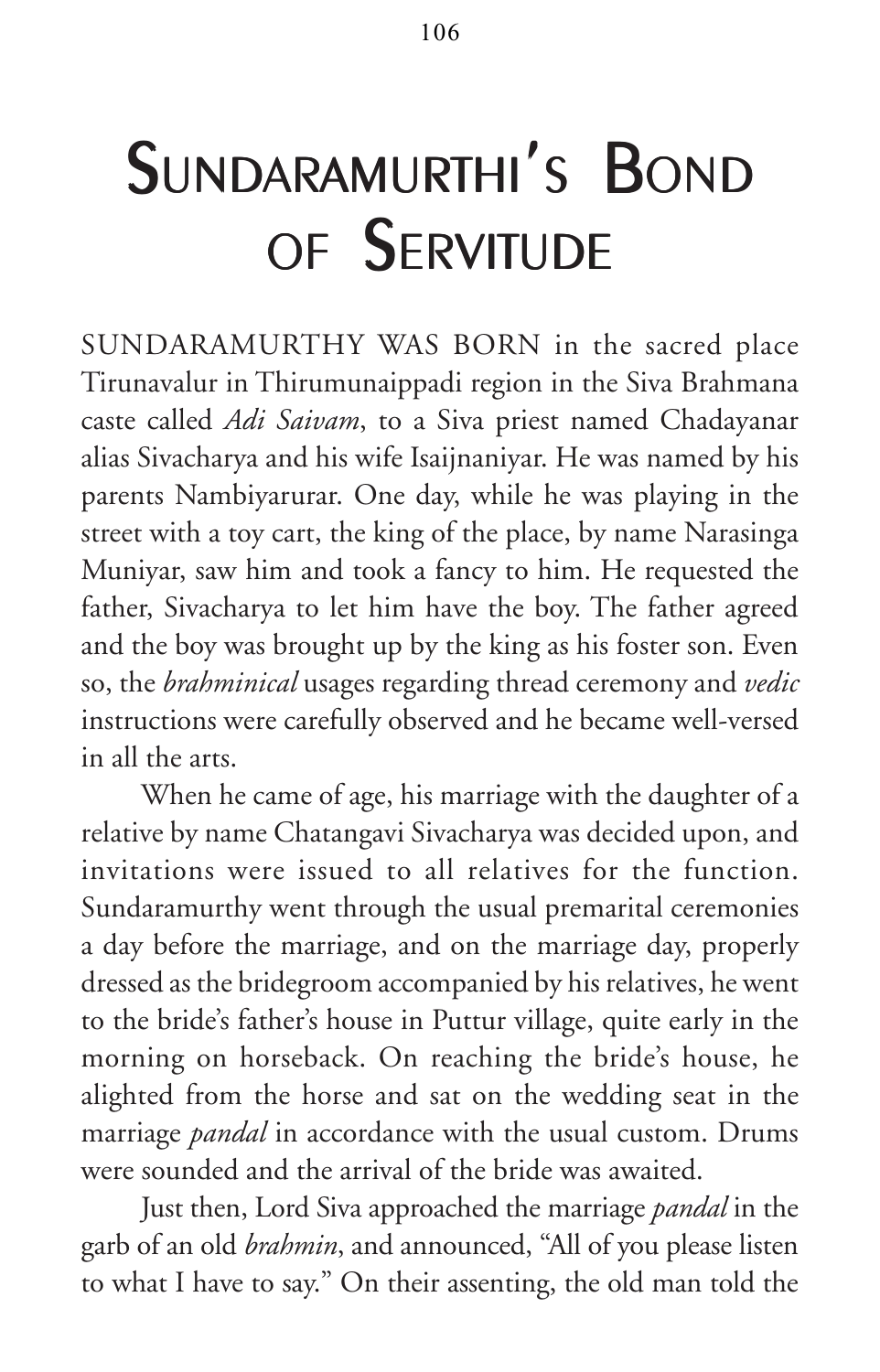# Sundaramurthi's Bond of Servitude

SUNDARAMURTHY WAS BORN in the sacred place Tirunavalur in Thirumunaippadi region in the Siva Brahmana caste called *Adi Saivam*, to a Siva priest named Chadayanar alias Sivacharya and his wife Isaijnaniyar. He was named by his parents Nambiyarurar. One day, while he was playing in the street with a toy cart, the king of the place, by name Narasinga Muniyar, saw him and took a fancy to him. He requested the father, Sivacharya to let him have the boy. The father agreed and the boy was brought up by the king as his foster son. Even so, the *brahminical* usages regarding thread ceremony and *vedic* instructions were carefully observed and he became well-versed in all the arts.

When he came of age, his marriage with the daughter of a relative by name Chatangavi Sivacharya was decided upon, and invitations were issued to all relatives for the function. Sundaramurthy went through the usual premarital ceremonies a day before the marriage, and on the marriage day, properly dressed as the bridegroom accompanied by his relatives, he went to the bride's father's house in Puttur village, quite early in the morning on horseback. On reaching the bride's house, he alighted from the horse and sat on the wedding seat in the marriage *pandal* in accordance with the usual custom. Drums were sounded and the arrival of the bride was awaited.

Just then, Lord Siva approached the marriage *pandal* in the garb of an old *brahmin*, and announced, "All of you please listen to what I have to say." On their assenting, the old man told the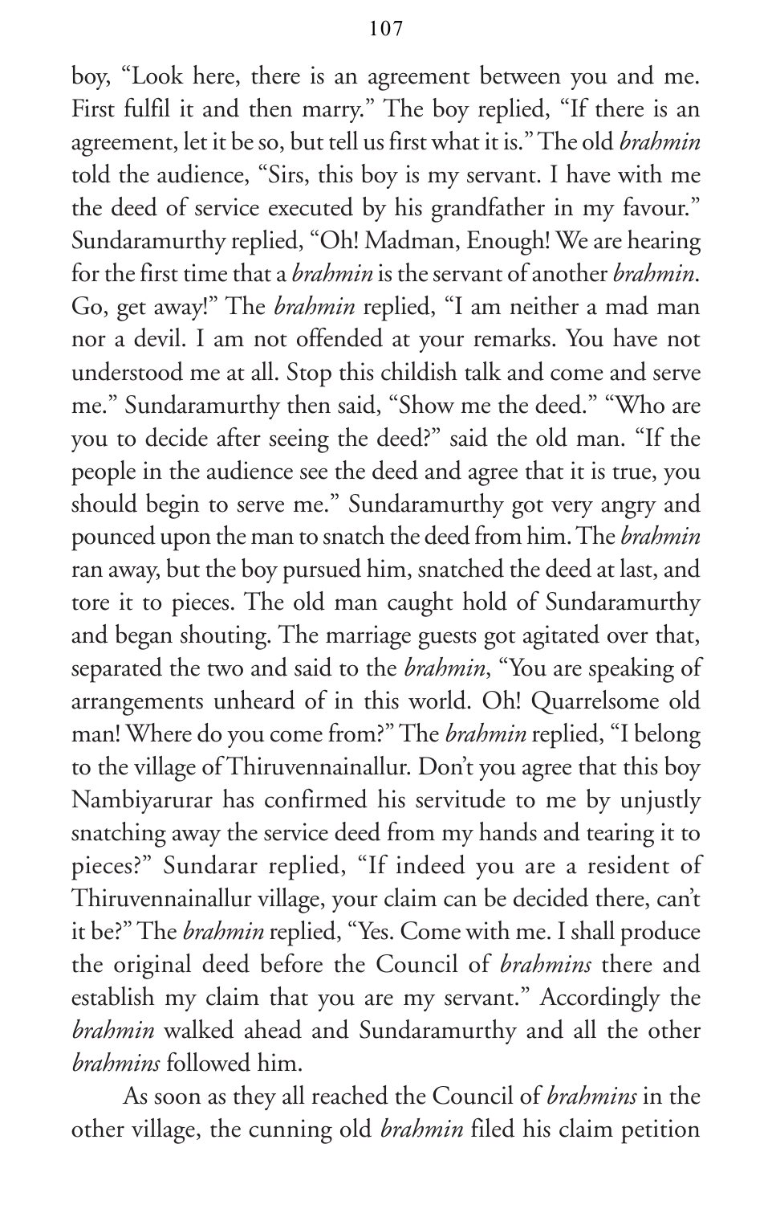boy, "Look here, there is an agreement between you and me. First fulfil it and then marry." The boy replied, "If there is an agreement, let it be so, but tell us first what it is." The old *brahmin* told the audience, "Sirs, this boy is my servant. I have with me the deed of service executed by his grandfather in my favour." Sundaramurthy replied, "Oh! Madman, Enough! We are hearing for the first time that a *brahmin* is the servant of another *brahmin*. Go, get away!" The *brahmin* replied, "I am neither a mad man nor a devil. I am not offended at your remarks. You have not understood me at all. Stop this childish talk and come and serve me." Sundaramurthy then said, "Show me the deed." "Who are you to decide after seeing the deed?" said the old man. "If the people in the audience see the deed and agree that it is true, you should begin to serve me." Sundaramurthy got very angry and pounced upon the man to snatch the deed from him. The *brahmin* ran away, but the boy pursued him, snatched the deed at last, and tore it to pieces. The old man caught hold of Sundaramurthy and began shouting. The marriage guests got agitated over that, separated the two and said to the *brahmin*, "You are speaking of arrangements unheard of in this world. Oh! Quarrelsome old man! Where do you come from?" The *brahmin* replied, "I belong to the village of Thiruvennainallur. Don't you agree that this boy Nambiyarurar has confirmed his servitude to me by unjustly snatching away the service deed from my hands and tearing it to pieces?" Sundarar replied, "If indeed you are a resident of Thiruvennainallur village, your claim can be decided there, can't it be?" The *brahmin* replied, "Yes. Come with me. I shall produce the original deed before the Council of *brahmins* there and establish my claim that you are my servant." Accordingly the *brahmin* walked ahead and Sundaramurthy and all the other *brahmins* followed him.

As soon as they all reached the Council of *brahmins* in the other village, the cunning old *brahmin* filed his claim petition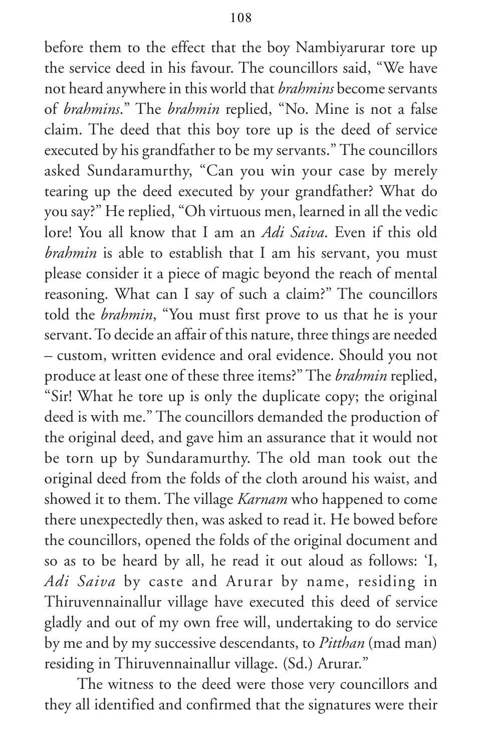before them to the effect that the boy Nambiyarurar tore up the service deed in his favour. The councillors said, "We have not heard anywhere in this world that *brahmins* become servants of *brahmins*." The *brahmin* replied, "No. Mine is not a false claim. The deed that this boy tore up is the deed of service executed by his grandfather to be my servants." The councillors asked Sundaramurthy, "Can you win your case by merely tearing up the deed executed by your grandfather? What do you say?" He replied, "Oh virtuous men, learned in all the vedic lore! You all know that I am an *Adi Saiva*. Even if this old *brahmin* is able to establish that I am his servant, you must please consider it a piece of magic beyond the reach of mental reasoning. What can I say of such a claim?" The councillors told the *brahmin*, "You must first prove to us that he is your servant. To decide an affair of this nature, three things are needed – custom, written evidence and oral evidence. Should you not produce at least one of these three items?" The *brahmin* replied, "Sir! What he tore up is only the duplicate copy; the original deed is with me." The councillors demanded the production of the original deed, and gave him an assurance that it would not be torn up by Sundaramurthy. The old man took out the original deed from the folds of the cloth around his waist, and showed it to them. The village *Karnam* who happened to come there unexpectedly then, was asked to read it. He bowed before the councillors, opened the folds of the original document and so as to be heard by all, he read it out aloud as follows: 'I, *Adi Saiva* by caste and Arurar by name, residing in Thiruvennainallur village have executed this deed of service gladly and out of my own free will, undertaking to do service by me and by my successive descendants, to *Pitthan* (mad man) residing in Thiruvennainallur village. (Sd.) Arurar."

The witness to the deed were those very councillors and they all identified and confirmed that the signatures were their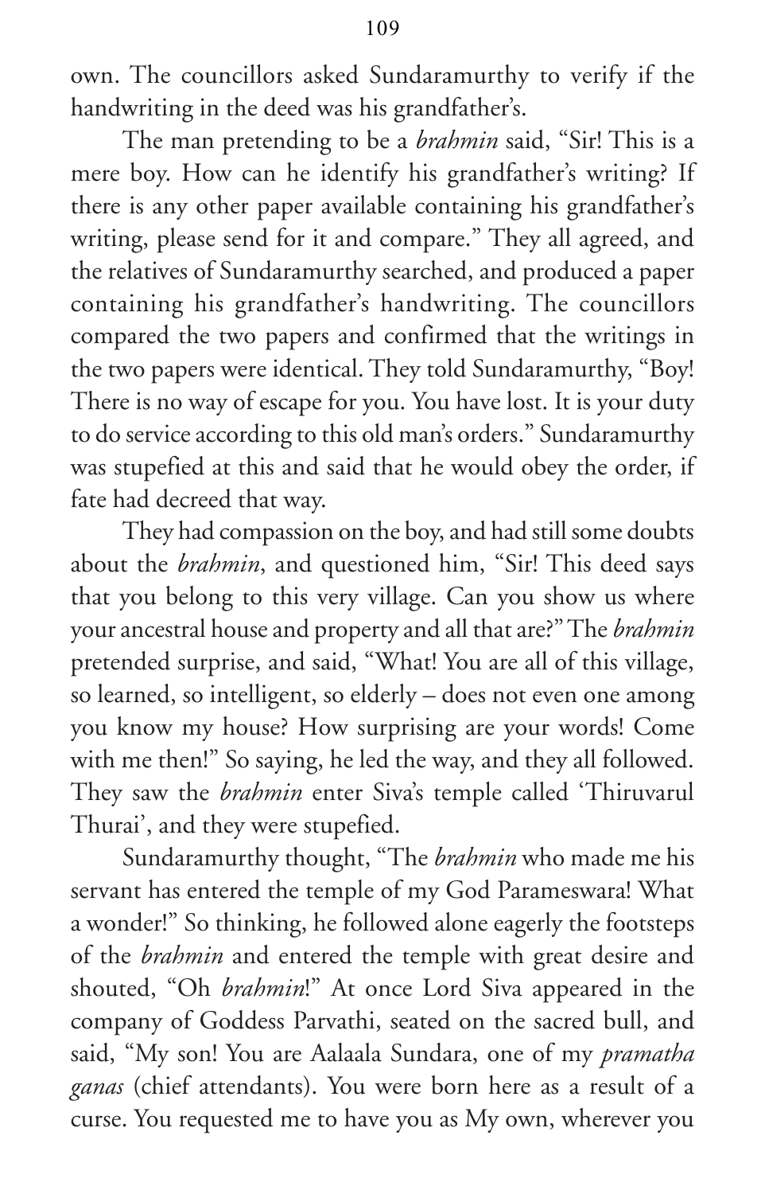own. The councillors asked Sundaramurthy to verify if the handwriting in the deed was his grandfather's.

The man pretending to be a *brahmin* said, "Sir! This is a mere boy. How can he identify his grandfather's writing? If there is any other paper available containing his grandfather's writing, please send for it and compare." They all agreed, and the relatives of Sundaramurthy searched, and produced a paper containing his grandfather's handwriting. The councillors compared the two papers and confirmed that the writings in the two papers were identical. They told Sundaramurthy, "Boy! There is no way of escape for you. You have lost. It is your duty to do service according to this old man's orders." Sundaramurthy was stupefied at this and said that he would obey the order, if fate had decreed that way.

They had compassion on the boy, and had still some doubts about the *brahmin*, and questioned him, "Sir! This deed says that you belong to this very village. Can you show us where your ancestral house and property and all that are?" The *brahmin* pretended surprise, and said, "What! You are all of this village, so learned, so intelligent, so elderly – does not even one among you know my house? How surprising are your words! Come with me then!" So saying, he led the way, and they all followed. They saw the *brahmin* enter Siva's temple called 'Thiruvarul Thurai', and they were stupefied.

Sundaramurthy thought, "The *brahmin* who made me his servant has entered the temple of my God Parameswara! What a wonder!" So thinking, he followed alone eagerly the footsteps of the *brahmin* and entered the temple with great desire and shouted, "Oh *brahmin*!" At once Lord Siva appeared in the company of Goddess Parvathi, seated on the sacred bull, and said, "My son! You are Aalaala Sundara, one of my *pramatha ganas* (chief attendants). You were born here as a result of a curse. You requested me to have you as My own, wherever you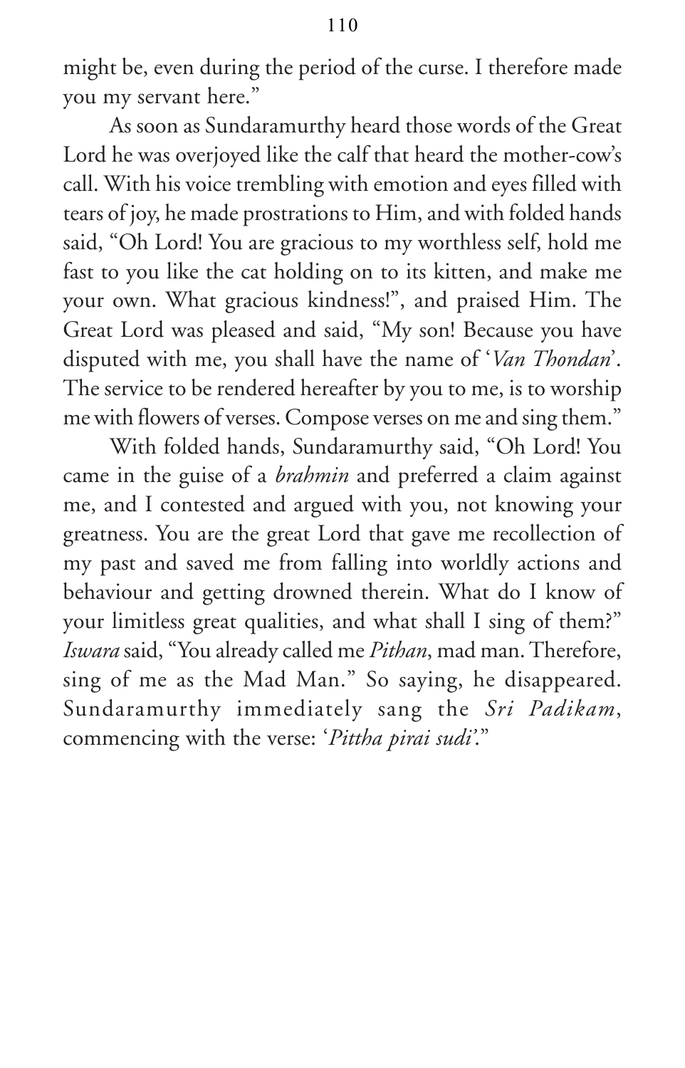might be, even during the period of the curse. I therefore made you my servant here."

As soon as Sundaramurthy heard those words of the Great Lord he was overjoyed like the calf that heard the mother-cow's call. With his voice trembling with emotion and eyes filled with tears of joy, he made prostrations to Him, and with folded hands said, "Oh Lord! You are gracious to my worthless self, hold me fast to you like the cat holding on to its kitten, and make me your own. What gracious kindness!", and praised Him. The Great Lord was pleased and said, "My son! Because you have disputed with me, you shall have the name of '*Van Thondan*'. The service to be rendered hereafter by you to me, is to worship me with flowers of verses. Compose verses on me and sing them."

With folded hands, Sundaramurthy said, "Oh Lord! You came in the guise of a *brahmin* and preferred a claim against me, and I contested and argued with you, not knowing your greatness. You are the great Lord that gave me recollection of my past and saved me from falling into worldly actions and behaviour and getting drowned therein. What do I know of your limitless great qualities, and what shall I sing of them?" *Iswara* said, "You already called me *Pithan*, mad man. Therefore, sing of me as the Mad Man." So saying, he disappeared. Sundaramurthy immediately sang the *Sri Padikam*, commencing with the verse: '*Pittha pirai sudi*'."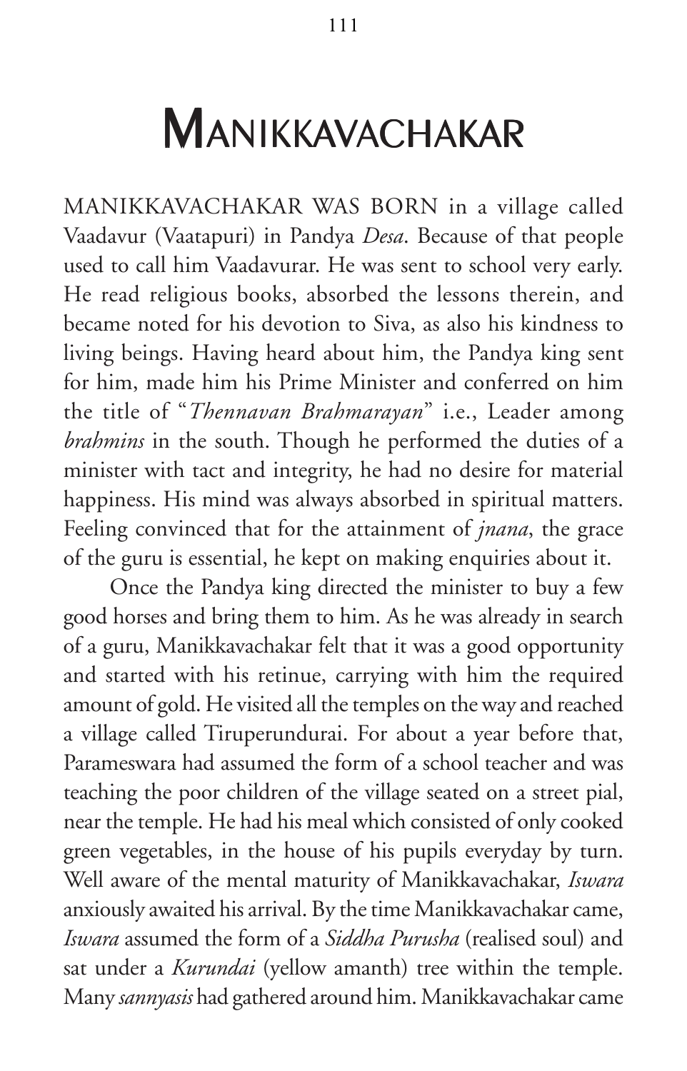# Manikkavachakar

MANIKKAVACHAKAR WAS BORN in a village called Vaadavur (Vaatapuri) in Pandya *Desa*. Because of that people used to call him Vaadavurar. He was sent to school very early. He read religious books, absorbed the lessons therein, and became noted for his devotion to Siva, as also his kindness to living beings. Having heard about him, the Pandya king sent for him, made him his Prime Minister and conferred on him the title of "*Thennavan Brahmarayan*" i.e., Leader among *brahmins* in the south. Though he performed the duties of a minister with tact and integrity, he had no desire for material happiness. His mind was always absorbed in spiritual matters. Feeling convinced that for the attainment of *jnana*, the grace of the guru is essential, he kept on making enquiries about it.

Once the Pandya king directed the minister to buy a few good horses and bring them to him. As he was already in search of a guru, Manikkavachakar felt that it was a good opportunity and started with his retinue, carrying with him the required amount of gold. He visited all the temples on the way and reached a village called Tiruperundurai. For about a year before that, Parameswara had assumed the form of a school teacher and was teaching the poor children of the village seated on a street pial, near the temple. He had his meal which consisted of only cooked green vegetables, in the house of his pupils everyday by turn. Well aware of the mental maturity of Manikkavachakar, *Iswara* anxiously awaited his arrival. By the time Manikkavachakar came, *Iswara* assumed the form of a *Siddha Purusha* (realised soul) and sat under a *Kurundai* (yellow amanth) tree within the temple. Many *sannyasis* had gathered around him. Manikkavachakar came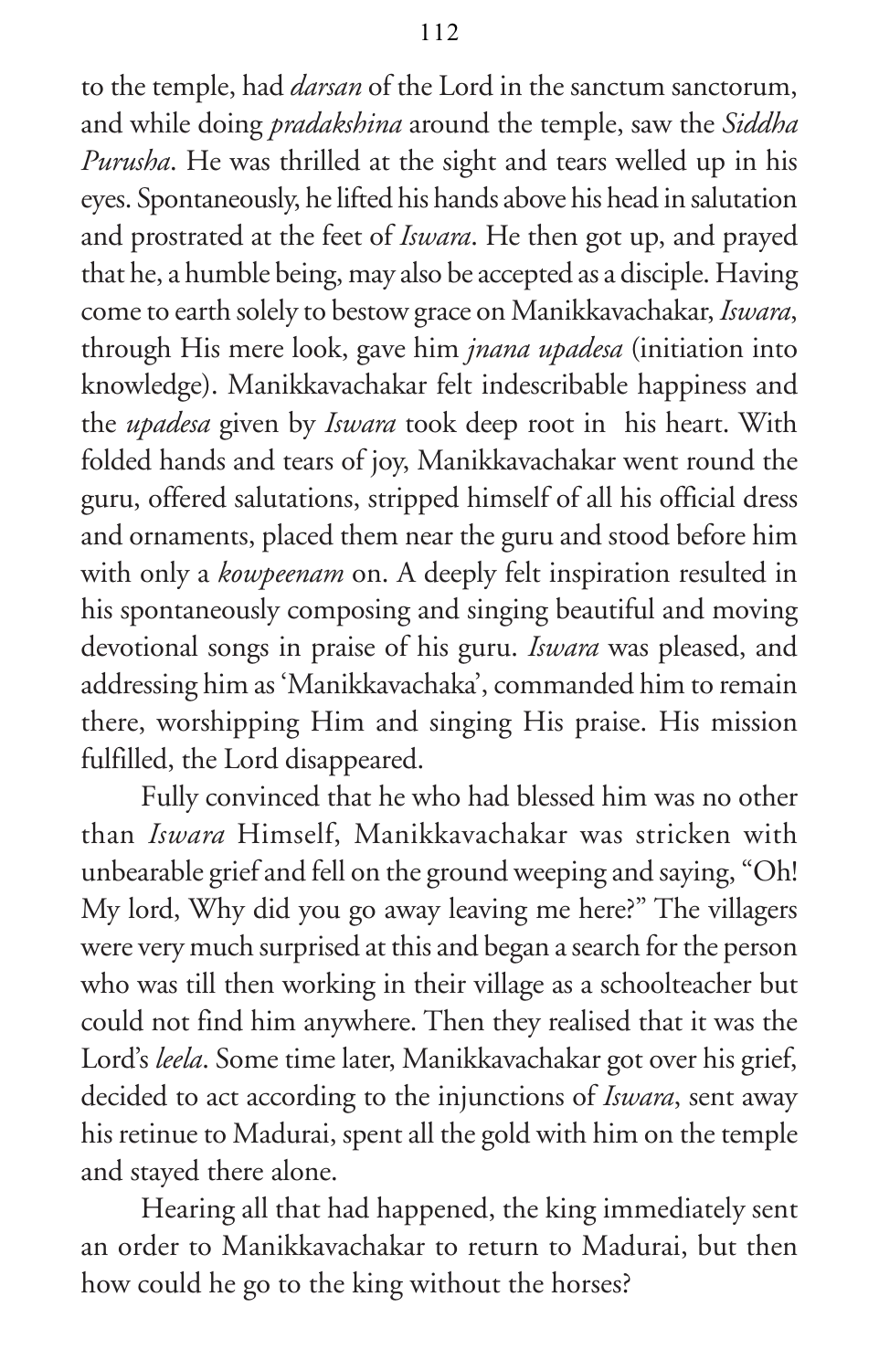to the temple, had *darsan* of the Lord in the sanctum sanctorum, and while doing *pradakshina* around the temple, saw the *Siddha Purusha*. He was thrilled at the sight and tears welled up in his eyes. Spontaneously, he lifted his hands above his head in salutation and prostrated at the feet of *Iswara*. He then got up, and prayed that he, a humble being, may also be accepted as a disciple. Having come to earth solely to bestow grace on Manikkavachakar, *Iswara*, through His mere look, gave him *jnana upadesa* (initiation into knowledge). Manikkavachakar felt indescribable happiness and the *upadesa* given by *Iswara* took deep root in his heart. With folded hands and tears of joy, Manikkavachakar went round the guru, offered salutations, stripped himself of all his official dress and ornaments, placed them near the guru and stood before him with only a *kowpeenam* on. A deeply felt inspiration resulted in his spontaneously composing and singing beautiful and moving devotional songs in praise of his guru. *Iswara* was pleased, and addressing him as 'Manikkavachaka', commanded him to remain there, worshipping Him and singing His praise. His mission fulfilled, the Lord disappeared.

Fully convinced that he who had blessed him was no other than *Iswara* Himself, Manikkavachakar was stricken with unbearable grief and fell on the ground weeping and saying, "Oh! My lord, Why did you go away leaving me here?" The villagers were very much surprised at this and began a search for the person who was till then working in their village as a schoolteacher but could not find him anywhere. Then they realised that it was the Lord's *leela*. Some time later, Manikkavachakar got over his grief, decided to act according to the injunctions of *Iswara*, sent away his retinue to Madurai, spent all the gold with him on the temple and stayed there alone.

Hearing all that had happened, the king immediately sent an order to Manikkavachakar to return to Madurai, but then how could he go to the king without the horses?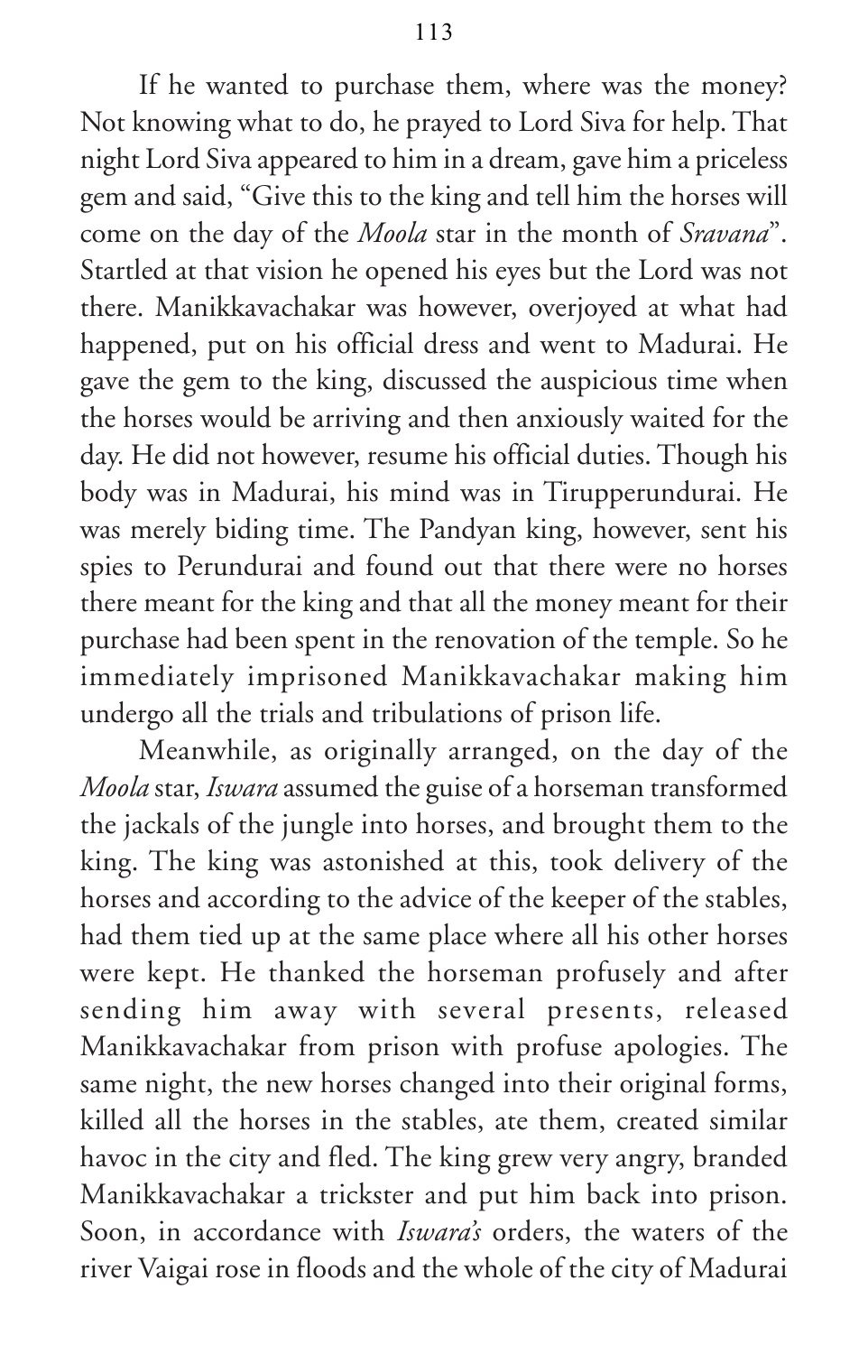If he wanted to purchase them, where was the money? Not knowing what to do, he prayed to Lord Siva for help. That night Lord Siva appeared to him in a dream, gave him a priceless gem and said, "Give this to the king and tell him the horses will come on the day of the *Moola* star in the month of *Sravana*". Startled at that vision he opened his eyes but the Lord was not there. Manikkavachakar was however, overjoyed at what had happened, put on his official dress and went to Madurai. He gave the gem to the king, discussed the auspicious time when the horses would be arriving and then anxiously waited for the day. He did not however, resume his official duties. Though his body was in Madurai, his mind was in Tirupperundurai. He was merely biding time. The Pandyan king, however, sent his spies to Perundurai and found out that there were no horses there meant for the king and that all the money meant for their purchase had been spent in the renovation of the temple. So he immediately imprisoned Manikkavachakar making him undergo all the trials and tribulations of prison life.

Meanwhile, as originally arranged, on the day of the *Moola* star, *Iswara* assumed the guise of a horseman transformed the jackals of the jungle into horses, and brought them to the king. The king was astonished at this, took delivery of the horses and according to the advice of the keeper of the stables, had them tied up at the same place where all his other horses were kept. He thanked the horseman profusely and after sending him away with several presents, released Manikkavachakar from prison with profuse apologies. The same night, the new horses changed into their original forms, killed all the horses in the stables, ate them, created similar havoc in the city and fled. The king grew very angry, branded Manikkavachakar a trickster and put him back into prison. Soon, in accordance with *Iswara's* orders, the waters of the river Vaigai rose in floods and the whole of the city of Madurai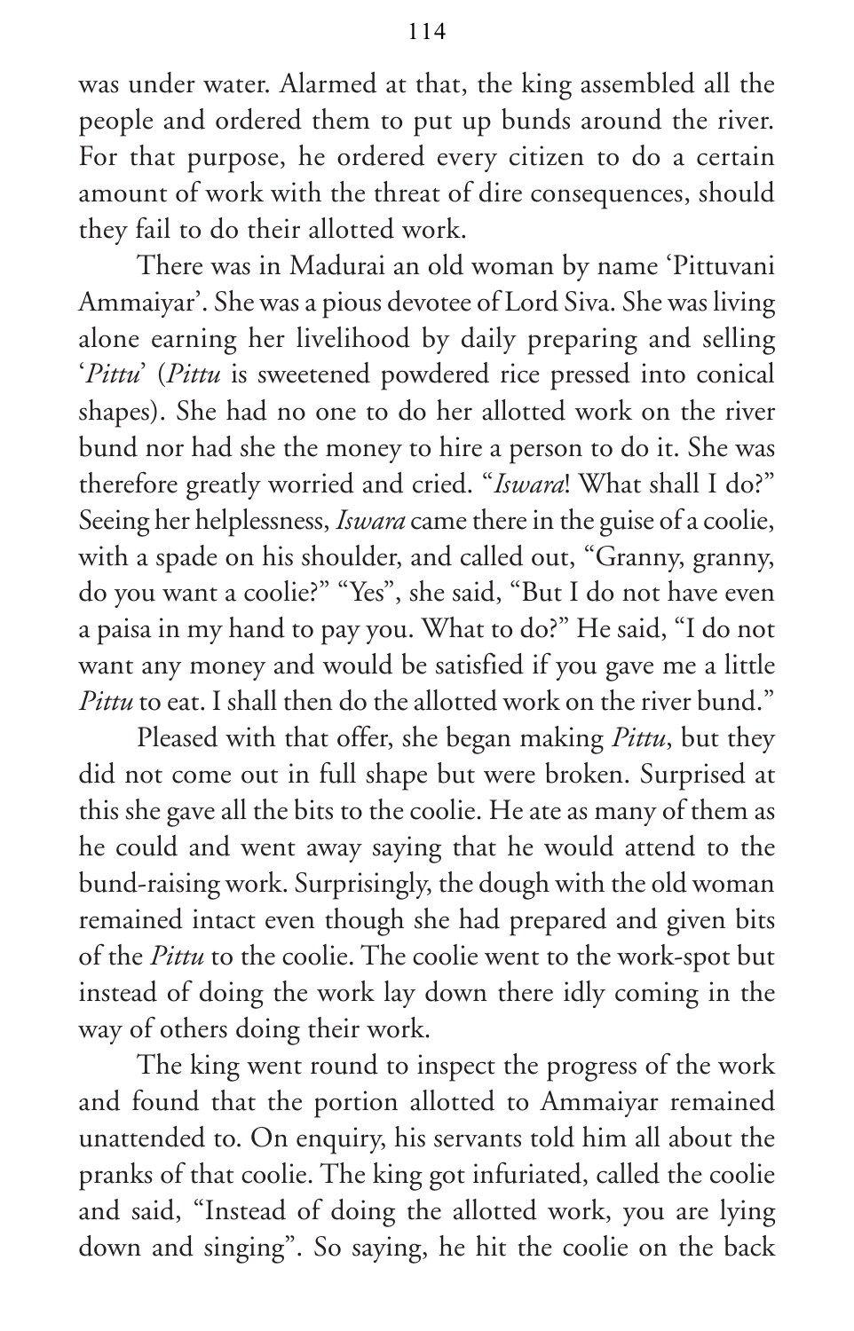was under water. Alarmed at that, the king assembled all the people and ordered them to put up bunds around the river. For that purpose, he ordered every citizen to do a certain amount of work with the threat of dire consequences, should they fail to do their allotted work.

There was in Madurai an old woman by name 'Pittuvani Ammaiyar'. She was a pious devotee of Lord Siva. She was living alone earning her livelihood by daily preparing and selling '*Pittu*' (*Pittu* is sweetened powdered rice pressed into conical shapes). She had no one to do her allotted work on the river bund nor had she the money to hire a person to do it. She was therefore greatly worried and cried. "*Iswara*! What shall I do?" Seeing her helplessness, *Iswara* came there in the guise of a coolie, with a spade on his shoulder, and called out, "Granny, granny, do you want a coolie?" "Yes", she said, "But I do not have even a paisa in my hand to pay you. What to do?" He said, "I do not want any money and would be satisfied if you gave me a little *Pittu* to eat. I shall then do the allotted work on the river bund."

Pleased with that offer, she began making *Pittu*, but they did not come out in full shape but were broken. Surprised at this she gave all the bits to the coolie. He ate as many of them as he could and went away saying that he would attend to the bund-raising work. Surprisingly, the dough with the old woman remained intact even though she had prepared and given bits of the *Pittu* to the coolie. The coolie went to the work-spot but instead of doing the work lay down there idly coming in the way of others doing their work.

The king went round to inspect the progress of the work and found that the portion allotted to Ammaiyar remained unattended to. On enquiry, his servants told him all about the pranks of that coolie. The king got infuriated, called the coolie and said, "Instead of doing the allotted work, you are lying down and singing". So saying, he hit the coolie on the back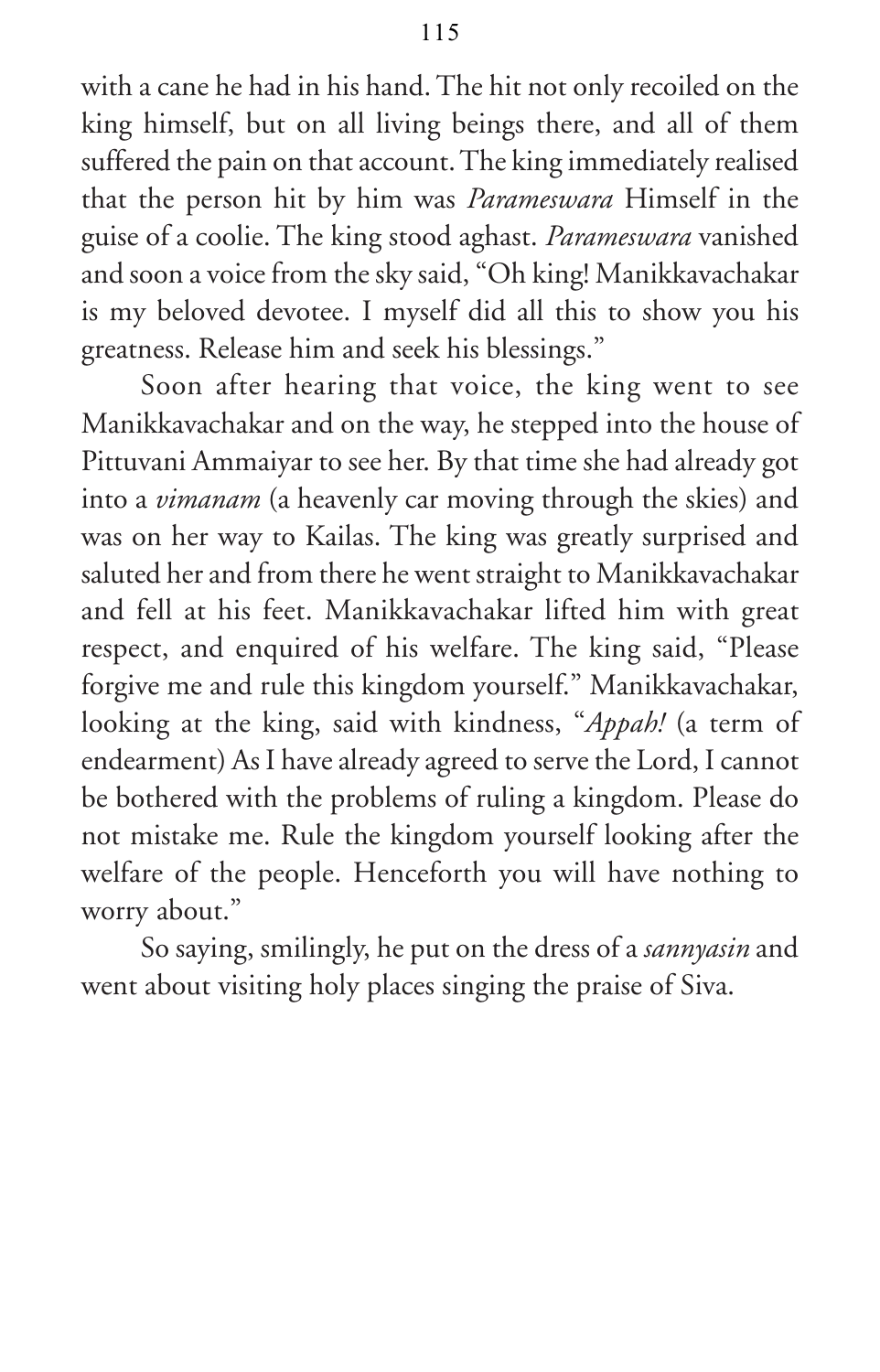with a cane he had in his hand. The hit not only recoiled on the king himself, but on all living beings there, and all of them suffered the pain on that account. The king immediately realised that the person hit by him was *Parameswara* Himself in the guise of a coolie. The king stood aghast. *Parameswara* vanished and soon a voice from the sky said, "Oh king! Manikkavachakar is my beloved devotee. I myself did all this to show you his greatness. Release him and seek his blessings."

Soon after hearing that voice, the king went to see Manikkavachakar and on the way, he stepped into the house of Pittuvani Ammaiyar to see her. By that time she had already got into a *vimanam* (a heavenly car moving through the skies) and was on her way to Kailas. The king was greatly surprised and saluted her and from there he went straight to Manikkavachakar and fell at his feet. Manikkavachakar lifted him with great respect, and enquired of his welfare. The king said, "Please forgive me and rule this kingdom yourself." Manikkavachakar, looking at the king, said with kindness, "*Appah!* (a term of endearment) As I have already agreed to serve the Lord, I cannot be bothered with the problems of ruling a kingdom. Please do not mistake me. Rule the kingdom yourself looking after the welfare of the people. Henceforth you will have nothing to worry about."

So saying, smilingly, he put on the dress of a *sannyasin* and went about visiting holy places singing the praise of Siva.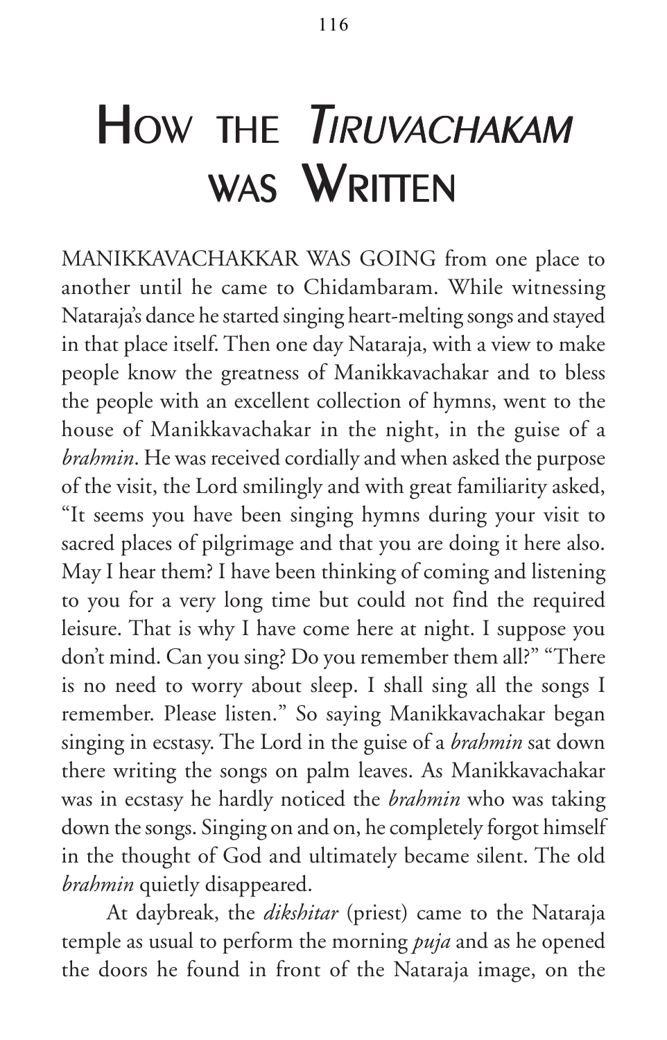# How the *Tiruvachakam* was Written

MANIKKAVACHAKKAR WAS GOING from one place to another until he came to Chidambaram. While witnessing Nataraja's dance he started singing heart-melting songs and stayed in that place itself. Then one day Nataraja, with a view to make people know the greatness of Manikkavachakar and to bless the people with an excellent collection of hymns, went to the house of Manikkavachakar in the night, in the guise of a *brahmin*. He was received cordially and when asked the purpose of the visit, the Lord smilingly and with great familiarity asked, "It seems you have been singing hymns during your visit to sacred places of pilgrimage and that you are doing it here also. May I hear them? I have been thinking of coming and listening to you for a very long time but could not find the required leisure. That is why I have come here at night. I suppose you don't mind. Can you sing? Do you remember them all?" "There is no need to worry about sleep. I shall sing all the songs I remember. Please listen." So saying Manikkavachakar began singing in ecstasy. The Lord in the guise of a *brahmin* sat down there writing the songs on palm leaves. As Manikkavachakar was in ecstasy he hardly noticed the *brahmin* who was taking down the songs. Singing on and on, he completely forgot himself in the thought of God and ultimately became silent. The old *brahmin* quietly disappeared.

At daybreak, the *dikshitar* (priest) came to the Nataraja temple as usual to perform the morning *puja* and as he opened the doors he found in front of the Nataraja image, on the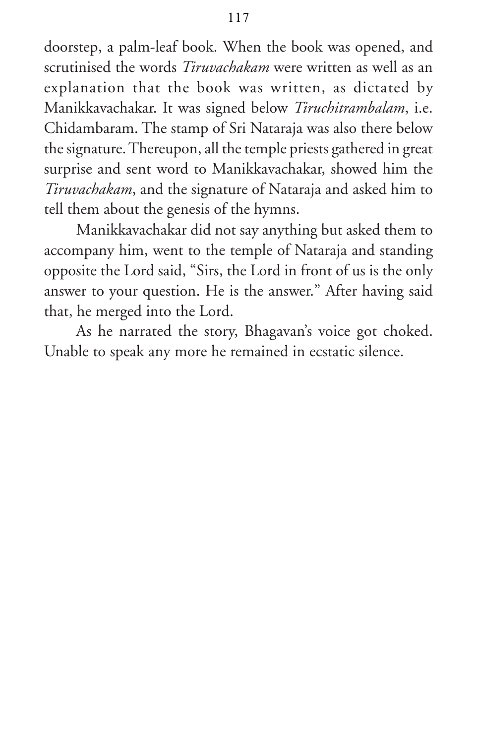doorstep, a palm-leaf book. When the book was opened, and scrutinised the words *Tiruvachakam* were written as well as an explanation that the book was written, as dictated by Manikkavachakar. It was signed below *Tiruchitrambalam*, i.e. Chidambaram. The stamp of Sri Nataraja was also there below the signature. Thereupon, all the temple priests gathered in great surprise and sent word to Manikkavachakar, showed him the *Tiruvachakam*, and the signature of Nataraja and asked him to tell them about the genesis of the hymns.

Manikkavachakar did not say anything but asked them to accompany him, went to the temple of Nataraja and standing opposite the Lord said, "Sirs, the Lord in front of us is the only answer to your question. He is the answer." After having said that, he merged into the Lord.

As he narrated the story, Bhagavan's voice got choked. Unable to speak any more he remained in ecstatic silence.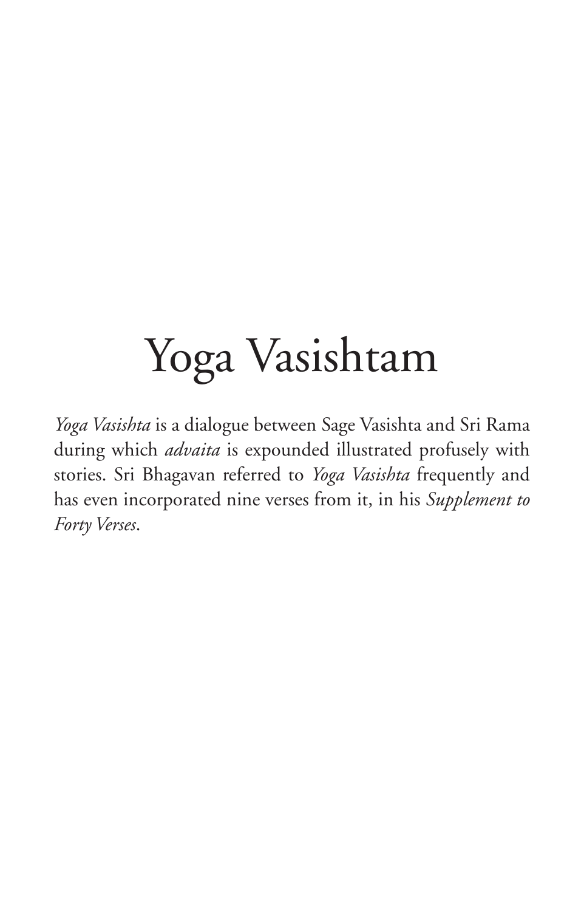# Yoga Vasishtam

*Yoga Vasishta* is a dialogue between Sage Vasishta and Sri Rama during which *advaita* is expounded illustrated profusely with stories. Sri Bhagavan referred to *Yoga Vasishta* frequently and has even incorporated nine verses from it, in his *Supplement to Forty Verses*.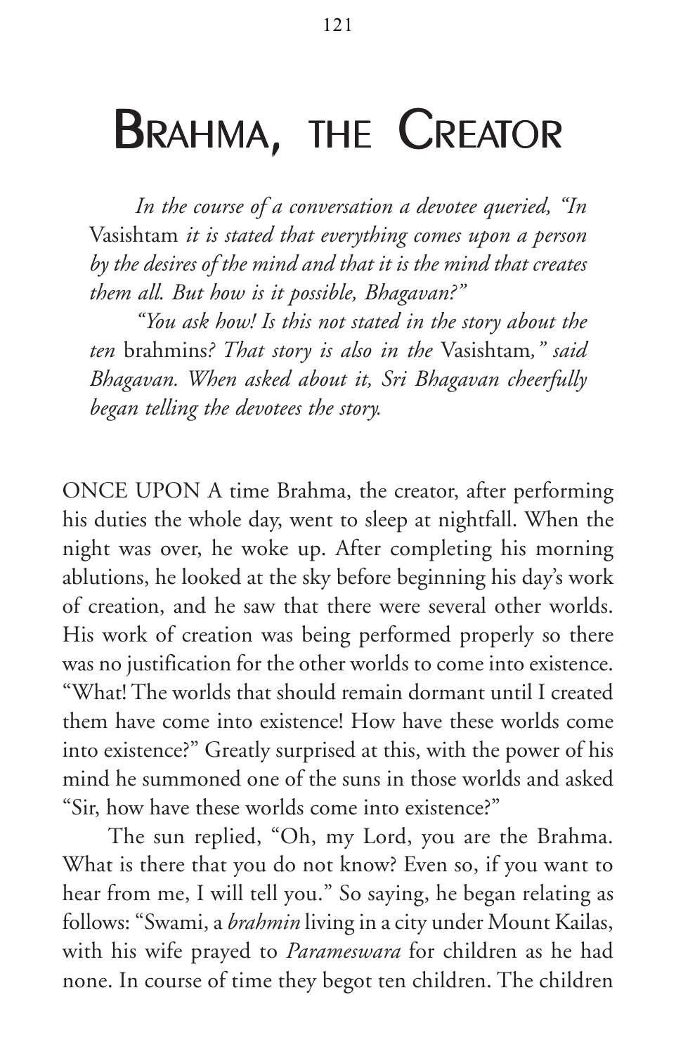# Brahma, the Creator

*In the course of a conversation a devotee queried, "In* Vasishtam *it is stated that everything comes upon a person by the desires of the mind and that it is the mind that creates them all. But how is it possible, Bhagavan?"*

*"You ask how! Is this not stated in the story about the ten* brahmins*? That story is also in the* Vasishtam*," said Bhagavan. When asked about it, Sri Bhagavan cheerfully began telling the devotees the story.*

ONCE UPON A time Brahma, the creator, after performing his duties the whole day, went to sleep at nightfall. When the night was over, he woke up. After completing his morning ablutions, he looked at the sky before beginning his day's work of creation, and he saw that there were several other worlds. His work of creation was being performed properly so there was no justification for the other worlds to come into existence. "What! The worlds that should remain dormant until I created them have come into existence! How have these worlds come into existence?" Greatly surprised at this, with the power of his mind he summoned one of the suns in those worlds and asked "Sir, how have these worlds come into existence?"

The sun replied, "Oh, my Lord, you are the Brahma. What is there that you do not know? Even so, if you want to hear from me, I will tell you." So saying, he began relating as follows: "Swami, a *brahmin* living in a city under Mount Kailas, with his wife prayed to *Parameswara* for children as he had none. In course of time they begot ten children. The children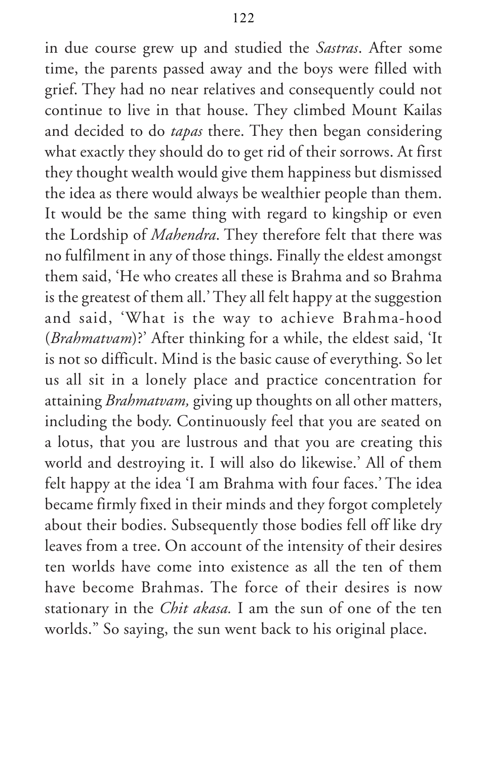in due course grew up and studied the *Sastras*. After some time, the parents passed away and the boys were filled with grief. They had no near relatives and consequently could not continue to live in that house. They climbed Mount Kailas and decided to do *tapas* there. They then began considering what exactly they should do to get rid of their sorrows. At first they thought wealth would give them happiness but dismissed the idea as there would always be wealthier people than them. It would be the same thing with regard to kingship or even the Lordship of *Mahendra*. They therefore felt that there was no fulfilment in any of those things. Finally the eldest amongst them said, 'He who creates all these is Brahma and so Brahma is the greatest of them all.' They all felt happy at the suggestion and said, 'What is the way to achieve Brahma-hood (*Brahmatvam*)?' After thinking for a while, the eldest said, 'It is not so difficult. Mind is the basic cause of everything. So let us all sit in a lonely place and practice concentration for attaining *Brahmatvam,* giving up thoughts on all other matters, including the body. Continuously feel that you are seated on a lotus, that you are lustrous and that you are creating this world and destroying it. I will also do likewise.' All of them felt happy at the idea 'I am Brahma with four faces.' The idea became firmly fixed in their minds and they forgot completely about their bodies. Subsequently those bodies fell off like dry leaves from a tree. On account of the intensity of their desires ten worlds have come into existence as all the ten of them have become Brahmas. The force of their desires is now stationary in the *Chit akasa.* I am the sun of one of the ten worlds." So saying, the sun went back to his original place.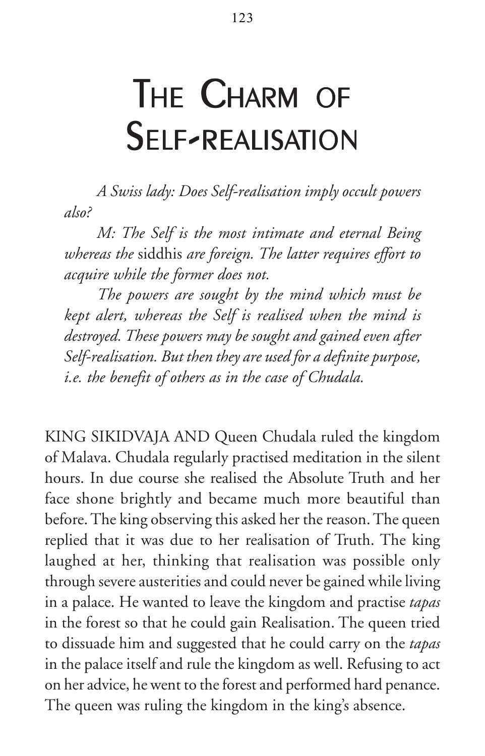# The Charm of Self-realisation

*A Swiss lady: Does Self-realisation imply occult powers also?*

*M: The Self is the most intimate and eternal Being whereas the* siddhis *are foreign. The latter requires effort to acquire while the former does not.*

*The powers are sought by the mind which must be kept alert, whereas the Self is realised when the mind is destroyed. These powers may be sought and gained even after Self-realisation. But then they are used for a definite purpose, i.e. the benefit of others as in the case of Chudala.*

KING SIKIDVAJA AND Queen Chudala ruled the kingdom of Malava. Chudala regularly practised meditation in the silent hours. In due course she realised the Absolute Truth and her face shone brightly and became much more beautiful than before. The king observing this asked her the reason. The queen replied that it was due to her realisation of Truth. The king laughed at her, thinking that realisation was possible only through severe austerities and could never be gained while living in a palace. He wanted to leave the kingdom and practise *tapas* in the forest so that he could gain Realisation. The queen tried to dissuade him and suggested that he could carry on the *tapas* in the palace itself and rule the kingdom as well. Refusing to act on her advice, he went to the forest and performed hard penance. The queen was ruling the kingdom in the king's absence.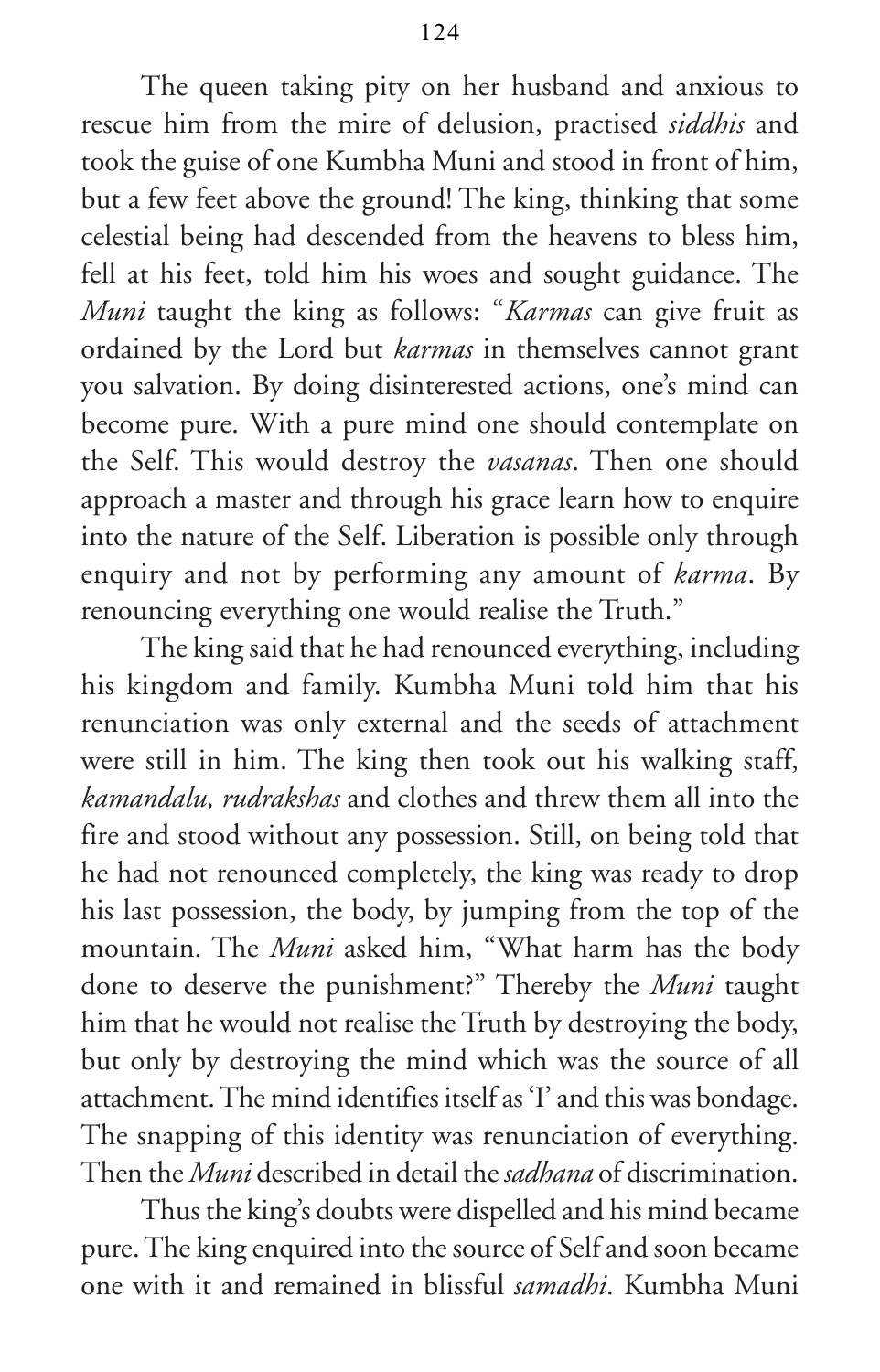The queen taking pity on her husband and anxious to rescue him from the mire of delusion, practised *siddhis* and took the guise of one Kumbha Muni and stood in front of him, but a few feet above the ground! The king, thinking that some celestial being had descended from the heavens to bless him, fell at his feet, told him his woes and sought guidance. The *Muni* taught the king as follows: "*Karmas* can give fruit as ordained by the Lord but *karmas* in themselves cannot grant you salvation. By doing disinterested actions, one's mind can become pure. With a pure mind one should contemplate on the Self. This would destroy the *vasanas*. Then one should approach a master and through his grace learn how to enquire into the nature of the Self. Liberation is possible only through enquiry and not by performing any amount of *karma*. By renouncing everything one would realise the Truth."

The king said that he had renounced everything, including his kingdom and family. Kumbha Muni told him that his renunciation was only external and the seeds of attachment were still in him. The king then took out his walking staff, *kamandalu, rudrakshas* and clothes and threw them all into the fire and stood without any possession. Still, on being told that he had not renounced completely, the king was ready to drop his last possession, the body, by jumping from the top of the mountain. The *Muni* asked him, "What harm has the body done to deserve the punishment?" Thereby the *Muni* taught him that he would not realise the Truth by destroying the body, but only by destroying the mind which was the source of all attachment. The mind identifies itself as 'I' and this was bondage. The snapping of this identity was renunciation of everything. Then the *Muni* described in detail the *sadhana* of discrimination.

Thus the king's doubts were dispelled and his mind became pure. The king enquired into the source of Self and soon became one with it and remained in blissful *samadhi*. Kumbha Muni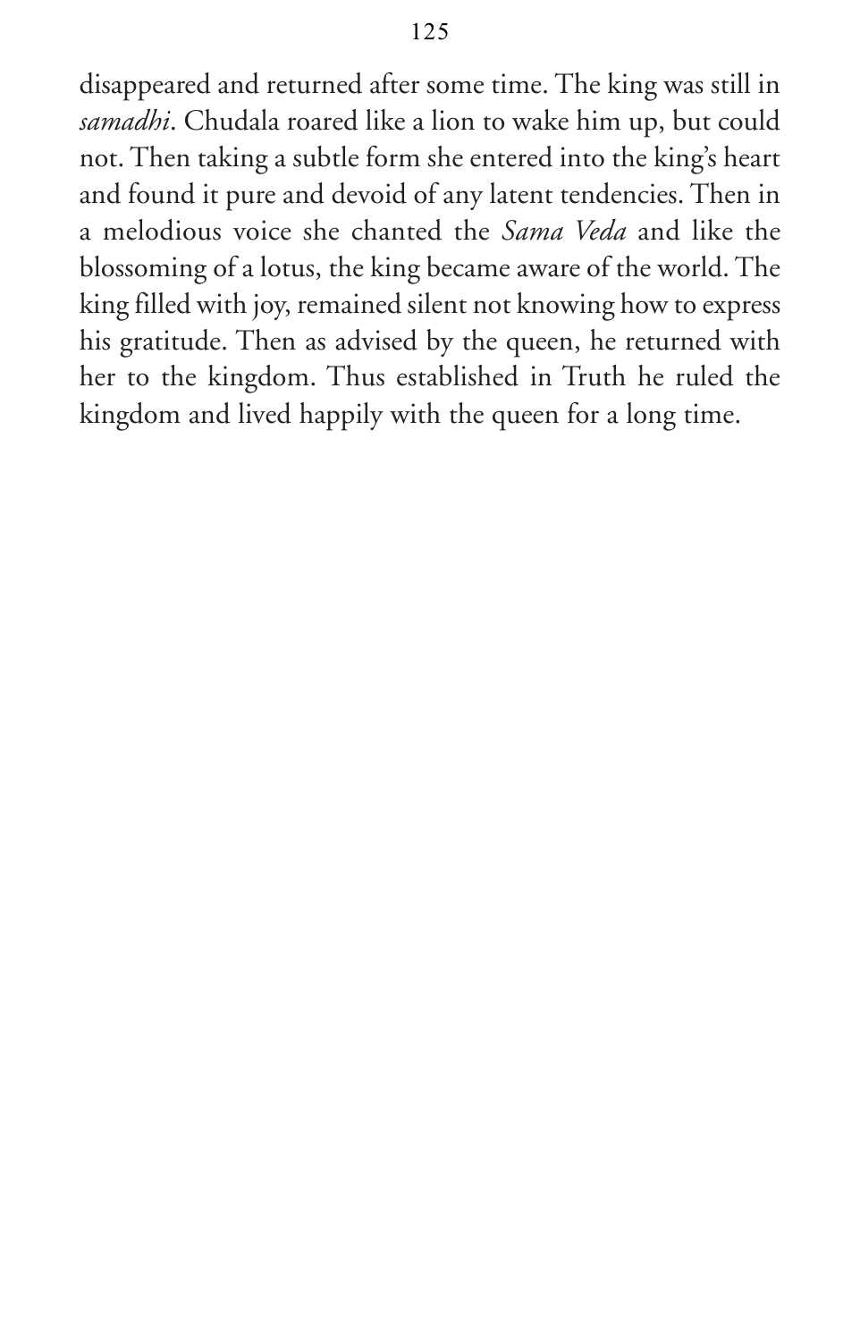disappeared and returned after some time. The king was still in *samadhi*. Chudala roared like a lion to wake him up, but could not. Then taking a subtle form she entered into the king's heart and found it pure and devoid of any latent tendencies. Then in a melodious voice she chanted the *Sama Veda* and like the blossoming of a lotus, the king became aware of the world. The king filled with joy, remained silent not knowing how to express his gratitude. Then as advised by the queen, he returned with her to the kingdom. Thus established in Truth he ruled the kingdom and lived happily with the queen for a long time.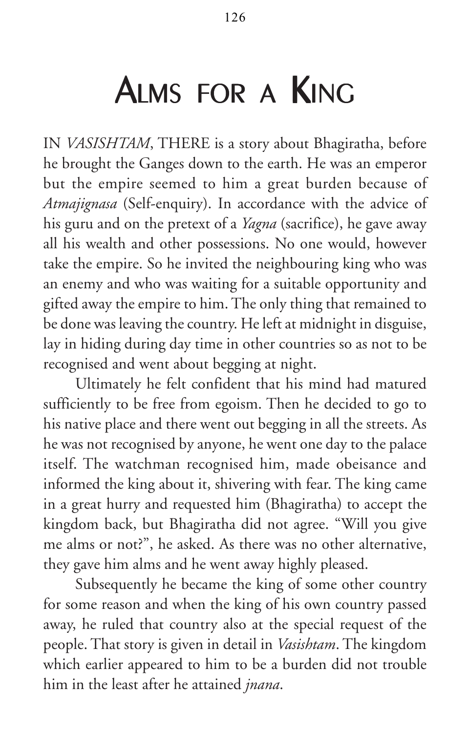# Alms for a King

IN *VASISHTAM*, THERE is a story about Bhagiratha, before he brought the Ganges down to the earth. He was an emperor but the empire seemed to him a great burden because of *Atmajignasa* (Self-enquiry). In accordance with the advice of his guru and on the pretext of a *Yagna* (sacrifice), he gave away all his wealth and other possessions. No one would, however take the empire. So he invited the neighbouring king who was an enemy and who was waiting for a suitable opportunity and gifted away the empire to him. The only thing that remained to be done was leaving the country. He left at midnight in disguise, lay in hiding during day time in other countries so as not to be recognised and went about begging at night.

Ultimately he felt confident that his mind had matured sufficiently to be free from egoism. Then he decided to go to his native place and there went out begging in all the streets. As he was not recognised by anyone, he went one day to the palace itself. The watchman recognised him, made obeisance and informed the king about it, shivering with fear. The king came in a great hurry and requested him (Bhagiratha) to accept the kingdom back, but Bhagiratha did not agree. "Will you give me alms or not?", he asked. As there was no other alternative, they gave him alms and he went away highly pleased.

Subsequently he became the king of some other country for some reason and when the king of his own country passed away, he ruled that country also at the special request of the people. That story is given in detail in *Vasishtam*. The kingdom which earlier appeared to him to be a burden did not trouble him in the least after he attained *jnana*.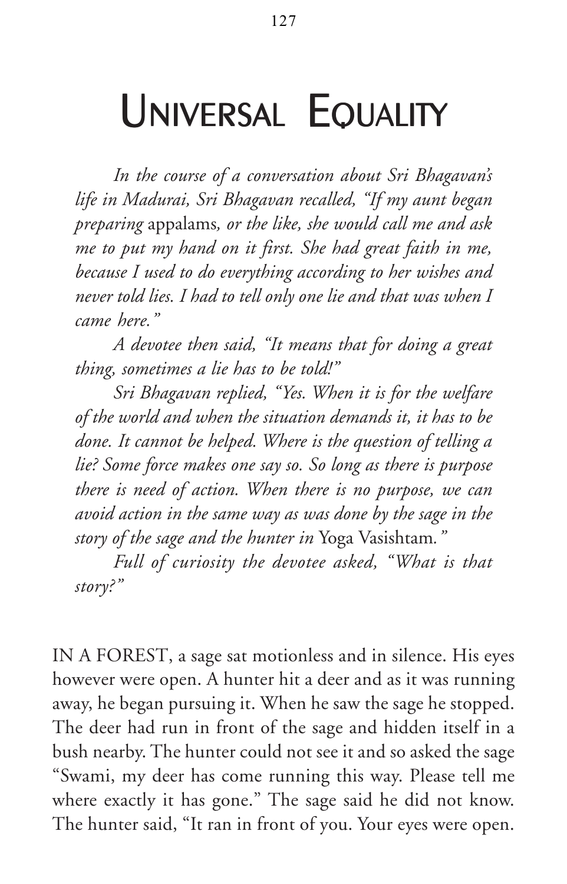# Universal Equality

*In the course of a conversation about Sri Bhagavan's life in Madurai, Sri Bhagavan recalled, "If my aunt began preparing* appalams*, or the like, she would call me and ask me to put my hand on it first. She had great faith in me, because I used to do everything according to her wishes and never told lies. I had to tell only one lie and that was when I came here."*

*A devotee then said, "It means that for doing a great thing, sometimes a lie has to be told!"*

*Sri Bhagavan replied, "Yes. When it is for the welfare of the world and when the situation demands it, it has to be done. It cannot be helped. Where is the question of telling a lie? Some force makes one say so. So long as there is purpose there is need of action. When there is no purpose, we can avoid action in the same way as was done by the sage in the story of the sage and the hunter in* Yoga Vasishtam*."*

*Full of curiosity the devotee asked, "What is that story?"*

IN A FOREST, a sage sat motionless and in silence. His eyes however were open. A hunter hit a deer and as it was running away, he began pursuing it. When he saw the sage he stopped. The deer had run in front of the sage and hidden itself in a bush nearby. The hunter could not see it and so asked the sage "Swami, my deer has come running this way. Please tell me where exactly it has gone." The sage said he did not know. The hunter said, "It ran in front of you. Your eyes were open.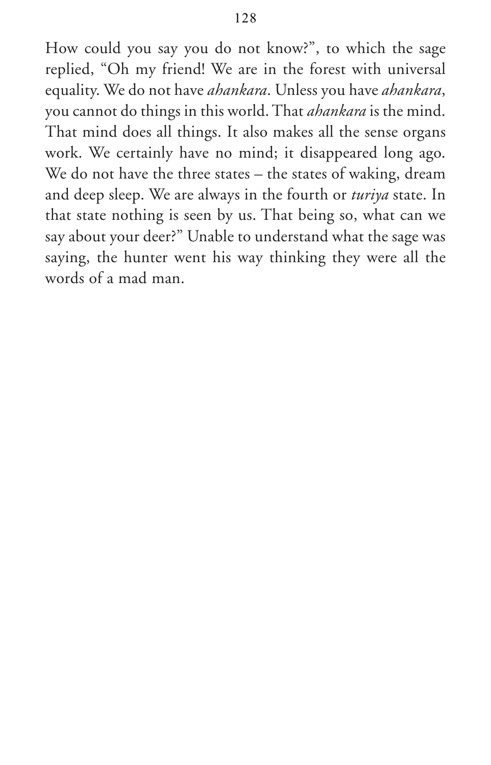How could you say you do not know?", to which the sage replied, "Oh my friend! We are in the forest with universal equality. We do not have *ahankara*. Unless you have *ahankara*, you cannot do things in this world. That *ahankara* is the mind. That mind does all things. It also makes all the sense organs work. We certainly have no mind; it disappeared long ago. We do not have the three states – the states of waking, dream and deep sleep. We are always in the fourth or *turiya* state. In that state nothing is seen by us. That being so, what can we say about your deer?" Unable to understand what the sage was saying, the hunter went his way thinking they were all the words of a mad man.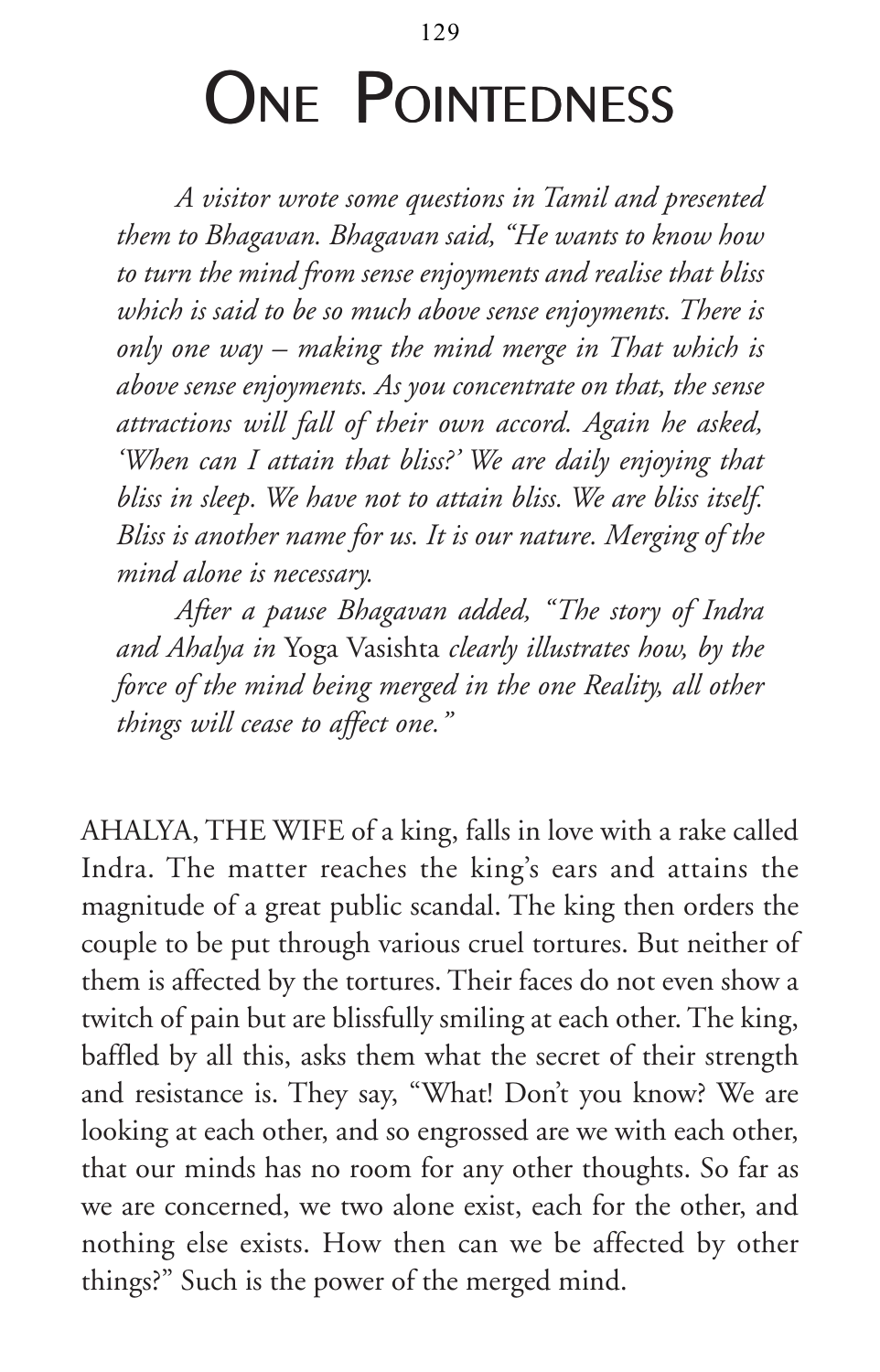# One Pointedness

*A visitor wrote some questions in Tamil and presented them to Bhagavan. Bhagavan said, "He wants to know how to turn the mind from sense enjoyments and realise that bliss which is said to be so much above sense enjoyments. There is only one way – making the mind merge in That which is above sense enjoyments. As you concentrate on that, the sense attractions will fall of their own accord. Again he asked, 'When can I attain that bliss?' We are daily enjoying that bliss in sleep. We have not to attain bliss. We are bliss itself. Bliss is another name for us. It is our nature. Merging of the mind alone is necessary.*

*After a pause Bhagavan added, "The story of Indra and Ahalya in* Yoga Vasishta *clearly illustrates how, by the force of the mind being merged in the one Reality, all other things will cease to affect one."*

AHALYA, THE WIFE of a king, falls in love with a rake called Indra. The matter reaches the king's ears and attains the magnitude of a great public scandal. The king then orders the couple to be put through various cruel tortures. But neither of them is affected by the tortures. Their faces do not even show a twitch of pain but are blissfully smiling at each other. The king, baffled by all this, asks them what the secret of their strength and resistance is. They say, "What! Don't you know? We are looking at each other, and so engrossed are we with each other, that our minds has no room for any other thoughts. So far as we are concerned, we two alone exist, each for the other, and nothing else exists. How then can we be affected by other things?" Such is the power of the merged mind.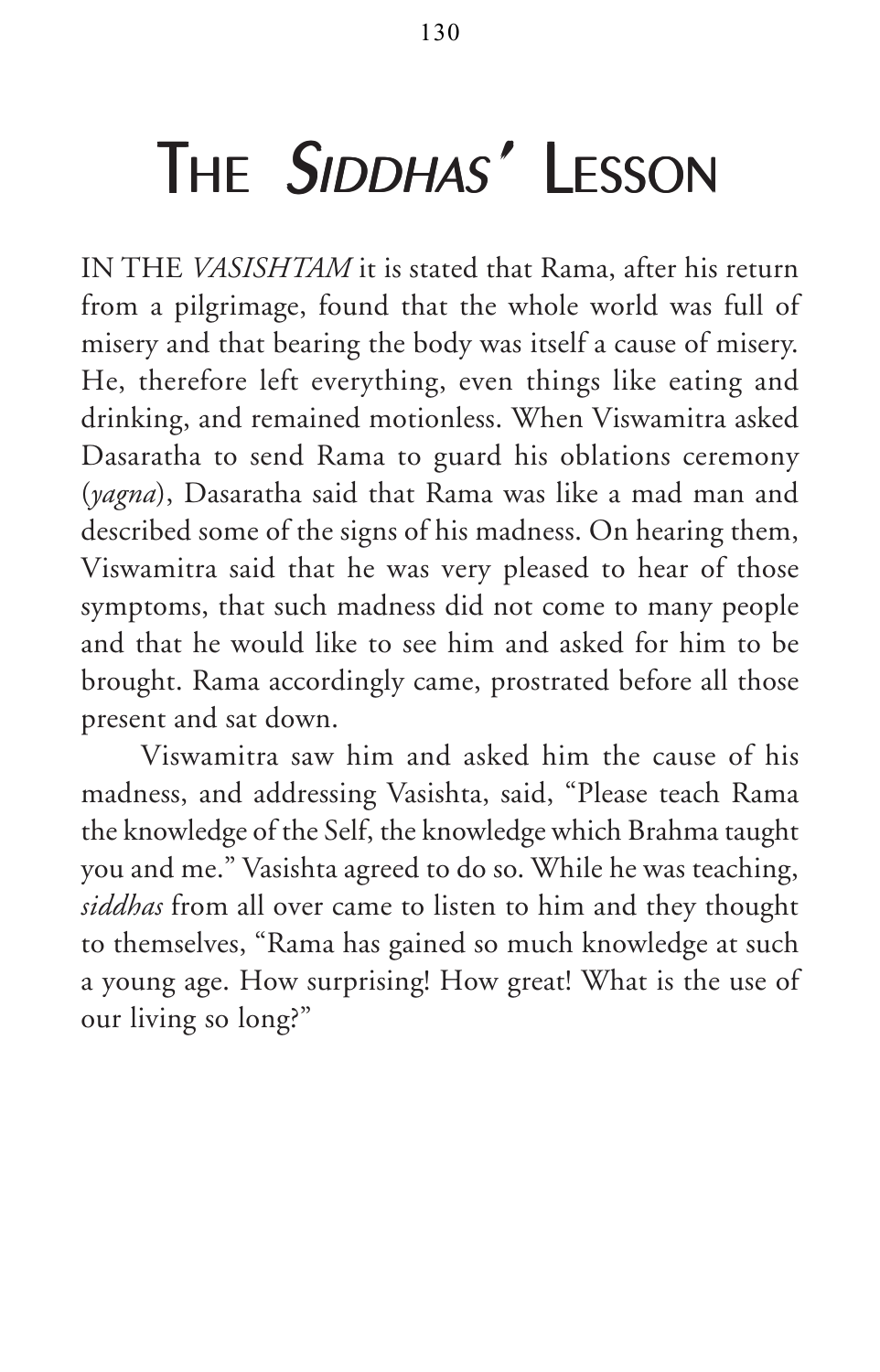# The *Siddhas'* Lesson

IN THE *VASISHTAM* it is stated that Rama, after his return from a pilgrimage, found that the whole world was full of misery and that bearing the body was itself a cause of misery. He, therefore left everything, even things like eating and drinking, and remained motionless. When Viswamitra asked Dasaratha to send Rama to guard his oblations ceremony (*yagna*), Dasaratha said that Rama was like a mad man and described some of the signs of his madness. On hearing them, Viswamitra said that he was very pleased to hear of those symptoms, that such madness did not come to many people and that he would like to see him and asked for him to be brought. Rama accordingly came, prostrated before all those present and sat down.

Viswamitra saw him and asked him the cause of his madness, and addressing Vasishta, said, "Please teach Rama the knowledge of the Self, the knowledge which Brahma taught you and me." Vasishta agreed to do so. While he was teaching, *siddhas* from all over came to listen to him and they thought to themselves, "Rama has gained so much knowledge at such a young age. How surprising! How great! What is the use of our living so long?"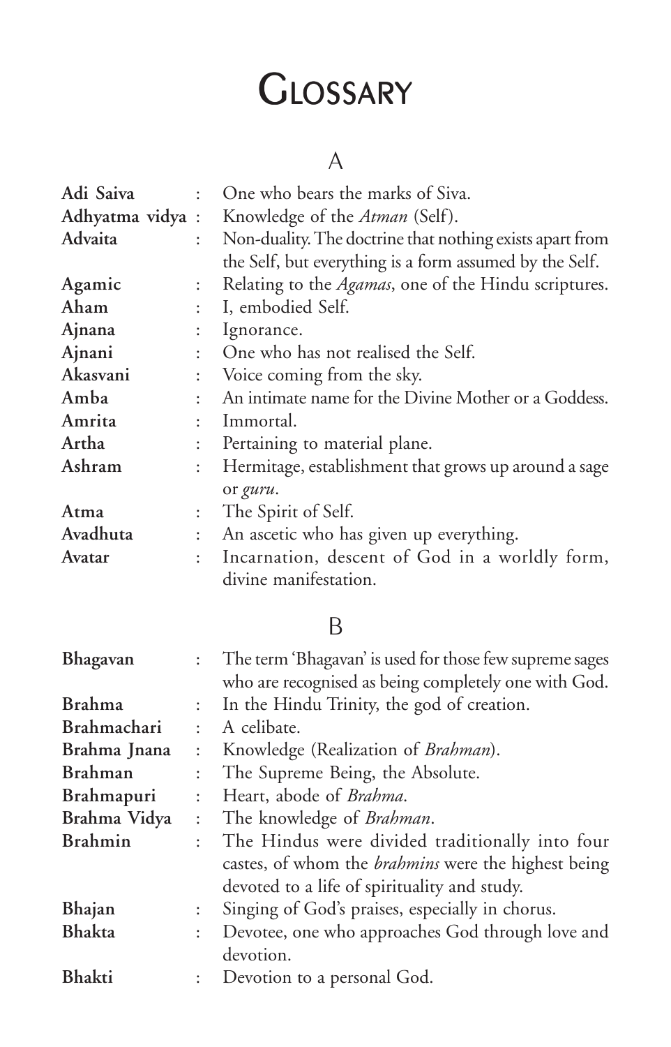# Glossary

## A

**Adi Saiva** : One who bears the marks of Siva.

**Adhyatma vidya** : Knowledge of the *Atman* (Self).

**Advaita** : Non-duality. The doctrine that nothing exists apart from the Self, but everything is a form assumed by the Self.

**Agamic** : Relating to the *Agamas*, one of the Hindu scriptures.

**Aham** : I, embodied Self.

**Ajnana** : Ignorance.

**Ajnani** : One who has not realised the Self.

**Akasvani** : Voice coming from the sky.

**Amba** : An intimate name for the Divine Mother or a Goddess.

**Amrita** : Immortal.

**Artha** : Pertaining to material plane.

**Ashram** : Hermitage, establishment that grows up around a sage or *guru*.

**Atma** : The Spirit of Self.

**Avadhuta** : An ascetic who has given up everything.

**Avatar** : Incarnation, descent of God in a worldly form, divine manifestation.

## B

**Bhagavan** : The term 'Bhagavan' is used for those few supreme sages who are recognised as being completely one with God.

**Brahma** : In the Hindu Trinity, the god of creation.

**Brahmachari** : A celibate.

**Brahma Jnana** : Knowledge (Realization of *Brahman*).

**Brahman** : The Supreme Being, the Absolute.

**Brahmapuri** : Heart, abode of *Brahma*.

**Brahma Vidya** : The knowledge of *Brahman*.

**Brahmin** : The Hindus were divided traditionally into four castes, of whom the *brahmins* were the highest being devoted to a life of spirituality and study.

**Bhajan** : Singing of God's praises, especially in chorus.

**Bhakta** : Devotee, one who approaches God through love and devotion.

**Bhakti** : Devotion to a personal God.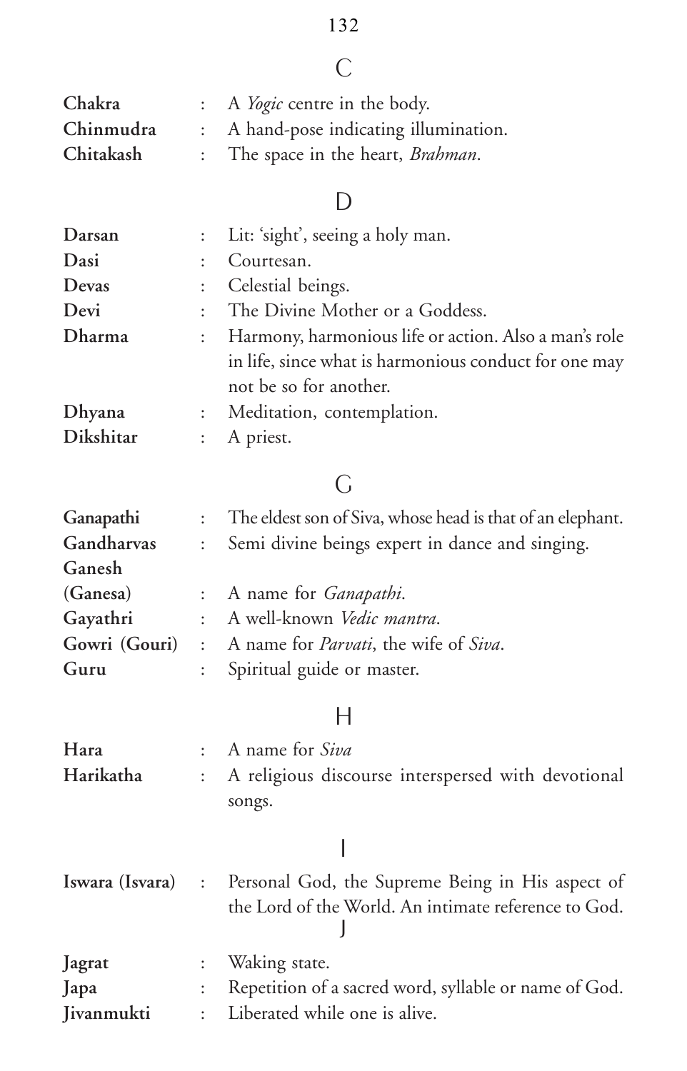## C

**Chakra** : A *Yogic* centre in the body.

**Chinmudra** : A hand-pose indicating illumination.

**Chitakash** : The space in the heart, *Brahman*.

## D

**Darsan** : Lit: 'sight', seeing a holy man.

**Dasi** : Courtesan.

**Devas** : Celestial beings.

**Devi** : The Divine Mother or a Goddess.

**Dharma** : Harmony, harmonious life or action. Also a man's role in life, since what is harmonious conduct for one may not be so for another.

**Dhyana** : Meditation, contemplation.

**Dikshitar** : A priest.

## G

**Ganapathi** : The eldest son of Siva, whose head is that of an elephant.

**Gandharvas** : Semi divine beings expert in dance and singing.

**Ganesh (Ganesa)** : A name for *Ganapathi*.

**Gayathri** : A well-known *Vedic mantra*.

**Gowri (Gouri)** : A name for *Parvati*, the wife of *Siva*.

**Guru** : Spiritual guide or master.

## H

**Hara** : A name for *Siva*

**Harikatha** : A religious discourse interspersed with devotional songs.

## I

**Iswara (Isvara)** : Personal God, the Supreme Being in His aspect of the Lord of the World. An intimate reference to God.

## J

**Jagrat** : Waking state.

**Japa** : Repetition of a sacred word, syllable or name of God.

**Jivanmukti** : Liberated while one is alive.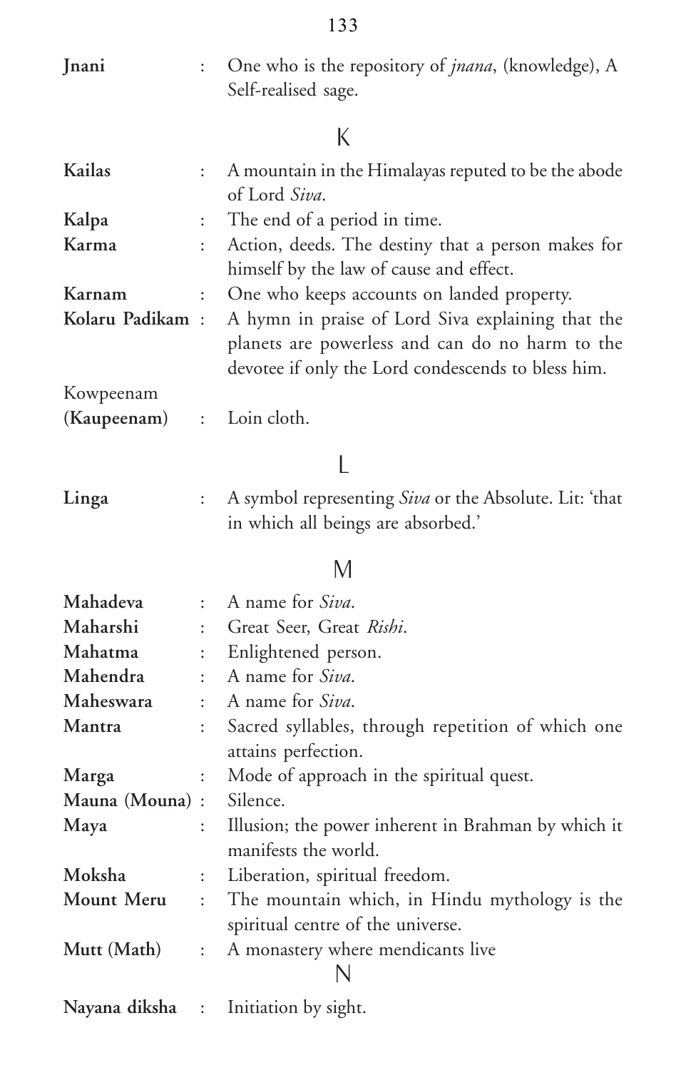**Jnani** : One who is the repository of *jnana*, (knowledge), A Self-realised sage.

## K

**Kailas** : A mountain in the Himalayas reputed to be the abode of Lord *Siva*.

**Kalpa** : The end of a period in time.

**Karma** : Action, deeds. The destiny that a person makes for himself by the law of cause and effect.

**Karnam** : One who keeps accounts on landed property.

**Kolaru Padikam** : A hymn in praise of Lord Siva explaining that the planets are powerless and can do no harm to the devotee if only the Lord condescends to bless him.

Kowpeenam (**Kaupeenam**) : Loin cloth.

## L

**Linga** : A symbol representing *Siva* or the Absolute. Lit: 'that in which all beings are absorbed.'

## M

**Mahadeva** : A name for *Siva*.

**Maharshi** : Great Seer, Great *Rishi*.

**Mahatma** : Enlightened person.

**Mahendra** : A name for *Siva*.

**Maheswara** : A name for *Siva*.

**Mantra** : Sacred syllables, through repetition of which one attains perfection.

**Marga** : Mode of approach in the spiritual quest.

**Mauna (Mouna)** : Silence.

**Maya** : Illusion; the power inherent in Brahman by which it manifests the world.

**Moksha** : Liberation, spiritual freedom.

**Mount Meru** : The mountain which, in Hindu mythology is the spiritual centre of the universe.

**Mutt (Math)** : A monastery where mendicants live

## N

**Nayana diksha** : Initiation by sight.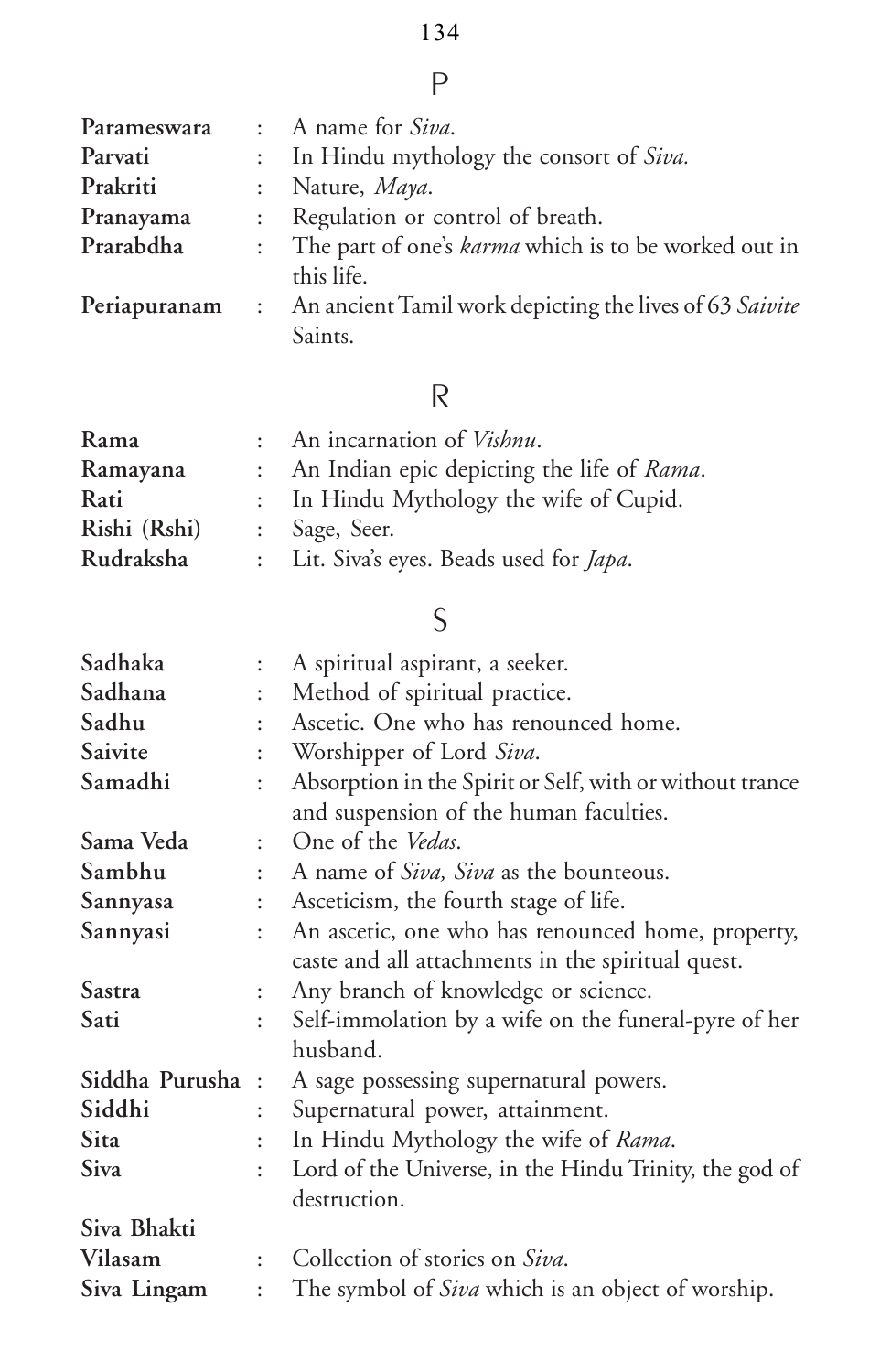## P

**Parameswara** : A name for *Siva*.

**Parvati** : In Hindu mythology the consort of *Siva.*

**Prakriti** : Nature, *Maya*.

**Pranayama** : Regulation or control of breath.

**Prarabdha** : The part of one's *karma* which is to be worked out in this life.

**Periapuranam** : An ancient Tamil work depicting the lives of 63 *Saivite* Saints.

## R

**Rama** : An incarnation of *Vishnu*.

**Ramayana** : An Indian epic depicting the life of *Rama*.

**Rati** : In Hindu Mythology the wife of Cupid.

**Rishi (Rshi)** : Sage, Seer.

**Rudraksha** : Lit. Siva's eyes. Beads used for *Japa*.

## S

**Sadhaka** : A spiritual aspirant, a seeker.

**Sadhana** : Method of spiritual practice.

**Sadhu** : Ascetic. One who has renounced home.

**Saivite** : Worshipper of Lord *Siva*.

**Samadhi** : Absorption in the Spirit or Self, with or without trance and suspension of the human faculties.

**Sama Veda** : One of the *Vedas*.

**Sambhu** : A name of *Siva, Siva* as the bounteous.

**Sannyasa** : Asceticism, the fourth stage of life.

**Sannyasi** : An ascetic, one who has renounced home, property, caste and all attachments in the spiritual quest.

**Sastra** : Any branch of knowledge or science.

**Sati** : Self-immolation by a wife on the funeral-pyre of her husband.

**Siddha Purusha** : A sage possessing supernatural powers.

**Siddhi** : Supernatural power, attainment.

**Sita** : In Hindu Mythology the wife of *Rama*.

**Siva** : Lord of the Universe, in the Hindu Trinity, the god of destruction.

**Siva Bhakti Vilasam** : Collection of stories on *Siva*.

**Siva Lingam** : The symbol of *Siva* which is an object of worship.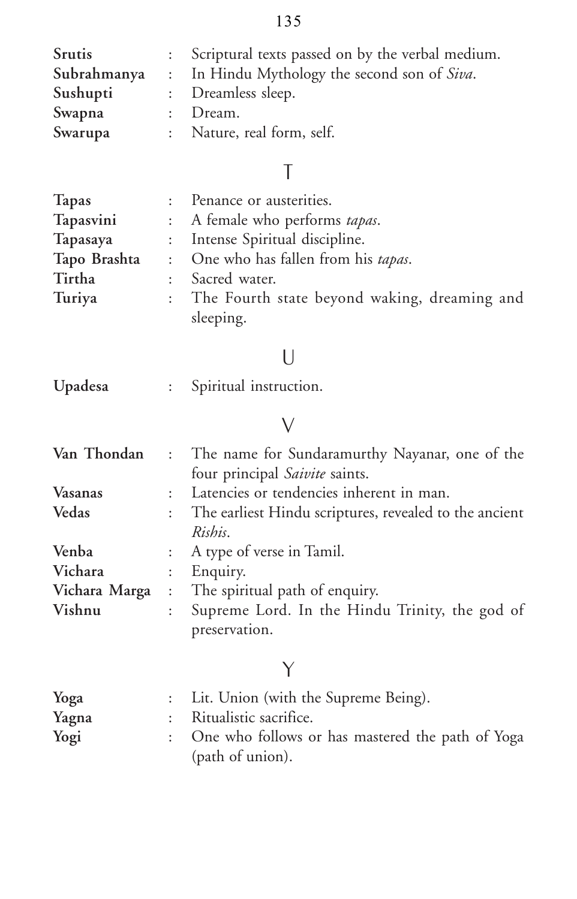**Srutis** : Scriptural texts passed on by the verbal medium.
**Subrahmanya** : In Hindu Mythology the second son of *Siva*.
**Sushupti** : Dreamless sleep.
**Swapna** : Dream.
**Swarupa** : Nature, real form, self.

## T

**Tapas** : Penance or austerities.
**Tapasvini** : A female who performs *tapas*.
**Tapasaya** : Intense Spiritual discipline.
**Tapo Brashta** : One who has fallen from his *tapas*.
**Tirtha** : Sacred water.
**Turiya** : The Fourth state beyond waking, dreaming and sleeping.

## U

**Upadesa** : Spiritual instruction.

## V

**Van Thondan** : The name for Sundaramurthy Nayanar, one of the four principal *Saivite* saints.
**Vasanas** : Latencies or tendencies inherent in man.
**Vedas** : The earliest Hindu scriptures, revealed to the ancient *Rishis*.
**Venba** : A type of verse in Tamil.
**Vichara** : Enquiry.
**Vichara Marga** : The spiritual path of enquiry.
**Vishnu** : Supreme Lord. In the Hindu Trinity, the god of preservation.

## Y

**Yoga** : Lit. Union (with the Supreme Being).
**Yagna** : Ritualistic sacrifice.
**Yogi** : One who follows or has mastered the path of Yoga (path of union).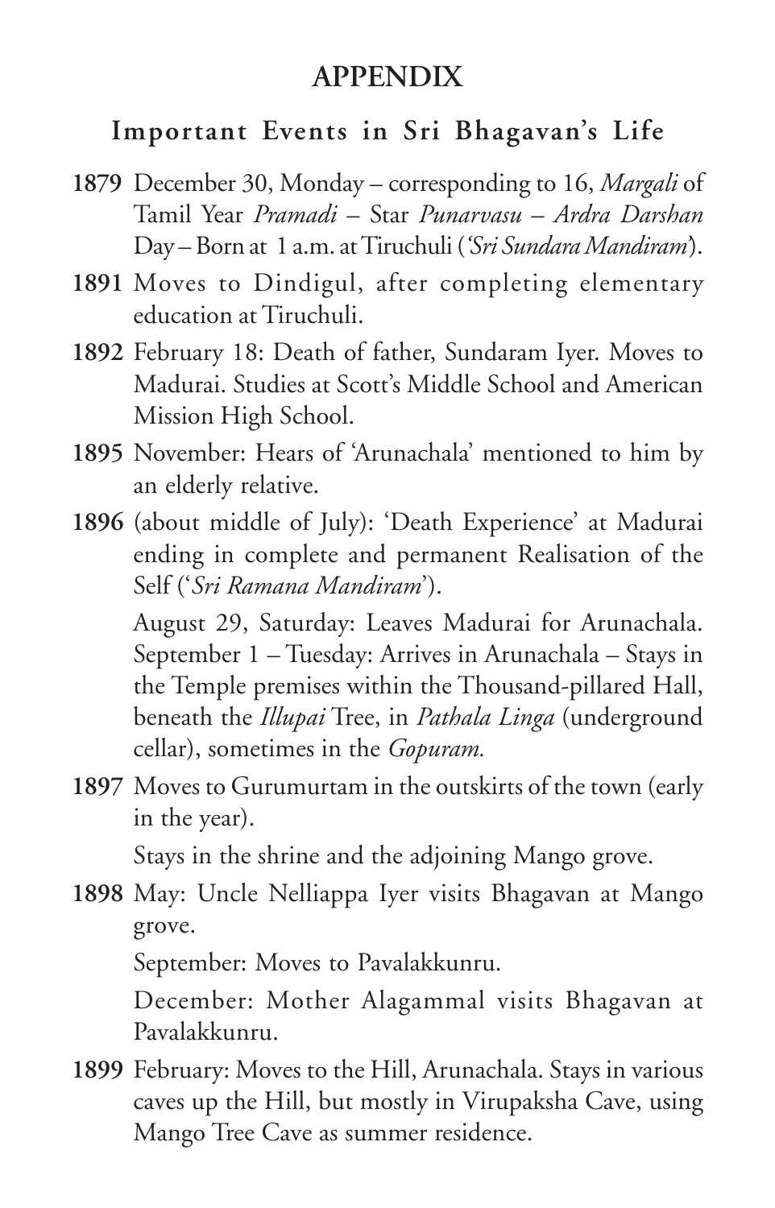# APPENDIX

## Important Events in Sri Bhagavan's Life

**1879** December 30, Monday – corresponding to 16, *Margali* of Tamil Year *Pramadi* – Star *Punarvasu* – *Ardra Darshan* Day – Born at 1 a.m. at Tiruchuli (*'Sri Sundara Mandiram'*).

**1891** Moves to Dindigul, after completing elementary education at Tiruchuli.

**1892** February 18: Death of father, Sundaram Iyer. Moves to Madurai. Studies at Scott's Middle School and American Mission High School.

**1895** November: Hears of 'Arunachala' mentioned to him by an elderly relative.

**1896** (about middle of July): 'Death Experience' at Madurai ending in complete and permanent Realisation of the Self ('*Sri Ramana Mandiram*').

August 29, Saturday: Leaves Madurai for Arunachala. September 1 – Tuesday: Arrives in Arunachala – Stays in the Temple premises within the Thousand-pillared Hall, beneath the *Illupai* Tree, in *Pathala Linga* (underground cellar), sometimes in the *Gopuram.*

**1897** Moves to Gurumurtam in the outskirts of the town (early in the year).

Stays in the shrine and the adjoining Mango grove.

**1898** May: Uncle Nelliappa Iyer visits Bhagavan at Mango grove.

September: Moves to Pavalakkunru.

December: Mother Alagammal visits Bhagavan at Pavalakkunru.

**1899** February: Moves to the Hill, Arunachala. Stays in various caves up the Hill, but mostly in Virupaksha Cave, using Mango Tree Cave as summer residence.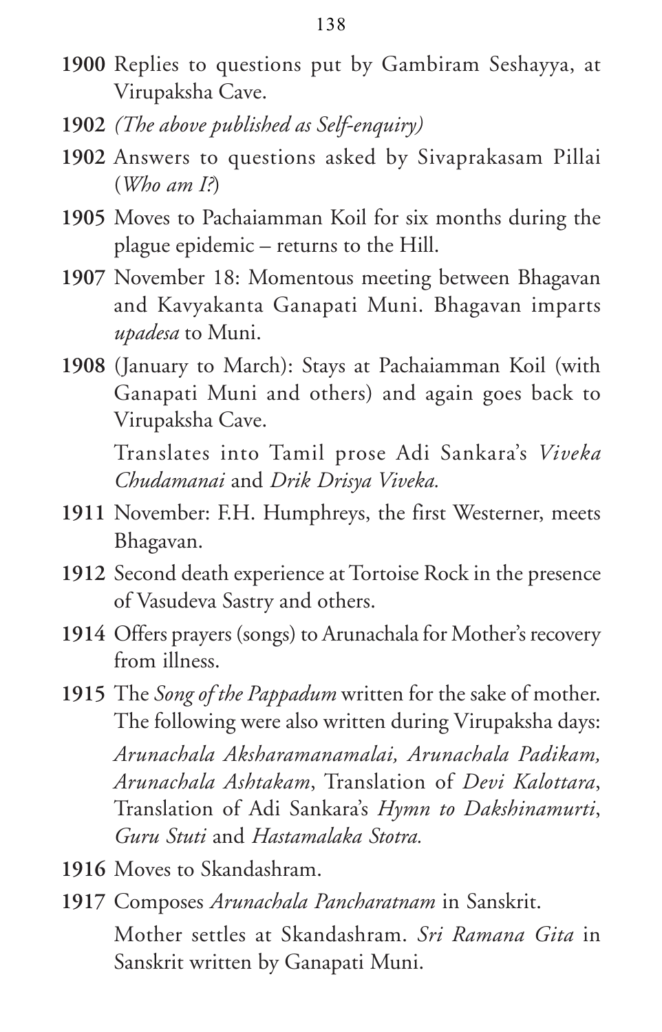**1900** Replies to questions put by Gambiram Seshayya, at Virupaksha Cave.

**1902** *(The above published as Self-enquiry)*

**1902** Answers to questions asked by Sivaprakasam Pillai (*Who am I?*)

**1905** Moves to Pachaiamman Koil for six months during the plague epidemic – returns to the Hill.

**1907** November 18: Momentous meeting between Bhagavan and Kavyakanta Ganapati Muni. Bhagavan imparts *upadesa* to Muni.

**1908** (January to March): Stays at Pachaiamman Koil (with Ganapati Muni and others) and again goes back to Virupaksha Cave.

Translates into Tamil prose Adi Sankara's *Viveka Chudamanai* and *Drik Drisya Viveka.*

**1911** November: F.H. Humphreys, the first Westerner, meets Bhagavan.

**1912** Second death experience at Tortoise Rock in the presence of Vasudeva Sastry and others.

**1914** Offers prayers (songs) to Arunachala for Mother's recovery from illness.

**1915** The *Song of the Pappadum* written for the sake of mother. The following were also written during Virupaksha days:

*Arunachala Aksharamanamalai, Arunachala Padikam, Arunachala Ashtakam*, Translation of *Devi Kalottara*, Translation of Adi Sankara's *Hymn to Dakshinamurti*, *Guru Stuti* and *Hastamalaka Stotra.*

**1916** Moves to Skandashram.

**1917** Composes *Arunachala Pancharatnam* in Sanskrit.

Mother settles at Skandashram. *Sri Ramana Gita* in Sanskrit written by Ganapati Muni.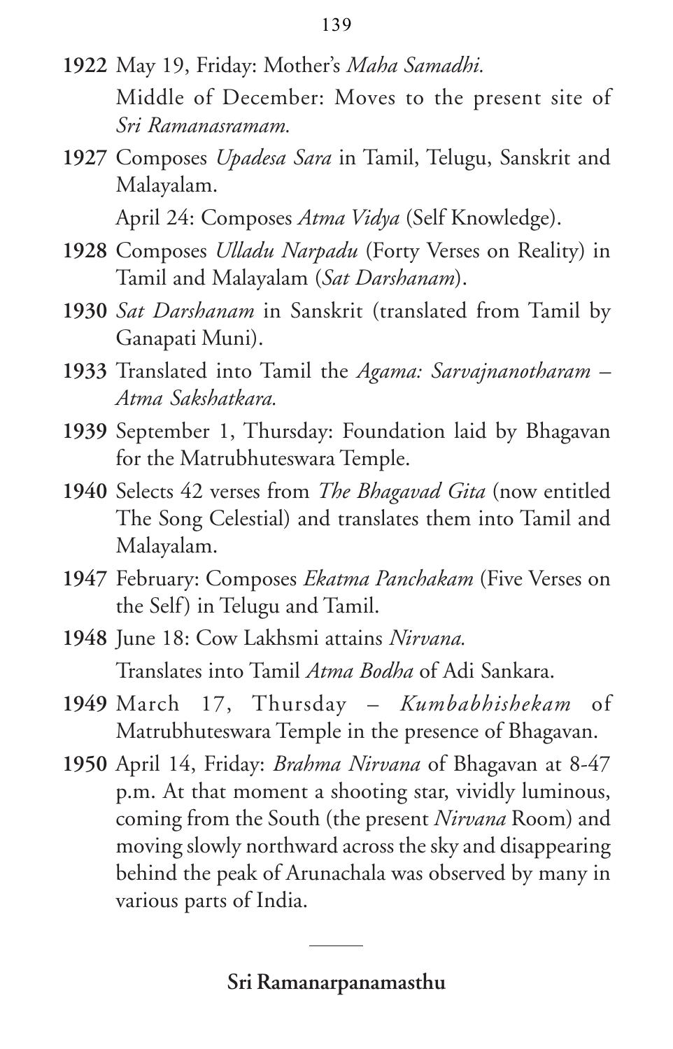**1922** May 19, Friday: Mother's *Maha Samadhi.*

Middle of December: Moves to the present site of *Sri Ramanasramam.*

**1927** Composes *Upadesa Sara* in Tamil, Telugu, Sanskrit and Malayalam.

April 24: Composes *Atma Vidya* (Self Knowledge).

**1928** Composes *Ulladu Narpadu* (Forty Verses on Reality) in Tamil and Malayalam (*Sat Darshanam*).

**1930** *Sat Darshanam* in Sanskrit (translated from Tamil by Ganapati Muni).

**1933** Translated into Tamil the *Agama: Sarvajnanotharam – Atma Sakshatkara.*

**1939** September 1, Thursday: Foundation laid by Bhagavan for the Matrubhuteswara Temple.

**1940** Selects 42 verses from *The Bhagavad Gita* (now entitled The Song Celestial) and translates them into Tamil and Malayalam.

**1947** February: Composes *Ekatma Panchakam* (Five Verses on the Self) in Telugu and Tamil.

**1948** June 18: Cow Lakhsmi attains *Nirvana.*

Translates into Tamil *Atma Bodha* of Adi Sankara.

**1949** March 17, Thursday – *Kumbabhishekam* of Matrubhuteswara Temple in the presence of Bhagavan.

**1950** April 14, Friday: *Brahma Nirvana* of Bhagavan at 8-47 p.m. At that moment a shooting star, vividly luminous, coming from the South (the present *Nirvana* Room) and moving slowly northward across the sky and disappearing behind the peak of Arunachala was observed by many in various parts of India.

---

**Sri Ramanarpanamasthu**